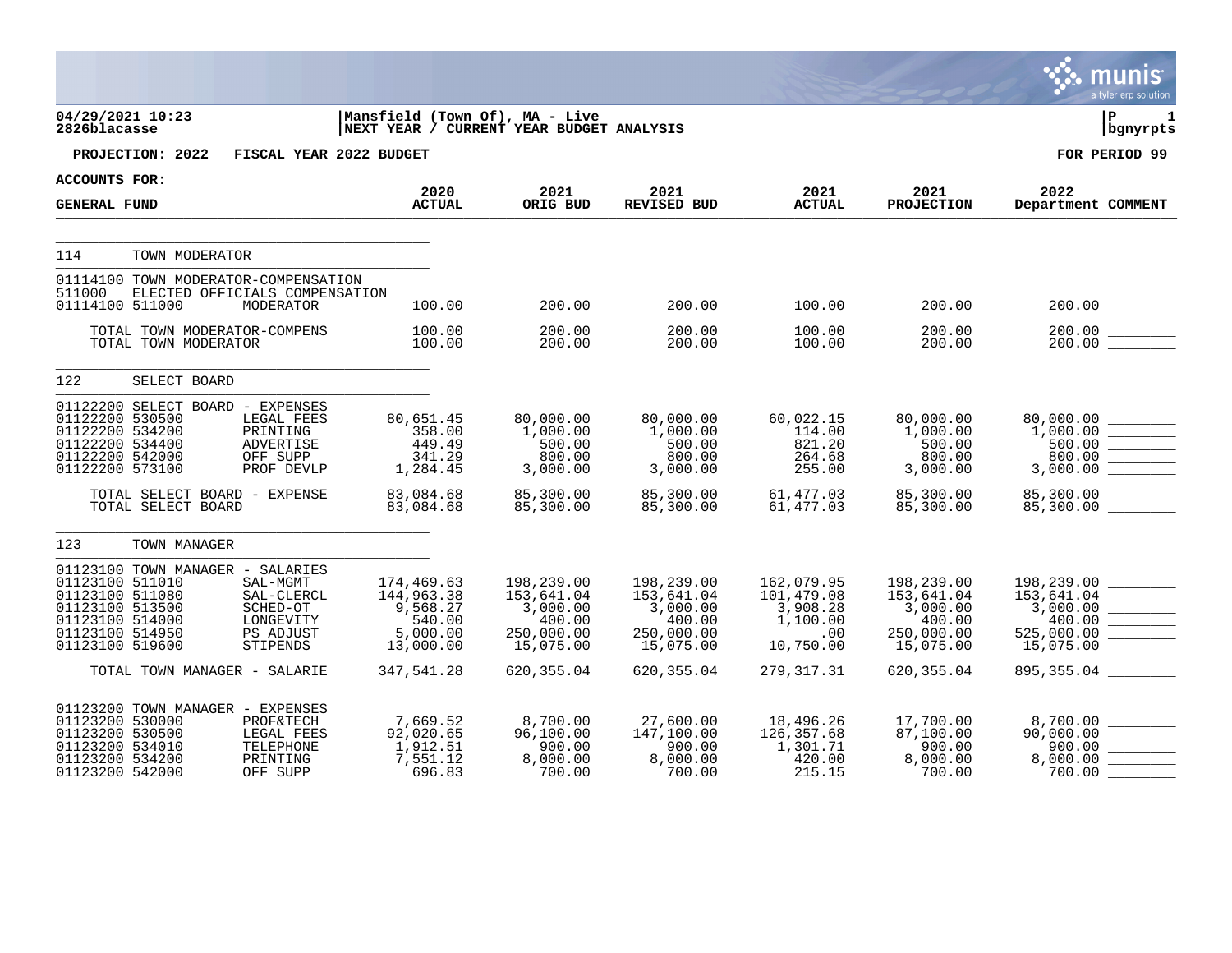**04/29/2021 10:23** | **Mansfield (Town Of), MA - Live** | **P 1**
**2826blacasse** | **NEXT YEAR / CURRENT YEAR BUDGET ANALYSIS** | **bgnyrpts**

**PROJECTION: 2022 FISCAL YEAR 2022 BUDGET** — **FOR PERIOD 99**

**ACCOUNTS FOR:**

| GENERAL FUND | | 2020 ACTUAL | 2021 ORIG BUD | 2021 REVISED BUD | 2021 ACTUAL | 2021 PROJECTION | 2022 Department | COMMENT |
|---|---|---|---|---|---|---|---|---|
| **114 TOWN MODERATOR** | | | | | | | | |
| 01114100 TOWN MODERATOR-COMPENSATION | | | | | | | | |
| 511000 ELECTED OFFICIALS COMPENSATION | | | | | | | | |
| 01114100 511000 | MODERATOR | 100.00 | 200.00 | 200.00 | 100.00 | 200.00 | 200.00 | |
| TOTAL TOWN MODERATOR-COMPENS | | 100.00 | 200.00 | 200.00 | 100.00 | 200.00 | 200.00 | |
| TOTAL TOWN MODERATOR | | 100.00 | 200.00 | 200.00 | 100.00 | 200.00 | 200.00 | |
| **122 SELECT BOARD** | | | | | | | | |
| 01122200 SELECT BOARD - EXPENSES | | | | | | | | |
| 01122200 530500 | LEGAL FEES | 80,651.45 | 80,000.00 | 80,000.00 | 60,022.15 | 80,000.00 | 80,000.00 | |
| 01122200 534200 | PRINTING | 358.00 | 1,000.00 | 1,000.00 | 114.00 | 1,000.00 | 1,000.00 | |
| 01122200 534400 | ADVERTISE | 449.49 | 500.00 | 500.00 | 821.20 | 500.00 | 500.00 | |
| 01122200 542000 | OFF SUPP | 341.29 | 800.00 | 800.00 | 264.68 | 800.00 | 800.00 | |
| 01122200 573100 | PROF DEVLP | 1,284.45 | 3,000.00 | 3,000.00 | 255.00 | 3,000.00 | 3,000.00 | |
| TOTAL SELECT BOARD - EXPENSE | | 83,084.68 | 85,300.00 | 85,300.00 | 61,477.03 | 85,300.00 | 85,300.00 | |
| TOTAL SELECT BOARD | | 83,084.68 | 85,300.00 | 85,300.00 | 61,477.03 | 85,300.00 | 85,300.00 | |
| **123 TOWN MANAGER** | | | | | | | | |
| 01123100 TOWN MANAGER - SALARIES | | | | | | | | |
| 01123100 511010 | SAL-MGMT | 174,469.63 | 198,239.00 | 198,239.00 | 162,079.95 | 198,239.00 | 198,239.00 | |
| 01123100 511080 | SAL-CLERCL | 144,963.38 | 153,641.04 | 153,641.04 | 101,479.08 | 153,641.04 | 153,641.04 | |
| 01123100 513500 | SCHED-OT | 9,568.27 | 3,000.00 | 3,000.00 | 3,908.28 | 3,000.00 | 3,000.00 | |
| 01123100 514000 | LONGEVITY | 540.00 | 400.00 | 400.00 | 1,100.00 | 400.00 | 400.00 | |
| 01123100 514950 | PS ADJUST | 5,000.00 | 250,000.00 | 250,000.00 | .00 | 250,000.00 | 525,000.00 | |
| 01123100 519600 | STIPENDS | 13,000.00 | 15,075.00 | 15,075.00 | 10,750.00 | 15,075.00 | 15,075.00 | |
| TOTAL TOWN MANAGER - SALARIE | | 347,541.28 | 620,355.04 | 620,355.04 | 279,317.31 | 620,355.04 | 895,355.04 | |
| 01123200 TOWN MANAGER - EXPENSES | | | | | | | | |
| 01123200 530000 | PROF&TECH | 7,669.52 | 8,700.00 | 27,600.00 | 18,496.26 | 17,700.00 | 8,700.00 | |
| 01123200 530500 | LEGAL FEES | 92,020.65 | 96,100.00 | 147,100.00 | 126,357.68 | 87,100.00 | 90,000.00 | |
| 01123200 534010 | TELEPHONE | 1,912.51 | 900.00 | 900.00 | 1,301.71 | 900.00 | 900.00 | |
| 01123200 534200 | PRINTING | 7,551.12 | 8,000.00 | 8,000.00 | 420.00 | 8,000.00 | 8,000.00 | |
| 01123200 542000 | OFF SUPP | 696.83 | 700.00 | 700.00 | 215.15 | 700.00 | 700.00 | |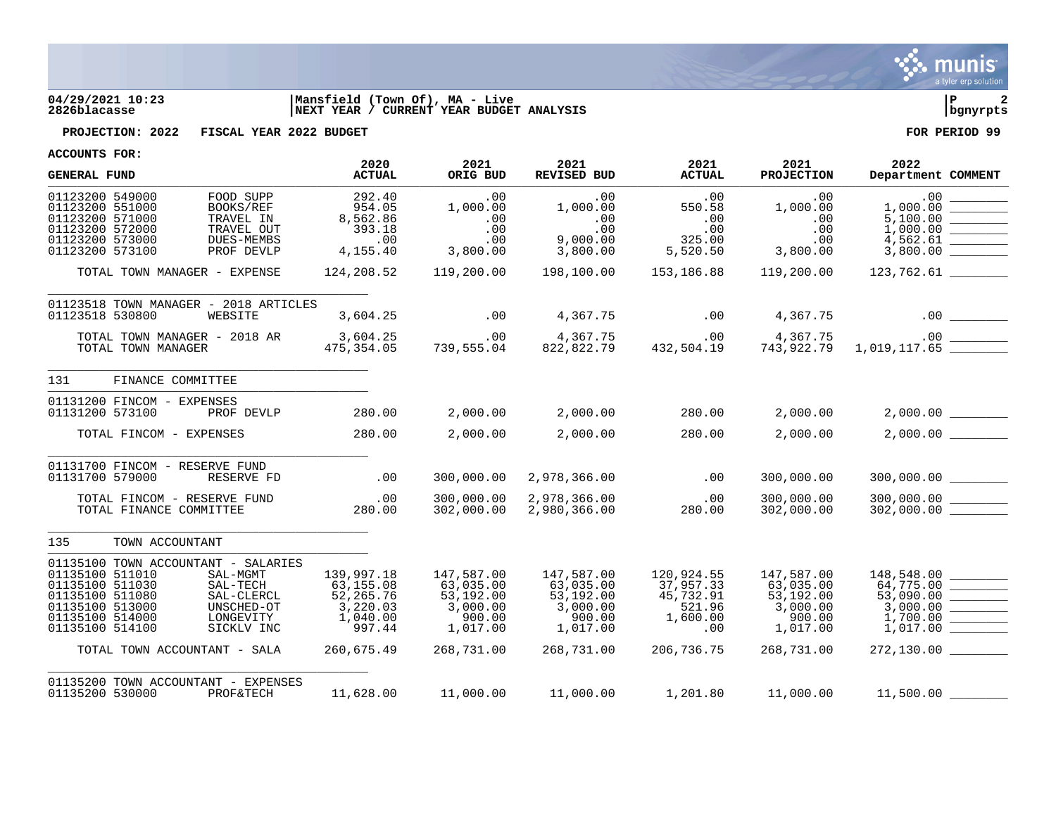04/29/2021 10:23 | Mansfield (Town Of), MA - Live | P 2
2826blacasse | NEXT YEAR / CURRENT YEAR BUDGET ANALYSIS | bgnyrpts

**PROJECTION: 2022 FISCAL YEAR 2022 BUDGET** **FOR PERIOD 99**

**ACCOUNTS FOR:**

| GENERAL FUND | | 2020 ACTUAL | 2021 ORIG BUD | 2021 REVISED BUD | 2021 ACTUAL | 2021 PROJECTION | 2022 Department | COMMENT |
|---|---|---|---|---|---|---|---|---|
| 01123200 549000 | FOOD SUPP | 292.40 | .00 | .00 | .00 | .00 | .00 | |
| 01123200 551000 | BOOKS/REF | 954.05 | 1,000.00 | 1,000.00 | 550.58 | 1,000.00 | 1,000.00 | |
| 01123200 571000 | TRAVEL IN | 8,562.86 | .00 | .00 | .00 | .00 | 5,100.00 | |
| 01123200 572000 | TRAVEL OUT | 393.18 | .00 | .00 | .00 | .00 | 1,000.00 | |
| 01123200 573000 | DUES-MEMBS | .00 | .00 | 9,000.00 | 325.00 | .00 | 4,562.61 | |
| 01123200 573100 | PROF DEVLP | 4,155.40 | 3,800.00 | 3,800.00 | 5,520.50 | 3,800.00 | 3,800.00 | |
| TOTAL TOWN MANAGER - EXPENSE | | 124,208.52 | 119,200.00 | 198,100.00 | 153,186.88 | 119,200.00 | 123,762.61 | |
| 01123518 TOWN MANAGER - 2018 ARTICLES | | | | | | | | |
| 01123518 530800 | WEBSITE | 3,604.25 | .00 | 4,367.75 | .00 | 4,367.75 | .00 | |
| TOTAL TOWN MANAGER - 2018 AR | | 3,604.25 | .00 | 4,367.75 | .00 | 4,367.75 | .00 | |
| TOTAL TOWN MANAGER | | 475,354.05 | 739,555.04 | 822,822.79 | 432,504.19 | 743,922.79 | 1,019,117.65 | |
| 131 FINANCE COMMITTEE | | | | | | | | |
| 01131200 FINCOM - EXPENSES | | | | | | | | |
| 01131200 573100 | PROF DEVLP | 280.00 | 2,000.00 | 2,000.00 | 280.00 | 2,000.00 | 2,000.00 | |
| TOTAL FINCOM - EXPENSES | | 280.00 | 2,000.00 | 2,000.00 | 280.00 | 2,000.00 | 2,000.00 | |
| 01131700 FINCOM - RESERVE FUND | | | | | | | | |
| 01131700 579000 | RESERVE FD | .00 | 300,000.00 | 2,978,366.00 | .00 | 300,000.00 | 300,000.00 | |
| TOTAL FINCOM - RESERVE FUND | | .00 | 300,000.00 | 2,978,366.00 | .00 | 300,000.00 | 300,000.00 | |
| TOTAL FINANCE COMMITTEE | | 280.00 | 302,000.00 | 2,980,366.00 | 280.00 | 302,000.00 | 302,000.00 | |
| 135 TOWN ACCOUNTANT | | | | | | | | |
| 01135100 TOWN ACCOUNTANT - SALARIES | | | | | | | | |
| 01135100 511010 | SAL-MGMT | 139,997.18 | 147,587.00 | 147,587.00 | 120,924.55 | 147,587.00 | 148,548.00 | |
| 01135100 511030 | SAL-TECH | 63,155.08 | 63,035.00 | 63,035.00 | 37,957.33 | 63,035.00 | 64,775.00 | |
| 01135100 511080 | SAL-CLERCL | 52,265.76 | 53,192.00 | 53,192.00 | 45,732.91 | 53,192.00 | 53,090.00 | |
| 01135100 513000 | UNSCHED-OT | 3,220.03 | 3,000.00 | 3,000.00 | 521.96 | 3,000.00 | 3,000.00 | |
| 01135100 514000 | LONGEVITY | 1,040.00 | 900.00 | 900.00 | 1,600.00 | 900.00 | 1,700.00 | |
| 01135100 514100 | SICKLV INC | 997.44 | 1,017.00 | 1,017.00 | .00 | 1,017.00 | 1,017.00 | |
| TOTAL TOWN ACCOUNTANT - SALA | | 260,675.49 | 268,731.00 | 268,731.00 | 206,736.75 | 268,731.00 | 272,130.00 | |
| 01135200 TOWN ACCOUNTANT - EXPENSES | | | | | | | | |
| 01135200 530000 | PROF&TECH | 11,628.00 | 11,000.00 | 11,000.00 | 1,201.80 | 11,000.00 | 11,500.00 | |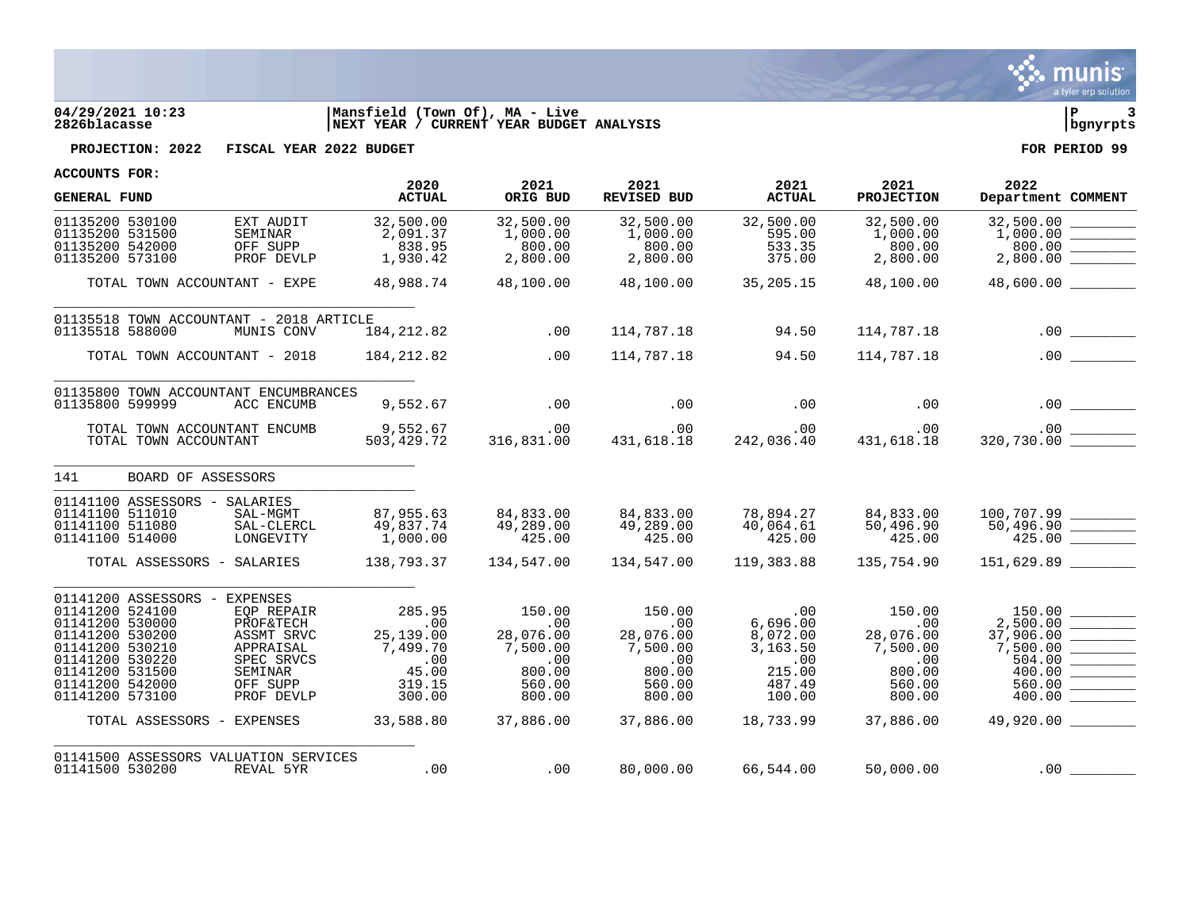04/29/2021 10:23 | Mansfield (Town Of), MA - Live | P 3
2826blacasse | NEXT YEAR / CURRENT YEAR BUDGET ANALYSIS | bgnyrpts

**PROJECTION: 2022 FISCAL YEAR 2022 BUDGET** | **FOR PERIOD 99**

**ACCOUNTS FOR:**

| GENERAL FUND | | 2020 ACTUAL | 2021 ORIG BUD | 2021 REVISED BUD | 2021 ACTUAL | 2021 PROJECTION | 2022 Department | COMMENT |
|---|---|---|---|---|---|---|---|---|
| 01135200 530100 | EXT AUDIT | 32,500.00 | 32,500.00 | 32,500.00 | 32,500.00 | 32,500.00 | 32,500.00 | |
| 01135200 531500 | SEMINAR | 2,091.37 | 1,000.00 | 1,000.00 | 595.00 | 1,000.00 | 1,000.00 | |
| 01135200 542000 | OFF SUPP | 838.95 | 800.00 | 800.00 | 533.35 | 800.00 | 800.00 | |
| 01135200 573100 | PROF DEVLP | 1,930.42 | 2,800.00 | 2,800.00 | 375.00 | 2,800.00 | 2,800.00 | |
| TOTAL TOWN ACCOUNTANT - EXPE | | 48,988.74 | 48,100.00 | 48,100.00 | 35,205.15 | 48,100.00 | 48,600.00 | |
| 01135518 TOWN ACCOUNTANT - 2018 ARTICLE | | | | | | | | |
| 01135518 588000 | MUNIS CONV | 184,212.82 | .00 | 114,787.18 | 94.50 | 114,787.18 | .00 | |
| TOTAL TOWN ACCOUNTANT - 2018 | | 184,212.82 | .00 | 114,787.18 | 94.50 | 114,787.18 | .00 | |
| 01135800 TOWN ACCOUNTANT ENCUMBRANCES | | | | | | | | |
| 01135800 599999 | ACC ENCUMB | 9,552.67 | .00 | .00 | .00 | .00 | .00 | |
| TOTAL TOWN ACCOUNTANT ENCUMB | | 9,552.67 | .00 | .00 | .00 | .00 | .00 | |
| TOTAL TOWN ACCOUNTANT | | 503,429.72 | 316,831.00 | 431,618.18 | 242,036.40 | 431,618.18 | 320,730.00 | |
| 141 BOARD OF ASSESSORS | | | | | | | | |
| 01141100 ASSESSORS - SALARIES | | | | | | | | |
| 01141100 511010 | SAL-MGMT | 87,955.63 | 84,833.00 | 84,833.00 | 78,894.27 | 84,833.00 | 100,707.99 | |
| 01141100 511080 | SAL-CLERCL | 49,837.74 | 49,289.00 | 49,289.00 | 40,064.61 | 50,496.90 | 50,496.90 | |
| 01141100 514000 | LONGEVITY | 1,000.00 | 425.00 | 425.00 | 425.00 | 425.00 | 425.00 | |
| TOTAL ASSESSORS - SALARIES | | 138,793.37 | 134,547.00 | 134,547.00 | 119,383.88 | 135,754.90 | 151,629.89 | |
| 01141200 ASSESSORS - EXPENSES | | | | | | | | |
| 01141200 524100 | EQP REPAIR | 285.95 | 150.00 | 150.00 | .00 | 150.00 | 150.00 | |
| 01141200 530000 | PROF&TECH | .00 | .00 | .00 | 6,696.00 | .00 | 2,500.00 | |
| 01141200 530200 | ASSMT SRVC | 25,139.00 | 28,076.00 | 28,076.00 | 8,072.00 | 28,076.00 | 37,906.00 | |
| 01141200 530210 | APPRAISAL | 7,499.70 | 7,500.00 | 7,500.00 | 3,163.50 | 7,500.00 | 7,500.00 | |
| 01141200 530220 | SPEC SRVCS | .00 | .00 | .00 | .00 | .00 | 504.00 | |
| 01141200 531500 | SEMINAR | 45.00 | 800.00 | 800.00 | 215.00 | 800.00 | 400.00 | |
| 01141200 542000 | OFF SUPP | 319.15 | 560.00 | 560.00 | 487.49 | 560.00 | 560.00 | |
| 01141200 573100 | PROF DEVLP | 300.00 | 800.00 | 800.00 | 100.00 | 800.00 | 400.00 | |
| TOTAL ASSESSORS - EXPENSES | | 33,588.80 | 37,886.00 | 37,886.00 | 18,733.99 | 37,886.00 | 49,920.00 | |
| 01141500 ASSESSORS VALUATION SERVICES | | | | | | | | |
| 01141500 530200 | REVAL 5YR | .00 | .00 | 80,000.00 | 66,544.00 | 50,000.00 | .00 | |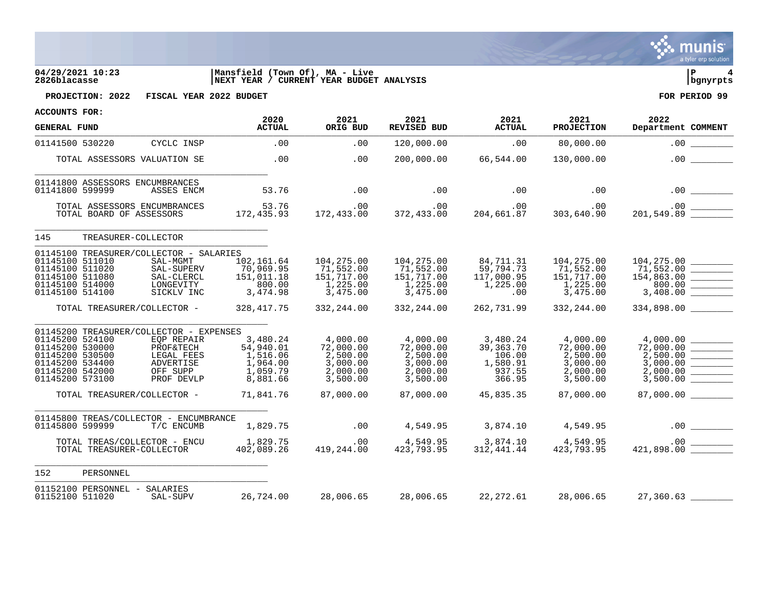04/29/2021 10:23 | Mansfield (Town Of), MA - Live | P 4
2826blacasse | NEXT YEAR / CURRENT YEAR BUDGET ANALYSIS | bgnyrpts

**PROJECTION: 2022 FISCAL YEAR 2022 BUDGET** **FOR PERIOD 99**

**ACCOUNTS FOR:**

| GENERAL FUND | | 2020 ACTUAL | 2021 ORIG BUD | 2021 REVISED BUD | 2021 ACTUAL | 2021 PROJECTION | 2022 Department | COMMENT |
|---|---|---|---|---|---|---|---|---|
| 01141500 530220 | CYCLC INSP | .00 | .00 | 120,000.00 | .00 | 80,000.00 | .00 | |
| TOTAL ASSESSORS VALUATION SE | | .00 | .00 | 200,000.00 | 66,544.00 | 130,000.00 | .00 | |
| 01141800 ASSESSORS ENCUMBRANCES | | | | | | | | |
| 01141800 599999 | ASSES ENCM | 53.76 | .00 | .00 | .00 | .00 | .00 | |
| TOTAL ASSESSORS ENCUMBRANCES | | 53.76 | .00 | .00 | .00 | .00 | .00 | |
| TOTAL BOARD OF ASSESSORS | | 172,435.93 | 172,433.00 | 372,433.00 | 204,661.87 | 303,640.90 | 201,549.89 | |
| 145 TREASURER-COLLECTOR | | | | | | | | |
| 01145100 TREASURER/COLLECTOR - SALARIES | | | | | | | | |
| 01145100 511010 | SAL-MGMT | 102,161.64 | 104,275.00 | 104,275.00 | 84,711.31 | 104,275.00 | 104,275.00 | |
| 01145100 511020 | SAL-SUPERV | 70,969.95 | 71,552.00 | 71,552.00 | 59,794.73 | 71,552.00 | 71,552.00 | |
| 01145100 511080 | SAL-CLERCL | 151,011.18 | 151,717.00 | 151,717.00 | 117,000.95 | 151,717.00 | 154,863.00 | |
| 01145100 514000 | LONGEVITY | 800.00 | 1,225.00 | 1,225.00 | 1,225.00 | 1,225.00 | 800.00 | |
| 01145100 514100 | SICKLV INC | 3,474.98 | 3,475.00 | 3,475.00 | .00 | 3,475.00 | 3,408.00 | |
| TOTAL TREASURER/COLLECTOR - | | 328,417.75 | 332,244.00 | 332,244.00 | 262,731.99 | 332,244.00 | 334,898.00 | |
| 01145200 TREASURER/COLLECTOR - EXPENSES | | | | | | | | |
| 01145200 524100 | EQP REPAIR | 3,480.24 | 4,000.00 | 4,000.00 | 3,480.24 | 4,000.00 | 4,000.00 | |
| 01145200 530000 | PROF&TECH | 54,940.01 | 72,000.00 | 72,000.00 | 39,363.70 | 72,000.00 | 72,000.00 | |
| 01145200 530500 | LEGAL FEES | 1,516.06 | 2,500.00 | 2,500.00 | 106.00 | 2,500.00 | 2,500.00 | |
| 01145200 534400 | ADVERTISE | 1,964.00 | 3,000.00 | 3,000.00 | 1,580.91 | 3,000.00 | 3,000.00 | |
| 01145200 542000 | OFF SUPP | 1,059.79 | 2,000.00 | 2,000.00 | 937.55 | 2,000.00 | 2,000.00 | |
| 01145200 573100 | PROF DEVLP | 8,881.66 | 3,500.00 | 3,500.00 | 366.95 | 3,500.00 | 3,500.00 | |
| TOTAL TREASURER/COLLECTOR - | | 71,841.76 | 87,000.00 | 87,000.00 | 45,835.35 | 87,000.00 | 87,000.00 | |
| 01145800 TREAS/COLLECTOR - ENCUMBRANCE | | | | | | | | |
| 01145800 599999 | T/C ENCUMB | 1,829.75 | .00 | 4,549.95 | 3,874.10 | 4,549.95 | .00 | |
| TOTAL TREAS/COLLECTOR - ENCU | | 1,829.75 | .00 | 4,549.95 | 3,874.10 | 4,549.95 | .00 | |
| TOTAL TREASURER-COLLECTOR | | 402,089.26 | 419,244.00 | 423,793.95 | 312,441.44 | 423,793.95 | 421,898.00 | |
| 152 PERSONNEL | | | | | | | | |
| 01152100 PERSONNEL - SALARIES | | | | | | | | |
| 01152100 511020 | SAL-SUPV | 26,724.00 | 28,006.65 | 28,006.65 | 22,272.61 | 28,006.65 | 27,360.63 | |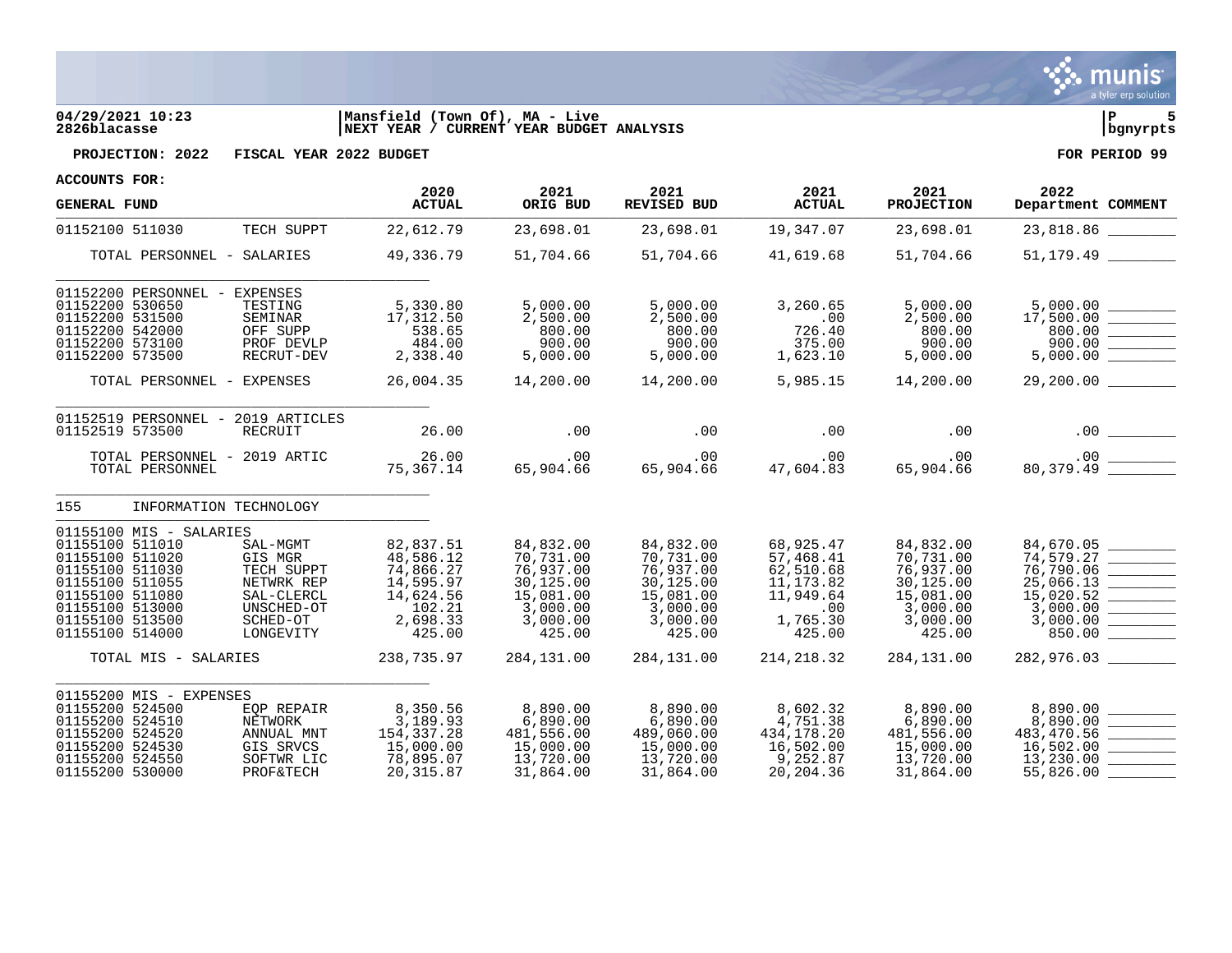**04/29/2021 10:23** | **Mansfield (Town Of), MA - Live** | **P 5**
**2826blacasse** | **NEXT YEAR / CURRENT YEAR BUDGET ANALYSIS** | **bgnyrpts**

**PROJECTION: 2022 FISCAL YEAR 2022 BUDGET** — **FOR PERIOD 99**

**ACCOUNTS FOR:**

| GENERAL FUND | | 2020 ACTUAL | 2021 ORIG BUD | 2021 REVISED BUD | 2021 ACTUAL | 2021 PROJECTION | 2022 Department | COMMENT |
|---|---|---|---|---|---|---|---|---|
| 01152100 511030 | TECH SUPPT | 22,612.79 | 23,698.01 | 23,698.01 | 19,347.07 | 23,698.01 | 23,818.86 | |
| TOTAL PERSONNEL - SALARIES | | 49,336.79 | 51,704.66 | 51,704.66 | 41,619.68 | 51,704.66 | 51,179.49 | |
| 01152200 PERSONNEL - EXPENSES | | | | | | | | |
| 01152200 530650 | TESTING | 5,330.80 | 5,000.00 | 5,000.00 | 3,260.65 | 5,000.00 | 5,000.00 | |
| 01152200 531500 | SEMINAR | 17,312.50 | 2,500.00 | 2,500.00 | .00 | 2,500.00 | 17,500.00 | |
| 01152200 542000 | OFF SUPP | 538.65 | 800.00 | 800.00 | 726.40 | 800.00 | 800.00 | |
| 01152200 573100 | PROF DEVLP | 484.00 | 900.00 | 900.00 | 375.00 | 900.00 | 900.00 | |
| 01152200 573500 | RECRUT-DEV | 2,338.40 | 5,000.00 | 5,000.00 | 1,623.10 | 5,000.00 | 5,000.00 | |
| TOTAL PERSONNEL - EXPENSES | | 26,004.35 | 14,200.00 | 14,200.00 | 5,985.15 | 14,200.00 | 29,200.00 | |
| 01152519 PERSONNEL - 2019 ARTICLES | | | | | | | | |
| 01152519 573500 | RECRUIT | 26.00 | .00 | .00 | .00 | .00 | .00 | |
| TOTAL PERSONNEL - 2019 ARTIC | | 26.00 | .00 | .00 | .00 | .00 | .00 | |
| TOTAL PERSONNEL | | 75,367.14 | 65,904.66 | 65,904.66 | 47,604.83 | 65,904.66 | 80,379.49 | |
| 155 | INFORMATION TECHNOLOGY | | | | | | | |
| 01155100 MIS - SALARIES | | | | | | | | |
| 01155100 511010 | SAL-MGMT | 82,837.51 | 84,832.00 | 84,832.00 | 68,925.47 | 84,832.00 | 84,670.05 | |
| 01155100 511020 | GIS MGR | 48,586.12 | 70,731.00 | 70,731.00 | 57,468.41 | 70,731.00 | 74,579.27 | |
| 01155100 511030 | TECH SUPPT | 74,866.27 | 76,937.00 | 76,937.00 | 62,510.68 | 76,937.00 | 76,790.06 | |
| 01155100 511055 | NETWRK REP | 14,595.97 | 30,125.00 | 30,125.00 | 11,173.82 | 30,125.00 | 25,066.13 | |
| 01155100 511080 | SAL-CLERCL | 14,624.56 | 15,081.00 | 15,081.00 | 11,949.64 | 15,081.00 | 15,020.52 | |
| 01155100 513000 | UNSCHED-OT | 102.21 | 3,000.00 | 3,000.00 | .00 | 3,000.00 | 3,000.00 | |
| 01155100 513500 | SCHED-OT | 2,698.33 | 3,000.00 | 3,000.00 | 1,765.30 | 3,000.00 | 3,000.00 | |
| 01155100 514000 | LONGEVITY | 425.00 | 425.00 | 425.00 | 425.00 | 425.00 | 850.00 | |
| TOTAL MIS - SALARIES | | 238,735.97 | 284,131.00 | 284,131.00 | 214,218.32 | 284,131.00 | 282,976.03 | |
| 01155200 MIS - EXPENSES | | | | | | | | |
| 01155200 524500 | EQP REPAIR | 8,350.56 | 8,890.00 | 8,890.00 | 8,602.32 | 8,890.00 | 8,890.00 | |
| 01155200 524510 | NETWORK | 3,189.93 | 6,890.00 | 6,890.00 | 4,751.38 | 6,890.00 | 8,890.00 | |
| 01155200 524520 | ANNUAL MNT | 154,337.28 | 481,556.00 | 489,060.00 | 434,178.20 | 481,556.00 | 483,470.56 | |
| 01155200 524530 | GIS SRVCS | 15,000.00 | 15,000.00 | 15,000.00 | 16,502.00 | 15,000.00 | 16,502.00 | |
| 01155200 524550 | SOFTWR LIC | 78,895.07 | 13,720.00 | 13,720.00 | 9,252.87 | 13,720.00 | 13,230.00 | |
| 01155200 530000 | PROF&TECH | 20,315.87 | 31,864.00 | 31,864.00 | 20,204.36 | 31,864.00 | 55,826.00 | |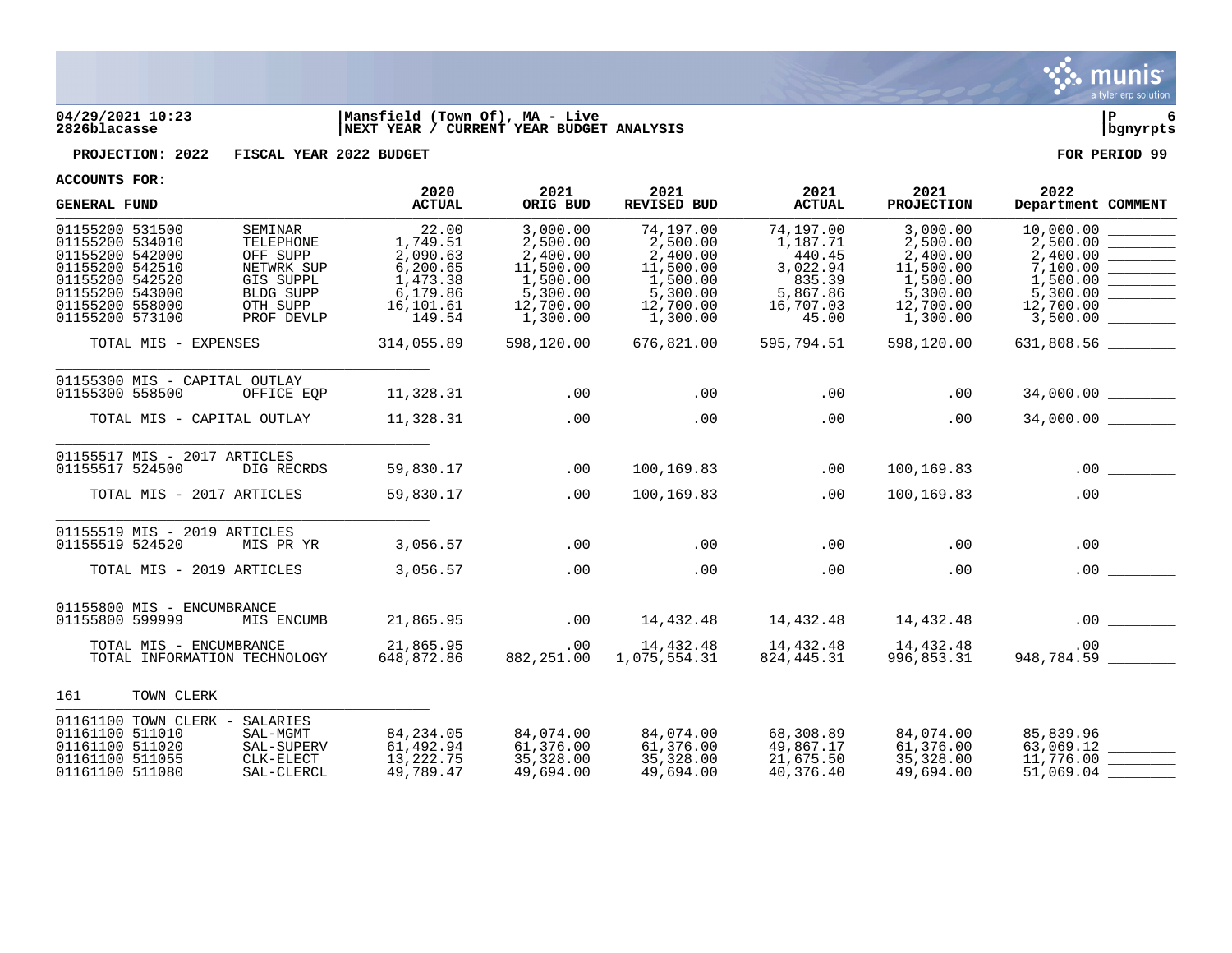**04/29/2021 10:23** | **Mansfield (Town Of), MA - Live** | **P 6**
**2826blacasse** | **NEXT YEAR / CURRENT YEAR BUDGET ANALYSIS** | **bgnyrpts**

**PROJECTION: 2022 FISCAL YEAR 2022 BUDGET** **FOR PERIOD 99**

**ACCOUNTS FOR:**

| GENERAL FUND | | 2020 ACTUAL | 2021 ORIG BUD | 2021 REVISED BUD | 2021 ACTUAL | 2021 PROJECTION | 2022 Department | COMMENT |
|---|---|---|---|---|---|---|---|---|
| 01155200 531500 | SEMINAR | 22.00 | 3,000.00 | 74,197.00 | 74,197.00 | 3,000.00 | 10,000.00 | ________ |
| 01155200 534010 | TELEPHONE | 1,749.51 | 2,500.00 | 2,500.00 | 1,187.71 | 2,500.00 | 2,500.00 | ________ |
| 01155200 542000 | OFF SUPP | 2,090.63 | 2,400.00 | 2,400.00 | 440.45 | 2,400.00 | 2,400.00 | ________ |
| 01155200 542510 | NETWRK SUP | 6,200.65 | 11,500.00 | 11,500.00 | 3,022.94 | 11,500.00 | 7,100.00 | ________ |
| 01155200 542520 | GIS SUPPL | 1,473.38 | 1,500.00 | 1,500.00 | 835.39 | 1,500.00 | 1,500.00 | ________ |
| 01155200 543000 | BLDG SUPP | 6,179.86 | 5,300.00 | 5,300.00 | 5,867.86 | 5,300.00 | 5,300.00 | ________ |
| 01155200 558000 | OTH SUPP | 16,101.61 | 12,700.00 | 12,700.00 | 16,707.03 | 12,700.00 | 12,700.00 | ________ |
| 01155200 573100 | PROF DEVLP | 149.54 | 1,300.00 | 1,300.00 | 45.00 | 1,300.00 | 3,500.00 | ________ |
| TOTAL MIS - EXPENSES | | 314,055.89 | 598,120.00 | 676,821.00 | 595,794.51 | 598,120.00 | 631,808.56 | ________ |
| 01155300 MIS - CAPITAL OUTLAY | | | | | | | | |
| 01155300 558500 | OFFICE EQP | 11,328.31 | .00 | .00 | .00 | .00 | 34,000.00 | ________ |
| TOTAL MIS - CAPITAL OUTLAY | | 11,328.31 | .00 | .00 | .00 | .00 | 34,000.00 | ________ |
| 01155517 MIS - 2017 ARTICLES | | | | | | | | |
| 01155517 524500 | DIG RECRDS | 59,830.17 | .00 | 100,169.83 | .00 | 100,169.83 | .00 | ________ |
| TOTAL MIS - 2017 ARTICLES | | 59,830.17 | .00 | 100,169.83 | .00 | 100,169.83 | .00 | ________ |
| 01155519 MIS - 2019 ARTICLES | | | | | | | | |
| 01155519 524520 | MIS PR YR | 3,056.57 | .00 | .00 | .00 | .00 | .00 | ________ |
| TOTAL MIS - 2019 ARTICLES | | 3,056.57 | .00 | .00 | .00 | .00 | .00 | ________ |
| 01155800 MIS - ENCUMBRANCE | | | | | | | | |
| 01155800 599999 | MIS ENCUMB | 21,865.95 | .00 | 14,432.48 | 14,432.48 | 14,432.48 | .00 | ________ |
| TOTAL MIS - ENCUMBRANCE | | 21,865.95 | .00 | 14,432.48 | 14,432.48 | 14,432.48 | .00 | ________ |
| TOTAL INFORMATION TECHNOLOGY | | 648,872.86 | 882,251.00 | 1,075,554.31 | 824,445.31 | 996,853.31 | 948,784.59 | ________ |
| 161 TOWN CLERK | | | | | | | | |
| 01161100 TOWN CLERK - SALARIES | | | | | | | | |
| 01161100 511010 | SAL-MGMT | 84,234.05 | 84,074.00 | 84,074.00 | 68,308.89 | 84,074.00 | 85,839.96 | ________ |
| 01161100 511020 | SAL-SUPERV | 61,492.94 | 61,376.00 | 61,376.00 | 49,867.17 | 61,376.00 | 63,069.12 | ________ |
| 01161100 511055 | CLK-ELECT | 13,222.75 | 35,328.00 | 35,328.00 | 21,675.50 | 35,328.00 | 11,776.00 | ________ |
| 01161100 511080 | SAL-CLERCL | 49,789.47 | 49,694.00 | 49,694.00 | 40,376.40 | 49,694.00 | 51,069.04 | ________ |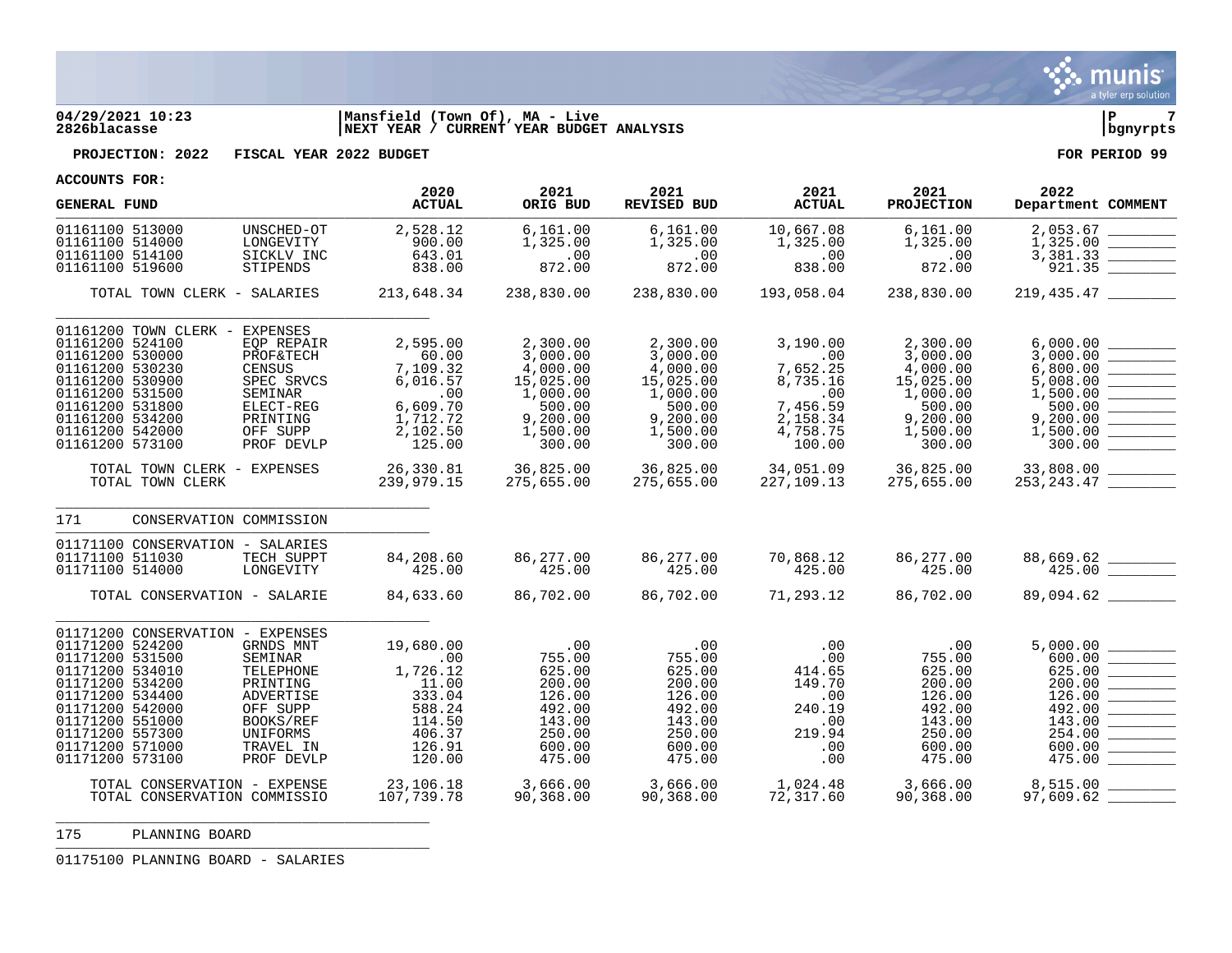**04/29/2021 10:23** | **Mansfield (Town Of), MA - Live**
**2826blacasse** | **NEXT YEAR / CURRENT YEAR BUDGET ANALYSIS**

**PROJECTION: 2022 FISCAL YEAR 2022 BUDGET** — **FOR PERIOD 99**

**ACCOUNTS FOR:**

| GENERAL FUND | | 2020 ACTUAL | 2021 ORIG BUD | 2021 REVISED BUD | 2021 ACTUAL | 2021 PROJECTION | 2022 Department | COMMENT |
|---|---|---|---|---|---|---|---|---|
| 01161100 513000 | UNSCHED-OT | 2,528.12 | 6,161.00 | 6,161.00 | 10,667.08 | 6,161.00 | 2,053.67 | |
| 01161100 514000 | LONGEVITY | 900.00 | 1,325.00 | 1,325.00 | 1,325.00 | 1,325.00 | 1,325.00 | |
| 01161100 514100 | SICKLV INC | 643.01 | .00 | .00 | .00 | .00 | 3,381.33 | |
| 01161100 519600 | STIPENDS | 838.00 | 872.00 | 872.00 | 838.00 | 872.00 | 921.35 | |
| TOTAL TOWN CLERK - SALARIES | | 213,648.34 | 238,830.00 | 238,830.00 | 193,058.04 | 238,830.00 | 219,435.47 | |
| 01161200 TOWN CLERK - EXPENSES | | | | | | | | |
| 01161200 524100 | EQP REPAIR | 2,595.00 | 2,300.00 | 2,300.00 | 3,190.00 | 2,300.00 | 6,000.00 | |
| 01161200 530000 | PROF&TECH | 60.00 | 3,000.00 | 3,000.00 | .00 | 3,000.00 | 3,000.00 | |
| 01161200 530230 | CENSUS | 7,109.32 | 4,000.00 | 4,000.00 | 7,652.25 | 4,000.00 | 6,800.00 | |
| 01161200 530900 | SPEC SRVCS | 6,016.57 | 15,025.00 | 15,025.00 | 8,735.16 | 15,025.00 | 5,008.00 | |
| 01161200 531500 | SEMINAR | .00 | 1,000.00 | 1,000.00 | .00 | 1,000.00 | 1,500.00 | |
| 01161200 531800 | ELECT-REG | 6,609.70 | 500.00 | 500.00 | 7,456.59 | 500.00 | 500.00 | |
| 01161200 534200 | PRINTING | 1,712.72 | 9,200.00 | 9,200.00 | 2,158.34 | 9,200.00 | 9,200.00 | |
| 01161200 542000 | OFF SUPP | 2,102.50 | 1,500.00 | 1,500.00 | 4,758.75 | 1,500.00 | 1,500.00 | |
| 01161200 573100 | PROF DEVLP | 125.00 | 300.00 | 300.00 | 100.00 | 300.00 | 300.00 | |
| TOTAL TOWN CLERK - EXPENSES | | 26,330.81 | 36,825.00 | 36,825.00 | 34,051.09 | 36,825.00 | 33,808.00 | |
| TOTAL TOWN CLERK | | 239,979.15 | 275,655.00 | 275,655.00 | 227,109.13 | 275,655.00 | 253,243.47 | |
| 171 CONSERVATION COMMISSION | | | | | | | | |
| 01171100 CONSERVATION - SALARIES | | | | | | | | |
| 01171100 511030 | TECH SUPPT | 84,208.60 | 86,277.00 | 86,277.00 | 70,868.12 | 86,277.00 | 88,669.62 | |
| 01171100 514000 | LONGEVITY | 425.00 | 425.00 | 425.00 | 425.00 | 425.00 | 425.00 | |
| TOTAL CONSERVATION - SALARIE | | 84,633.60 | 86,702.00 | 86,702.00 | 71,293.12 | 86,702.00 | 89,094.62 | |
| 01171200 CONSERVATION - EXPENSES | | | | | | | | |
| 01171200 524200 | GRNDS MNT | 19,680.00 | .00 | .00 | .00 | .00 | 5,000.00 | |
| 01171200 531500 | SEMINAR | .00 | 755.00 | 755.00 | .00 | 755.00 | 600.00 | |
| 01171200 534010 | TELEPHONE | 1,726.12 | 625.00 | 625.00 | 414.65 | 625.00 | 625.00 | |
| 01171200 534200 | PRINTING | 11.00 | 200.00 | 200.00 | 149.70 | 200.00 | 200.00 | |
| 01171200 534400 | ADVERTISE | 333.04 | 126.00 | 126.00 | .00 | 126.00 | 126.00 | |
| 01171200 542000 | OFF SUPP | 588.24 | 492.00 | 492.00 | 240.19 | 492.00 | 492.00 | |
| 01171200 551000 | BOOKS/REF | 114.50 | 143.00 | 143.00 | .00 | 143.00 | 143.00 | |
| 01171200 557300 | UNIFORMS | 406.37 | 250.00 | 250.00 | 219.94 | 250.00 | 254.00 | |
| 01171200 571000 | TRAVEL IN | 126.91 | 600.00 | 600.00 | .00 | 600.00 | 600.00 | |
| 01171200 573100 | PROF DEVLP | 120.00 | 475.00 | 475.00 | .00 | 475.00 | 475.00 | |
| TOTAL CONSERVATION - EXPENSE | | 23,106.18 | 3,666.00 | 3,666.00 | 1,024.48 | 3,666.00 | 8,515.00 | |
| TOTAL CONSERVATION COMMISSIO | | 107,739.78 | 90,368.00 | 90,368.00 | 72,317.60 | 90,368.00 | 97,609.62 | |
| 175 PLANNING BOARD | | | | | | | | |
| 01175100 PLANNING BOARD - SALARIES | | | | | | | | |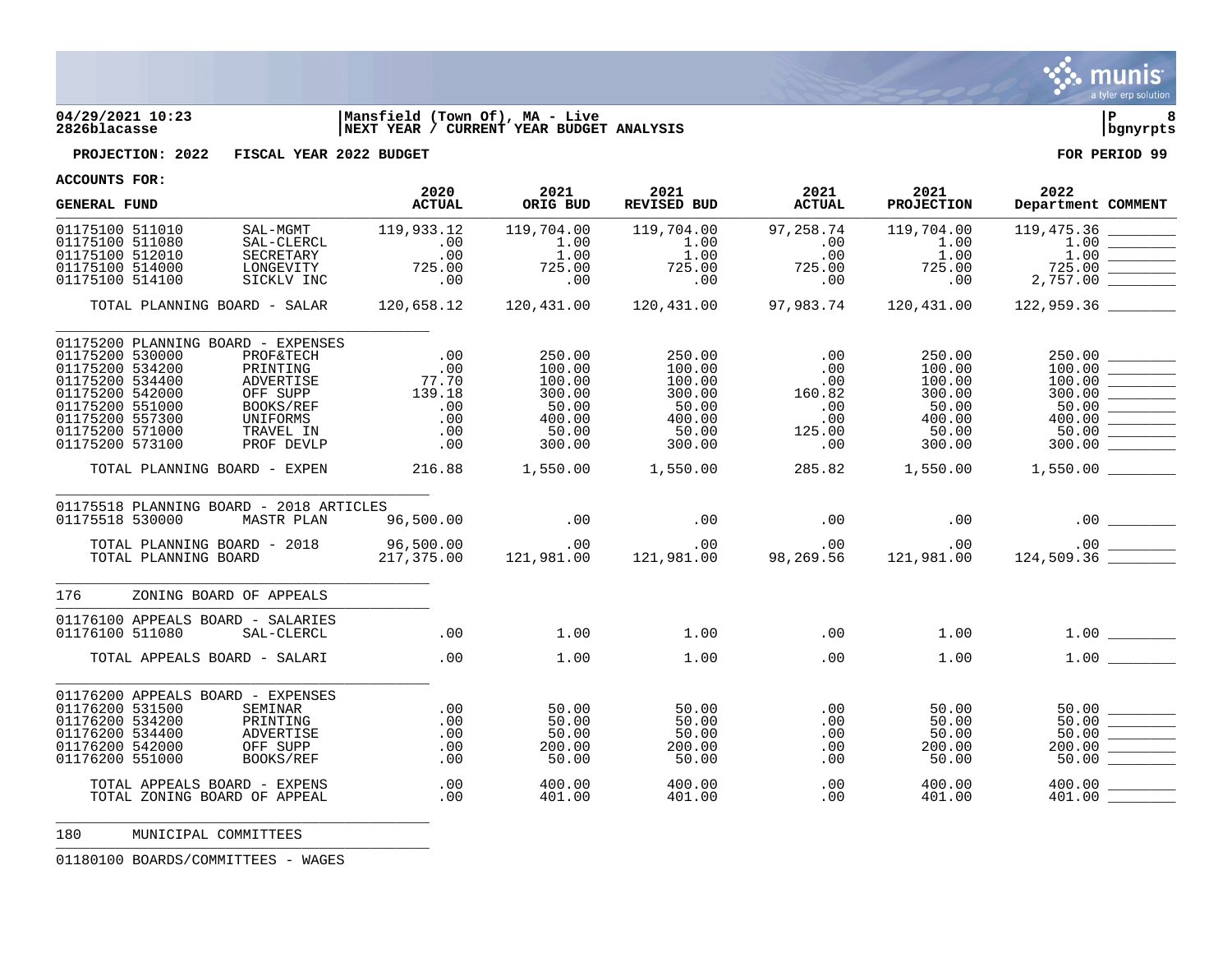04/29/2021 10:23 | Mansfield (Town Of), MA - Live | P 8
2826blacasse | NEXT YEAR / CURRENT YEAR BUDGET ANALYSIS | bgnyrpts

**PROJECTION: 2022 FISCAL YEAR 2022 BUDGET** — **FOR PERIOD 99**

**ACCOUNTS FOR:**

| GENERAL FUND | | 2020 ACTUAL | 2021 ORIG BUD | 2021 REVISED BUD | 2021 ACTUAL | 2021 PROJECTION | 2022 Department | COMMENT |
|---|---|---|---|---|---|---|---|---|
| 01175100 511010 | SAL-MGMT | 119,933.12 | 119,704.00 | 119,704.00 | 97,258.74 | 119,704.00 | 119,475.36 | |
| 01175100 511080 | SAL-CLERCL | .00 | 1.00 | 1.00 | .00 | 1.00 | 1.00 | |
| 01175100 512010 | SECRETARY | .00 | 1.00 | 1.00 | .00 | 1.00 | 1.00 | |
| 01175100 514000 | LONGEVITY | 725.00 | 725.00 | 725.00 | 725.00 | 725.00 | 725.00 | |
| 01175100 514100 | SICKLV INC | .00 | .00 | .00 | .00 | .00 | 2,757.00 | |
| TOTAL PLANNING BOARD - SALAR | | 120,658.12 | 120,431.00 | 120,431.00 | 97,983.74 | 120,431.00 | 122,959.36 | |
| 01175200 PLANNING BOARD - EXPENSES | | | | | | | | |
| 01175200 530000 | PROF&TECH | .00 | 250.00 | 250.00 | .00 | 250.00 | 250.00 | |
| 01175200 534200 | PRINTING | .00 | 100.00 | 100.00 | .00 | 100.00 | 100.00 | |
| 01175200 534400 | ADVERTISE | 77.70 | 100.00 | 100.00 | .00 | 100.00 | 100.00 | |
| 01175200 542000 | OFF SUPP | 139.18 | 300.00 | 300.00 | 160.82 | 300.00 | 300.00 | |
| 01175200 551000 | BOOKS/REF | .00 | 50.00 | 50.00 | .00 | 50.00 | 50.00 | |
| 01175200 557300 | UNIFORMS | .00 | 400.00 | 400.00 | .00 | 400.00 | 400.00 | |
| 01175200 571000 | TRAVEL IN | .00 | 50.00 | 50.00 | 125.00 | 50.00 | 50.00 | |
| 01175200 573100 | PROF DEVLP | .00 | 300.00 | 300.00 | .00 | 300.00 | 300.00 | |
| TOTAL PLANNING BOARD - EXPEN | | 216.88 | 1,550.00 | 1,550.00 | 285.82 | 1,550.00 | 1,550.00 | |
| 01175518 PLANNING BOARD - 2018 ARTICLES | | | | | | | | |
| 01175518 530000 | MASTR PLAN | 96,500.00 | .00 | .00 | .00 | .00 | .00 | |
| TOTAL PLANNING BOARD - 2018 | | 96,500.00 | .00 | .00 | .00 | .00 | .00 | |
| TOTAL PLANNING BOARD | | 217,375.00 | 121,981.00 | 121,981.00 | 98,269.56 | 121,981.00 | 124,509.36 | |
| 176 ZONING BOARD OF APPEALS | | | | | | | | |
| 01176100 APPEALS BOARD - SALARIES | | | | | | | | |
| 01176100 511080 | SAL-CLERCL | .00 | 1.00 | 1.00 | .00 | 1.00 | 1.00 | |
| TOTAL APPEALS BOARD - SALARI | | .00 | 1.00 | 1.00 | .00 | 1.00 | 1.00 | |
| 01176200 APPEALS BOARD - EXPENSES | | | | | | | | |
| 01176200 531500 | SEMINAR | .00 | 50.00 | 50.00 | .00 | 50.00 | 50.00 | |
| 01176200 534200 | PRINTING | .00 | 50.00 | 50.00 | .00 | 50.00 | 50.00 | |
| 01176200 534400 | ADVERTISE | .00 | 50.00 | 50.00 | .00 | 50.00 | 50.00 | |
| 01176200 542000 | OFF SUPP | .00 | 200.00 | 200.00 | .00 | 200.00 | 200.00 | |
| 01176200 551000 | BOOKS/REF | .00 | 50.00 | 50.00 | .00 | 50.00 | 50.00 | |
| TOTAL APPEALS BOARD - EXPENS | | .00 | 400.00 | 400.00 | .00 | 400.00 | 400.00 | |
| TOTAL ZONING BOARD OF APPEAL | | .00 | 401.00 | 401.00 | .00 | 401.00 | 401.00 | |
| 180 MUNICIPAL COMMITTEES | | | | | | | | |
| 01180100 BOARDS/COMMITTEES - WAGES | | | | | | | | |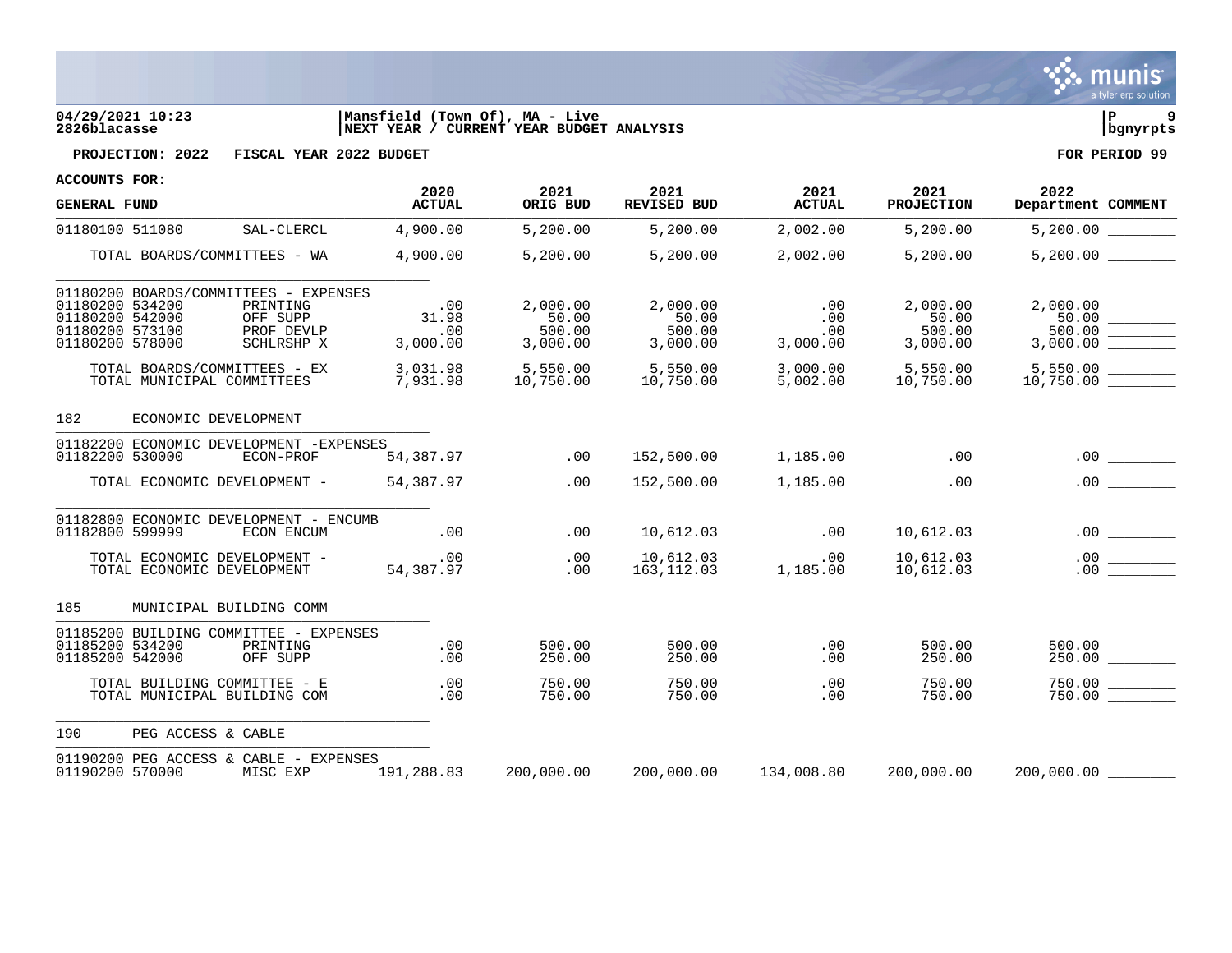**04/29/2021 10:23** | **Mansfield (Town Of), MA - Live**
**2826blacasse** | **NEXT YEAR / CURRENT YEAR BUDGET ANALYSIS** | **bgnyrpts**

**PROJECTION: 2022 FISCAL YEAR 2022 BUDGET** | **FOR PERIOD 99**

**ACCOUNTS FOR:**

| GENERAL FUND | | 2020 ACTUAL | 2021 ORIG BUD | 2021 REVISED BUD | 2021 ACTUAL | 2021 PROJECTION | 2022 Department | COMMENT |
|---|---|---|---|---|---|---|---|---|
| 01180100 511080 | SAL-CLERCL | 4,900.00 | 5,200.00 | 5,200.00 | 2,002.00 | 5,200.00 | 5,200.00 | |
| TOTAL BOARDS/COMMITTEES - WA | | 4,900.00 | 5,200.00 | 5,200.00 | 2,002.00 | 5,200.00 | 5,200.00 | |
| 01180200 BOARDS/COMMITTEES - EXPENSES | | | | | | | | |
| 01180200 534200 | PRINTING | .00 | 2,000.00 | 2,000.00 | .00 | 2,000.00 | 2,000.00 | |
| 01180200 542000 | OFF SUPP | 31.98 | 50.00 | 50.00 | .00 | 50.00 | 50.00 | |
| 01180200 573100 | PROF DEVLP | .00 | 500.00 | 500.00 | .00 | 500.00 | 500.00 | |
| 01180200 578000 | SCHLRSHP X | 3,000.00 | 3,000.00 | 3,000.00 | 3,000.00 | 3,000.00 | 3,000.00 | |
| TOTAL BOARDS/COMMITTEES - EX | | 3,031.98 | 5,550.00 | 5,550.00 | 3,000.00 | 5,550.00 | 5,550.00 | |
| TOTAL MUNICIPAL COMMITTEES | | 7,931.98 | 10,750.00 | 10,750.00 | 5,002.00 | 10,750.00 | 10,750.00 | |
| 182 | ECONOMIC DEVELOPMENT | | | | | | | |
| 01182200 ECONOMIC DEVELOPMENT -EXPENSES | | | | | | | | |
| 01182200 530000 | ECON-PROF | 54,387.97 | .00 | 152,500.00 | 1,185.00 | .00 | .00 | |
| TOTAL ECONOMIC DEVELOPMENT - | | 54,387.97 | .00 | 152,500.00 | 1,185.00 | .00 | .00 | |
| 01182800 ECONOMIC DEVELOPMENT - ENCUMB | | | | | | | | |
| 01182800 599999 | ECON ENCUM | .00 | .00 | 10,612.03 | .00 | 10,612.03 | .00 | |
| TOTAL ECONOMIC DEVELOPMENT - | | .00 | .00 | 10,612.03 | .00 | 10,612.03 | .00 | |
| TOTAL ECONOMIC DEVELOPMENT | | 54,387.97 | .00 | 163,112.03 | 1,185.00 | 10,612.03 | .00 | |
| 185 | MUNICIPAL BUILDING COMM | | | | | | | |
| 01185200 BUILDING COMMITTEE - EXPENSES | | | | | | | | |
| 01185200 534200 | PRINTING | .00 | 500.00 | 500.00 | .00 | 500.00 | 500.00 | |
| 01185200 542000 | OFF SUPP | .00 | 250.00 | 250.00 | .00 | 250.00 | 250.00 | |
| TOTAL BUILDING COMMITTEE - E | | .00 | 750.00 | 750.00 | .00 | 750.00 | 750.00 | |
| TOTAL MUNICIPAL BUILDING COM | | .00 | 750.00 | 750.00 | .00 | 750.00 | 750.00 | |
| 190 | PEG ACCESS & CABLE | | | | | | | |
| 01190200 PEG ACCESS & CABLE - EXPENSES | | | | | | | | |
| 01190200 570000 | MISC EXP | 191,288.83 | 200,000.00 | 200,000.00 | 134,008.80 | 200,000.00 | 200,000.00 | |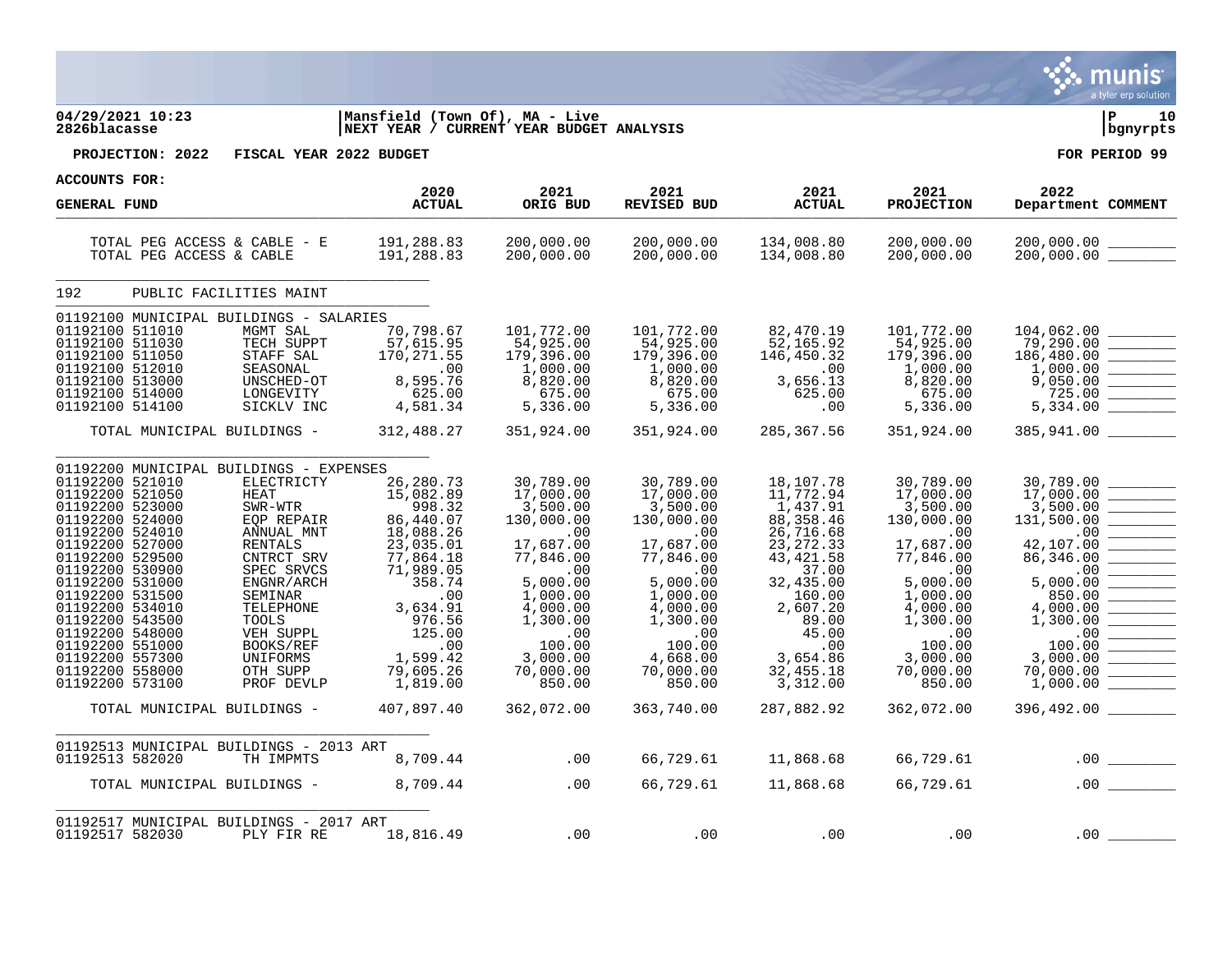04/29/2021 10:23 | Mansfield (Town Of), MA - Live
2826blacasse | NEXT YEAR / CURRENT YEAR BUDGET ANALYSIS

**PROJECTION: 2022 FISCAL YEAR 2022 BUDGET** — FOR PERIOD 99

ACCOUNTS FOR:

| GENERAL FUND | | 2020 ACTUAL | 2021 ORIG BUD | 2021 REVISED BUD | 2021 ACTUAL | 2021 PROJECTION | 2022 Department | COMMENT |
|---|---|---|---|---|---|---|---|---|
| TOTAL PEG ACCESS & CABLE - E | | 191,288.83 | 200,000.00 | 200,000.00 | 134,008.80 | 200,000.00 | 200,000.00 | |
| TOTAL PEG ACCESS & CABLE | | 191,288.83 | 200,000.00 | 200,000.00 | 134,008.80 | 200,000.00 | 200,000.00 | |
| **192 PUBLIC FACILITIES MAINT** | | | | | | | | |
| **01192100 MUNICIPAL BUILDINGS - SALARIES** | | | | | | | | |
| 01192100 511010 | MGMT SAL | 70,798.67 | 101,772.00 | 101,772.00 | 82,470.19 | 101,772.00 | 104,062.00 | |
| 01192100 511030 | TECH SUPPT | 57,615.95 | 54,925.00 | 54,925.00 | 52,165.92 | 54,925.00 | 79,290.00 | |
| 01192100 511050 | STAFF SAL | 170,271.55 | 179,396.00 | 179,396.00 | 146,450.32 | 179,396.00 | 186,480.00 | |
| 01192100 512010 | SEASONAL | .00 | 1,000.00 | 1,000.00 | .00 | 1,000.00 | 1,000.00 | |
| 01192100 513000 | UNSCHED-OT | 8,595.76 | 8,820.00 | 8,820.00 | 3,656.13 | 8,820.00 | 9,050.00 | |
| 01192100 514000 | LONGEVITY | 625.00 | 675.00 | 675.00 | 625.00 | 675.00 | 725.00 | |
| 01192100 514100 | SICKLV INC | 4,581.34 | 5,336.00 | 5,336.00 | .00 | 5,336.00 | 5,334.00 | |
| TOTAL MUNICIPAL BUILDINGS - | | 312,488.27 | 351,924.00 | 351,924.00 | 285,367.56 | 351,924.00 | 385,941.00 | |
| **01192200 MUNICIPAL BUILDINGS - EXPENSES** | | | | | | | | |
| 01192200 521010 | ELECTRICTY | 26,280.73 | 30,789.00 | 30,789.00 | 18,107.78 | 30,789.00 | 30,789.00 | |
| 01192200 521050 | HEAT | 15,082.89 | 17,000.00 | 17,000.00 | 11,772.94 | 17,000.00 | 17,000.00 | |
| 01192200 523000 | SWR-WTR | 998.32 | 3,500.00 | 3,500.00 | 1,437.91 | 3,500.00 | 3,500.00 | |
| 01192200 524000 | EQP REPAIR | 86,440.07 | 130,000.00 | 130,000.00 | 88,358.46 | 130,000.00 | 131,500.00 | |
| 01192200 524010 | ANNUAL MNT | 18,088.26 | .00 | .00 | 26,716.68 | .00 | .00 | |
| 01192200 527000 | RENTALS | 23,035.01 | 17,687.00 | 17,687.00 | 23,272.33 | 17,687.00 | 42,107.00 | |
| 01192200 529500 | CNTRCT SRV | 77,864.18 | 77,846.00 | 77,846.00 | 43,421.58 | 77,846.00 | 86,346.00 | |
| 01192200 530900 | SPEC SRVCS | 71,989.05 | .00 | .00 | 37.00 | .00 | .00 | |
| 01192200 531000 | ENGNR/ARCH | 358.74 | 5,000.00 | 5,000.00 | 32,435.00 | 5,000.00 | 5,000.00 | |
| 01192200 531500 | SEMINAR | .00 | 1,000.00 | 1,000.00 | 160.00 | 1,000.00 | 850.00 | |
| 01192200 534010 | TELEPHONE | 3,634.91 | 4,000.00 | 4,000.00 | 2,607.20 | 4,000.00 | 4,000.00 | |
| 01192200 543500 | TOOLS | 976.56 | 1,300.00 | 1,300.00 | 89.00 | 1,300.00 | 1,300.00 | |
| 01192200 548000 | VEH SUPPL | 125.00 | .00 | .00 | 45.00 | .00 | .00 | |
| 01192200 551000 | BOOKS/REF | .00 | 100.00 | 100.00 | .00 | 100.00 | 100.00 | |
| 01192200 557300 | UNIFORMS | 1,599.42 | 3,000.00 | 4,668.00 | 3,654.86 | 3,000.00 | 3,000.00 | |
| 01192200 558000 | OTH SUPP | 79,605.26 | 70,000.00 | 70,000.00 | 32,455.18 | 70,000.00 | 70,000.00 | |
| 01192200 573100 | PROF DEVLP | 1,819.00 | 850.00 | 850.00 | 3,312.00 | 850.00 | 1,000.00 | |
| TOTAL MUNICIPAL BUILDINGS - | | 407,897.40 | 362,072.00 | 363,740.00 | 287,882.92 | 362,072.00 | 396,492.00 | |
| **01192513 MUNICIPAL BUILDINGS - 2013 ART** | | | | | | | | |
| 01192513 582020 | TH IMPMTS | 8,709.44 | .00 | 66,729.61 | 11,868.68 | 66,729.61 | .00 | |
| TOTAL MUNICIPAL BUILDINGS - | | 8,709.44 | .00 | 66,729.61 | 11,868.68 | 66,729.61 | .00 | |
| **01192517 MUNICIPAL BUILDINGS - 2017 ART** | | | | | | | | |
| 01192517 582030 | PLY FIR RE | 18,816.49 | .00 | .00 | .00 | .00 | .00 | |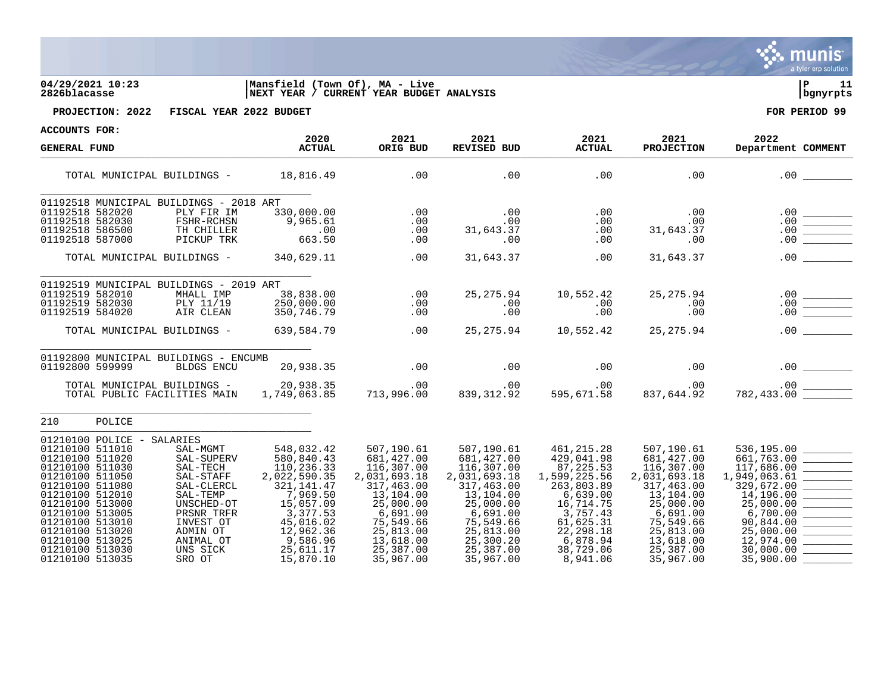**04/29/2021 10:23** | **Mansfield (Town Of), MA - Live** | **P 11**
**2826blacasse** | **NEXT YEAR / CURRENT YEAR BUDGET ANALYSIS** | **bgnyrpts**

**PROJECTION: 2022 FISCAL YEAR 2022 BUDGET** — **FOR PERIOD 99**

**ACCOUNTS FOR:**

| GENERAL FUND | | 2020 ACTUAL | 2021 ORIG BUD | 2021 REVISED BUD | 2021 ACTUAL | 2021 PROJECTION | 2022 Department | COMMENT |
|---|---|---|---|---|---|---|---|---|
| TOTAL MUNICIPAL BUILDINGS - | | 18,816.49 | .00 | .00 | .00 | .00 | .00 | |
| 01192518 MUNICIPAL BUILDINGS - 2018 ART | | | | | | | | |
| 01192518 582020 | PLY FIR IM | 330,000.00 | .00 | .00 | .00 | .00 | .00 | |
| 01192518 582030 | FSHR-RCHSN | 9,965.61 | .00 | .00 | .00 | .00 | .00 | |
| 01192518 586500 | TH CHILLER | .00 | .00 | 31,643.37 | .00 | 31,643.37 | .00 | |
| 01192518 587000 | PICKUP TRK | 663.50 | .00 | .00 | .00 | .00 | .00 | |
| TOTAL MUNICIPAL BUILDINGS - | | 340,629.11 | .00 | 31,643.37 | .00 | 31,643.37 | .00 | |
| 01192519 MUNICIPAL BUILDINGS - 2019 ART | | | | | | | | |
| 01192519 582010 | MHALL IMP | 38,838.00 | .00 | 25,275.94 | 10,552.42 | 25,275.94 | .00 | |
| 01192519 582030 | PLY 11/19 | 250,000.00 | .00 | .00 | .00 | .00 | .00 | |
| 01192519 584020 | AIR CLEAN | 350,746.79 | .00 | .00 | .00 | .00 | .00 | |
| TOTAL MUNICIPAL BUILDINGS - | | 639,584.79 | .00 | 25,275.94 | 10,552.42 | 25,275.94 | .00 | |
| 01192800 MUNICIPAL BUILDINGS - ENCUMB | | | | | | | | |
| 01192800 599999 | BLDGS ENCU | 20,938.35 | .00 | .00 | .00 | .00 | .00 | |
| TOTAL MUNICIPAL BUILDINGS - | | 20,938.35 | .00 | .00 | .00 | .00 | .00 | |
| TOTAL PUBLIC FACILITIES MAIN | | 1,749,063.85 | 713,996.00 | 839,312.92 | 595,671.58 | 837,644.92 | 782,433.00 | |
| 210 POLICE | | | | | | | | |
| 01210100 POLICE - SALARIES | | | | | | | | |
| 01210100 511010 | SAL-MGMT | 548,032.42 | 507,190.61 | 507,190.61 | 461,215.28 | 507,190.61 | 536,195.00 | |
| 01210100 511020 | SAL-SUPERV | 580,840.43 | 681,427.00 | 681,427.00 | 429,041.98 | 681,427.00 | 661,763.00 | |
| 01210100 511030 | SAL-TECH | 110,236.33 | 116,307.00 | 116,307.00 | 87,225.53 | 116,307.00 | 117,686.00 | |
| 01210100 511050 | SAL-STAFF | 2,022,590.35 | 2,031,693.18 | 2,031,693.18 | 1,599,225.56 | 2,031,693.18 | 1,949,063.61 | |
| 01210100 511080 | SAL-CLERCL | 321,141.47 | 317,463.00 | 317,463.00 | 263,803.89 | 317,463.00 | 329,672.00 | |
| 01210100 512010 | SAL-TEMP | 7,969.50 | 13,104.00 | 13,104.00 | 6,639.00 | 13,104.00 | 14,196.00 | |
| 01210100 513000 | UNSCHED-OT | 15,057.09 | 25,000.00 | 25,000.00 | 16,714.75 | 25,000.00 | 25,000.00 | |
| 01210100 513005 | PRSNR TRFR | 3,377.53 | 6,691.00 | 6,691.00 | 3,757.43 | 6,691.00 | 6,700.00 | |
| 01210100 513010 | INVEST OT | 45,016.02 | 75,549.66 | 75,549.66 | 61,625.31 | 75,549.66 | 90,844.00 | |
| 01210100 513020 | ADMIN OT | 12,962.36 | 25,813.00 | 25,813.00 | 22,298.18 | 25,813.00 | 25,000.00 | |
| 01210100 513025 | ANIMAL OT | 9,586.96 | 13,618.00 | 25,300.20 | 6,878.94 | 13,618.00 | 12,974.00 | |
| 01210100 513030 | UNS SICK | 25,611.17 | 25,387.00 | 25,387.00 | 38,729.06 | 25,387.00 | 30,000.00 | |
| 01210100 513035 | SRO OT | 15,870.10 | 35,967.00 | 35,967.00 | 8,941.06 | 35,967.00 | 35,900.00 | |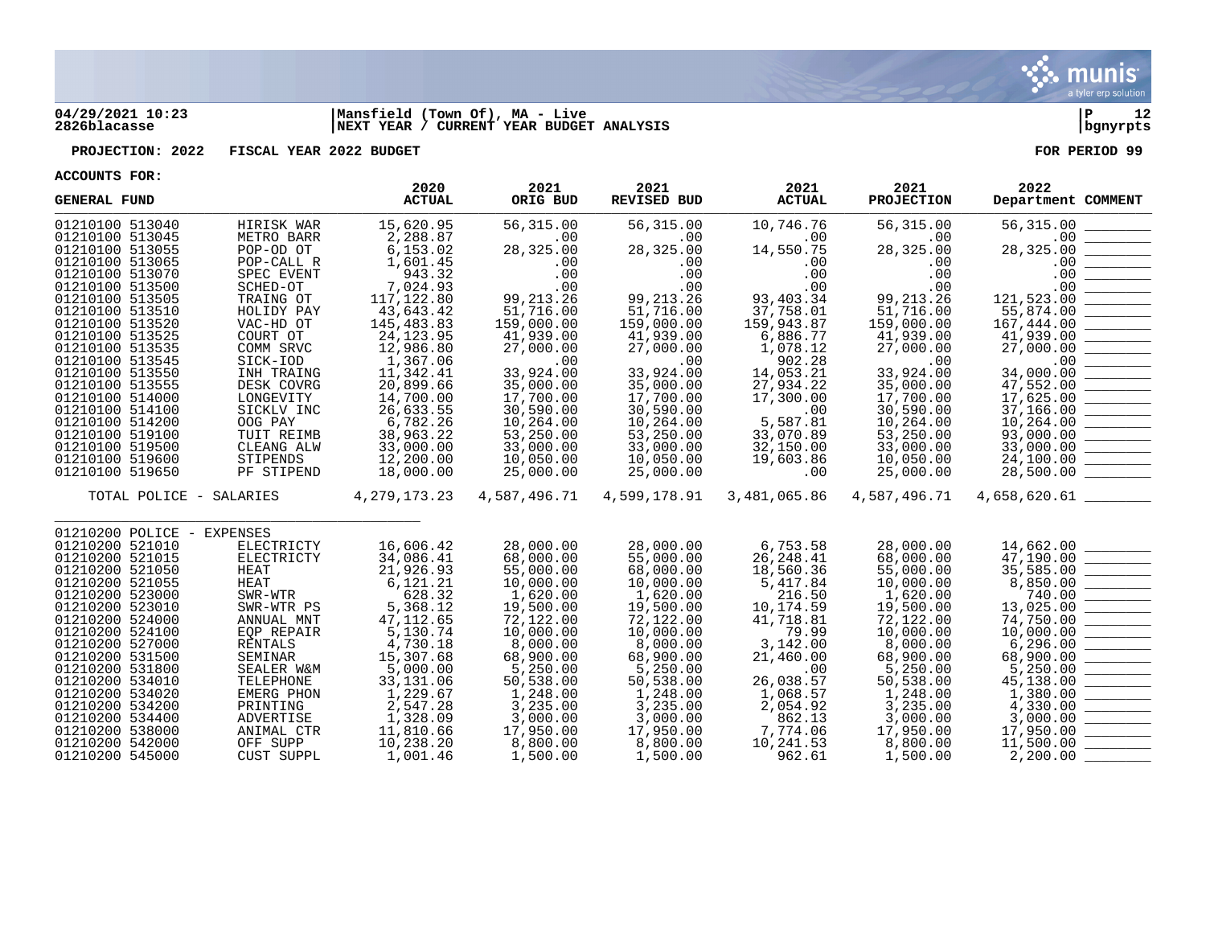04/29/2021 10:23 | Mansfield (Town Of), MA - Live
2826blacasse | NEXT YEAR / CURRENT YEAR BUDGET ANALYSIS | bgnyrpts

**PROJECTION: 2022 FISCAL YEAR 2022 BUDGET** — FOR PERIOD 99

**ACCOUNTS FOR:**

| GENERAL FUND | | 2020 ACTUAL | 2021 ORIG BUD | 2021 REVISED BUD | 2021 ACTUAL | 2021 PROJECTION | 2022 Department | COMMENT |
|---|---|---|---|---|---|---|---|---|
| 01210100 513040 | HIRISK WAR | 15,620.95 | 56,315.00 | 56,315.00 | 10,746.76 | 56,315.00 | 56,315.00 | |
| 01210100 513045 | METRO BARR | 2,288.87 | .00 | .00 | .00 | .00 | .00 | |
| 01210100 513055 | POP-OD OT | 6,153.02 | 28,325.00 | 28,325.00 | 14,550.75 | 28,325.00 | 28,325.00 | |
| 01210100 513065 | POP-CALL R | 1,601.45 | .00 | .00 | .00 | .00 | .00 | |
| 01210100 513070 | SPEC EVENT | 943.32 | .00 | .00 | .00 | .00 | .00 | |
| 01210100 513500 | SCHED-OT | 7,024.93 | .00 | .00 | .00 | .00 | .00 | |
| 01210100 513505 | TRAING OT | 117,122.80 | 99,213.26 | 99,213.26 | 93,403.34 | 99,213.26 | 121,523.00 | |
| 01210100 513510 | HOLIDY PAY | 43,643.42 | 51,716.00 | 51,716.00 | 37,758.01 | 51,716.00 | 55,874.00 | |
| 01210100 513520 | VAC-HD OT | 145,483.83 | 159,000.00 | 159,000.00 | 159,943.87 | 159,000.00 | 167,444.00 | |
| 01210100 513525 | COURT OT | 24,123.95 | 41,939.00 | 41,939.00 | 6,886.77 | 41,939.00 | 41,939.00 | |
| 01210100 513535 | COMM SRVC | 12,986.80 | 27,000.00 | 27,000.00 | 1,078.12 | 27,000.00 | 27,000.00 | |
| 01210100 513545 | SICK-IOD | 1,367.06 | .00 | .00 | 902.28 | .00 | .00 | |
| 01210100 513550 | INH TRAING | 11,342.41 | 33,924.00 | 33,924.00 | 14,053.21 | 33,924.00 | 34,000.00 | |
| 01210100 513555 | DESK COVRG | 20,899.66 | 35,000.00 | 35,000.00 | 27,934.22 | 35,000.00 | 47,552.00 | |
| 01210100 514000 | LONGEVITY | 14,700.00 | 17,700.00 | 17,700.00 | 17,300.00 | 17,700.00 | 17,625.00 | |
| 01210100 514100 | SICKLV INC | 26,633.55 | 30,590.00 | 30,590.00 | .00 | 30,590.00 | 37,166.00 | |
| 01210100 514200 | OOG PAY | 6,782.26 | 10,264.00 | 10,264.00 | 5,587.81 | 10,264.00 | 10,264.00 | |
| 01210100 519100 | TUIT REIMB | 38,963.22 | 53,250.00 | 53,250.00 | 33,070.89 | 53,250.00 | 93,000.00 | |
| 01210100 519500 | CLEANG ALW | 33,000.00 | 33,000.00 | 33,000.00 | 32,150.00 | 33,000.00 | 33,000.00 | |
| 01210100 519600 | STIPENDS | 12,200.00 | 10,050.00 | 10,050.00 | 19,603.86 | 10,050.00 | 24,100.00 | |
| 01210100 519650 | PF STIPEND | 18,000.00 | 25,000.00 | 25,000.00 | .00 | 25,000.00 | 28,500.00 | |
| TOTAL POLICE - SALARIES | | 4,279,173.23 | 4,587,496.71 | 4,599,178.91 | 3,481,065.86 | 4,587,496.71 | 4,658,620.61 | |
| 01210200 POLICE - EXPENSES | | | | | | | | |
| 01210200 521010 | ELECTRICTY | 16,606.42 | 28,000.00 | 28,000.00 | 6,753.58 | 28,000.00 | 14,662.00 | |
| 01210200 521015 | ELECTRICTY | 34,086.41 | 68,000.00 | 55,000.00 | 26,248.41 | 68,000.00 | 47,190.00 | |
| 01210200 521050 | HEAT | 21,926.93 | 55,000.00 | 68,000.00 | 18,560.36 | 55,000.00 | 35,585.00 | |
| 01210200 521055 | HEAT | 6,121.21 | 10,000.00 | 10,000.00 | 5,417.84 | 10,000.00 | 8,850.00 | |
| 01210200 523000 | SWR-WTR | 628.32 | 1,620.00 | 1,620.00 | 216.50 | 1,620.00 | 740.00 | |
| 01210200 523010 | SWR-WTR PS | 5,368.12 | 19,500.00 | 19,500.00 | 10,174.59 | 19,500.00 | 13,025.00 | |
| 01210200 524000 | ANNUAL MNT | 47,112.65 | 72,122.00 | 72,122.00 | 41,718.81 | 72,122.00 | 74,750.00 | |
| 01210200 524100 | EQP REPAIR | 5,130.74 | 10,000.00 | 10,000.00 | 79.99 | 10,000.00 | 10,000.00 | |
| 01210200 527000 | RENTALS | 4,730.18 | 8,000.00 | 8,000.00 | 3,142.00 | 8,000.00 | 6,296.00 | |
| 01210200 531500 | SEMINAR | 15,307.68 | 68,900.00 | 68,900.00 | 21,460.00 | 68,900.00 | 68,900.00 | |
| 01210200 531800 | SEALER W&M | 5,000.00 | 5,250.00 | 5,250.00 | .00 | 5,250.00 | 5,250.00 | |
| 01210200 534010 | TELEPHONE | 33,131.06 | 50,538.00 | 50,538.00 | 26,038.57 | 50,538.00 | 45,138.00 | |
| 01210200 534020 | EMERG PHON | 1,229.67 | 1,248.00 | 1,248.00 | 1,068.57 | 1,248.00 | 1,380.00 | |
| 01210200 534200 | PRINTING | 2,547.28 | 3,235.00 | 3,235.00 | 2,054.92 | 3,235.00 | 4,330.00 | |
| 01210200 534400 | ADVERTISE | 1,328.09 | 3,000.00 | 3,000.00 | 862.13 | 3,000.00 | 3,000.00 | |
| 01210200 538000 | ANIMAL CTR | 11,810.66 | 17,950.00 | 17,950.00 | 7,774.06 | 17,950.00 | 17,950.00 | |
| 01210200 542000 | OFF SUPP | 10,238.20 | 8,800.00 | 8,800.00 | 10,241.53 | 8,800.00 | 11,500.00 | |
| 01210200 545000 | CUST SUPPL | 1,001.46 | 1,500.00 | 1,500.00 | 962.61 | 1,500.00 | 2,200.00 | |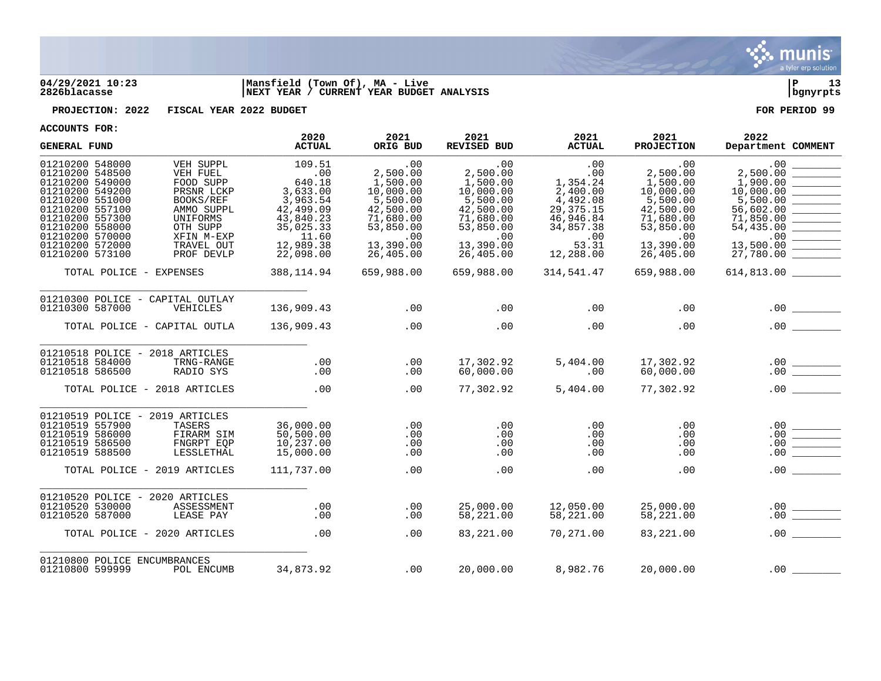**04/29/2021 10:23** | **Mansfield (Town Of), MA - Live** | **P 13**
**2826blacasse** | **NEXT YEAR / CURRENT YEAR BUDGET ANALYSIS** | **bgnyrpts**

**PROJECTION: 2022 FISCAL YEAR 2022 BUDGET** **FOR PERIOD 99**

**ACCOUNTS FOR:**

| GENERAL FUND | | 2020 ACTUAL | 2021 ORIG BUD | 2021 REVISED BUD | 2021 ACTUAL | 2021 PROJECTION | 2022 Department | COMMENT |
|---|---|---|---|---|---|---|---|---|
| 01210200 548000 | VEH SUPPL | 109.51 | .00 | .00 | .00 | .00 | .00 | ________ |
| 01210200 548500 | VEH FUEL | .00 | 2,500.00 | 2,500.00 | .00 | 2,500.00 | 2,500.00 | ________ |
| 01210200 549000 | FOOD SUPP | 640.18 | 1,500.00 | 1,500.00 | 1,354.24 | 1,500.00 | 1,900.00 | ________ |
| 01210200 549200 | PRSNR LCKP | 3,633.00 | 10,000.00 | 10,000.00 | 2,400.00 | 10,000.00 | 10,000.00 | ________ |
| 01210200 551000 | BOOKS/REF | 3,963.54 | 5,500.00 | 5,500.00 | 4,492.08 | 5,500.00 | 5,500.00 | ________ |
| 01210200 557100 | AMMO SUPPL | 42,499.09 | 42,500.00 | 42,500.00 | 29,375.15 | 42,500.00 | 56,602.00 | ________ |
| 01210200 557300 | UNIFORMS | 43,840.23 | 71,680.00 | 71,680.00 | 46,946.84 | 71,680.00 | 71,850.00 | ________ |
| 01210200 558000 | OTH SUPP | 35,025.33 | 53,850.00 | 53,850.00 | 34,857.38 | 53,850.00 | 54,435.00 | ________ |
| 01210200 570000 | XFIN M-EXP | 11.60 | .00 | .00 | .00 | .00 | .00 | ________ |
| 01210200 572000 | TRAVEL OUT | 12,989.38 | 13,390.00 | 13,390.00 | 53.31 | 13,390.00 | 13,500.00 | ________ |
| 01210200 573100 | PROF DEVLP | 22,098.00 | 26,405.00 | 26,405.00 | 12,288.00 | 26,405.00 | 27,780.00 | ________ |
| TOTAL POLICE - EXPENSES | | 388,114.94 | 659,988.00 | 659,988.00 | 314,541.47 | 659,988.00 | 614,813.00 | ________ |
| 01210300 POLICE - CAPITAL OUTLAY | | | | | | | | |
| 01210300 587000 | VEHICLES | 136,909.43 | .00 | .00 | .00 | .00 | .00 | ________ |
| TOTAL POLICE - CAPITAL OUTLA | | 136,909.43 | .00 | .00 | .00 | .00 | .00 | ________ |
| 01210518 POLICE - 2018 ARTICLES | | | | | | | | |
| 01210518 584000 | TRNG-RANGE | .00 | .00 | 17,302.92 | 5,404.00 | 17,302.92 | .00 | ________ |
| 01210518 586500 | RADIO SYS | .00 | .00 | 60,000.00 | .00 | 60,000.00 | .00 | ________ |
| TOTAL POLICE - 2018 ARTICLES | | .00 | .00 | 77,302.92 | 5,404.00 | 77,302.92 | .00 | ________ |
| 01210519 POLICE - 2019 ARTICLES | | | | | | | | |
| 01210519 557900 | TASERS | 36,000.00 | .00 | .00 | .00 | .00 | .00 | ________ |
| 01210519 586000 | FIRARM SIM | 50,500.00 | .00 | .00 | .00 | .00 | .00 | ________ |
| 01210519 586500 | FNGRPT EQP | 10,237.00 | .00 | .00 | .00 | .00 | .00 | ________ |
| 01210519 588500 | LESSLETHAL | 15,000.00 | .00 | .00 | .00 | .00 | .00 | ________ |
| TOTAL POLICE - 2019 ARTICLES | | 111,737.00 | .00 | .00 | .00 | .00 | .00 | ________ |
| 01210520 POLICE - 2020 ARTICLES | | | | | | | | |
| 01210520 530000 | ASSESSMENT | .00 | .00 | 25,000.00 | 12,050.00 | 25,000.00 | .00 | ________ |
| 01210520 587000 | LEASE PAY | .00 | .00 | 58,221.00 | 58,221.00 | 58,221.00 | .00 | ________ |
| TOTAL POLICE - 2020 ARTICLES | | .00 | .00 | 83,221.00 | 70,271.00 | 83,221.00 | .00 | ________ |
| 01210800 POLICE ENCUMBRANCES | | | | | | | | |
| 01210800 599999 | POL ENCUMB | 34,873.92 | .00 | 20,000.00 | 8,982.76 | 20,000.00 | .00 | ________ |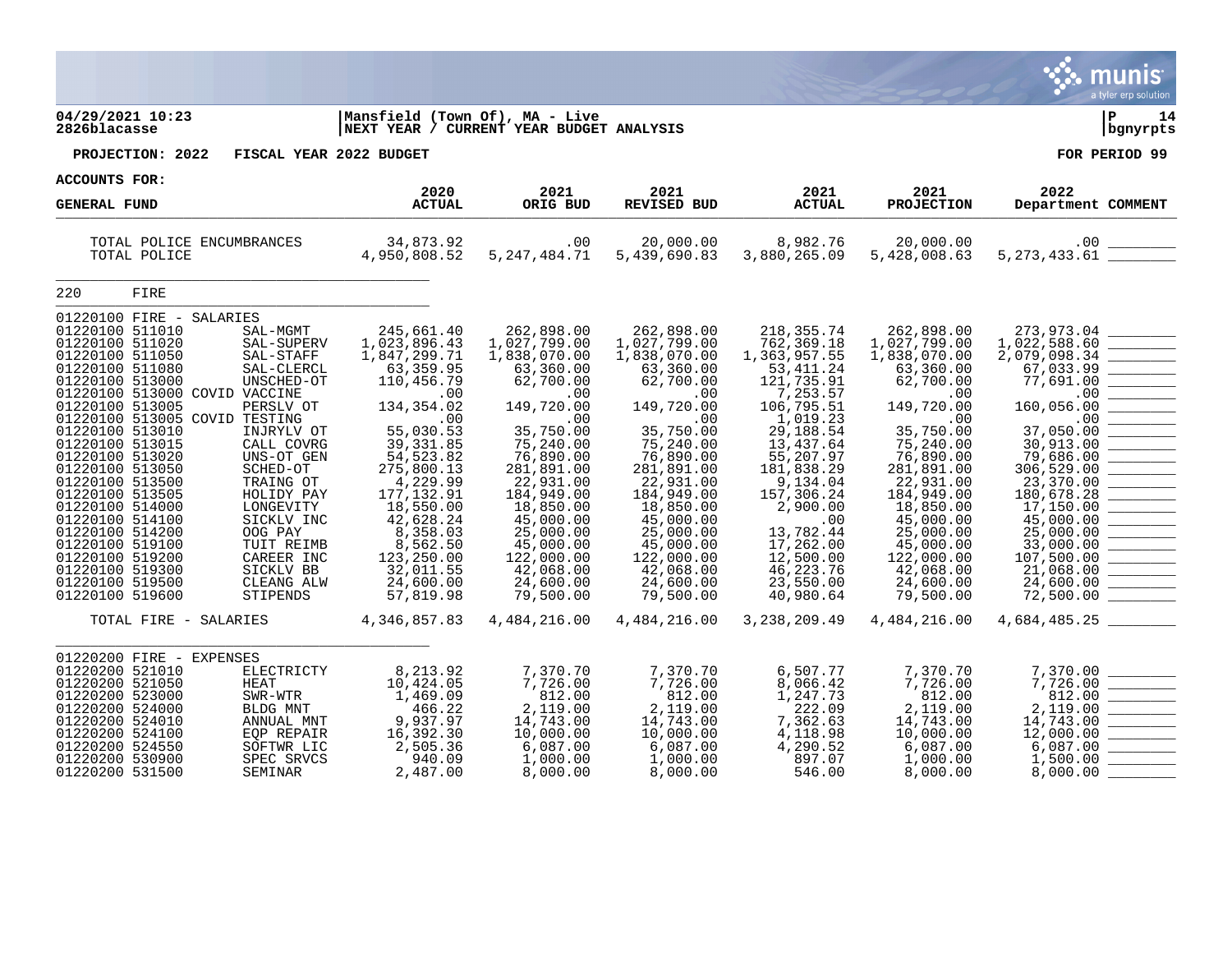04/29/2021 10:23
2826blacasse

Mansfield (Town Of), MA - Live
NEXT YEAR / CURRENT YEAR BUDGET ANALYSIS

P 14
bgnyrpts

PROJECTION: 2022 FISCAL YEAR 2022 BUDGET

FOR PERIOD 99

ACCOUNTS FOR:

| GENERAL FUND | | 2020 ACTUAL | 2021 ORIG BUD | 2021 REVISED BUD | 2021 ACTUAL | 2021 PROJECTION | 2022 Department | COMMENT |
|---|---|---|---|---|---|---|---|---|
| TOTAL POLICE ENCUMBRANCES | | 34,873.92 | .00 | 20,000.00 | 8,982.76 | 20,000.00 | .00 | ________ |
| TOTAL POLICE | | 4,950,808.52 | 5,247,484.71 | 5,439,690.83 | 3,880,265.09 | 5,428,008.63 | 5,273,433.61 | ________ |
| 220 FIRE | | | | | | | | |
| 01220100 FIRE - SALARIES | | | | | | | | |
| 01220100 511010 | SAL-MGMT | 245,661.40 | 262,898.00 | 262,898.00 | 218,355.74 | 262,898.00 | 273,973.04 | ________ |
| 01220100 511020 | SAL-SUPERV | 1,023,896.43 | 1,027,799.00 | 1,027,799.00 | 762,369.18 | 1,027,799.00 | 1,022,588.60 | ________ |
| 01220100 511050 | SAL-STAFF | 1,847,299.71 | 1,838,070.00 | 1,838,070.00 | 1,363,957.55 | 1,838,070.00 | 2,079,098.34 | ________ |
| 01220100 511080 | SAL-CLERCL | 63,359.95 | 63,360.00 | 63,360.00 | 53,411.24 | 63,360.00 | 67,033.99 | ________ |
| 01220100 513000 | UNSCHED-OT | 110,456.79 | 62,700.00 | 62,700.00 | 121,735.91 | 62,700.00 | 77,691.00 | ________ |
| 01220100 513000 COVID | VACCINE | .00 | .00 | .00 | 7,253.57 | .00 | .00 | ________ |
| 01220100 513005 | PERSLV OT | 134,354.02 | 149,720.00 | 149,720.00 | 106,795.51 | 149,720.00 | 160,056.00 | ________ |
| 01220100 513005 COVID | TESTING | .00 | .00 | .00 | 1,019.23 | .00 | .00 | ________ |
| 01220100 513010 | INJRYLV OT | 55,030.53 | 35,750.00 | 35,750.00 | 29,188.54 | 35,750.00 | 37,050.00 | ________ |
| 01220100 513015 | CALL COVRG | 39,331.85 | 75,240.00 | 75,240.00 | 13,437.64 | 75,240.00 | 30,913.00 | ________ |
| 01220100 513020 | UNS-OT GEN | 54,523.82 | 76,890.00 | 76,890.00 | 55,207.97 | 76,890.00 | 79,686.00 | ________ |
| 01220100 513050 | SCHED-OT | 275,800.13 | 281,891.00 | 281,891.00 | 181,838.29 | 281,891.00 | 306,529.00 | ________ |
| 01220100 513500 | TRAING OT | 4,229.99 | 22,931.00 | 22,931.00 | 9,134.04 | 22,931.00 | 23,370.00 | ________ |
| 01220100 513505 | HOLIDY PAY | 177,132.91 | 184,949.00 | 184,949.00 | 157,306.24 | 184,949.00 | 180,678.28 | ________ |
| 01220100 514000 | LONGEVITY | 18,550.00 | 18,850.00 | 18,850.00 | 2,900.00 | 18,850.00 | 17,150.00 | ________ |
| 01220100 514100 | SICKLV INC | 42,628.24 | 45,000.00 | 45,000.00 | .00 | 45,000.00 | 45,000.00 | ________ |
| 01220100 514200 | OOG PAY | 8,358.03 | 25,000.00 | 25,000.00 | 13,782.44 | 25,000.00 | 25,000.00 | ________ |
| 01220100 519100 | TUIT REIMB | 8,562.50 | 45,000.00 | 45,000.00 | 17,262.00 | 45,000.00 | 33,000.00 | ________ |
| 01220100 519200 | CAREER INC | 123,250.00 | 122,000.00 | 122,000.00 | 12,500.00 | 122,000.00 | 107,500.00 | ________ |
| 01220100 519300 | SICKLV BB | 32,011.55 | 42,068.00 | 42,068.00 | 46,223.76 | 42,068.00 | 21,068.00 | ________ |
| 01220100 519500 | CLEANG ALW | 24,600.00 | 24,600.00 | 24,600.00 | 23,550.00 | 24,600.00 | 24,600.00 | ________ |
| 01220100 519600 | STIPENDS | 57,819.98 | 79,500.00 | 79,500.00 | 40,980.64 | 79,500.00 | 72,500.00 | ________ |
| TOTAL FIRE - SALARIES | | 4,346,857.83 | 4,484,216.00 | 4,484,216.00 | 3,238,209.49 | 4,484,216.00 | 4,684,485.25 | ________ |
| 01220200 FIRE - EXPENSES | | | | | | | | |
| 01220200 521010 | ELECTRICTY | 8,213.92 | 7,370.70 | 7,370.70 | 6,507.77 | 7,370.70 | 7,370.00 | ________ |
| 01220200 521050 | HEAT | 10,424.05 | 7,726.00 | 7,726.00 | 8,066.42 | 7,726.00 | 7,726.00 | ________ |
| 01220200 523000 | SWR-WTR | 1,469.09 | 812.00 | 812.00 | 1,247.73 | 812.00 | 812.00 | ________ |
| 01220200 524000 | BLDG MNT | 466.22 | 2,119.00 | 2,119.00 | 222.09 | 2,119.00 | 2,119.00 | ________ |
| 01220200 524010 | ANNUAL MNT | 9,937.97 | 14,743.00 | 14,743.00 | 7,362.63 | 14,743.00 | 14,743.00 | ________ |
| 01220200 524100 | EQP REPAIR | 16,392.30 | 10,000.00 | 10,000.00 | 4,118.98 | 10,000.00 | 12,000.00 | ________ |
| 01220200 524550 | SOFTWR LIC | 2,505.36 | 6,087.00 | 6,087.00 | 4,290.52 | 6,087.00 | 6,087.00 | ________ |
| 01220200 530900 | SPEC SRVCS | 940.09 | 1,000.00 | 1,000.00 | 897.07 | 1,000.00 | 1,500.00 | ________ |
| 01220200 531500 | SEMINAR | 2,487.00 | 8,000.00 | 8,000.00 | 546.00 | 8,000.00 | 8,000.00 | ________ |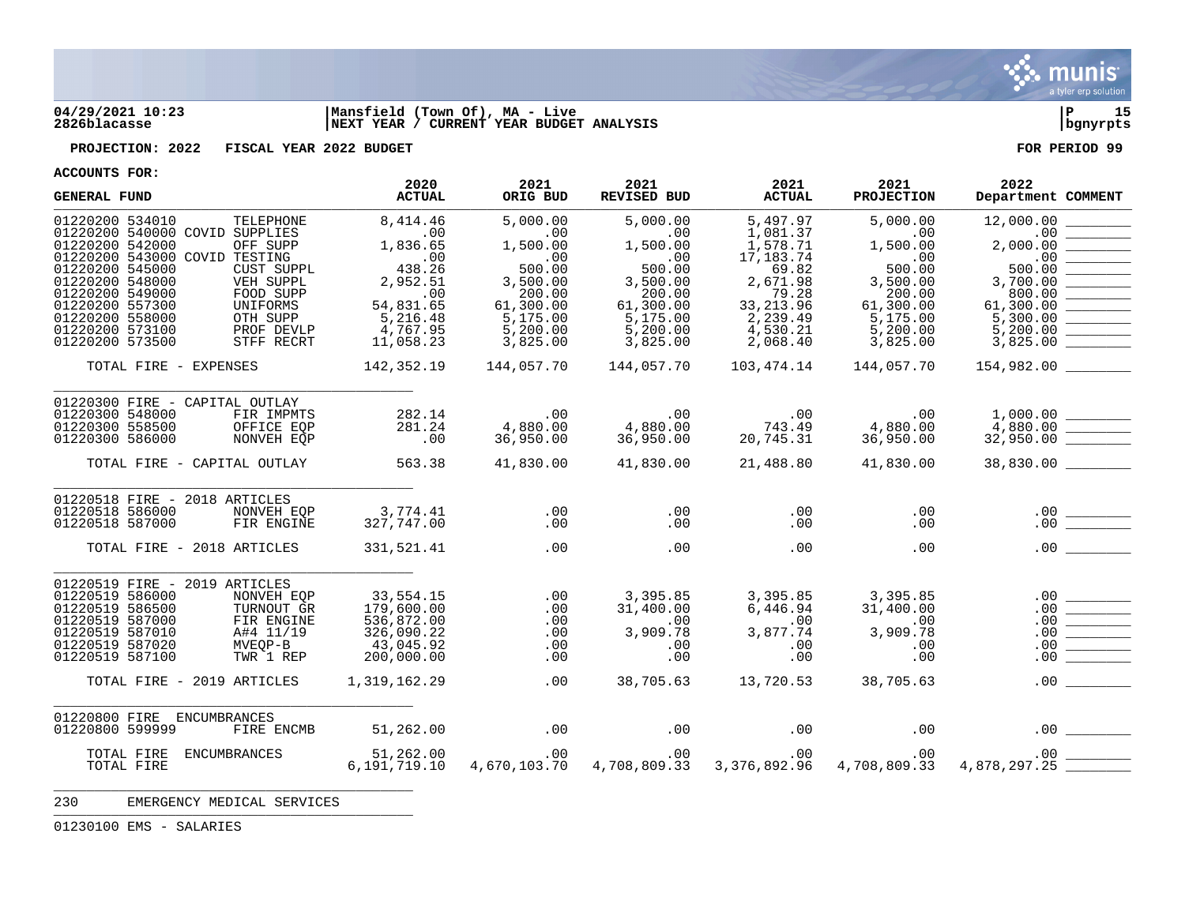04/29/2021 10:23 | Mansfield (Town Of), MA - Live | P 15
2826blacasse | NEXT YEAR / CURRENT YEAR BUDGET ANALYSIS | bgnyrpts

**PROJECTION: 2022 FISCAL YEAR 2022 BUDGET** **FOR PERIOD 99**

**ACCOUNTS FOR:**

| GENERAL FUND | | 2020 ACTUAL | 2021 ORIG BUD | 2021 REVISED BUD | 2021 ACTUAL | 2021 PROJECTION | 2022 Department | COMMENT |
|---|---|---|---|---|---|---|---|---|
| 01220200 534010 | TELEPHONE | 8,414.46 | 5,000.00 | 5,000.00 | 5,497.97 | 5,000.00 | 12,000.00 | ________ |
| 01220200 540000 | COVID SUPPLIES | .00 | .00 | .00 | 1,081.37 | .00 | .00 | ________ |
| 01220200 542000 | OFF SUPP | 1,836.65 | 1,500.00 | 1,500.00 | 1,578.71 | 1,500.00 | 2,000.00 | ________ |
| 01220200 543000 | COVID TESTING | .00 | .00 | .00 | 17,183.74 | .00 | .00 | ________ |
| 01220200 545000 | CUST SUPPL | 438.26 | 500.00 | 500.00 | 69.82 | 500.00 | 500.00 | ________ |
| 01220200 548000 | VEH SUPPL | 2,952.51 | 3,500.00 | 3,500.00 | 2,671.98 | 3,500.00 | 3,700.00 | ________ |
| 01220200 549000 | FOOD SUPP | .00 | 200.00 | 200.00 | 79.28 | 200.00 | 800.00 | ________ |
| 01220200 557300 | UNIFORMS | 54,831.65 | 61,300.00 | 61,300.00 | 33,213.96 | 61,300.00 | 61,300.00 | ________ |
| 01220200 558000 | OTH SUPP | 5,216.48 | 5,175.00 | 5,175.00 | 2,239.49 | 5,175.00 | 5,300.00 | ________ |
| 01220200 573100 | PROF DEVLP | 4,767.95 | 5,200.00 | 5,200.00 | 4,530.21 | 5,200.00 | 5,200.00 | ________ |
| 01220200 573500 | STFF RECRT | 11,058.23 | 3,825.00 | 3,825.00 | 2,068.40 | 3,825.00 | 3,825.00 | ________ |
| TOTAL FIRE - EXPENSES | | 142,352.19 | 144,057.70 | 144,057.70 | 103,474.14 | 144,057.70 | 154,982.00 | ________ |
| 01220300 FIRE - CAPITAL OUTLAY | | | | | | | | |
| 01220300 548000 | FIR IMPMTS | 282.14 | .00 | .00 | .00 | .00 | 1,000.00 | ________ |
| 01220300 558500 | OFFICE EQP | 281.24 | 4,880.00 | 4,880.00 | 743.49 | 4,880.00 | 4,880.00 | ________ |
| 01220300 586000 | NONVEH EQP | .00 | 36,950.00 | 36,950.00 | 20,745.31 | 36,950.00 | 32,950.00 | ________ |
| TOTAL FIRE - CAPITAL OUTLAY | | 563.38 | 41,830.00 | 41,830.00 | 21,488.80 | 41,830.00 | 38,830.00 | ________ |
| 01220518 FIRE - 2018 ARTICLES | | | | | | | | |
| 01220518 586000 | NONVEH EQP | 3,774.41 | .00 | .00 | .00 | .00 | .00 | ________ |
| 01220518 587000 | FIR ENGINE | 327,747.00 | .00 | .00 | .00 | .00 | .00 | ________ |
| TOTAL FIRE - 2018 ARTICLES | | 331,521.41 | .00 | .00 | .00 | .00 | .00 | ________ |
| 01220519 FIRE - 2019 ARTICLES | | | | | | | | |
| 01220519 586000 | NONVEH EQP | 33,554.15 | .00 | 3,395.85 | 3,395.85 | 3,395.85 | .00 | ________ |
| 01220519 586500 | TURNOUT GR | 179,600.00 | .00 | 31,400.00 | 6,446.94 | 31,400.00 | .00 | ________ |
| 01220519 587000 | FIR ENGINE | 536,872.00 | .00 | .00 | .00 | .00 | .00 | ________ |
| 01220519 587010 | A#4 11/19 | 326,090.22 | .00 | 3,909.78 | 3,877.74 | 3,909.78 | .00 | ________ |
| 01220519 587020 | MVEQP-B | 43,045.92 | .00 | .00 | .00 | .00 | .00 | ________ |
| 01220519 587100 | TWR 1 REP | 200,000.00 | .00 | .00 | .00 | .00 | .00 | ________ |
| TOTAL FIRE - 2019 ARTICLES | | 1,319,162.29 | .00 | 38,705.63 | 13,720.53 | 38,705.63 | .00 | ________ |
| 01220800 FIRE ENCUMBRANCES | | | | | | | | |
| 01220800 599999 | FIRE ENCMB | 51,262.00 | .00 | .00 | .00 | .00 | .00 | ________ |
| TOTAL FIRE ENCUMBRANCES | | 51,262.00 | .00 | .00 | .00 | .00 | .00 | ________ |
| TOTAL FIRE | | 6,191,719.10 | 4,670,103.70 | 4,708,809.33 | 3,376,892.96 | 4,708,809.33 | 4,878,297.25 | ________ |

230 EMERGENCY MEDICAL SERVICES

01230100 EMS - SALARIES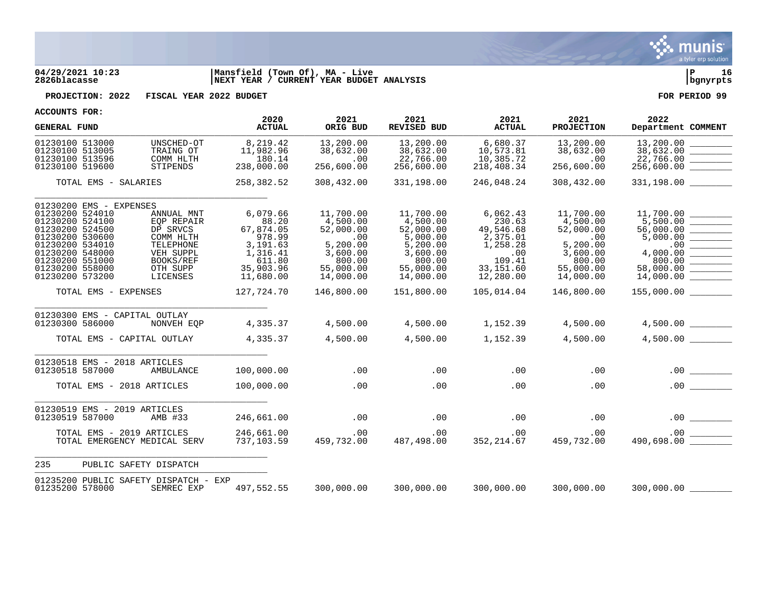04/29/2021 10:23 | Mansfield (Town Of), MA - Live | P 16
2826blacasse | NEXT YEAR / CURRENT YEAR BUDGET ANALYSIS | bgnyrpts

**PROJECTION: 2022 FISCAL YEAR 2022 BUDGET** **FOR PERIOD 99**

**ACCOUNTS FOR:**

| GENERAL FUND | | 2020 ACTUAL | 2021 ORIG BUD | 2021 REVISED BUD | 2021 ACTUAL | 2021 PROJECTION | 2022 Department | COMMENT |
|---|---|---|---|---|---|---|---|---|
| 01230100 513000 | UNSCHED-OT | 8,219.42 | 13,200.00 | 13,200.00 | 6,680.37 | 13,200.00 | 13,200.00 | ________ |
| 01230100 513005 | TRAING OT | 11,982.96 | 38,632.00 | 38,632.00 | 10,573.81 | 38,632.00 | 38,632.00 | ________ |
| 01230100 513596 | COMM HLTH | 180.14 | .00 | 22,766.00 | 10,385.72 | .00 | 22,766.00 | ________ |
| 01230100 519600 | STIPENDS | 238,000.00 | 256,600.00 | 256,600.00 | 218,408.34 | 256,600.00 | 256,600.00 | ________ |
| TOTAL EMS - SALARIES | | 258,382.52 | 308,432.00 | 331,198.00 | 246,048.24 | 308,432.00 | 331,198.00 | ________ |
| 01230200 EMS - EXPENSES | | | | | | | | |
| 01230200 524010 | ANNUAL MNT | 6,079.66 | 11,700.00 | 11,700.00 | 6,062.43 | 11,700.00 | 11,700.00 | ________ |
| 01230200 524100 | EQP REPAIR | 88.20 | 4,500.00 | 4,500.00 | 230.63 | 4,500.00 | 5,500.00 | ________ |
| 01230200 524500 | DP SRVCS | 67,874.05 | 52,000.00 | 52,000.00 | 49,546.68 | 52,000.00 | 56,000.00 | ________ |
| 01230200 530600 | COMM HLTH | 978.99 | .00 | 5,000.00 | 2,375.01 | .00 | 5,000.00 | ________ |
| 01230200 534010 | TELEPHONE | 3,191.63 | 5,200.00 | 5,200.00 | 1,258.28 | 5,200.00 | .00 | ________ |
| 01230200 548000 | VEH SUPPL | 1,316.41 | 3,600.00 | 3,600.00 | .00 | 3,600.00 | 4,000.00 | ________ |
| 01230200 551000 | BOOKS/REF | 611.80 | 800.00 | 800.00 | 109.41 | 800.00 | 800.00 | ________ |
| 01230200 558000 | OTH SUPP | 35,903.96 | 55,000.00 | 55,000.00 | 33,151.60 | 55,000.00 | 58,000.00 | ________ |
| 01230200 573200 | LICENSES | 11,680.00 | 14,000.00 | 14,000.00 | 12,280.00 | 14,000.00 | 14,000.00 | ________ |
| TOTAL EMS - EXPENSES | | 127,724.70 | 146,800.00 | 151,800.00 | 105,014.04 | 146,800.00 | 155,000.00 | ________ |
| 01230300 EMS - CAPITAL OUTLAY | | | | | | | | |
| 01230300 586000 | NONVEH EQP | 4,335.37 | 4,500.00 | 4,500.00 | 1,152.39 | 4,500.00 | 4,500.00 | ________ |
| TOTAL EMS - CAPITAL OUTLAY | | 4,335.37 | 4,500.00 | 4,500.00 | 1,152.39 | 4,500.00 | 4,500.00 | ________ |
| 01230518 EMS - 2018 ARTICLES | | | | | | | | |
| 01230518 587000 | AMBULANCE | 100,000.00 | .00 | .00 | .00 | .00 | .00 | ________ |
| TOTAL EMS - 2018 ARTICLES | | 100,000.00 | .00 | .00 | .00 | .00 | .00 | ________ |
| 01230519 EMS - 2019 ARTICLES | | | | | | | | |
| 01230519 587000 | AMB #33 | 246,661.00 | .00 | .00 | .00 | .00 | .00 | ________ |
| TOTAL EMS - 2019 ARTICLES | | 246,661.00 | .00 | .00 | .00 | .00 | .00 | ________ |
| TOTAL EMERGENCY MEDICAL SERV | | 737,103.59 | 459,732.00 | 487,498.00 | 352,214.67 | 459,732.00 | 490,698.00 | ________ |
| 235 PUBLIC SAFETY DISPATCH | | | | | | | | |
| 01235200 PUBLIC SAFETY DISPATCH - EXP | | | | | | | | |
| 01235200 578000 | SEMREC EXP | 497,552.55 | 300,000.00 | 300,000.00 | 300,000.00 | 300,000.00 | 300,000.00 | ________ |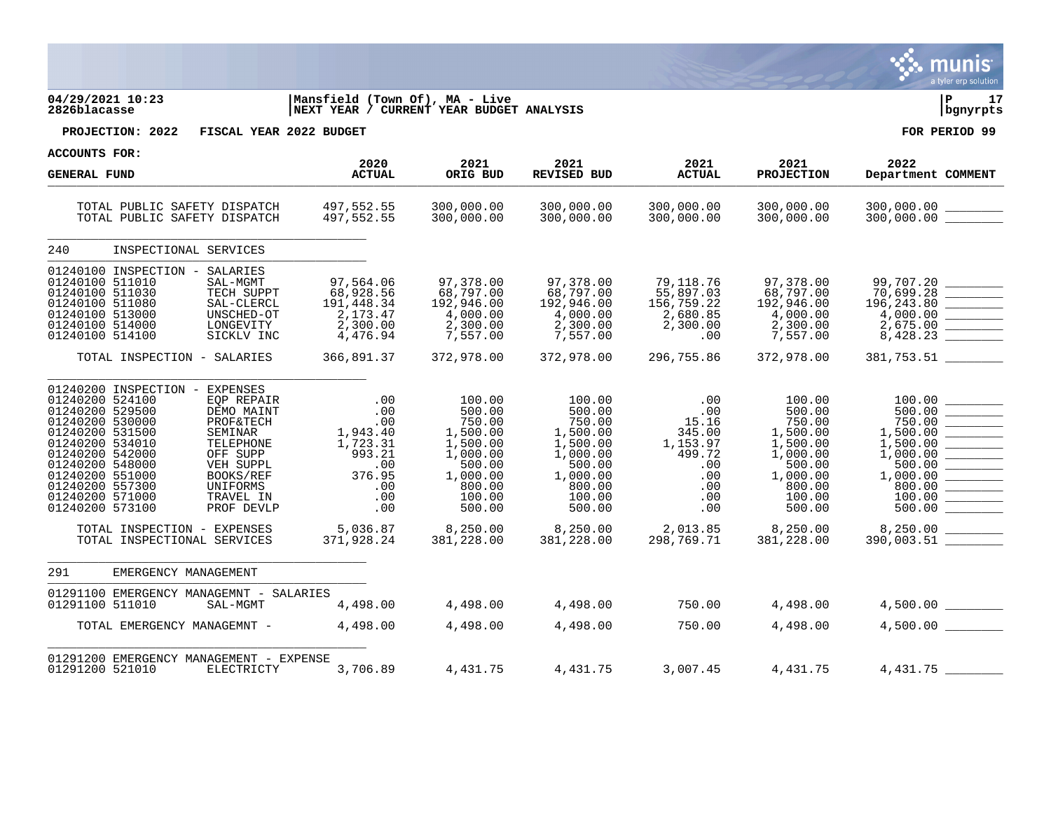04/29/2021 10:23 | Mansfield (Town Of), MA - Live | P 17
2826blacasse | NEXT YEAR / CURRENT YEAR BUDGET ANALYSIS | bgnyrpts

**PROJECTION: 2022 FISCAL YEAR 2022 BUDGET** — **FOR PERIOD 99**

**ACCOUNTS FOR:**

| GENERAL FUND | | 2020 ACTUAL | 2021 ORIG BUD | 2021 REVISED BUD | 2021 ACTUAL | 2021 PROJECTION | 2022 Department | COMMENT |
|---|---|---|---|---|---|---|---|---|
| TOTAL PUBLIC SAFETY DISPATCH | | 497,552.55 | 300,000.00 | 300,000.00 | 300,000.00 | 300,000.00 | 300,000.00 | |
| TOTAL PUBLIC SAFETY DISPATCH | | 497,552.55 | 300,000.00 | 300,000.00 | 300,000.00 | 300,000.00 | 300,000.00 | |
| **240 INSPECTIONAL SERVICES** | | | | | | | | |
| 01240100 INSPECTION - SALARIES | | | | | | | | |
| 01240100 511010 | SAL-MGMT | 97,564.06 | 97,378.00 | 97,378.00 | 79,118.76 | 97,378.00 | 99,707.20 | |
| 01240100 511030 | TECH SUPPT | 68,928.56 | 68,797.00 | 68,797.00 | 55,897.03 | 68,797.00 | 70,699.28 | |
| 01240100 511080 | SAL-CLERCL | 191,448.34 | 192,946.00 | 192,946.00 | 156,759.22 | 192,946.00 | 196,243.80 | |
| 01240100 513000 | UNSCHED-OT | 2,173.47 | 4,000.00 | 4,000.00 | 2,680.85 | 4,000.00 | 4,000.00 | |
| 01240100 514000 | LONGEVITY | 2,300.00 | 2,300.00 | 2,300.00 | 2,300.00 | 2,300.00 | 2,675.00 | |
| 01240100 514100 | SICKLV INC | 4,476.94 | 7,557.00 | 7,557.00 | .00 | 7,557.00 | 8,428.23 | |
| TOTAL INSPECTION - SALARIES | | 366,891.37 | 372,978.00 | 372,978.00 | 296,755.86 | 372,978.00 | 381,753.51 | |
| 01240200 INSPECTION - EXPENSES | | | | | | | | |
| 01240200 524100 | EQP REPAIR | .00 | 100.00 | 100.00 | .00 | 100.00 | 100.00 | |
| 01240200 529500 | DEMO MAINT | .00 | 500.00 | 500.00 | .00 | 500.00 | 500.00 | |
| 01240200 530000 | PROF&TECH | .00 | 750.00 | 750.00 | 15.16 | 750.00 | 750.00 | |
| 01240200 531500 | SEMINAR | 1,943.40 | 1,500.00 | 1,500.00 | 345.00 | 1,500.00 | 1,500.00 | |
| 01240200 534010 | TELEPHONE | 1,723.31 | 1,500.00 | 1,500.00 | 1,153.97 | 1,500.00 | 1,500.00 | |
| 01240200 542000 | OFF SUPP | 993.21 | 1,000.00 | 1,000.00 | 499.72 | 1,000.00 | 1,000.00 | |
| 01240200 548000 | VEH SUPPL | .00 | 500.00 | 500.00 | .00 | 500.00 | 500.00 | |
| 01240200 551000 | BOOKS/REF | 376.95 | 1,000.00 | 1,000.00 | .00 | 1,000.00 | 1,000.00 | |
| 01240200 557300 | UNIFORMS | .00 | 800.00 | 800.00 | .00 | 800.00 | 800.00 | |
| 01240200 571000 | TRAVEL IN | .00 | 100.00 | 100.00 | .00 | 100.00 | 100.00 | |
| 01240200 573100 | PROF DEVLP | .00 | 500.00 | 500.00 | .00 | 500.00 | 500.00 | |
| TOTAL INSPECTION - EXPENSES | | 5,036.87 | 8,250.00 | 8,250.00 | 2,013.85 | 8,250.00 | 8,250.00 | |
| TOTAL INSPECTIONAL SERVICES | | 371,928.24 | 381,228.00 | 381,228.00 | 298,769.71 | 381,228.00 | 390,003.51 | |
| **291 EMERGENCY MANAGEMENT** | | | | | | | | |
| 01291100 EMERGENCY MANAGEMNT - SALARIES | | | | | | | | |
| 01291100 511010 | SAL-MGMT | 4,498.00 | 4,498.00 | 4,498.00 | 750.00 | 4,498.00 | 4,500.00 | |
| TOTAL EMERGENCY MANAGEMNT - | | 4,498.00 | 4,498.00 | 4,498.00 | 750.00 | 4,498.00 | 4,500.00 | |
| 01291200 EMERGENCY MANAGEMENT - EXPENSE | | | | | | | | |
| 01291200 521010 | ELECTRICTY | 3,706.89 | 4,431.75 | 4,431.75 | 3,007.45 | 4,431.75 | 4,431.75 | |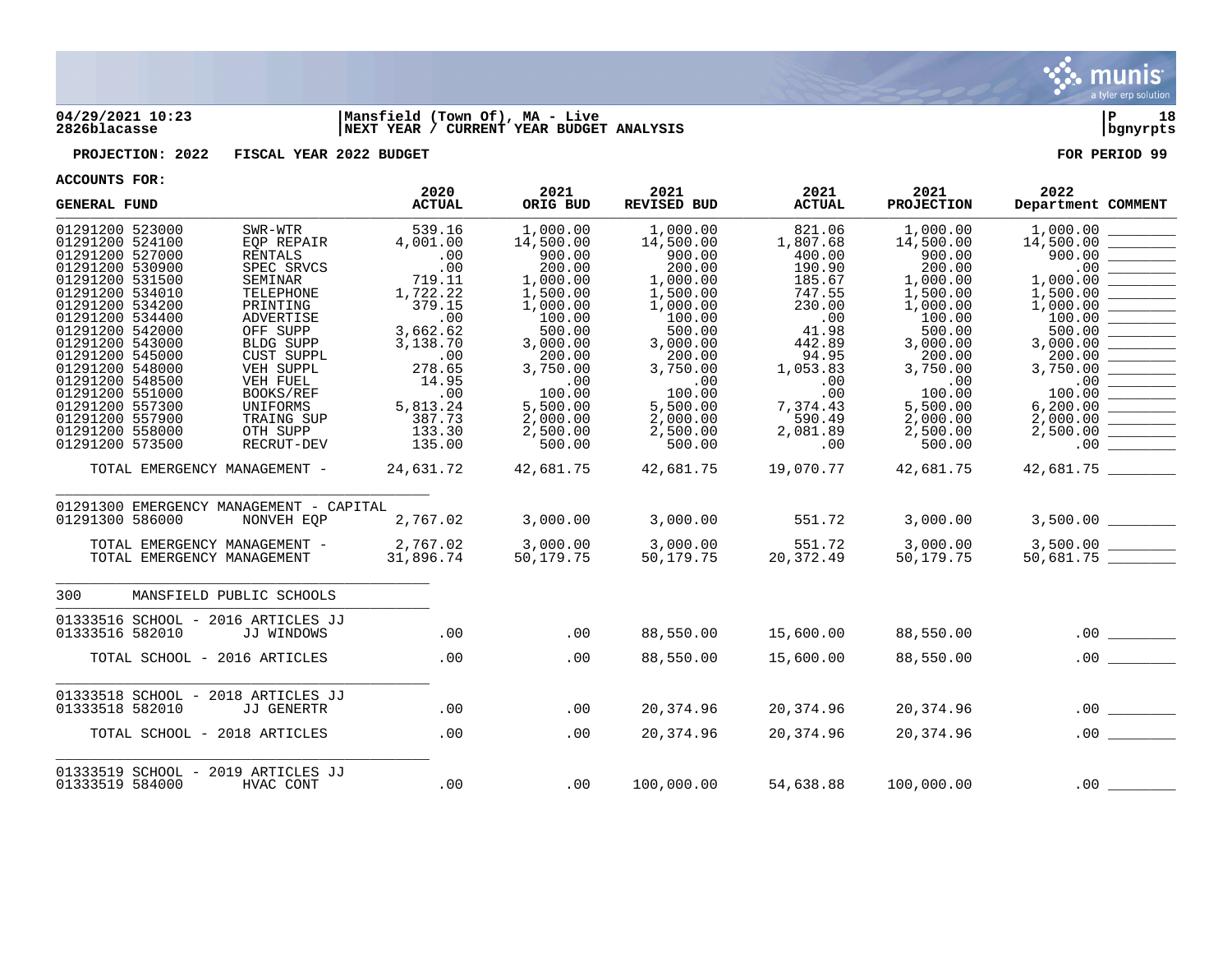04/29/2021 10:23 | Mansfield (Town Of), MA - Live
2826blacasse | NEXT YEAR / CURRENT YEAR BUDGET ANALYSIS

**PROJECTION: 2022 FISCAL YEAR 2022 BUDGET** — FOR PERIOD 99

ACCOUNTS FOR:

| GENERAL FUND | | 2020 ACTUAL | 2021 ORIG BUD | 2021 REVISED BUD | 2021 ACTUAL | 2021 PROJECTION | 2022 Department | COMMENT |
|---|---|---|---|---|---|---|---|---|
| 01291200 523000 | SWR-WTR | 539.16 | 1,000.00 | 1,000.00 | 821.06 | 1,000.00 | 1,000.00 | ________ |
| 01291200 524100 | EQP REPAIR | 4,001.00 | 14,500.00 | 14,500.00 | 1,807.68 | 14,500.00 | 14,500.00 | ________ |
| 01291200 527000 | RENTALS | .00 | 900.00 | 900.00 | 400.00 | 900.00 | 900.00 | ________ |
| 01291200 530900 | SPEC SRVCS | .00 | 200.00 | 200.00 | 190.90 | 200.00 | .00 | ________ |
| 01291200 531500 | SEMINAR | 719.11 | 1,000.00 | 1,000.00 | 185.67 | 1,000.00 | 1,000.00 | ________ |
| 01291200 534010 | TELEPHONE | 1,722.22 | 1,500.00 | 1,500.00 | 747.55 | 1,500.00 | 1,500.00 | ________ |
| 01291200 534200 | PRINTING | 379.15 | 1,000.00 | 1,000.00 | 230.00 | 1,000.00 | 1,000.00 | ________ |
| 01291200 534400 | ADVERTISE | .00 | 100.00 | 100.00 | .00 | 100.00 | 100.00 | ________ |
| 01291200 542000 | OFF SUPP | 3,662.62 | 500.00 | 500.00 | 41.98 | 500.00 | 500.00 | ________ |
| 01291200 543000 | BLDG SUPP | 3,138.70 | 3,000.00 | 3,000.00 | 442.89 | 3,000.00 | 3,000.00 | ________ |
| 01291200 545000 | CUST SUPPL | .00 | 200.00 | 200.00 | 94.95 | 200.00 | 200.00 | ________ |
| 01291200 548000 | VEH SUPPL | 278.65 | 3,750.00 | 3,750.00 | 1,053.83 | 3,750.00 | 3,750.00 | ________ |
| 01291200 548500 | VEH FUEL | 14.95 | .00 | .00 | .00 | .00 | .00 | ________ |
| 01291200 551000 | BOOKS/REF | .00 | 100.00 | 100.00 | .00 | 100.00 | 100.00 | ________ |
| 01291200 557300 | UNIFORMS | 5,813.24 | 5,500.00 | 5,500.00 | 7,374.43 | 5,500.00 | 6,200.00 | ________ |
| 01291200 557900 | TRAING SUP | 387.73 | 2,000.00 | 2,000.00 | 590.49 | 2,000.00 | 2,000.00 | ________ |
| 01291200 558000 | OTH SUPP | 133.30 | 2,500.00 | 2,500.00 | 2,081.89 | 2,500.00 | 2,500.00 | ________ |
| 01291200 573500 | RECRUT-DEV | 135.00 | 500.00 | 500.00 | .00 | 500.00 | .00 | ________ |
| TOTAL EMERGENCY MANAGEMENT - | | 24,631.72 | 42,681.75 | 42,681.75 | 19,070.77 | 42,681.75 | 42,681.75 | ________ |
| 01291300 EMERGENCY MANAGEMENT - CAPITAL | | | | | | | | |
| 01291300 586000 | NONVEH EQP | 2,767.02 | 3,000.00 | 3,000.00 | 551.72 | 3,000.00 | 3,500.00 | ________ |
| TOTAL EMERGENCY MANAGEMENT - | | 2,767.02 | 3,000.00 | 3,000.00 | 551.72 | 3,000.00 | 3,500.00 | ________ |
| TOTAL EMERGENCY MANAGEMENT | | 31,896.74 | 50,179.75 | 50,179.75 | 20,372.49 | 50,179.75 | 50,681.75 | ________ |
| 300 MANSFIELD PUBLIC SCHOOLS | | | | | | | | |
| 01333516 SCHOOL - 2016 ARTICLES JJ | | | | | | | | |
| 01333516 582010 | JJ WINDOWS | .00 | .00 | 88,550.00 | 15,600.00 | 88,550.00 | .00 | ________ |
| TOTAL SCHOOL - 2016 ARTICLES | | .00 | .00 | 88,550.00 | 15,600.00 | 88,550.00 | .00 | ________ |
| 01333518 SCHOOL - 2018 ARTICLES JJ | | | | | | | | |
| 01333518 582010 | JJ GENERTR | .00 | .00 | 20,374.96 | 20,374.96 | 20,374.96 | .00 | ________ |
| TOTAL SCHOOL - 2018 ARTICLES | | .00 | .00 | 20,374.96 | 20,374.96 | 20,374.96 | .00 | ________ |
| 01333519 SCHOOL - 2019 ARTICLES JJ | | | | | | | | |
| 01333519 584000 | HVAC CONT | .00 | .00 | 100,000.00 | 54,638.88 | 100,000.00 | .00 | ________ |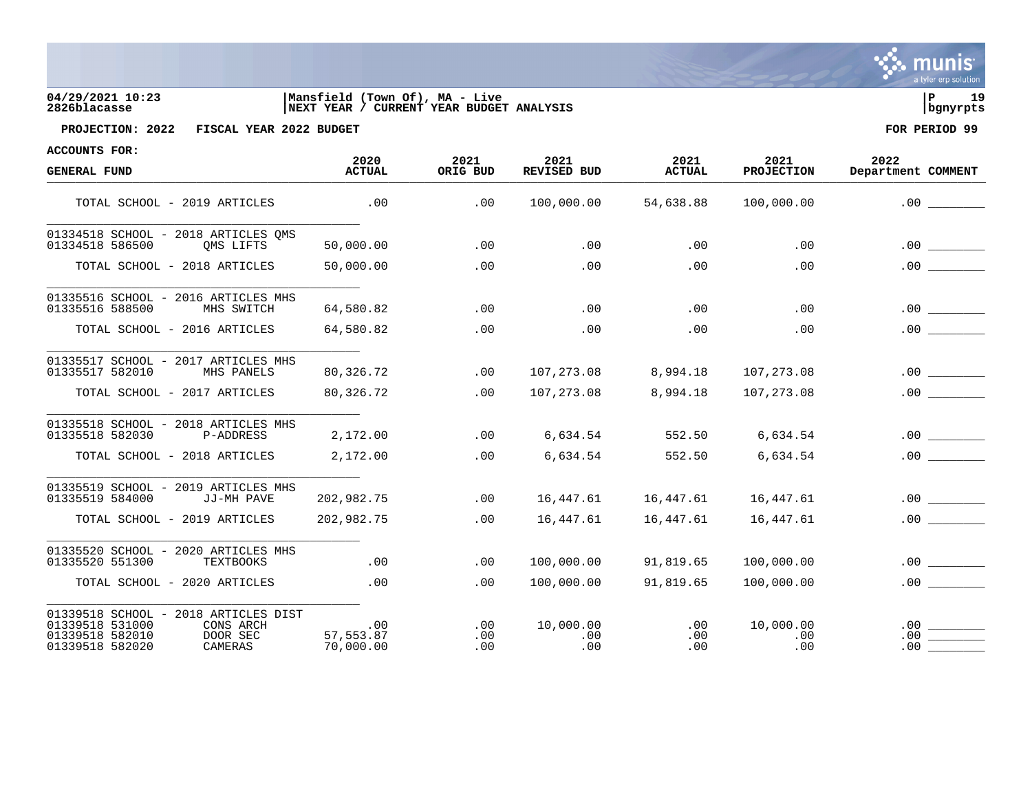**04/29/2021 10:23** | **Mansfield (Town Of), MA - Live**
**2826blacasse** | **NEXT YEAR / CURRENT YEAR BUDGET ANALYSIS**

**PROJECTION: 2022 FISCAL YEAR 2022 BUDGET** — **FOR PERIOD 99**

**ACCOUNTS FOR:**

| GENERAL FUND | 2020 ACTUAL | 2021 ORIG BUD | 2021 REVISED BUD | 2021 ACTUAL | 2021 PROJECTION | 2022 Department | COMMENT |
|---|---|---|---|---|---|---|---|
| TOTAL SCHOOL - 2019 ARTICLES | .00 | .00 | 100,000.00 | 54,638.88 | 100,000.00 | .00 | |
| 01334518 SCHOOL - 2018 ARTICLES QMS | | | | | | | |
| 01334518 586500 QMS LIFTS | 50,000.00 | .00 | .00 | .00 | .00 | .00 | |
| TOTAL SCHOOL - 2018 ARTICLES | 50,000.00 | .00 | .00 | .00 | .00 | .00 | |
| 01335516 SCHOOL - 2016 ARTICLES MHS | | | | | | | |
| 01335516 588500 MHS SWITCH | 64,580.82 | .00 | .00 | .00 | .00 | .00 | |
| TOTAL SCHOOL - 2016 ARTICLES | 64,580.82 | .00 | .00 | .00 | .00 | .00 | |
| 01335517 SCHOOL - 2017 ARTICLES MHS | | | | | | | |
| 01335517 582010 MHS PANELS | 80,326.72 | .00 | 107,273.08 | 8,994.18 | 107,273.08 | .00 | |
| TOTAL SCHOOL - 2017 ARTICLES | 80,326.72 | .00 | 107,273.08 | 8,994.18 | 107,273.08 | .00 | |
| 01335518 SCHOOL - 2018 ARTICLES MHS | | | | | | | |
| 01335518 582030 P-ADDRESS | 2,172.00 | .00 | 6,634.54 | 552.50 | 6,634.54 | .00 | |
| TOTAL SCHOOL - 2018 ARTICLES | 2,172.00 | .00 | 6,634.54 | 552.50 | 6,634.54 | .00 | |
| 01335519 SCHOOL - 2019 ARTICLES MHS | | | | | | | |
| 01335519 584000 JJ-MH PAVE | 202,982.75 | .00 | 16,447.61 | 16,447.61 | 16,447.61 | .00 | |
| TOTAL SCHOOL - 2019 ARTICLES | 202,982.75 | .00 | 16,447.61 | 16,447.61 | 16,447.61 | .00 | |
| 01335520 SCHOOL - 2020 ARTICLES MHS | | | | | | | |
| 01335520 551300 TEXTBOOKS | .00 | .00 | 100,000.00 | 91,819.65 | 100,000.00 | .00 | |
| TOTAL SCHOOL - 2020 ARTICLES | .00 | .00 | 100,000.00 | 91,819.65 | 100,000.00 | .00 | |
| 01339518 SCHOOL - 2018 ARTICLES DIST | | | | | | | |
| 01339518 531000 CONS ARCH | .00 | .00 | 10,000.00 | .00 | 10,000.00 | .00 | |
| 01339518 582010 DOOR SEC | 57,553.87 | .00 | .00 | .00 | .00 | .00 | |
| 01339518 582020 CAMERAS | 70,000.00 | .00 | .00 | .00 | .00 | .00 | |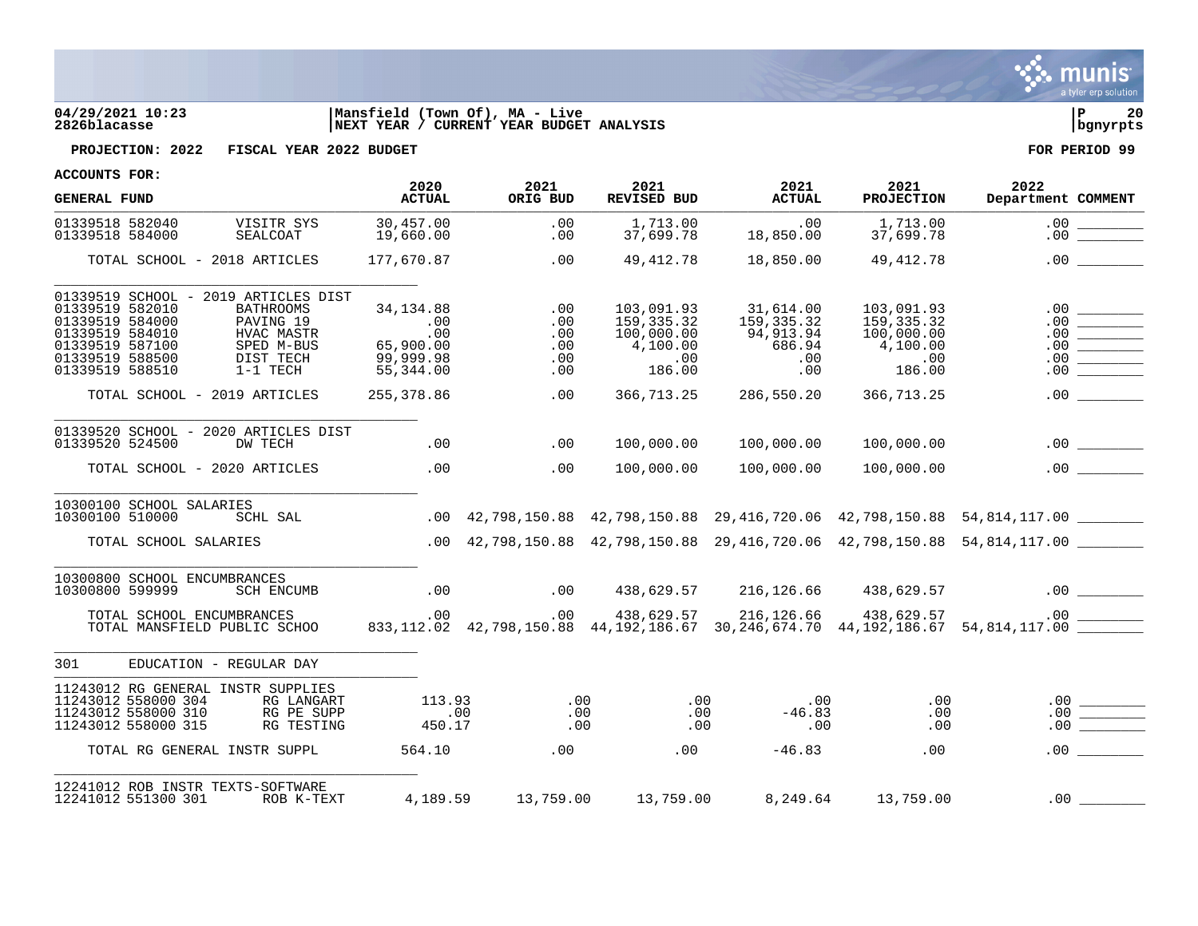04/29/2021 10:23 | Mansfield (Town Of), MA - Live | P 20
2826blacasse | NEXT YEAR / CURRENT YEAR BUDGET ANALYSIS | bgnyrpts

**PROJECTION: 2022 FISCAL YEAR 2022 BUDGET** | **FOR PERIOD 99**

**ACCOUNTS FOR:**

| GENERAL FUND | | 2020 ACTUAL | 2021 ORIG BUD | 2021 REVISED BUD | 2021 ACTUAL | 2021 PROJECTION | 2022 Department | COMMENT |
|---|---|---|---|---|---|---|---|---|
| 01339518 582040 | VISITR SYS | 30,457.00 | .00 | 1,713.00 | .00 | 1,713.00 | .00 | |
| 01339518 584000 | SEALCOAT | 19,660.00 | .00 | 37,699.78 | 18,850.00 | 37,699.78 | .00 | |
| TOTAL SCHOOL - 2018 ARTICLES | | 177,670.87 | .00 | 49,412.78 | 18,850.00 | 49,412.78 | .00 | |
| 01339519 SCHOOL - 2019 ARTICLES DIST | | | | | | | | |
| 01339519 582010 | BATHROOMS | 34,134.88 | .00 | 103,091.93 | 31,614.00 | 103,091.93 | .00 | |
| 01339519 584000 | PAVING 19 | .00 | .00 | 159,335.32 | 159,335.32 | 159,335.32 | .00 | |
| 01339519 584010 | HVAC MASTR | .00 | .00 | 100,000.00 | 94,913.94 | 100,000.00 | .00 | |
| 01339519 587100 | SPED M-BUS | 65,900.00 | .00 | 4,100.00 | 686.94 | 4,100.00 | .00 | |
| 01339519 588500 | DIST TECH | 99,999.98 | .00 | .00 | .00 | .00 | .00 | |
| 01339519 588510 | 1-1 TECH | 55,344.00 | .00 | 186.00 | .00 | 186.00 | .00 | |
| TOTAL SCHOOL - 2019 ARTICLES | | 255,378.86 | .00 | 366,713.25 | 286,550.20 | 366,713.25 | .00 | |
| 01339520 SCHOOL - 2020 ARTICLES DIST | | | | | | | | |
| 01339520 524500 | DW TECH | .00 | .00 | 100,000.00 | 100,000.00 | 100,000.00 | .00 | |
| TOTAL SCHOOL - 2020 ARTICLES | | .00 | .00 | 100,000.00 | 100,000.00 | 100,000.00 | .00 | |
| 10300100 SCHOOL SALARIES | | | | | | | | |
| 10300100 510000 | SCHL SAL | .00 | 42,798,150.88 | 42,798,150.88 | 29,416,720.06 | 42,798,150.88 | 54,814,117.00 | |
| TOTAL SCHOOL SALARIES | | .00 | 42,798,150.88 | 42,798,150.88 | 29,416,720.06 | 42,798,150.88 | 54,814,117.00 | |
| 10300800 SCHOOL ENCUMBRANCES | | | | | | | | |
| 10300800 599999 | SCH ENCUMB | .00 | .00 | 438,629.57 | 216,126.66 | 438,629.57 | .00 | |
| TOTAL SCHOOL ENCUMBRANCES | | .00 | .00 | 438,629.57 | 216,126.66 | 438,629.57 | .00 | |
| TOTAL MANSFIELD PUBLIC SCHOO | | 833,112.02 | 42,798,150.88 | 44,192,186.67 | 30,246,674.70 | 44,192,186.67 | 54,814,117.00 | |
| 301 | EDUCATION - REGULAR DAY | | | | | | | |
| 11243012 RG GENERAL INSTR SUPPLIES | | | | | | | | |
| 11243012 558000 304 | RG LANGART | 113.93 | .00 | .00 | .00 | .00 | .00 | |
| 11243012 558000 310 | RG PE SUPP | .00 | .00 | .00 | -46.83 | .00 | .00 | |
| 11243012 558000 315 | RG TESTING | 450.17 | .00 | .00 | .00 | .00 | .00 | |
| TOTAL RG GENERAL INSTR SUPPL | | 564.10 | .00 | .00 | -46.83 | .00 | .00 | |
| 12241012 ROB INSTR TEXTS-SOFTWARE | | | | | | | | |
| 12241012 551300 301 | ROB K-TEXT | 4,189.59 | 13,759.00 | 13,759.00 | 8,249.64 | 13,759.00 | .00 | |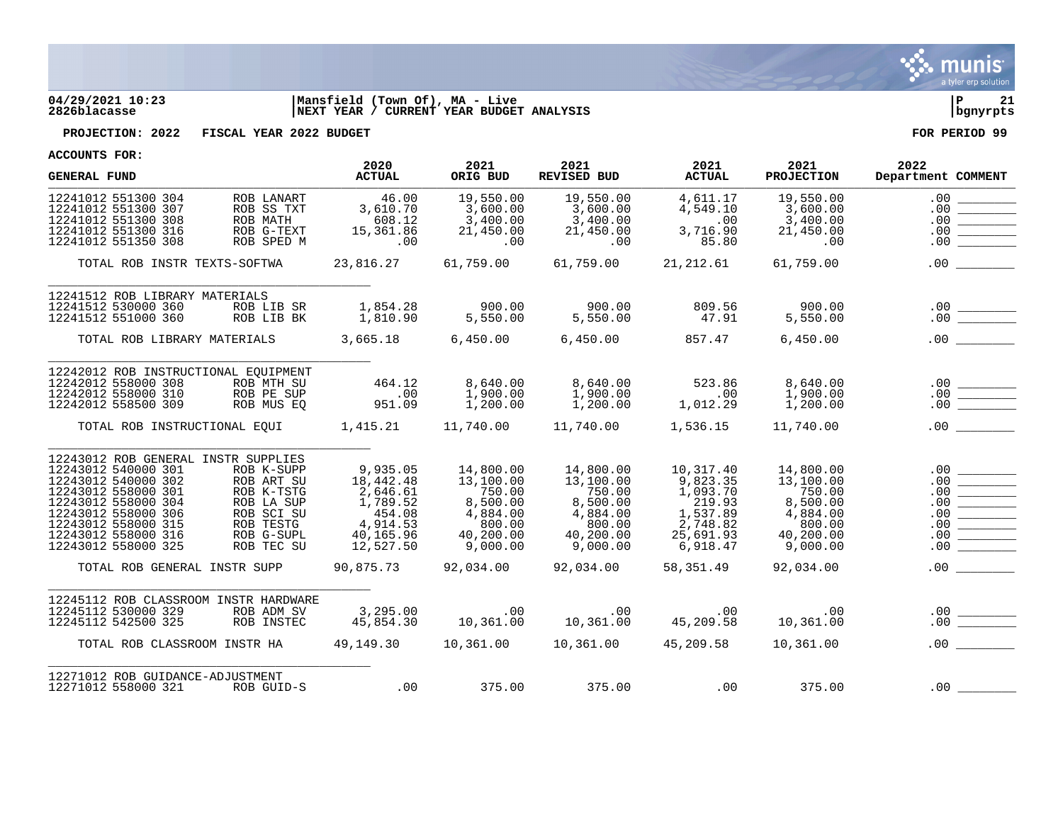04/29/2021 10:23 | Mansfield (Town Of), MA - Live
2826blacasse | NEXT YEAR / CURRENT YEAR BUDGET ANALYSIS

**PROJECTION: 2022 FISCAL YEAR 2022 BUDGET** — **FOR PERIOD 99**

**ACCOUNTS FOR:**

| GENERAL FUND | | 2020 ACTUAL | 2021 ORIG BUD | 2021 REVISED BUD | 2021 ACTUAL | 2021 PROJECTION | 2022 Department | COMMENT |
|---|---|---|---|---|---|---|---|---|
| 12241012 551300 304 | ROB LANART | 46.00 | 19,550.00 | 19,550.00 | 4,611.17 | 19,550.00 | .00 | |
| 12241012 551300 307 | ROB SS TXT | 3,610.70 | 3,600.00 | 3,600.00 | 4,549.10 | 3,600.00 | .00 | |
| 12241012 551300 308 | ROB MATH | 608.12 | 3,400.00 | 3,400.00 | .00 | 3,400.00 | .00 | |
| 12241012 551300 316 | ROB G-TEXT | 15,361.86 | 21,450.00 | 21,450.00 | 3,716.90 | 21,450.00 | .00 | |
| 12241012 551350 308 | ROB SPED M | .00 | .00 | .00 | 85.80 | .00 | .00 | |
| TOTAL ROB INSTR TEXTS-SOFTWA | | 23,816.27 | 61,759.00 | 61,759.00 | 21,212.61 | 61,759.00 | .00 | |
| **12241512 ROB LIBRARY MATERIALS** | | | | | | | | |
| 12241512 530000 360 | ROB LIB SR | 1,854.28 | 900.00 | 900.00 | 809.56 | 900.00 | .00 | |
| 12241512 551000 360 | ROB LIB BK | 1,810.90 | 5,550.00 | 5,550.00 | 47.91 | 5,550.00 | .00 | |
| TOTAL ROB LIBRARY MATERIALS | | 3,665.18 | 6,450.00 | 6,450.00 | 857.47 | 6,450.00 | .00 | |
| **12242012 ROB INSTRUCTIONAL EQUIPMENT** | | | | | | | | |
| 12242012 558000 308 | ROB MTH SU | 464.12 | 8,640.00 | 8,640.00 | 523.86 | 8,640.00 | .00 | |
| 12242012 558000 310 | ROB PE SUP | .00 | 1,900.00 | 1,900.00 | .00 | 1,900.00 | .00 | |
| 12242012 558500 309 | ROB MUS EQ | 951.09 | 1,200.00 | 1,200.00 | 1,012.29 | 1,200.00 | .00 | |
| TOTAL ROB INSTRUCTIONAL EQUI | | 1,415.21 | 11,740.00 | 11,740.00 | 1,536.15 | 11,740.00 | .00 | |
| **12243012 ROB GENERAL INSTR SUPPLIES** | | | | | | | | |
| 12243012 540000 301 | ROB K-SUPP | 9,935.05 | 14,800.00 | 14,800.00 | 10,317.40 | 14,800.00 | .00 | |
| 12243012 540000 302 | ROB ART SU | 18,442.48 | 13,100.00 | 13,100.00 | 9,823.35 | 13,100.00 | .00 | |
| 12243012 558000 301 | ROB K-TSTG | 2,646.61 | 750.00 | 750.00 | 1,093.70 | 750.00 | .00 | |
| 12243012 558000 304 | ROB LA SUP | 1,789.52 | 8,500.00 | 8,500.00 | 219.93 | 8,500.00 | .00 | |
| 12243012 558000 306 | ROB SCI SU | 454.08 | 4,884.00 | 4,884.00 | 1,537.89 | 4,884.00 | .00 | |
| 12243012 558000 315 | ROB TESTG | 4,914.53 | 800.00 | 800.00 | 2,748.82 | 800.00 | .00 | |
| 12243012 558000 316 | ROB G-SUPL | 40,165.96 | 40,200.00 | 40,200.00 | 25,691.93 | 40,200.00 | .00 | |
| 12243012 558000 325 | ROB TEC SU | 12,527.50 | 9,000.00 | 9,000.00 | 6,918.47 | 9,000.00 | .00 | |
| TOTAL ROB GENERAL INSTR SUPP | | 90,875.73 | 92,034.00 | 92,034.00 | 58,351.49 | 92,034.00 | .00 | |
| **12245112 ROB CLASSROOM INSTR HARDWARE** | | | | | | | | |
| 12245112 530000 329 | ROB ADM SV | 3,295.00 | .00 | .00 | .00 | .00 | .00 | |
| 12245112 542500 325 | ROB INSTEC | 45,854.30 | 10,361.00 | 10,361.00 | 45,209.58 | 10,361.00 | .00 | |
| TOTAL ROB CLASSROOM INSTR HA | | 49,149.30 | 10,361.00 | 10,361.00 | 45,209.58 | 10,361.00 | .00 | |
| **12271012 ROB GUIDANCE-ADJUSTMENT** | | | | | | | | |
| 12271012 558000 321 | ROB GUID-S | .00 | 375.00 | 375.00 | .00 | 375.00 | .00 | |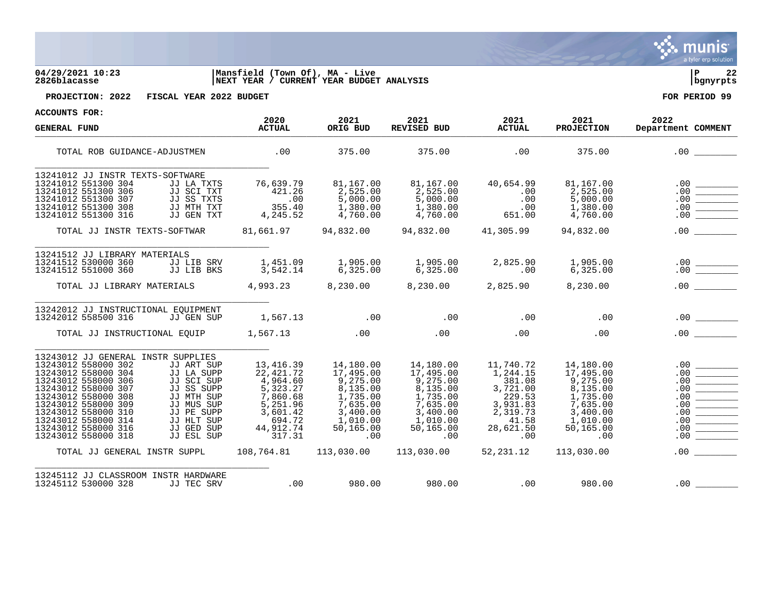**04/29/2021 10:23** | **Mansfield (Town Of), MA - Live**
**2826blacasse** | **NEXT YEAR / CURRENT YEAR BUDGET ANALYSIS** | **bgnyrpts**

**PROJECTION: 2022 FISCAL YEAR 2022 BUDGET** | **FOR PERIOD 99**

**ACCOUNTS FOR:**

| GENERAL FUND | | 2020 ACTUAL | 2021 ORIG BUD | 2021 REVISED BUD | 2021 ACTUAL | 2021 PROJECTION | 2022 Department | COMMENT |
|---|---|---|---|---|---|---|---|---|
| TOTAL ROB GUIDANCE-ADJUSTMEN | | .00 | 375.00 | 375.00 | .00 | 375.00 | .00 | ________ |
| 13241012 JJ INSTR TEXTS-SOFTWARE | | | | | | | | |
| 13241012 551300 304 | JJ LA TXTS | 76,639.79 | 81,167.00 | 81,167.00 | 40,654.99 | 81,167.00 | .00 | ________ |
| 13241012 551300 306 | JJ SCI TXT | 421.26 | 2,525.00 | 2,525.00 | .00 | 2,525.00 | .00 | ________ |
| 13241012 551300 307 | JJ SS TXTS | .00 | 5,000.00 | 5,000.00 | .00 | 5,000.00 | .00 | ________ |
| 13241012 551300 308 | JJ MTH TXT | 355.40 | 1,380.00 | 1,380.00 | .00 | 1,380.00 | .00 | ________ |
| 13241012 551300 316 | JJ GEN TXT | 4,245.52 | 4,760.00 | 4,760.00 | 651.00 | 4,760.00 | .00 | ________ |
| TOTAL JJ INSTR TEXTS-SOFTWAR | | 81,661.97 | 94,832.00 | 94,832.00 | 41,305.99 | 94,832.00 | .00 | ________ |
| 13241512 JJ LIBRARY MATERIALS | | | | | | | | |
| 13241512 530000 360 | JJ LIB SRV | 1,451.09 | 1,905.00 | 1,905.00 | 2,825.90 | 1,905.00 | .00 | ________ |
| 13241512 551000 360 | JJ LIB BKS | 3,542.14 | 6,325.00 | 6,325.00 | .00 | 6,325.00 | .00 | ________ |
| TOTAL JJ LIBRARY MATERIALS | | 4,993.23 | 8,230.00 | 8,230.00 | 2,825.90 | 8,230.00 | .00 | ________ |
| 13242012 JJ INSTRUCTIONAL EQUIPMENT | | | | | | | | |
| 13242012 558500 316 | JJ GEN SUP | 1,567.13 | .00 | .00 | .00 | .00 | .00 | ________ |
| TOTAL JJ INSTRUCTIONAL EQUIP | | 1,567.13 | .00 | .00 | .00 | .00 | .00 | ________ |
| 13243012 JJ GENERAL INSTR SUPPLIES | | | | | | | | |
| 13243012 558000 302 | JJ ART SUP | 13,416.39 | 14,180.00 | 14,180.00 | 11,740.72 | 14,180.00 | .00 | ________ |
| 13243012 558000 304 | JJ LA SUPP | 22,421.72 | 17,495.00 | 17,495.00 | 1,244.15 | 17,495.00 | .00 | ________ |
| 13243012 558000 306 | JJ SCI SUP | 4,964.60 | 9,275.00 | 9,275.00 | 381.08 | 9,275.00 | .00 | ________ |
| 13243012 558000 307 | JJ SS SUPP | 5,323.27 | 8,135.00 | 8,135.00 | 3,721.00 | 8,135.00 | .00 | ________ |
| 13243012 558000 308 | JJ MTH SUP | 7,860.68 | 1,735.00 | 1,735.00 | 229.53 | 1,735.00 | .00 | ________ |
| 13243012 558000 309 | JJ MUS SUP | 5,251.96 | 7,635.00 | 7,635.00 | 3,931.83 | 7,635.00 | .00 | ________ |
| 13243012 558000 310 | JJ PE SUPP | 3,601.42 | 3,400.00 | 3,400.00 | 2,319.73 | 3,400.00 | .00 | ________ |
| 13243012 558000 314 | JJ HLT SUP | 694.72 | 1,010.00 | 1,010.00 | 41.58 | 1,010.00 | .00 | ________ |
| 13243012 558000 316 | JJ GED SUP | 44,912.74 | 50,165.00 | 50,165.00 | 28,621.50 | 50,165.00 | .00 | ________ |
| 13243012 558000 318 | JJ ESL SUP | 317.31 | .00 | .00 | .00 | .00 | .00 | ________ |
| TOTAL JJ GENERAL INSTR SUPPL | | 108,764.81 | 113,030.00 | 113,030.00 | 52,231.12 | 113,030.00 | .00 | ________ |
| 13245112 JJ CLASSROOM INSTR HARDWARE | | | | | | | | |
| 13245112 530000 328 | JJ TEC SRV | .00 | 980.00 | 980.00 | .00 | 980.00 | .00 | ________ |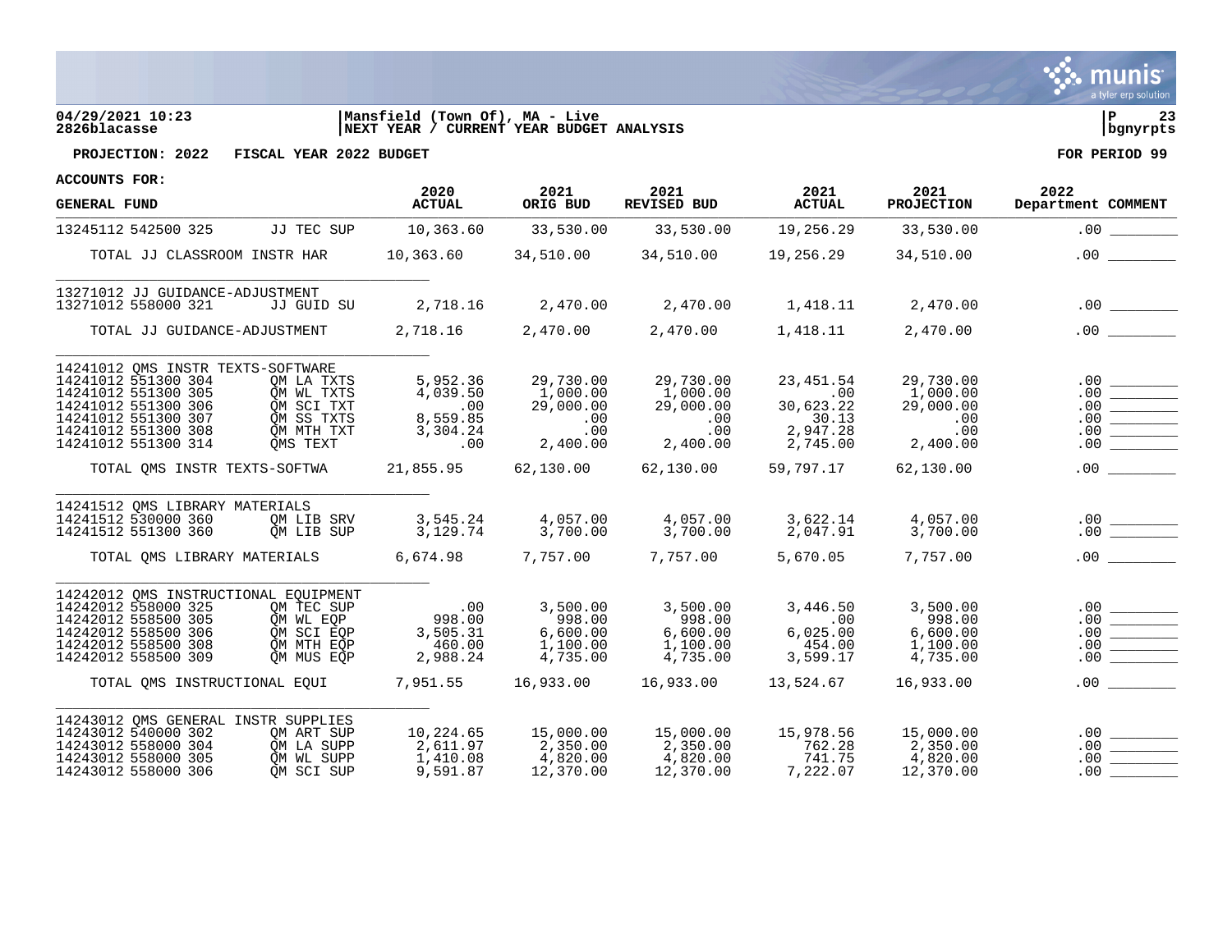04/29/2021 10:23 | Mansfield (Town Of), MA - Live | P 23
2826blacasse | NEXT YEAR / CURRENT YEAR BUDGET ANALYSIS | bgnyrpts

**PROJECTION: 2022 FISCAL YEAR 2022 BUDGET** **FOR PERIOD 99**

**ACCOUNTS FOR:**

| GENERAL FUND | | 2020 ACTUAL | 2021 ORIG BUD | 2021 REVISED BUD | 2021 ACTUAL | 2021 PROJECTION | 2022 Department | COMMENT |
|---|---|---|---|---|---|---|---|---|
| 13245112 542500 325 | JJ TEC SUP | 10,363.60 | 33,530.00 | 33,530.00 | 19,256.29 | 33,530.00 | .00 | |
| TOTAL JJ CLASSROOM INSTR HAR | | 10,363.60 | 34,510.00 | 34,510.00 | 19,256.29 | 34,510.00 | .00 | |
| 13271012 JJ GUIDANCE-ADJUSTMENT | | | | | | | | |
| 13271012 558000 321 | JJ GUID SU | 2,718.16 | 2,470.00 | 2,470.00 | 1,418.11 | 2,470.00 | .00 | |
| TOTAL JJ GUIDANCE-ADJUSTMENT | | 2,718.16 | 2,470.00 | 2,470.00 | 1,418.11 | 2,470.00 | .00 | |
| 14241012 QMS INSTR TEXTS-SOFTWARE | | | | | | | | |
| 14241012 551300 304 | QM LA TXTS | 5,952.36 | 29,730.00 | 29,730.00 | 23,451.54 | 29,730.00 | .00 | |
| 14241012 551300 305 | QM WL TXTS | 4,039.50 | 1,000.00 | 1,000.00 | .00 | 1,000.00 | .00 | |
| 14241012 551300 306 | QM SCI TXT | .00 | 29,000.00 | 29,000.00 | 30,623.22 | 29,000.00 | .00 | |
| 14241012 551300 307 | QM SS TXTS | 8,559.85 | .00 | .00 | 30.13 | .00 | .00 | |
| 14241012 551300 308 | QM MTH TXT | 3,304.24 | .00 | .00 | 2,947.28 | .00 | .00 | |
| 14241012 551300 314 | QMS TEXT | .00 | 2,400.00 | 2,400.00 | 2,745.00 | 2,400.00 | .00 | |
| TOTAL QMS INSTR TEXTS-SOFTWA | | 21,855.95 | 62,130.00 | 62,130.00 | 59,797.17 | 62,130.00 | .00 | |
| 14241512 QMS LIBRARY MATERIALS | | | | | | | | |
| 14241512 530000 360 | QM LIB SRV | 3,545.24 | 4,057.00 | 4,057.00 | 3,622.14 | 4,057.00 | .00 | |
| 14241512 551300 360 | QM LIB SUP | 3,129.74 | 3,700.00 | 3,700.00 | 2,047.91 | 3,700.00 | .00 | |
| TOTAL QMS LIBRARY MATERIALS | | 6,674.98 | 7,757.00 | 7,757.00 | 5,670.05 | 7,757.00 | .00 | |
| 14242012 QMS INSTRUCTIONAL EQUIPMENT | | | | | | | | |
| 14242012 558000 325 | QM TEC SUP | .00 | 3,500.00 | 3,500.00 | 3,446.50 | 3,500.00 | .00 | |
| 14242012 558500 305 | QM WL EQP | 998.00 | 998.00 | 998.00 | .00 | 998.00 | .00 | |
| 14242012 558500 306 | QM SCI EQP | 3,505.31 | 6,600.00 | 6,600.00 | 6,025.00 | 6,600.00 | .00 | |
| 14242012 558500 308 | QM MTH EQP | 460.00 | 1,100.00 | 1,100.00 | 454.00 | 1,100.00 | .00 | |
| 14242012 558500 309 | QM MUS EQP | 2,988.24 | 4,735.00 | 4,735.00 | 3,599.17 | 4,735.00 | .00 | |
| TOTAL QMS INSTRUCTIONAL EQUI | | 7,951.55 | 16,933.00 | 16,933.00 | 13,524.67 | 16,933.00 | .00 | |
| 14243012 QMS GENERAL INSTR SUPPLIES | | | | | | | | |
| 14243012 540000 302 | QM ART SUP | 10,224.65 | 15,000.00 | 15,000.00 | 15,978.56 | 15,000.00 | .00 | |
| 14243012 558000 304 | QM LA SUPP | 2,611.97 | 2,350.00 | 2,350.00 | 762.28 | 2,350.00 | .00 | |
| 14243012 558000 305 | QM WL SUPP | 1,410.08 | 4,820.00 | 4,820.00 | 741.75 | 4,820.00 | .00 | |
| 14243012 558000 306 | QM SCI SUP | 9,591.87 | 12,370.00 | 12,370.00 | 7,222.07 | 12,370.00 | .00 | |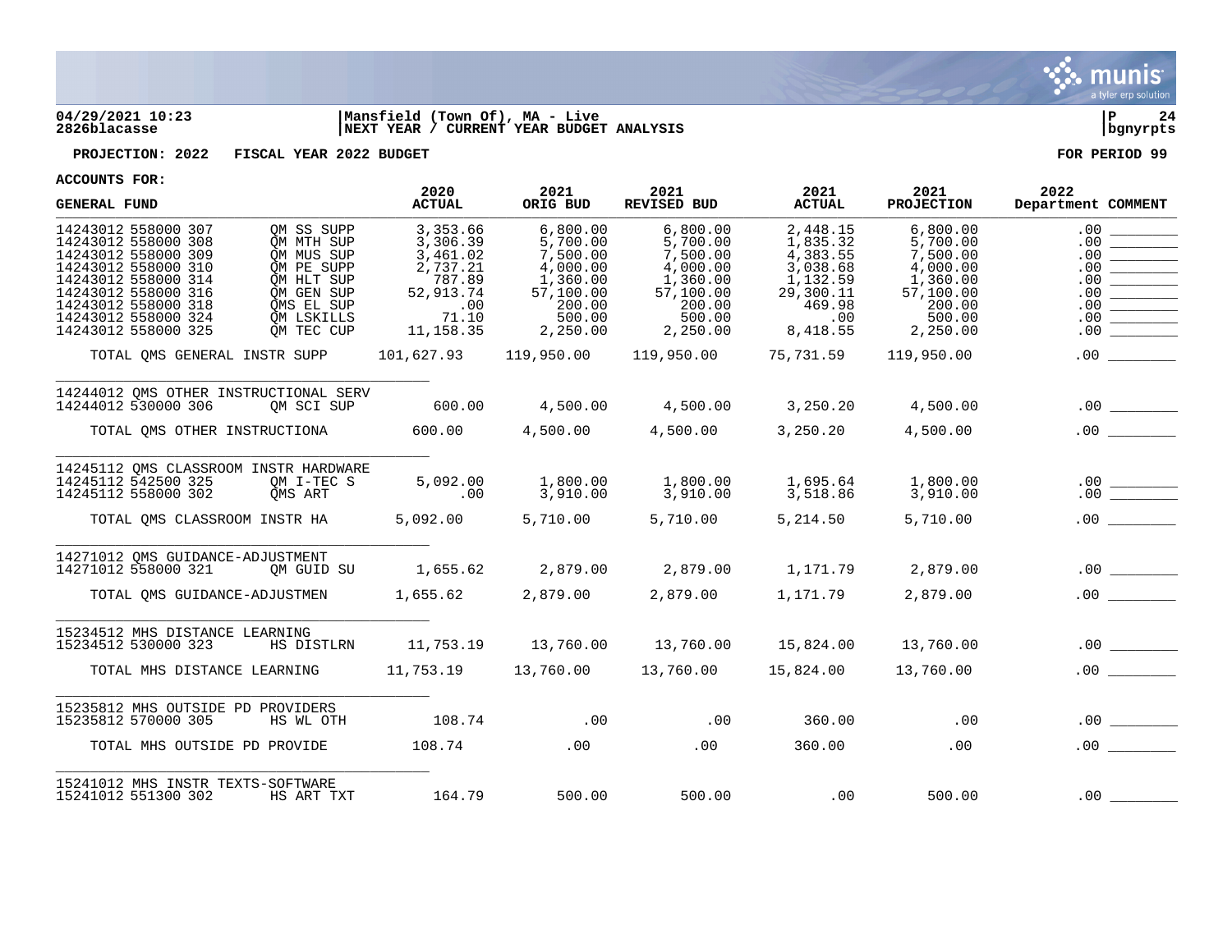04/29/2021 10:23 | Mansfield (Town Of), MA - Live | P 24
2826blacasse | NEXT YEAR / CURRENT YEAR BUDGET ANALYSIS | bgnyrpts

**PROJECTION: 2022 FISCAL YEAR 2022 BUDGET** | **FOR PERIOD 99**

**ACCOUNTS FOR:**

| GENERAL FUND | | 2020 ACTUAL | 2021 ORIG BUD | 2021 REVISED BUD | 2021 ACTUAL | 2021 PROJECTION | 2022 Department | COMMENT |
|---|---|---|---|---|---|---|---|---|
| 14243012 558000 307 | QM SS SUPP | 3,353.66 | 6,800.00 | 6,800.00 | 2,448.15 | 6,800.00 | .00 | |
| 14243012 558000 308 | QM MTH SUP | 3,306.39 | 5,700.00 | 5,700.00 | 1,835.32 | 5,700.00 | .00 | |
| 14243012 558000 309 | QM MUS SUP | 3,461.02 | 7,500.00 | 7,500.00 | 4,383.55 | 7,500.00 | .00 | |
| 14243012 558000 310 | QM PE SUPP | 2,737.21 | 4,000.00 | 4,000.00 | 3,038.68 | 4,000.00 | .00 | |
| 14243012 558000 314 | QM HLT SUP | 787.89 | 1,360.00 | 1,360.00 | 1,132.59 | 1,360.00 | .00 | |
| 14243012 558000 316 | QM GEN SUP | 52,913.74 | 57,100.00 | 57,100.00 | 29,300.11 | 57,100.00 | .00 | |
| 14243012 558000 318 | QMS EL SUP | .00 | 200.00 | 200.00 | 469.98 | 200.00 | .00 | |
| 14243012 558000 324 | QM LSKILLS | 71.10 | 500.00 | 500.00 | .00 | 500.00 | .00 | |
| 14243012 558000 325 | QM TEC CUP | 11,158.35 | 2,250.00 | 2,250.00 | 8,418.55 | 2,250.00 | .00 | |
| TOTAL QMS GENERAL INSTR SUPP | | 101,627.93 | 119,950.00 | 119,950.00 | 75,731.59 | 119,950.00 | .00 | |
| **14244012 QMS OTHER INSTRUCTIONAL SERV** | | | | | | | | |
| 14244012 530000 306 | QM SCI SUP | 600.00 | 4,500.00 | 4,500.00 | 3,250.20 | 4,500.00 | .00 | |
| TOTAL QMS OTHER INSTRUCTIONA | | 600.00 | 4,500.00 | 4,500.00 | 3,250.20 | 4,500.00 | .00 | |
| **14245112 QMS CLASSROOM INSTR HARDWARE** | | | | | | | | |
| 14245112 542500 325 | QM I-TEC S | 5,092.00 | 1,800.00 | 1,800.00 | 1,695.64 | 1,800.00 | .00 | |
| 14245112 558000 302 | QMS ART | .00 | 3,910.00 | 3,910.00 | 3,518.86 | 3,910.00 | .00 | |
| TOTAL QMS CLASSROOM INSTR HA | | 5,092.00 | 5,710.00 | 5,710.00 | 5,214.50 | 5,710.00 | .00 | |
| **14271012 QMS GUIDANCE-ADJUSTMENT** | | | | | | | | |
| 14271012 558000 321 | QM GUID SU | 1,655.62 | 2,879.00 | 2,879.00 | 1,171.79 | 2,879.00 | .00 | |
| TOTAL QMS GUIDANCE-ADJUSTMEN | | 1,655.62 | 2,879.00 | 2,879.00 | 1,171.79 | 2,879.00 | .00 | |
| **15234512 MHS DISTANCE LEARNING** | | | | | | | | |
| 15234512 530000 323 | HS DISTLRN | 11,753.19 | 13,760.00 | 13,760.00 | 15,824.00 | 13,760.00 | .00 | |
| TOTAL MHS DISTANCE LEARNING | | 11,753.19 | 13,760.00 | 13,760.00 | 15,824.00 | 13,760.00 | .00 | |
| **15235812 MHS OUTSIDE PD PROVIDERS** | | | | | | | | |
| 15235812 570000 305 | HS WL OTH | 108.74 | .00 | .00 | 360.00 | .00 | .00 | |
| TOTAL MHS OUTSIDE PD PROVIDE | | 108.74 | .00 | .00 | 360.00 | .00 | .00 | |
| **15241012 MHS INSTR TEXTS-SOFTWARE** | | | | | | | | |
| 15241012 551300 302 | HS ART TXT | 164.79 | 500.00 | 500.00 | .00 | 500.00 | .00 | |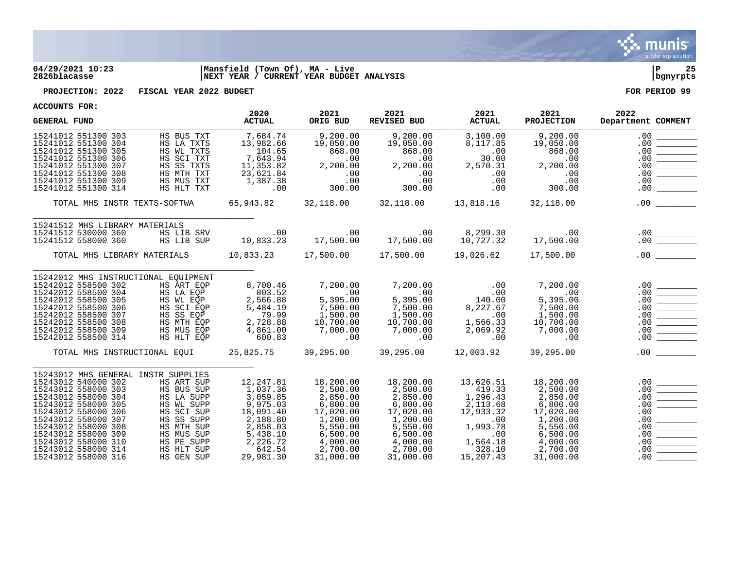04/29/2021 10:23 | Mansfield (Town Of), MA - Live | P 25
2826blacasse | NEXT YEAR / CURRENT YEAR BUDGET ANALYSIS | bgnyrpts

**PROJECTION: 2022 FISCAL YEAR 2022 BUDGET** **FOR PERIOD 99**

**ACCOUNTS FOR:**

| GENERAL FUND | | 2020 ACTUAL | 2021 ORIG BUD | 2021 REVISED BUD | 2021 ACTUAL | 2021 PROJECTION | 2022 Department | COMMENT |
|---|---|---|---|---|---|---|---|---|
| 15241012 551300 303 | HS BUS TXT | 7,684.74 | 9,200.00 | 9,200.00 | 3,100.00 | 9,200.00 | .00 | |
| 15241012 551300 304 | HS LA TXTS | 13,982.66 | 19,050.00 | 19,050.00 | 8,117.85 | 19,050.00 | .00 | |
| 15241012 551300 305 | HS WL TXTS | 104.65 | 868.00 | 868.00 | .00 | 868.00 | .00 | |
| 15241012 551300 306 | HS SCI TXT | 7,643.94 | .00 | .00 | 30.00 | .00 | .00 | |
| 15241012 551300 307 | HS SS TXTS | 11,353.82 | 2,200.00 | 2,200.00 | 2,570.31 | 2,200.00 | .00 | |
| 15241012 551300 308 | HS MTH TXT | 23,621.84 | .00 | .00 | .00 | .00 | .00 | |
| 15241012 551300 309 | HS MUS TXT | 1,387.38 | .00 | .00 | .00 | .00 | .00 | |
| 15241012 551300 314 | HS HLT TXT | .00 | 300.00 | 300.00 | .00 | 300.00 | .00 | |
| TOTAL MHS INSTR TEXTS-SOFTWA | | 65,943.82 | 32,118.00 | 32,118.00 | 13,818.16 | 32,118.00 | .00 | |
| 15241512 MHS LIBRARY MATERIALS | | | | | | | | |
| 15241512 530000 360 | HS LIB SRV | .00 | .00 | .00 | 8,299.30 | .00 | .00 | |
| 15241512 558000 360 | HS LIB SUP | 10,833.23 | 17,500.00 | 17,500.00 | 10,727.32 | 17,500.00 | .00 | |
| TOTAL MHS LIBRARY MATERIALS | | 10,833.23 | 17,500.00 | 17,500.00 | 19,026.62 | 17,500.00 | .00 | |
| 15242012 MHS INSTRUCTIONAL EQUIPMENT | | | | | | | | |
| 15242012 558500 302 | HS ART EQP | 8,700.46 | 7,200.00 | 7,200.00 | .00 | 7,200.00 | .00 | |
| 15242012 558500 304 | HS LA EQP | 803.52 | .00 | .00 | .00 | .00 | .00 | |
| 15242012 558500 305 | HS WL EQP | 2,566.88 | 5,395.00 | 5,395.00 | 140.00 | 5,395.00 | .00 | |
| 15242012 558500 306 | HS SCI EQP | 5,484.19 | 7,500.00 | 7,500.00 | 8,227.67 | 7,500.00 | .00 | |
| 15242012 558500 307 | HS SS EQP | 79.99 | 1,500.00 | 1,500.00 | .00 | 1,500.00 | .00 | |
| 15242012 558500 308 | HS MTH EQP | 2,728.88 | 10,700.00 | 10,700.00 | 1,566.33 | 10,700.00 | .00 | |
| 15242012 558500 309 | HS MUS EQP | 4,861.00 | 7,000.00 | 7,000.00 | 2,069.92 | 7,000.00 | .00 | |
| 15242012 558500 314 | HS HLT EQP | 600.83 | .00 | .00 | .00 | .00 | .00 | |
| TOTAL MHS INSTRUCTIONAL EQUI | | 25,825.75 | 39,295.00 | 39,295.00 | 12,003.92 | 39,295.00 | .00 | |
| 15243012 MHS GENERAL INSTR SUPPLIES | | | | | | | | |
| 15243012 540000 302 | HS ART SUP | 12,247.81 | 18,200.00 | 18,200.00 | 13,626.51 | 18,200.00 | .00 | |
| 15243012 558000 303 | HS BUS SUP | 1,037.36 | 2,500.00 | 2,500.00 | 419.33 | 2,500.00 | .00 | |
| 15243012 558000 304 | HS LA SUPP | 3,059.85 | 2,850.00 | 2,850.00 | 1,296.43 | 2,850.00 | .00 | |
| 15243012 558000 305 | HS WL SUPP | 9,975.03 | 6,800.00 | 6,800.00 | 2,113.68 | 6,800.00 | .00 | |
| 15243012 558000 306 | HS SCI SUP | 18,091.40 | 17,020.00 | 17,020.00 | 12,933.32 | 17,020.00 | .00 | |
| 15243012 558000 307 | HS SS SUPP | 2,188.80 | 1,200.00 | 1,200.00 | .00 | 1,200.00 | .00 | |
| 15243012 558000 308 | HS MTH SUP | 2,858.03 | 5,550.00 | 5,550.00 | 1,993.78 | 5,550.00 | .00 | |
| 15243012 558000 309 | HS MUS SUP | 5,438.10 | 6,500.00 | 6,500.00 | .00 | 6,500.00 | .00 | |
| 15243012 558000 310 | HS PE SUPP | 2,226.72 | 4,000.00 | 4,000.00 | 1,564.18 | 4,000.00 | .00 | |
| 15243012 558000 314 | HS HLT SUP | 642.54 | 2,700.00 | 2,700.00 | 328.10 | 2,700.00 | .00 | |
| 15243012 558000 316 | HS GEN SUP | 29,981.30 | 31,000.00 | 31,000.00 | 15,207.43 | 31,000.00 | .00 | |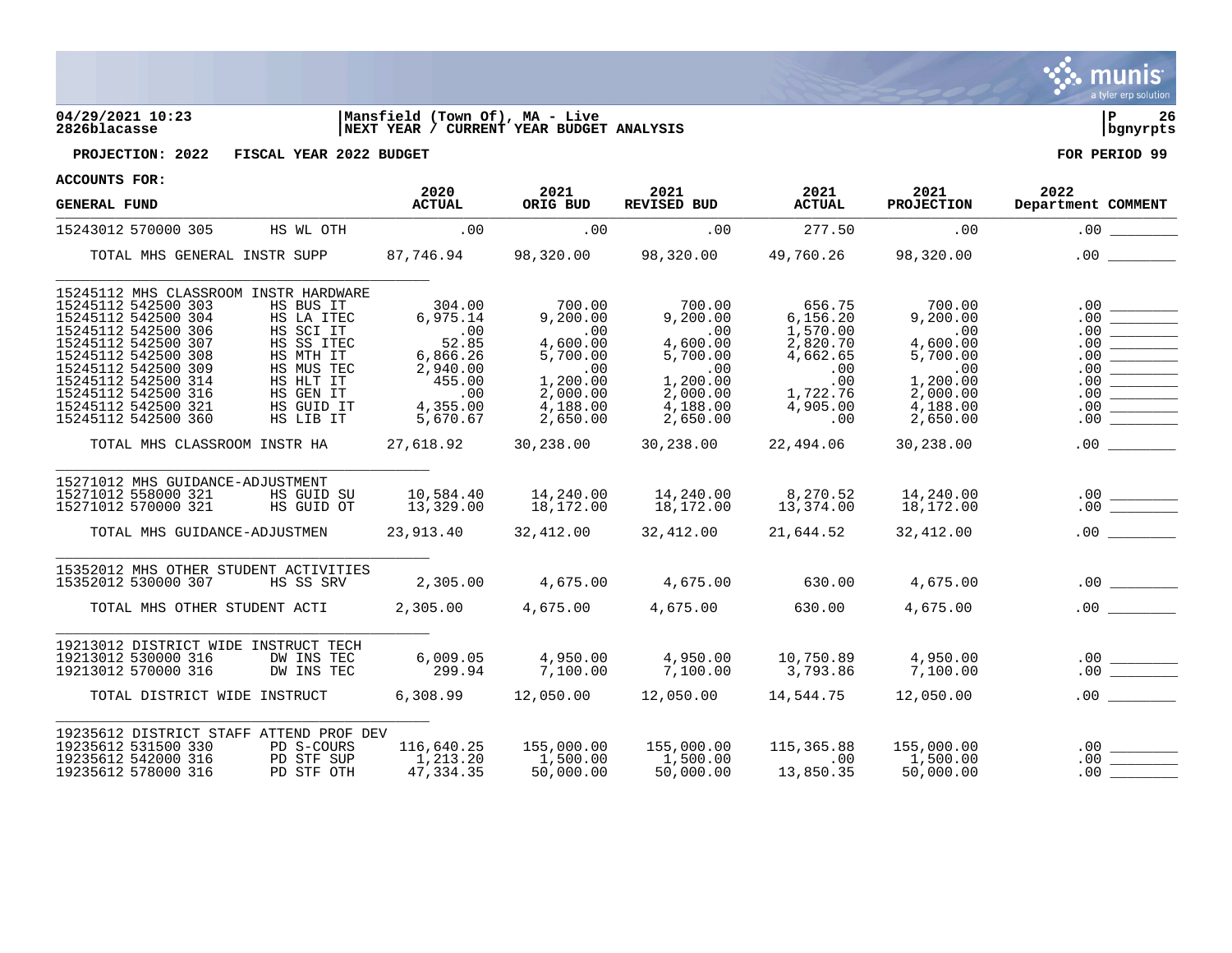**Mansfield (Town Of), MA - Live**
**NEXT YEAR / CURRENT YEAR BUDGET ANALYSIS**

04/29/2021 10:23
2826blacasse

**PROJECTION: 2022 FISCAL YEAR 2022 BUDGET** — FOR PERIOD 99

ACCOUNTS FOR:

| GENERAL FUND | | 2020 ACTUAL | 2021 ORIG BUD | 2021 REVISED BUD | 2021 ACTUAL | 2021 PROJECTION | 2022 Department | COMMENT |
|---|---|---|---|---|---|---|---|---|
| 15243012 570000 305 | HS WL OTH | .00 | .00 | .00 | 277.50 | .00 | .00 | |
| TOTAL MHS GENERAL INSTR SUPP | | 87,746.94 | 98,320.00 | 98,320.00 | 49,760.26 | 98,320.00 | .00 | |
| 15245112 MHS CLASSROOM INSTR HARDWARE | | | | | | | | |
| 15245112 542500 303 | HS BUS IT | 304.00 | 700.00 | 700.00 | 656.75 | 700.00 | .00 | |
| 15245112 542500 304 | HS LA ITEC | 6,975.14 | 9,200.00 | 9,200.00 | 6,156.20 | 9,200.00 | .00 | |
| 15245112 542500 306 | HS SCI IT | .00 | .00 | .00 | 1,570.00 | .00 | .00 | |
| 15245112 542500 307 | HS SS ITEC | 52.85 | 4,600.00 | 4,600.00 | 2,820.70 | 4,600.00 | .00 | |
| 15245112 542500 308 | HS MTH IT | 6,866.26 | 5,700.00 | 5,700.00 | 4,662.65 | 5,700.00 | .00 | |
| 15245112 542500 309 | HS MUS TEC | 2,940.00 | .00 | .00 | .00 | .00 | .00 | |
| 15245112 542500 314 | HS HLT IT | 455.00 | 1,200.00 | 1,200.00 | .00 | 1,200.00 | .00 | |
| 15245112 542500 316 | HS GEN IT | .00 | 2,000.00 | 2,000.00 | 1,722.76 | 2,000.00 | .00 | |
| 15245112 542500 321 | HS GUID IT | 4,355.00 | 4,188.00 | 4,188.00 | 4,905.00 | 4,188.00 | .00 | |
| 15245112 542500 360 | HS LIB IT | 5,670.67 | 2,650.00 | 2,650.00 | .00 | 2,650.00 | .00 | |
| TOTAL MHS CLASSROOM INSTR HA | | 27,618.92 | 30,238.00 | 30,238.00 | 22,494.06 | 30,238.00 | .00 | |
| 15271012 MHS GUIDANCE-ADJUSTMENT | | | | | | | | |
| 15271012 558000 321 | HS GUID SU | 10,584.40 | 14,240.00 | 14,240.00 | 8,270.52 | 14,240.00 | .00 | |
| 15271012 570000 321 | HS GUID OT | 13,329.00 | 18,172.00 | 18,172.00 | 13,374.00 | 18,172.00 | .00 | |
| TOTAL MHS GUIDANCE-ADJUSTMEN | | 23,913.40 | 32,412.00 | 32,412.00 | 21,644.52 | 32,412.00 | .00 | |
| 15352012 MHS OTHER STUDENT ACTIVITIES | | | | | | | | |
| 15352012 530000 307 | HS SS SRV | 2,305.00 | 4,675.00 | 4,675.00 | 630.00 | 4,675.00 | .00 | |
| TOTAL MHS OTHER STUDENT ACTI | | 2,305.00 | 4,675.00 | 4,675.00 | 630.00 | 4,675.00 | .00 | |
| 19213012 DISTRICT WIDE INSTRUCT TECH | | | | | | | | |
| 19213012 530000 316 | DW INS TEC | 6,009.05 | 4,950.00 | 4,950.00 | 10,750.89 | 4,950.00 | .00 | |
| 19213012 570000 316 | DW INS TEC | 299.94 | 7,100.00 | 7,100.00 | 3,793.86 | 7,100.00 | .00 | |
| TOTAL DISTRICT WIDE INSTRUCT | | 6,308.99 | 12,050.00 | 12,050.00 | 14,544.75 | 12,050.00 | .00 | |
| 19235612 DISTRICT STAFF ATTEND PROF DEV | | | | | | | | |
| 19235612 531500 330 | PD S-COURS | 116,640.25 | 155,000.00 | 155,000.00 | 115,365.88 | 155,000.00 | .00 | |
| 19235612 542000 316 | PD STF SUP | 1,213.20 | 1,500.00 | 1,500.00 | .00 | 1,500.00 | .00 | |
| 19235612 578000 316 | PD STF OTH | 47,334.35 | 50,000.00 | 50,000.00 | 13,850.35 | 50,000.00 | .00 | |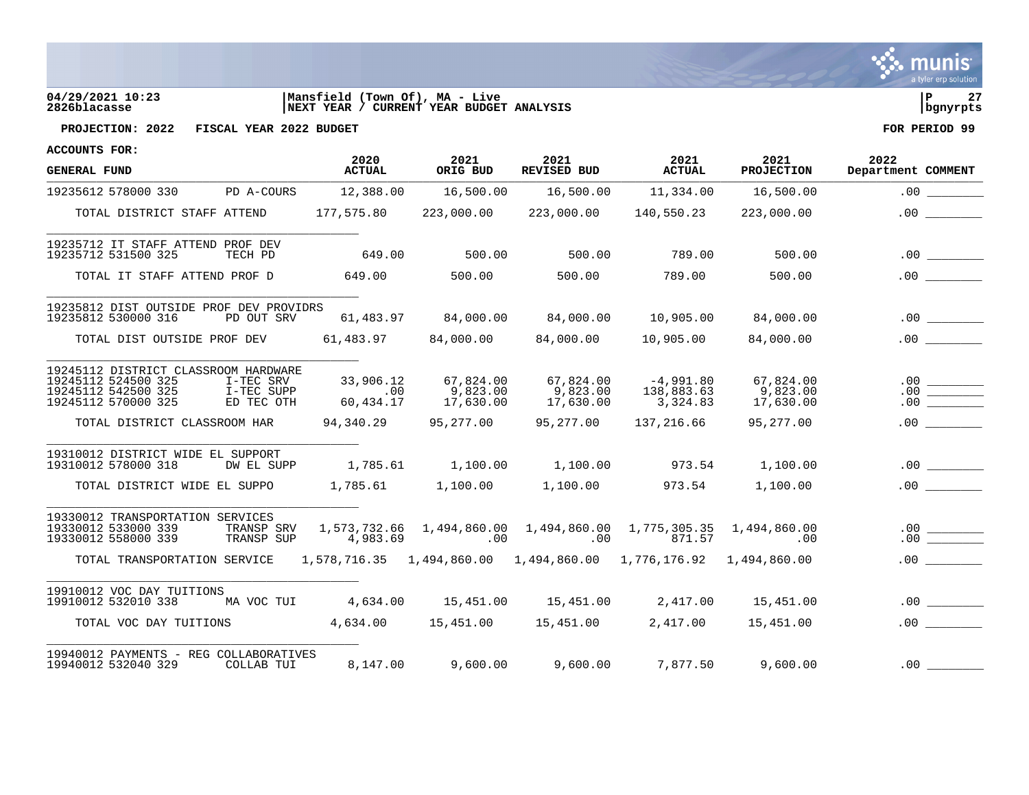04/29/2021 10:23 | Mansfield (Town Of), MA - Live | P 27
2826blacasse | NEXT YEAR / CURRENT YEAR BUDGET ANALYSIS | bgnyrpts

**PROJECTION: 2022 FISCAL YEAR 2022 BUDGET** **FOR PERIOD 99**

**ACCOUNTS FOR:**

| GENERAL FUND | | 2020 ACTUAL | 2021 ORIG BUD | 2021 REVISED BUD | 2021 ACTUAL | 2021 PROJECTION | 2022 Department | COMMENT |
|---|---|---|---|---|---|---|---|---|
| 19235612 578000 330 | PD A-COURS | 12,388.00 | 16,500.00 | 16,500.00 | 11,334.00 | 16,500.00 | .00 | ________ |
| TOTAL DISTRICT STAFF ATTEND | | 177,575.80 | 223,000.00 | 223,000.00 | 140,550.23 | 223,000.00 | .00 | ________ |
| 19235712 IT STAFF ATTEND PROF DEV | | | | | | | | |
| 19235712 531500 325 | TECH PD | 649.00 | 500.00 | 500.00 | 789.00 | 500.00 | .00 | ________ |
| TOTAL IT STAFF ATTEND PROF D | | 649.00 | 500.00 | 500.00 | 789.00 | 500.00 | .00 | ________ |
| 19235812 DIST OUTSIDE PROF DEV PROVIDRS | | | | | | | | |
| 19235812 530000 316 | PD OUT SRV | 61,483.97 | 84,000.00 | 84,000.00 | 10,905.00 | 84,000.00 | .00 | ________ |
| TOTAL DIST OUTSIDE PROF DEV | | 61,483.97 | 84,000.00 | 84,000.00 | 10,905.00 | 84,000.00 | .00 | ________ |
| 19245112 DISTRICT CLASSROOM HARDWARE | | | | | | | | |
| 19245112 524500 325 | I-TEC SRV | 33,906.12 | 67,824.00 | 67,824.00 | -4,991.80 | 67,824.00 | .00 | ________ |
| 19245112 542500 325 | I-TEC SUPP | .00 | 9,823.00 | 9,823.00 | 138,883.63 | 9,823.00 | .00 | ________ |
| 19245112 570000 325 | ED TEC OTH | 60,434.17 | 17,630.00 | 17,630.00 | 3,324.83 | 17,630.00 | .00 | ________ |
| TOTAL DISTRICT CLASSROOM HAR | | 94,340.29 | 95,277.00 | 95,277.00 | 137,216.66 | 95,277.00 | .00 | ________ |
| 19310012 DISTRICT WIDE EL SUPPORT | | | | | | | | |
| 19310012 578000 318 | DW EL SUPP | 1,785.61 | 1,100.00 | 1,100.00 | 973.54 | 1,100.00 | .00 | ________ |
| TOTAL DISTRICT WIDE EL SUPPO | | 1,785.61 | 1,100.00 | 1,100.00 | 973.54 | 1,100.00 | .00 | ________ |
| 19330012 TRANSPORTATION SERVICES | | | | | | | | |
| 19330012 533000 339 | TRANSP SRV | 1,573,732.66 | 1,494,860.00 | 1,494,860.00 | 1,775,305.35 | 1,494,860.00 | .00 | ________ |
| 19330012 558000 339 | TRANSP SUP | 4,983.69 | .00 | .00 | 871.57 | .00 | .00 | ________ |
| TOTAL TRANSPORTATION SERVICE | | 1,578,716.35 | 1,494,860.00 | 1,494,860.00 | 1,776,176.92 | 1,494,860.00 | .00 | ________ |
| 19910012 VOC DAY TUITIONS | | | | | | | | |
| 19910012 532010 338 | MA VOC TUI | 4,634.00 | 15,451.00 | 15,451.00 | 2,417.00 | 15,451.00 | .00 | ________ |
| TOTAL VOC DAY TUITIONS | | 4,634.00 | 15,451.00 | 15,451.00 | 2,417.00 | 15,451.00 | .00 | ________ |
| 19940012 PAYMENTS - REG COLLABORATIVES | | | | | | | | |
| 19940012 532040 329 | COLLAB TUI | 8,147.00 | 9,600.00 | 9,600.00 | 7,877.50 | 9,600.00 | .00 | ________ |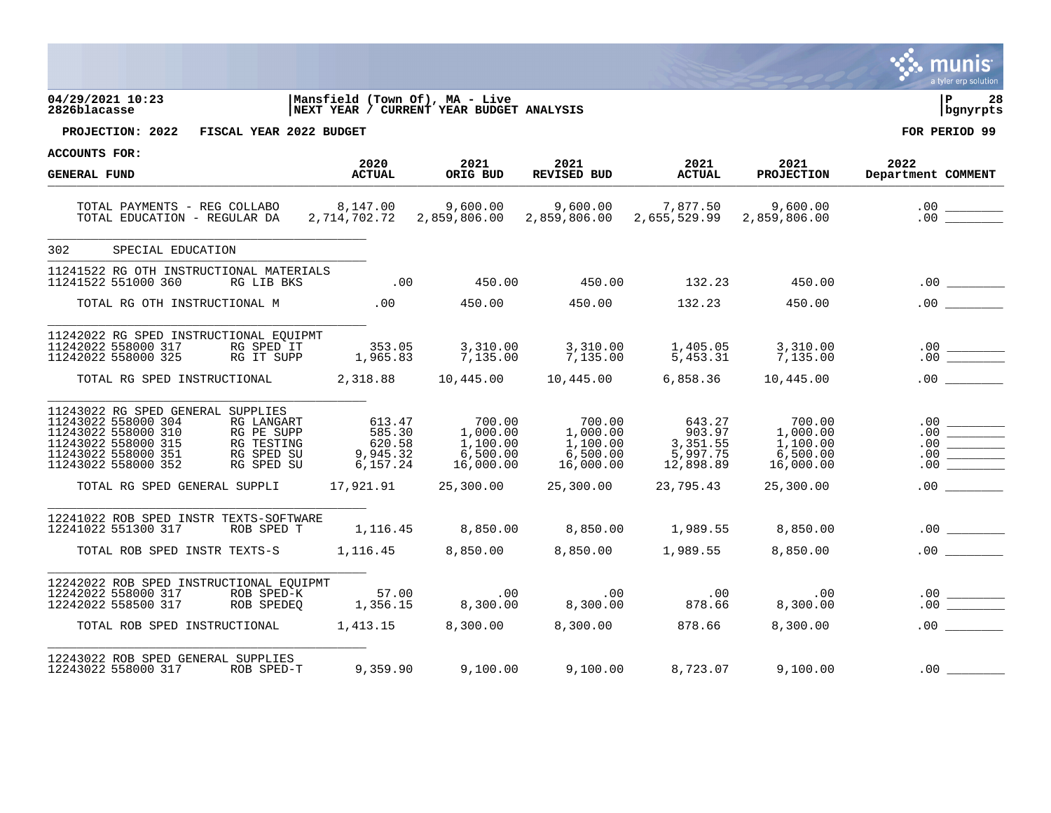**04/29/2021 10:23** | **Mansfield (Town Of), MA - Live** | **P 28**
**2826blacasse** | **NEXT YEAR / CURRENT YEAR BUDGET ANALYSIS** | **bgnyrpts**

**PROJECTION: 2022 FISCAL YEAR 2022 BUDGET** | **FOR PERIOD 99**

**ACCOUNTS FOR:**

| GENERAL FUND | | 2020 ACTUAL | 2021 ORIG BUD | 2021 REVISED BUD | 2021 ACTUAL | 2021 PROJECTION | 2022 Department | COMMENT |
|---|---|---|---|---|---|---|---|---|
| TOTAL PAYMENTS - REG COLLABO | | 8,147.00 | 9,600.00 | 9,600.00 | 7,877.50 | 9,600.00 | .00 | ________ |
| TOTAL EDUCATION - REGULAR DA | | 2,714,702.72 | 2,859,806.00 | 2,859,806.00 | 2,655,529.99 | 2,859,806.00 | .00 | ________ |
| 302 SPECIAL EDUCATION | | | | | | | | |
| 11241522 RG OTH INSTRUCTIONAL MATERIALS | | | | | | | | |
| 11241522 551000 360 | RG LIB BKS | .00 | 450.00 | 450.00 | 132.23 | 450.00 | .00 | ________ |
| TOTAL RG OTH INSTRUCTIONAL M | | .00 | 450.00 | 450.00 | 132.23 | 450.00 | .00 | ________ |
| 11242022 RG SPED INSTRUCTIONAL EQUIPMT | | | | | | | | |
| 11242022 558000 317 | RG SPED IT | 353.05 | 3,310.00 | 3,310.00 | 1,405.05 | 3,310.00 | .00 | ________ |
| 11242022 558000 325 | RG IT SUPP | 1,965.83 | 7,135.00 | 7,135.00 | 5,453.31 | 7,135.00 | .00 | ________ |
| TOTAL RG SPED INSTRUCTIONAL | | 2,318.88 | 10,445.00 | 10,445.00 | 6,858.36 | 10,445.00 | .00 | ________ |
| 11243022 RG SPED GENERAL SUPPLIES | | | | | | | | |
| 11243022 558000 304 | RG LANGART | 613.47 | 700.00 | 700.00 | 643.27 | 700.00 | .00 | ________ |
| 11243022 558000 310 | RG PE SUPP | 585.30 | 1,000.00 | 1,000.00 | 903.97 | 1,000.00 | .00 | ________ |
| 11243022 558000 315 | RG TESTING | 620.58 | 1,100.00 | 1,100.00 | 3,351.55 | 1,100.00 | .00 | ________ |
| 11243022 558000 351 | RG SPED SU | 9,945.32 | 6,500.00 | 6,500.00 | 5,997.75 | 6,500.00 | .00 | ________ |
| 11243022 558000 352 | RG SPED SU | 6,157.24 | 16,000.00 | 16,000.00 | 12,898.89 | 16,000.00 | .00 | ________ |
| TOTAL RG SPED GENERAL SUPPLI | | 17,921.91 | 25,300.00 | 25,300.00 | 23,795.43 | 25,300.00 | .00 | ________ |
| 12241022 ROB SPED INSTR TEXTS-SOFTWARE | | | | | | | | |
| 12241022 551300 317 | ROB SPED T | 1,116.45 | 8,850.00 | 8,850.00 | 1,989.55 | 8,850.00 | .00 | ________ |
| TOTAL ROB SPED INSTR TEXTS-S | | 1,116.45 | 8,850.00 | 8,850.00 | 1,989.55 | 8,850.00 | .00 | ________ |
| 12242022 ROB SPED INSTRUCTIONAL EQUIPMT | | | | | | | | |
| 12242022 558000 317 | ROB SPED-K | 57.00 | .00 | .00 | .00 | .00 | .00 | ________ |
| 12242022 558500 317 | ROB SPEDEQ | 1,356.15 | 8,300.00 | 8,300.00 | 878.66 | 8,300.00 | .00 | ________ |
| TOTAL ROB SPED INSTRUCTIONAL | | 1,413.15 | 8,300.00 | 8,300.00 | 878.66 | 8,300.00 | .00 | ________ |
| 12243022 ROB SPED GENERAL SUPPLIES | | | | | | | | |
| 12243022 558000 317 | ROB SPED-T | 9,359.90 | 9,100.00 | 9,100.00 | 8,723.07 | 9,100.00 | .00 | ________ |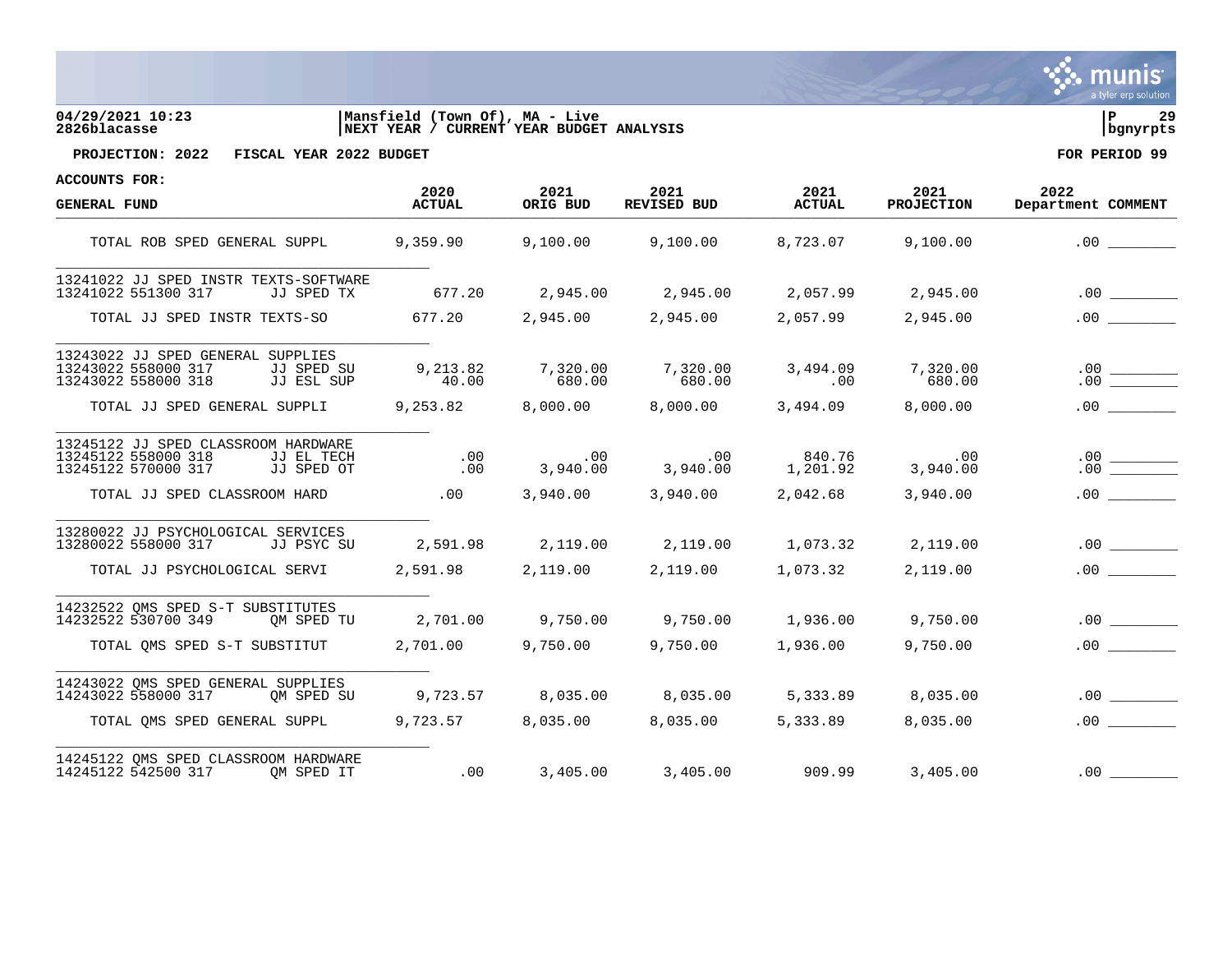**PROJECTION: 2022 FISCAL YEAR 2022 BUDGET** FOR PERIOD 99

ACCOUNTS FOR:

| GENERAL FUND | | 2020 ACTUAL | 2021 ORIG BUD | 2021 REVISED BUD | 2021 ACTUAL | 2021 PROJECTION | 2022 Department | COMMENT |
|---|---|---|---|---|---|---|---|---|
| TOTAL ROB SPED GENERAL SUPPL | | 9,359.90 | 9,100.00 | 9,100.00 | 8,723.07 | 9,100.00 | .00 | |
| 13241022 JJ SPED INSTR TEXTS-SOFTWARE | | | | | | | | |
| 13241022 551300 317 | JJ SPED TX | 677.20 | 2,945.00 | 2,945.00 | 2,057.99 | 2,945.00 | .00 | |
| TOTAL JJ SPED INSTR TEXTS-SO | | 677.20 | 2,945.00 | 2,945.00 | 2,057.99 | 2,945.00 | .00 | |
| 13243022 JJ SPED GENERAL SUPPLIES | | | | | | | | |
| 13243022 558000 317 | JJ SPED SU | 9,213.82 | 7,320.00 | 7,320.00 | 3,494.09 | 7,320.00 | .00 | |
| 13243022 558000 318 | JJ ESL SUP | 40.00 | 680.00 | 680.00 | .00 | 680.00 | .00 | |
| TOTAL JJ SPED GENERAL SUPPLI | | 9,253.82 | 8,000.00 | 8,000.00 | 3,494.09 | 8,000.00 | .00 | |
| 13245122 JJ SPED CLASSROOM HARDWARE | | | | | | | | |
| 13245122 558000 318 | JJ EL TECH | .00 | .00 | .00 | 840.76 | .00 | .00 | |
| 13245122 570000 317 | JJ SPED OT | .00 | 3,940.00 | 3,940.00 | 1,201.92 | 3,940.00 | .00 | |
| TOTAL JJ SPED CLASSROOM HARD | | .00 | 3,940.00 | 3,940.00 | 2,042.68 | 3,940.00 | .00 | |
| 13280022 JJ PSYCHOLOGICAL SERVICES | | | | | | | | |
| 13280022 558000 317 | JJ PSYC SU | 2,591.98 | 2,119.00 | 2,119.00 | 1,073.32 | 2,119.00 | .00 | |
| TOTAL JJ PSYCHOLOGICAL SERVI | | 2,591.98 | 2,119.00 | 2,119.00 | 1,073.32 | 2,119.00 | .00 | |
| 14232522 QMS SPED S-T SUBSTITUTES | | | | | | | | |
| 14232522 530700 349 | QM SPED TU | 2,701.00 | 9,750.00 | 9,750.00 | 1,936.00 | 9,750.00 | .00 | |
| TOTAL QMS SPED S-T SUBSTITUT | | 2,701.00 | 9,750.00 | 9,750.00 | 1,936.00 | 9,750.00 | .00 | |
| 14243022 QMS SPED GENERAL SUPPLIES | | | | | | | | |
| 14243022 558000 317 | QM SPED SU | 9,723.57 | 8,035.00 | 8,035.00 | 5,333.89 | 8,035.00 | .00 | |
| TOTAL QMS SPED GENERAL SUPPL | | 9,723.57 | 8,035.00 | 8,035.00 | 5,333.89 | 8,035.00 | .00 | |
| 14245122 QMS SPED CLASSROOM HARDWARE | | | | | | | | |
| 14245122 542500 317 | QM SPED IT | .00 | 3,405.00 | 3,405.00 | 909.99 | 3,405.00 | .00 | |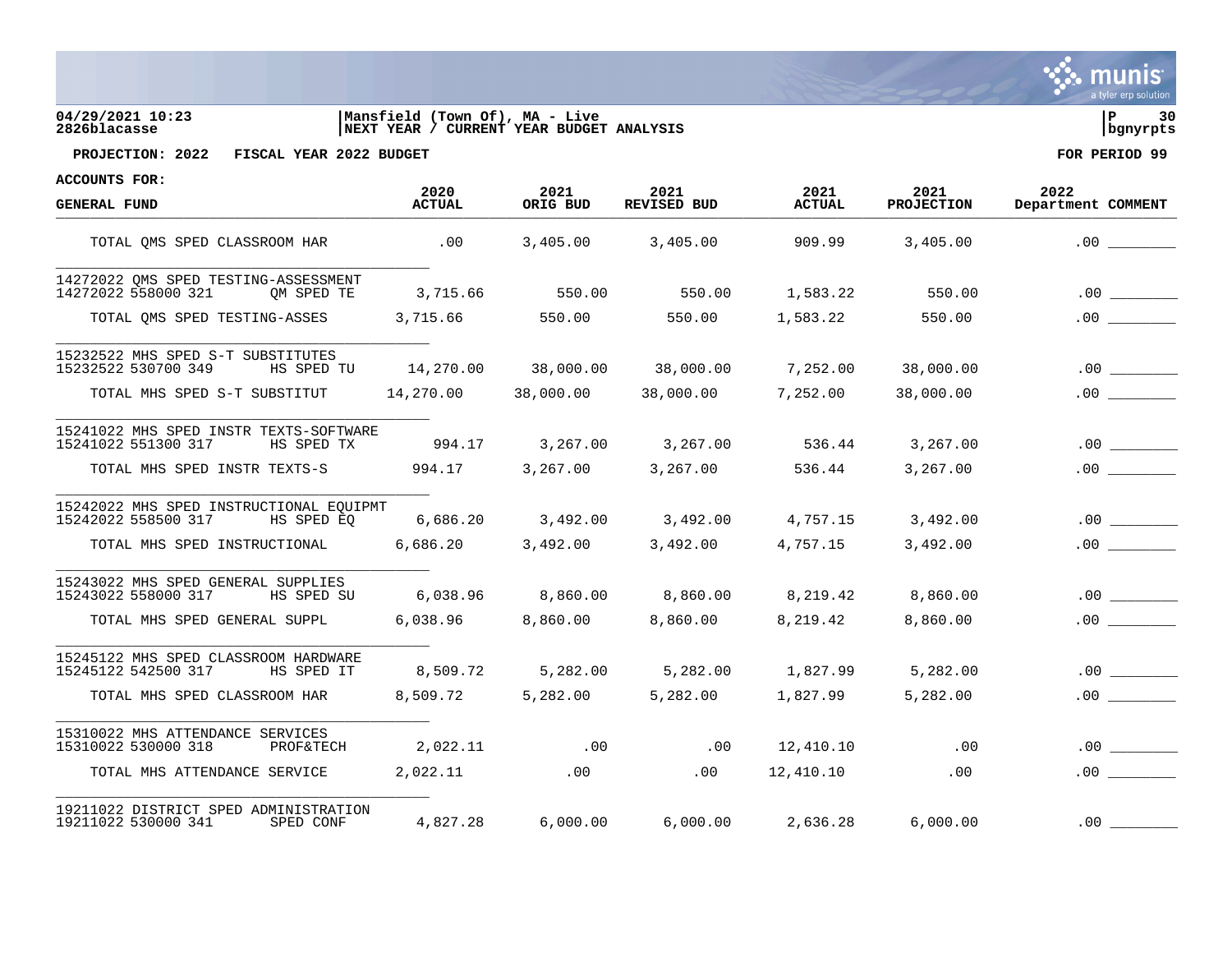04/29/2021 10:23
2826blacasse

Mansfield (Town Of), MA - Live
NEXT YEAR / CURRENT YEAR BUDGET ANALYSIS

**PROJECTION: 2022 FISCAL YEAR 2022 BUDGET**

**FOR PERIOD 99**

**ACCOUNTS FOR:**

| GENERAL FUND | | 2020 ACTUAL | 2021 ORIG BUD | 2021 REVISED BUD | 2021 ACTUAL | 2021 PROJECTION | 2022 Department | COMMENT |
|---|---|---|---|---|---|---|---|---|
| TOTAL QMS SPED CLASSROOM HAR | | .00 | 3,405.00 | 3,405.00 | 909.99 | 3,405.00 | .00 | ________ |
| 14272022 QMS SPED TESTING-ASSESSMENT | | | | | | | | |
| 14272022 558000 321 | QM SPED TE | 3,715.66 | 550.00 | 550.00 | 1,583.22 | 550.00 | .00 | ________ |
| TOTAL QMS SPED TESTING-ASSES | | 3,715.66 | 550.00 | 550.00 | 1,583.22 | 550.00 | .00 | ________ |
| 15232522 MHS SPED S-T SUBSTITUTES | | | | | | | | |
| 15232522 530700 349 | HS SPED TU | 14,270.00 | 38,000.00 | 38,000.00 | 7,252.00 | 38,000.00 | .00 | ________ |
| TOTAL MHS SPED S-T SUBSTITUT | | 14,270.00 | 38,000.00 | 38,000.00 | 7,252.00 | 38,000.00 | .00 | ________ |
| 15241022 MHS SPED INSTR TEXTS-SOFTWARE | | | | | | | | |
| 15241022 551300 317 | HS SPED TX | 994.17 | 3,267.00 | 3,267.00 | 536.44 | 3,267.00 | .00 | ________ |
| TOTAL MHS SPED INSTR TEXTS-S | | 994.17 | 3,267.00 | 3,267.00 | 536.44 | 3,267.00 | .00 | ________ |
| 15242022 MHS SPED INSTRUCTIONAL EQUIPMT | | | | | | | | |
| 15242022 558500 317 | HS SPED EQ | 6,686.20 | 3,492.00 | 3,492.00 | 4,757.15 | 3,492.00 | .00 | ________ |
| TOTAL MHS SPED INSTRUCTIONAL | | 6,686.20 | 3,492.00 | 3,492.00 | 4,757.15 | 3,492.00 | .00 | ________ |
| 15243022 MHS SPED GENERAL SUPPLIES | | | | | | | | |
| 15243022 558000 317 | HS SPED SU | 6,038.96 | 8,860.00 | 8,860.00 | 8,219.42 | 8,860.00 | .00 | ________ |
| TOTAL MHS SPED GENERAL SUPPL | | 6,038.96 | 8,860.00 | 8,860.00 | 8,219.42 | 8,860.00 | .00 | ________ |
| 15245122 MHS SPED CLASSROOM HARDWARE | | | | | | | | |
| 15245122 542500 317 | HS SPED IT | 8,509.72 | 5,282.00 | 5,282.00 | 1,827.99 | 5,282.00 | .00 | ________ |
| TOTAL MHS SPED CLASSROOM HAR | | 8,509.72 | 5,282.00 | 5,282.00 | 1,827.99 | 5,282.00 | .00 | ________ |
| 15310022 MHS ATTENDANCE SERVICES | | | | | | | | |
| 15310022 530000 318 | PROF&TECH | 2,022.11 | .00 | .00 | 12,410.10 | .00 | .00 | ________ |
| TOTAL MHS ATTENDANCE SERVICE | | 2,022.11 | .00 | .00 | 12,410.10 | .00 | .00 | ________ |
| 19211022 DISTRICT SPED ADMINISTRATION | | | | | | | | |
| 19211022 530000 341 | SPED CONF | 4,827.28 | 6,000.00 | 6,000.00 | 2,636.28 | 6,000.00 | .00 | ________ |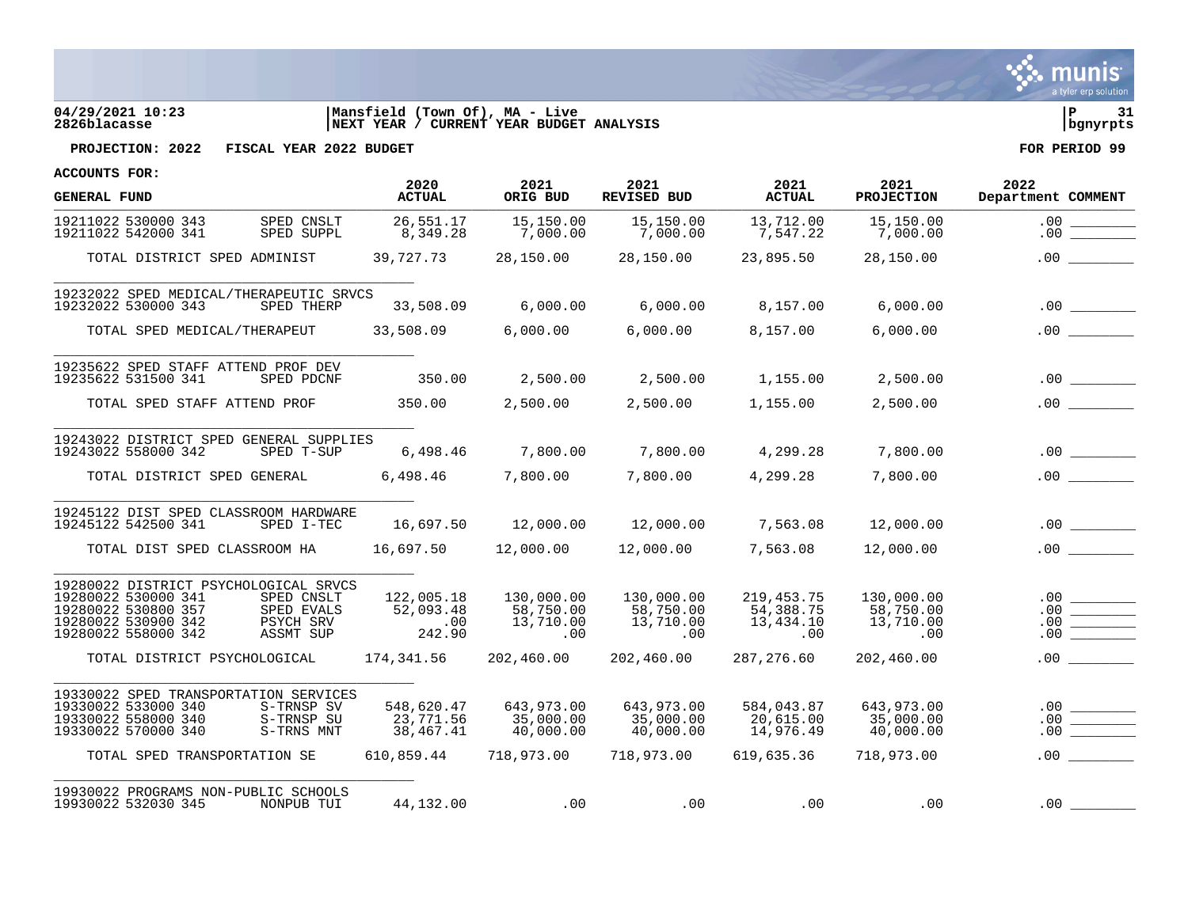04/29/2021 10:23 | Mansfield (Town Of), MA - Live | P 31
2826blacasse | NEXT YEAR / CURRENT YEAR BUDGET ANALYSIS | bgnyrpts

**PROJECTION: 2022 FISCAL YEAR 2022 BUDGET** **FOR PERIOD 99**

**ACCOUNTS FOR:**

| GENERAL FUND | | 2020 ACTUAL | 2021 ORIG BUD | 2021 REVISED BUD | 2021 ACTUAL | 2021 PROJECTION | 2022 Department | COMMENT |
|---|---|---|---|---|---|---|---|---|
| 19211022 530000 343 | SPED CNSLT | 26,551.17 | 15,150.00 | 15,150.00 | 13,712.00 | 15,150.00 | .00 | ________ |
| 19211022 542000 341 | SPED SUPPL | 8,349.28 | 7,000.00 | 7,000.00 | 7,547.22 | 7,000.00 | .00 | ________ |
| TOTAL DISTRICT SPED ADMINIST | | 39,727.73 | 28,150.00 | 28,150.00 | 23,895.50 | 28,150.00 | .00 | ________ |
| 19232022 SPED MEDICAL/THERAPEUTIC SRVCS | | | | | | | | |
| 19232022 530000 343 | SPED THERP | 33,508.09 | 6,000.00 | 6,000.00 | 8,157.00 | 6,000.00 | .00 | ________ |
| TOTAL SPED MEDICAL/THERAPEUT | | 33,508.09 | 6,000.00 | 6,000.00 | 8,157.00 | 6,000.00 | .00 | ________ |
| 19235622 SPED STAFF ATTEND PROF DEV | | | | | | | | |
| 19235622 531500 341 | SPED PDCNF | 350.00 | 2,500.00 | 2,500.00 | 1,155.00 | 2,500.00 | .00 | ________ |
| TOTAL SPED STAFF ATTEND PROF | | 350.00 | 2,500.00 | 2,500.00 | 1,155.00 | 2,500.00 | .00 | ________ |
| 19243022 DISTRICT SPED GENERAL SUPPLIES | | | | | | | | |
| 19243022 558000 342 | SPED T-SUP | 6,498.46 | 7,800.00 | 7,800.00 | 4,299.28 | 7,800.00 | .00 | ________ |
| TOTAL DISTRICT SPED GENERAL | | 6,498.46 | 7,800.00 | 7,800.00 | 4,299.28 | 7,800.00 | .00 | ________ |
| 19245122 DIST SPED CLASSROOM HARDWARE | | | | | | | | |
| 19245122 542500 341 | SPED I-TEC | 16,697.50 | 12,000.00 | 12,000.00 | 7,563.08 | 12,000.00 | .00 | ________ |
| TOTAL DIST SPED CLASSROOM HA | | 16,697.50 | 12,000.00 | 12,000.00 | 7,563.08 | 12,000.00 | .00 | ________ |
| 19280022 DISTRICT PSYCHOLOGICAL SRVCS | | | | | | | | |
| 19280022 530000 341 | SPED CNSLT | 122,005.18 | 130,000.00 | 130,000.00 | 219,453.75 | 130,000.00 | .00 | ________ |
| 19280022 530800 357 | SPED EVALS | 52,093.48 | 58,750.00 | 58,750.00 | 54,388.75 | 58,750.00 | .00 | ________ |
| 19280022 530900 342 | PSYCH SRV | .00 | 13,710.00 | 13,710.00 | 13,434.10 | 13,710.00 | .00 | ________ |
| 19280022 558000 342 | ASSMT SUP | 242.90 | .00 | .00 | .00 | .00 | .00 | ________ |
| TOTAL DISTRICT PSYCHOLOGICAL | | 174,341.56 | 202,460.00 | 202,460.00 | 287,276.60 | 202,460.00 | .00 | ________ |
| 19330022 SPED TRANSPORTATION SERVICES | | | | | | | | |
| 19330022 533000 340 | S-TRNSP SV | 548,620.47 | 643,973.00 | 643,973.00 | 584,043.87 | 643,973.00 | .00 | ________ |
| 19330022 558000 340 | S-TRNSP SU | 23,771.56 | 35,000.00 | 35,000.00 | 20,615.00 | 35,000.00 | .00 | ________ |
| 19330022 570000 340 | S-TRNS MNT | 38,467.41 | 40,000.00 | 40,000.00 | 14,976.49 | 40,000.00 | .00 | ________ |
| TOTAL SPED TRANSPORTATION SE | | 610,859.44 | 718,973.00 | 718,973.00 | 619,635.36 | 718,973.00 | .00 | ________ |
| 19930022 PROGRAMS NON-PUBLIC SCHOOLS | | | | | | | | |
| 19930022 532030 345 | NONPUB TUI | 44,132.00 | .00 | .00 | .00 | .00 | .00 | ________ |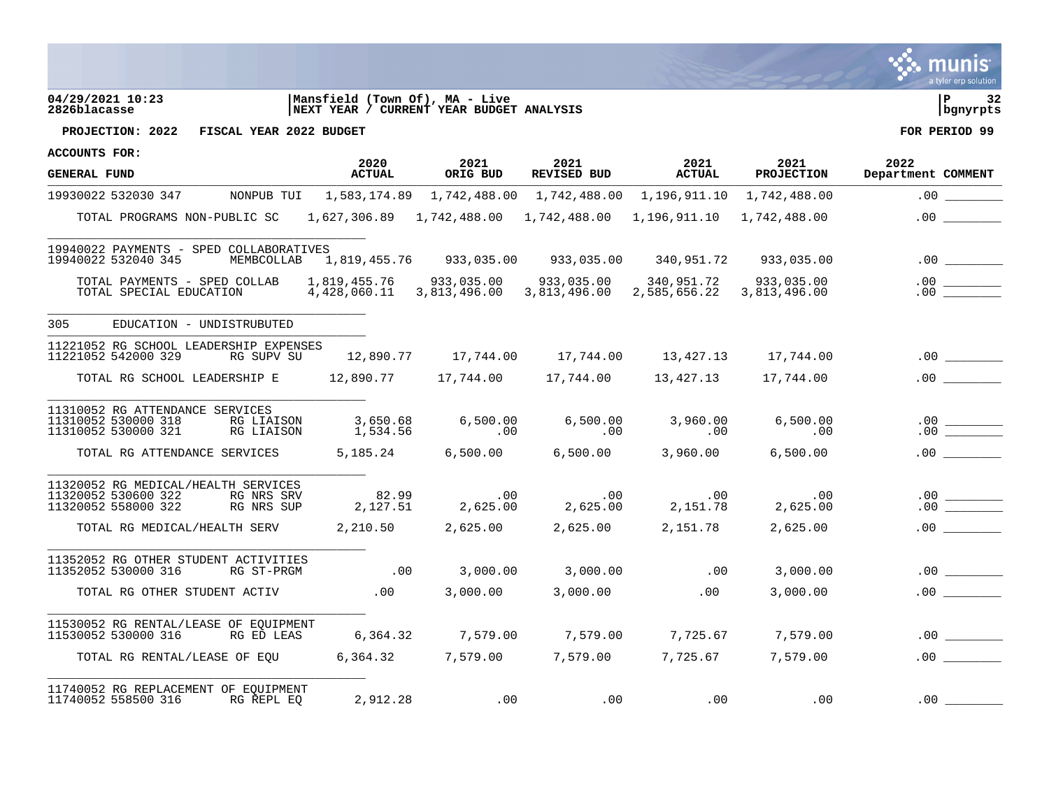**04/29/2021 10:23** | **Mansfield (Town Of), MA - Live**
**2826blacasse** | **NEXT YEAR / CURRENT YEAR BUDGET ANALYSIS**

**PROJECTION: 2022 FISCAL YEAR 2022 BUDGET** — **FOR PERIOD 99**

**ACCOUNTS FOR:**

| GENERAL FUND | | 2020 ACTUAL | 2021 ORIG BUD | 2021 REVISED BUD | 2021 ACTUAL | 2021 PROJECTION | 2022 Department | COMMENT |
|---|---|---|---|---|---|---|---|---|
| 19930022 532030 347 | NONPUB TUI | 1,583,174.89 | 1,742,488.00 | 1,742,488.00 | 1,196,911.10 | 1,742,488.00 | .00 | |
| TOTAL PROGRAMS NON-PUBLIC SC | | 1,627,306.89 | 1,742,488.00 | 1,742,488.00 | 1,196,911.10 | 1,742,488.00 | .00 | |
| 19940022 PAYMENTS - SPED COLLABORATIVES | | | | | | | | |
| 19940022 532040 345 | MEMBCOLLAB | 1,819,455.76 | 933,035.00 | 933,035.00 | 340,951.72 | 933,035.00 | .00 | |
| TOTAL PAYMENTS - SPED COLLAB | | 1,819,455.76 | 933,035.00 | 933,035.00 | 340,951.72 | 933,035.00 | .00 | |
| TOTAL SPECIAL EDUCATION | | 4,428,060.11 | 3,813,496.00 | 3,813,496.00 | 2,585,656.22 | 3,813,496.00 | .00 | |
| 305 EDUCATION - UNDISTRUBUTED | | | | | | | | |
| 11221052 RG SCHOOL LEADERSHIP EXPENSES | | | | | | | | |
| 11221052 542000 329 | RG SUPV SU | 12,890.77 | 17,744.00 | 17,744.00 | 13,427.13 | 17,744.00 | .00 | |
| TOTAL RG SCHOOL LEADERSHIP E | | 12,890.77 | 17,744.00 | 17,744.00 | 13,427.13 | 17,744.00 | .00 | |
| 11310052 RG ATTENDANCE SERVICES | | | | | | | | |
| 11310052 530000 318 | RG LIAISON | 3,650.68 | 6,500.00 | 6,500.00 | 3,960.00 | 6,500.00 | .00 | |
| 11310052 530000 321 | RG LIAISON | 1,534.56 | .00 | .00 | .00 | .00 | .00 | |
| TOTAL RG ATTENDANCE SERVICES | | 5,185.24 | 6,500.00 | 6,500.00 | 3,960.00 | 6,500.00 | .00 | |
| 11320052 RG MEDICAL/HEALTH SERVICES | | | | | | | | |
| 11320052 530600 322 | RG NRS SRV | 82.99 | .00 | .00 | .00 | .00 | .00 | |
| 11320052 558000 322 | RG NRS SUP | 2,127.51 | 2,625.00 | 2,625.00 | 2,151.78 | 2,625.00 | .00 | |
| TOTAL RG MEDICAL/HEALTH SERV | | 2,210.50 | 2,625.00 | 2,625.00 | 2,151.78 | 2,625.00 | .00 | |
| 11352052 RG OTHER STUDENT ACTIVITIES | | | | | | | | |
| 11352052 530000 316 | RG ST-PRGM | .00 | 3,000.00 | 3,000.00 | .00 | 3,000.00 | .00 | |
| TOTAL RG OTHER STUDENT ACTIV | | .00 | 3,000.00 | 3,000.00 | .00 | 3,000.00 | .00 | |
| 11530052 RG RENTAL/LEASE OF EQUIPMENT | | | | | | | | |
| 11530052 530000 316 | RG ED LEAS | 6,364.32 | 7,579.00 | 7,579.00 | 7,725.67 | 7,579.00 | .00 | |
| TOTAL RG RENTAL/LEASE OF EQU | | 6,364.32 | 7,579.00 | 7,579.00 | 7,725.67 | 7,579.00 | .00 | |
| 11740052 RG REPLACEMENT OF EQUIPMENT | | | | | | | | |
| 11740052 558500 316 | RG REPL EQ | 2,912.28 | .00 | .00 | .00 | .00 | .00 | |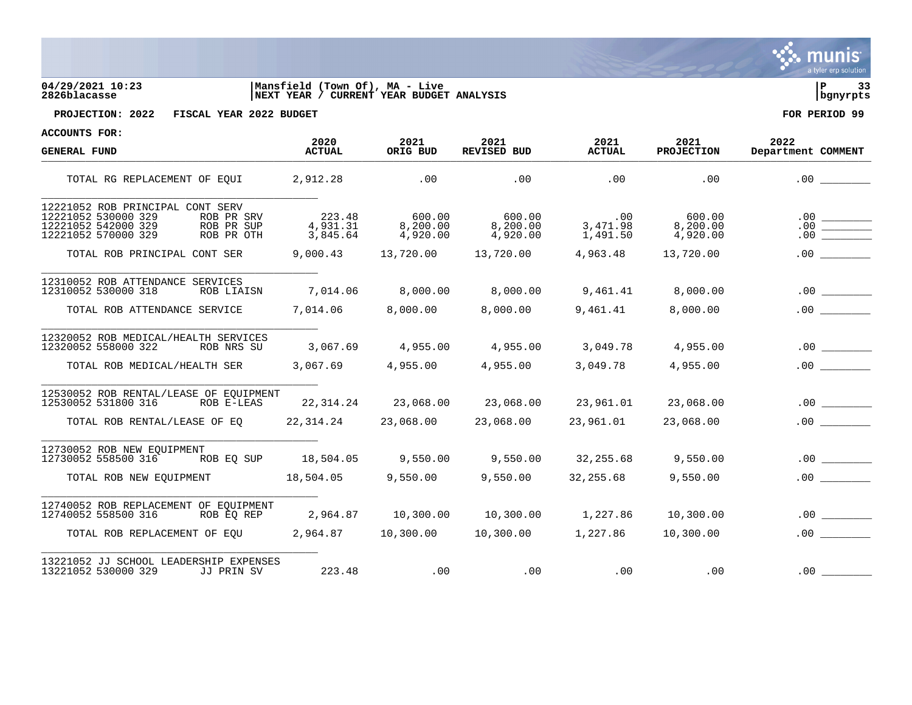**04/29/2021 10:23** | **Mansfield (Town Of), MA - Live**
**2826blacasse** | **NEXT YEAR / CURRENT YEAR BUDGET ANALYSIS**

**PROJECTION: 2022 FISCAL YEAR 2022 BUDGET** — **FOR PERIOD 99**

**ACCOUNTS FOR:**

| GENERAL FUND | | 2020 ACTUAL | 2021 ORIG BUD | 2021 REVISED BUD | 2021 ACTUAL | 2021 PROJECTION | 2022 Department | COMMENT |
|---|---|---|---|---|---|---|---|---|
| TOTAL RG REPLACEMENT OF EQUI | | 2,912.28 | .00 | .00 | .00 | .00 | .00 | ________ |
| 12221052 ROB PRINCIPAL CONT SERV | | | | | | | | |
| 12221052 530000 329 | ROB PR SRV | 223.48 | 600.00 | 600.00 | .00 | 600.00 | .00 | ________ |
| 12221052 542000 329 | ROB PR SUP | 4,931.31 | 8,200.00 | 8,200.00 | 3,471.98 | 8,200.00 | .00 | ________ |
| 12221052 570000 329 | ROB PR OTH | 3,845.64 | 4,920.00 | 4,920.00 | 1,491.50 | 4,920.00 | .00 | ________ |
| TOTAL ROB PRINCIPAL CONT SER | | 9,000.43 | 13,720.00 | 13,720.00 | 4,963.48 | 13,720.00 | .00 | ________ |
| 12310052 ROB ATTENDANCE SERVICES | | | | | | | | |
| 12310052 530000 318 | ROB LIAISN | 7,014.06 | 8,000.00 | 8,000.00 | 9,461.41 | 8,000.00 | .00 | ________ |
| TOTAL ROB ATTENDANCE SERVICE | | 7,014.06 | 8,000.00 | 8,000.00 | 9,461.41 | 8,000.00 | .00 | ________ |
| 12320052 ROB MEDICAL/HEALTH SERVICES | | | | | | | | |
| 12320052 558000 322 | ROB NRS SU | 3,067.69 | 4,955.00 | 4,955.00 | 3,049.78 | 4,955.00 | .00 | ________ |
| TOTAL ROB MEDICAL/HEALTH SER | | 3,067.69 | 4,955.00 | 4,955.00 | 3,049.78 | 4,955.00 | .00 | ________ |
| 12530052 ROB RENTAL/LEASE OF EQUIPMENT | | | | | | | | |
| 12530052 531800 316 | ROB E-LEAS | 22,314.24 | 23,068.00 | 23,068.00 | 23,961.01 | 23,068.00 | .00 | ________ |
| TOTAL ROB RENTAL/LEASE OF EQ | | 22,314.24 | 23,068.00 | 23,068.00 | 23,961.01 | 23,068.00 | .00 | ________ |
| 12730052 ROB NEW EQUIPMENT | | | | | | | | |
| 12730052 558500 316 | ROB EQ SUP | 18,504.05 | 9,550.00 | 9,550.00 | 32,255.68 | 9,550.00 | .00 | ________ |
| TOTAL ROB NEW EQUIPMENT | | 18,504.05 | 9,550.00 | 9,550.00 | 32,255.68 | 9,550.00 | .00 | ________ |
| 12740052 ROB REPLACEMENT OF EQUIPMENT | | | | | | | | |
| 12740052 558500 316 | ROB EQ REP | 2,964.87 | 10,300.00 | 10,300.00 | 1,227.86 | 10,300.00 | .00 | ________ |
| TOTAL ROB REPLACEMENT OF EQU | | 2,964.87 | 10,300.00 | 10,300.00 | 1,227.86 | 10,300.00 | .00 | ________ |
| 13221052 JJ SCHOOL LEADERSHIP EXPENSES | | | | | | | | |
| 13221052 530000 329 | JJ PRIN SV | 223.48 | .00 | .00 | .00 | .00 | .00 | ________ |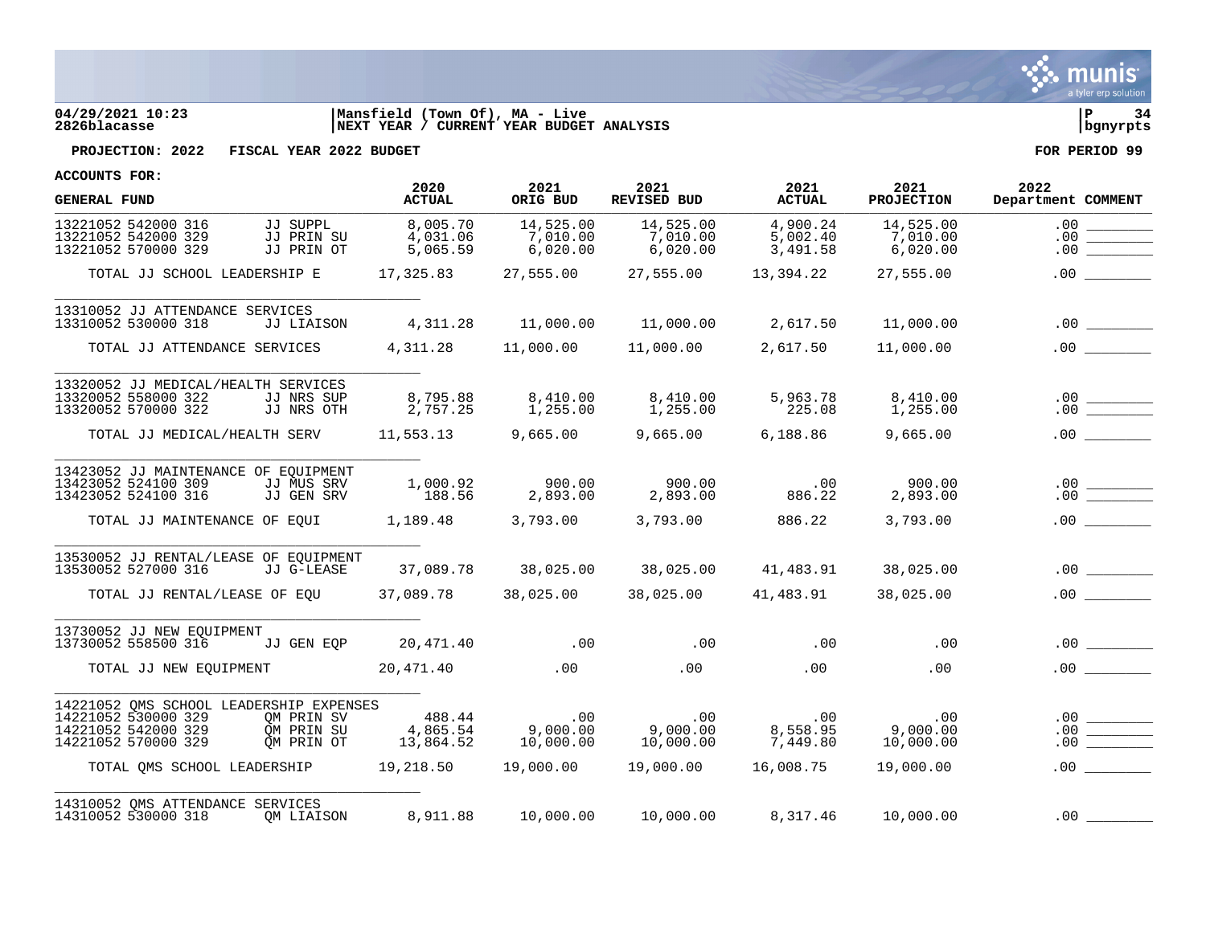04/29/2021 10:23 | Mansfield (Town Of), MA - Live | P 34
2826blacasse | NEXT YEAR / CURRENT YEAR BUDGET ANALYSIS | bgnyrpts

**PROJECTION: 2022 FISCAL YEAR 2022 BUDGET** **FOR PERIOD 99**

**ACCOUNTS FOR:**

| GENERAL FUND | | 2020 ACTUAL | 2021 ORIG BUD | 2021 REVISED BUD | 2021 ACTUAL | 2021 PROJECTION | 2022 Department | COMMENT |
|---|---|---|---|---|---|---|---|---|
| 13221052 542000 316 | JJ SUPPL | 8,005.70 | 14,525.00 | 14,525.00 | 4,900.24 | 14,525.00 | .00 | |
| 13221052 542000 329 | JJ PRIN SU | 4,031.06 | 7,010.00 | 7,010.00 | 5,002.40 | 7,010.00 | .00 | |
| 13221052 570000 329 | JJ PRIN OT | 5,065.59 | 6,020.00 | 6,020.00 | 3,491.58 | 6,020.00 | .00 | |
| TOTAL JJ SCHOOL LEADERSHIP E | | 17,325.83 | 27,555.00 | 27,555.00 | 13,394.22 | 27,555.00 | .00 | |
| 13310052 JJ ATTENDANCE SERVICES | | | | | | | | |
| 13310052 530000 318 | JJ LIAISON | 4,311.28 | 11,000.00 | 11,000.00 | 2,617.50 | 11,000.00 | .00 | |
| TOTAL JJ ATTENDANCE SERVICES | | 4,311.28 | 11,000.00 | 11,000.00 | 2,617.50 | 11,000.00 | .00 | |
| 13320052 JJ MEDICAL/HEALTH SERVICES | | | | | | | | |
| 13320052 558000 322 | JJ NRS SUP | 8,795.88 | 8,410.00 | 8,410.00 | 5,963.78 | 8,410.00 | .00 | |
| 13320052 570000 322 | JJ NRS OTH | 2,757.25 | 1,255.00 | 1,255.00 | 225.08 | 1,255.00 | .00 | |
| TOTAL JJ MEDICAL/HEALTH SERV | | 11,553.13 | 9,665.00 | 9,665.00 | 6,188.86 | 9,665.00 | .00 | |
| 13423052 JJ MAINTENANCE OF EQUIPMENT | | | | | | | | |
| 13423052 524100 309 | JJ MUS SRV | 1,000.92 | 900.00 | 900.00 | .00 | 900.00 | .00 | |
| 13423052 524100 316 | JJ GEN SRV | 188.56 | 2,893.00 | 2,893.00 | 886.22 | 2,893.00 | .00 | |
| TOTAL JJ MAINTENANCE OF EQUI | | 1,189.48 | 3,793.00 | 3,793.00 | 886.22 | 3,793.00 | .00 | |
| 13530052 JJ RENTAL/LEASE OF EQUIPMENT | | | | | | | | |
| 13530052 527000 316 | JJ G-LEASE | 37,089.78 | 38,025.00 | 38,025.00 | 41,483.91 | 38,025.00 | .00 | |
| TOTAL JJ RENTAL/LEASE OF EQU | | 37,089.78 | 38,025.00 | 38,025.00 | 41,483.91 | 38,025.00 | .00 | |
| 13730052 JJ NEW EQUIPMENT | | | | | | | | |
| 13730052 558500 316 | JJ GEN EQP | 20,471.40 | .00 | .00 | .00 | .00 | .00 | |
| TOTAL JJ NEW EQUIPMENT | | 20,471.40 | .00 | .00 | .00 | .00 | .00 | |
| 14221052 QMS SCHOOL LEADERSHIP EXPENSES | | | | | | | | |
| 14221052 530000 329 | QM PRIN SV | 488.44 | .00 | .00 | .00 | .00 | .00 | |
| 14221052 542000 329 | QM PRIN SU | 4,865.54 | 9,000.00 | 9,000.00 | 8,558.95 | 9,000.00 | .00 | |
| 14221052 570000 329 | QM PRIN OT | 13,864.52 | 10,000.00 | 10,000.00 | 7,449.80 | 10,000.00 | .00 | |
| TOTAL QMS SCHOOL LEADERSHIP | | 19,218.50 | 19,000.00 | 19,000.00 | 16,008.75 | 19,000.00 | .00 | |
| 14310052 QMS ATTENDANCE SERVICES | | | | | | | | |
| 14310052 530000 318 | QM LIAISON | 8,911.88 | 10,000.00 | 10,000.00 | 8,317.46 | 10,000.00 | .00 | |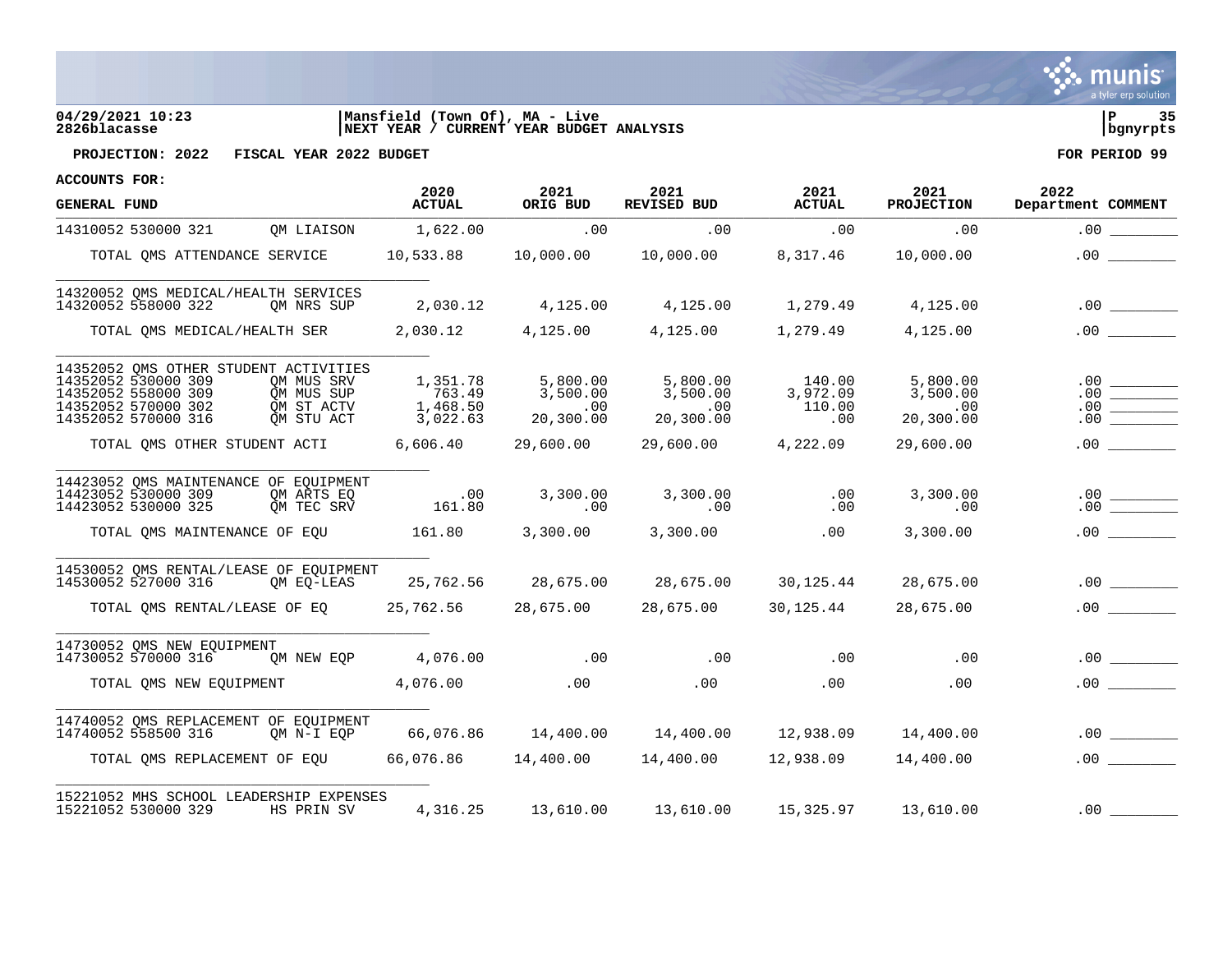04/29/2021 10:23 | Mansfield (Town Of), MA - Live
2826blacasse | NEXT YEAR / CURRENT YEAR BUDGET ANALYSIS | bgnyrpts

**PROJECTION: 2022 FISCAL YEAR 2022 BUDGET** **FOR PERIOD 99**

ACCOUNTS FOR:

| GENERAL FUND | | 2020 ACTUAL | 2021 ORIG BUD | 2021 REVISED BUD | 2021 ACTUAL | 2021 PROJECTION | 2022 Department | COMMENT |
|---|---|---|---|---|---|---|---|---|
| 14310052 530000 321 | QM LIAISON | 1,622.00 | .00 | .00 | .00 | .00 | .00 | |
| TOTAL QMS ATTENDANCE SERVICE | | 10,533.88 | 10,000.00 | 10,000.00 | 8,317.46 | 10,000.00 | .00 | |
| 14320052 QMS MEDICAL/HEALTH SERVICES | | | | | | | | |
| 14320052 558000 322 | QM NRS SUP | 2,030.12 | 4,125.00 | 4,125.00 | 1,279.49 | 4,125.00 | .00 | |
| TOTAL QMS MEDICAL/HEALTH SER | | 2,030.12 | 4,125.00 | 4,125.00 | 1,279.49 | 4,125.00 | .00 | |
| 14352052 QMS OTHER STUDENT ACTIVITIES | | | | | | | | |
| 14352052 530000 309 | QM MUS SRV | 1,351.78 | 5,800.00 | 5,800.00 | 140.00 | 5,800.00 | .00 | |
| 14352052 558000 309 | QM MUS SUP | 763.49 | 3,500.00 | 3,500.00 | 3,972.09 | 3,500.00 | .00 | |
| 14352052 570000 302 | QM ST ACTV | 1,468.50 | .00 | .00 | 110.00 | .00 | .00 | |
| 14352052 570000 316 | QM STU ACT | 3,022.63 | 20,300.00 | 20,300.00 | .00 | 20,300.00 | .00 | |
| TOTAL QMS OTHER STUDENT ACTI | | 6,606.40 | 29,600.00 | 29,600.00 | 4,222.09 | 29,600.00 | .00 | |
| 14423052 QMS MAINTENANCE OF EQUIPMENT | | | | | | | | |
| 14423052 530000 309 | QM ARTS EQ | .00 | 3,300.00 | 3,300.00 | .00 | 3,300.00 | .00 | |
| 14423052 530000 325 | QM TEC SRV | 161.80 | .00 | .00 | .00 | .00 | .00 | |
| TOTAL QMS MAINTENANCE OF EQU | | 161.80 | 3,300.00 | 3,300.00 | .00 | 3,300.00 | .00 | |
| 14530052 QMS RENTAL/LEASE OF EQUIPMENT | | | | | | | | |
| 14530052 527000 316 | QM EQ-LEAS | 25,762.56 | 28,675.00 | 28,675.00 | 30,125.44 | 28,675.00 | .00 | |
| TOTAL QMS RENTAL/LEASE OF EQ | | 25,762.56 | 28,675.00 | 28,675.00 | 30,125.44 | 28,675.00 | .00 | |
| 14730052 QMS NEW EQUIPMENT | | | | | | | | |
| 14730052 570000 316 | QM NEW EQP | 4,076.00 | .00 | .00 | .00 | .00 | .00 | |
| TOTAL QMS NEW EQUIPMENT | | 4,076.00 | .00 | .00 | .00 | .00 | .00 | |
| 14740052 QMS REPLACEMENT OF EQUIPMENT | | | | | | | | |
| 14740052 558500 316 | QM N-I EQP | 66,076.86 | 14,400.00 | 14,400.00 | 12,938.09 | 14,400.00 | .00 | |
| TOTAL QMS REPLACEMENT OF EQU | | 66,076.86 | 14,400.00 | 14,400.00 | 12,938.09 | 14,400.00 | .00 | |
| 15221052 MHS SCHOOL LEADERSHIP EXPENSES | | | | | | | | |
| 15221052 530000 329 | HS PRIN SV | 4,316.25 | 13,610.00 | 13,610.00 | 15,325.97 | 13,610.00 | .00 | |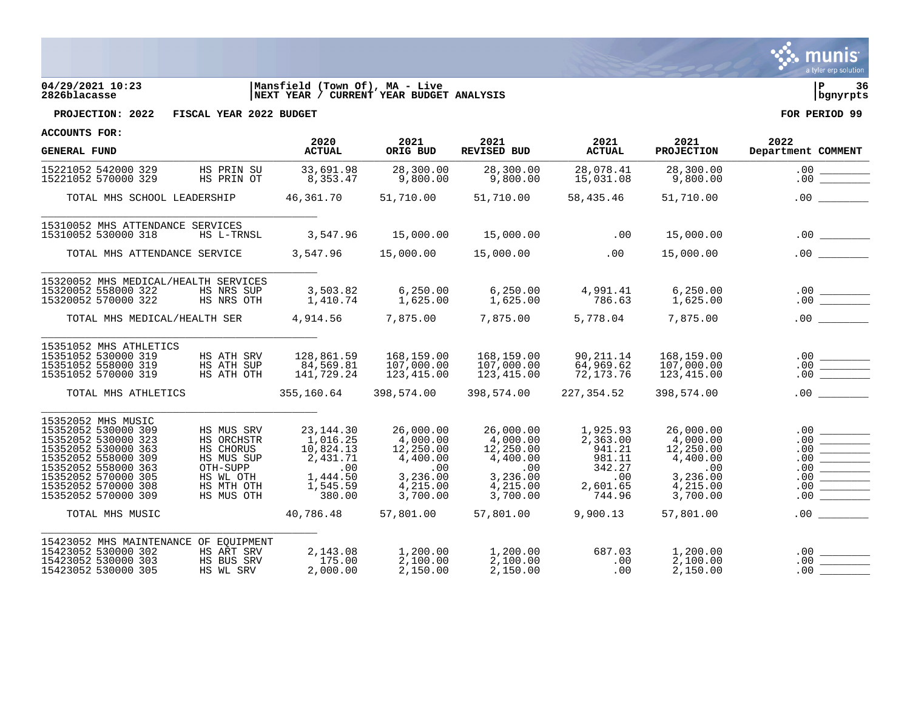04/29/2021 10:23 | Mansfield (Town Of), MA - Live | P 36
2826blacasse | NEXT YEAR / CURRENT YEAR BUDGET ANALYSIS | bgnyrpts

**PROJECTION: 2022 FISCAL YEAR 2022 BUDGET** **FOR PERIOD 99**

**ACCOUNTS FOR:**

| GENERAL FUND | | 2020 ACTUAL | 2021 ORIG BUD | 2021 REVISED BUD | 2021 ACTUAL | 2021 PROJECTION | 2022 Department | COMMENT |
|---|---|---|---|---|---|---|---|---|
| 15221052 542000 329 | HS PRIN SU | 33,691.98 | 28,300.00 | 28,300.00 | 28,078.41 | 28,300.00 | .00 | |
| 15221052 570000 329 | HS PRIN OT | 8,353.47 | 9,800.00 | 9,800.00 | 15,031.08 | 9,800.00 | .00 | |
| TOTAL MHS SCHOOL LEADERSHIP | | 46,361.70 | 51,710.00 | 51,710.00 | 58,435.46 | 51,710.00 | .00 | |
| 15310052 MHS ATTENDANCE SERVICES | | | | | | | | |
| 15310052 530000 318 | HS L-TRNSL | 3,547.96 | 15,000.00 | 15,000.00 | .00 | 15,000.00 | .00 | |
| TOTAL MHS ATTENDANCE SERVICE | | 3,547.96 | 15,000.00 | 15,000.00 | .00 | 15,000.00 | .00 | |
| 15320052 MHS MEDICAL/HEALTH SERVICES | | | | | | | | |
| 15320052 558000 322 | HS NRS SUP | 3,503.82 | 6,250.00 | 6,250.00 | 4,991.41 | 6,250.00 | .00 | |
| 15320052 570000 322 | HS NRS OTH | 1,410.74 | 1,625.00 | 1,625.00 | 786.63 | 1,625.00 | .00 | |
| TOTAL MHS MEDICAL/HEALTH SER | | 4,914.56 | 7,875.00 | 7,875.00 | 5,778.04 | 7,875.00 | .00 | |
| 15351052 MHS ATHLETICS | | | | | | | | |
| 15351052 530000 319 | HS ATH SRV | 128,861.59 | 168,159.00 | 168,159.00 | 90,211.14 | 168,159.00 | .00 | |
| 15351052 558000 319 | HS ATH SUP | 84,569.81 | 107,000.00 | 107,000.00 | 64,969.62 | 107,000.00 | .00 | |
| 15351052 570000 319 | HS ATH OTH | 141,729.24 | 123,415.00 | 123,415.00 | 72,173.76 | 123,415.00 | .00 | |
| TOTAL MHS ATHLETICS | | 355,160.64 | 398,574.00 | 398,574.00 | 227,354.52 | 398,574.00 | .00 | |
| 15352052 MHS MUSIC | | | | | | | | |
| 15352052 530000 309 | HS MUS SRV | 23,144.30 | 26,000.00 | 26,000.00 | 1,925.93 | 26,000.00 | .00 | |
| 15352052 530000 323 | HS ORCHSTR | 1,016.25 | 4,000.00 | 4,000.00 | 2,363.00 | 4,000.00 | .00 | |
| 15352052 530000 363 | HS CHORUS | 10,824.13 | 12,250.00 | 12,250.00 | 941.21 | 12,250.00 | .00 | |
| 15352052 558000 309 | HS MUS SUP | 2,431.71 | 4,400.00 | 4,400.00 | 981.11 | 4,400.00 | .00 | |
| 15352052 558000 363 | OTH-SUPP | .00 | .00 | .00 | 342.27 | .00 | .00 | |
| 15352052 570000 305 | HS WL OTH | 1,444.50 | 3,236.00 | 3,236.00 | .00 | 3,236.00 | .00 | |
| 15352052 570000 308 | HS MTH OTH | 1,545.59 | 4,215.00 | 4,215.00 | 2,601.65 | 4,215.00 | .00 | |
| 15352052 570000 309 | HS MUS OTH | 380.00 | 3,700.00 | 3,700.00 | 744.96 | 3,700.00 | .00 | |
| TOTAL MHS MUSIC | | 40,786.48 | 57,801.00 | 57,801.00 | 9,900.13 | 57,801.00 | .00 | |
| 15423052 MHS MAINTENANCE OF EQUIPMENT | | | | | | | | |
| 15423052 530000 302 | HS ART SRV | 2,143.08 | 1,200.00 | 1,200.00 | 687.03 | 1,200.00 | .00 | |
| 15423052 530000 303 | HS BUS SRV | 175.00 | 2,100.00 | 2,100.00 | .00 | 2,100.00 | .00 | |
| 15423052 530000 305 | HS WL SRV | 2,000.00 | 2,150.00 | 2,150.00 | .00 | 2,150.00 | .00 | |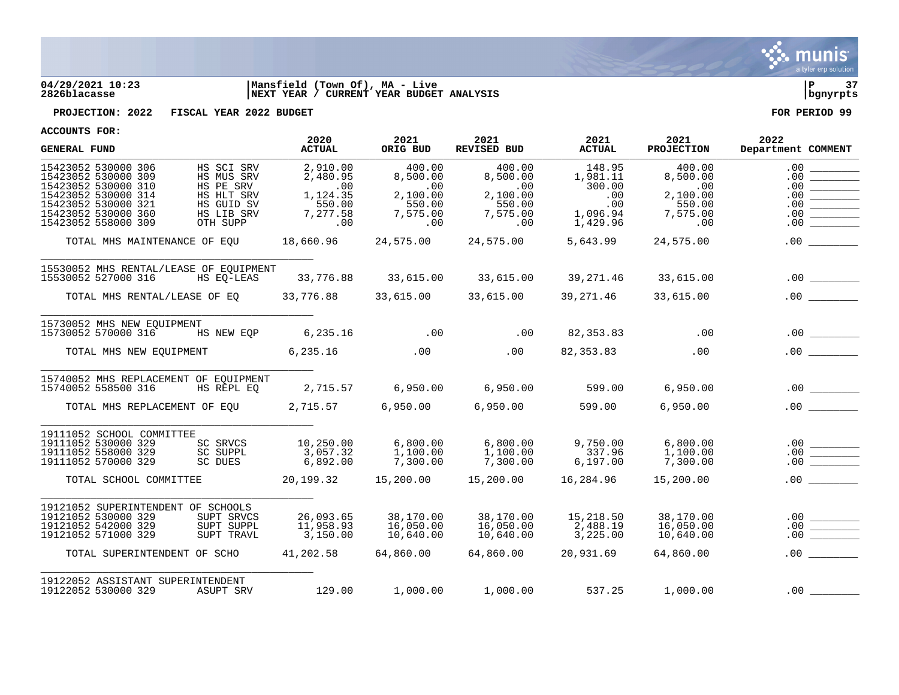04/29/2021 10:23 | Mansfield (Town Of), MA - Live | P 37
2826blacasse | NEXT YEAR / CURRENT YEAR BUDGET ANALYSIS | bgnyrpts

**PROJECTION: 2022 FISCAL YEAR 2022 BUDGET** **FOR PERIOD 99**

**ACCOUNTS FOR:**

| GENERAL FUND | | 2020 ACTUAL | 2021 ORIG BUD | 2021 REVISED BUD | 2021 ACTUAL | 2021 PROJECTION | 2022 Department | COMMENT |
|---|---|---|---|---|---|---|---|---|
| 15423052 530000 306 | HS SCI SRV | 2,910.00 | 400.00 | 400.00 | 148.95 | 400.00 | .00 | |
| 15423052 530000 309 | HS MUS SRV | 2,480.95 | 8,500.00 | 8,500.00 | 1,981.11 | 8,500.00 | .00 | |
| 15423052 530000 310 | HS PE SRV | .00 | .00 | .00 | 300.00 | .00 | .00 | |
| 15423052 530000 314 | HS HLT SRV | 1,124.35 | 2,100.00 | 2,100.00 | .00 | 2,100.00 | .00 | |
| 15423052 530000 321 | HS GUID SV | 550.00 | 550.00 | 550.00 | .00 | 550.00 | .00 | |
| 15423052 530000 360 | HS LIB SRV | 7,277.58 | 7,575.00 | 7,575.00 | 1,096.94 | 7,575.00 | .00 | |
| 15423052 558000 309 | OTH SUPP | .00 | .00 | .00 | 1,429.96 | .00 | .00 | |
| TOTAL MHS MAINTENANCE OF EQU | | 18,660.96 | 24,575.00 | 24,575.00 | 5,643.99 | 24,575.00 | .00 | |
| 15530052 MHS RENTAL/LEASE OF EQUIPMENT | | | | | | | | |
| 15530052 527000 316 | HS EQ-LEAS | 33,776.88 | 33,615.00 | 33,615.00 | 39,271.46 | 33,615.00 | .00 | |
| TOTAL MHS RENTAL/LEASE OF EQ | | 33,776.88 | 33,615.00 | 33,615.00 | 39,271.46 | 33,615.00 | .00 | |
| 15730052 MHS NEW EQUIPMENT | | | | | | | | |
| 15730052 570000 316 | HS NEW EQP | 6,235.16 | .00 | .00 | 82,353.83 | .00 | .00 | |
| TOTAL MHS NEW EQUIPMENT | | 6,235.16 | .00 | .00 | 82,353.83 | .00 | .00 | |
| 15740052 MHS REPLACEMENT OF EQUIPMENT | | | | | | | | |
| 15740052 558500 316 | HS REPL EQ | 2,715.57 | 6,950.00 | 6,950.00 | 599.00 | 6,950.00 | .00 | |
| TOTAL MHS REPLACEMENT OF EQU | | 2,715.57 | 6,950.00 | 6,950.00 | 599.00 | 6,950.00 | .00 | |
| 19111052 SCHOOL COMMITTEE | | | | | | | | |
| 19111052 530000 329 | SC SRVCS | 10,250.00 | 6,800.00 | 6,800.00 | 9,750.00 | 6,800.00 | .00 | |
| 19111052 558000 329 | SC SUPPL | 3,057.32 | 1,100.00 | 1,100.00 | 337.96 | 1,100.00 | .00 | |
| 19111052 570000 329 | SC DUES | 6,892.00 | 7,300.00 | 7,300.00 | 6,197.00 | 7,300.00 | .00 | |
| TOTAL SCHOOL COMMITTEE | | 20,199.32 | 15,200.00 | 15,200.00 | 16,284.96 | 15,200.00 | .00 | |
| 19121052 SUPERINTENDENT OF SCHOOLS | | | | | | | | |
| 19121052 530000 329 | SUPT SRVCS | 26,093.65 | 38,170.00 | 38,170.00 | 15,218.50 | 38,170.00 | .00 | |
| 19121052 542000 329 | SUPT SUPPL | 11,958.93 | 16,050.00 | 16,050.00 | 2,488.19 | 16,050.00 | .00 | |
| 19121052 571000 329 | SUPT TRAVL | 3,150.00 | 10,640.00 | 10,640.00 | 3,225.00 | 10,640.00 | .00 | |
| TOTAL SUPERINTENDENT OF SCHO | | 41,202.58 | 64,860.00 | 64,860.00 | 20,931.69 | 64,860.00 | .00 | |
| 19122052 ASSISTANT SUPERINTENDENT | | | | | | | | |
| 19122052 530000 329 | ASUPT SRV | 129.00 | 1,000.00 | 1,000.00 | 537.25 | 1,000.00 | .00 | |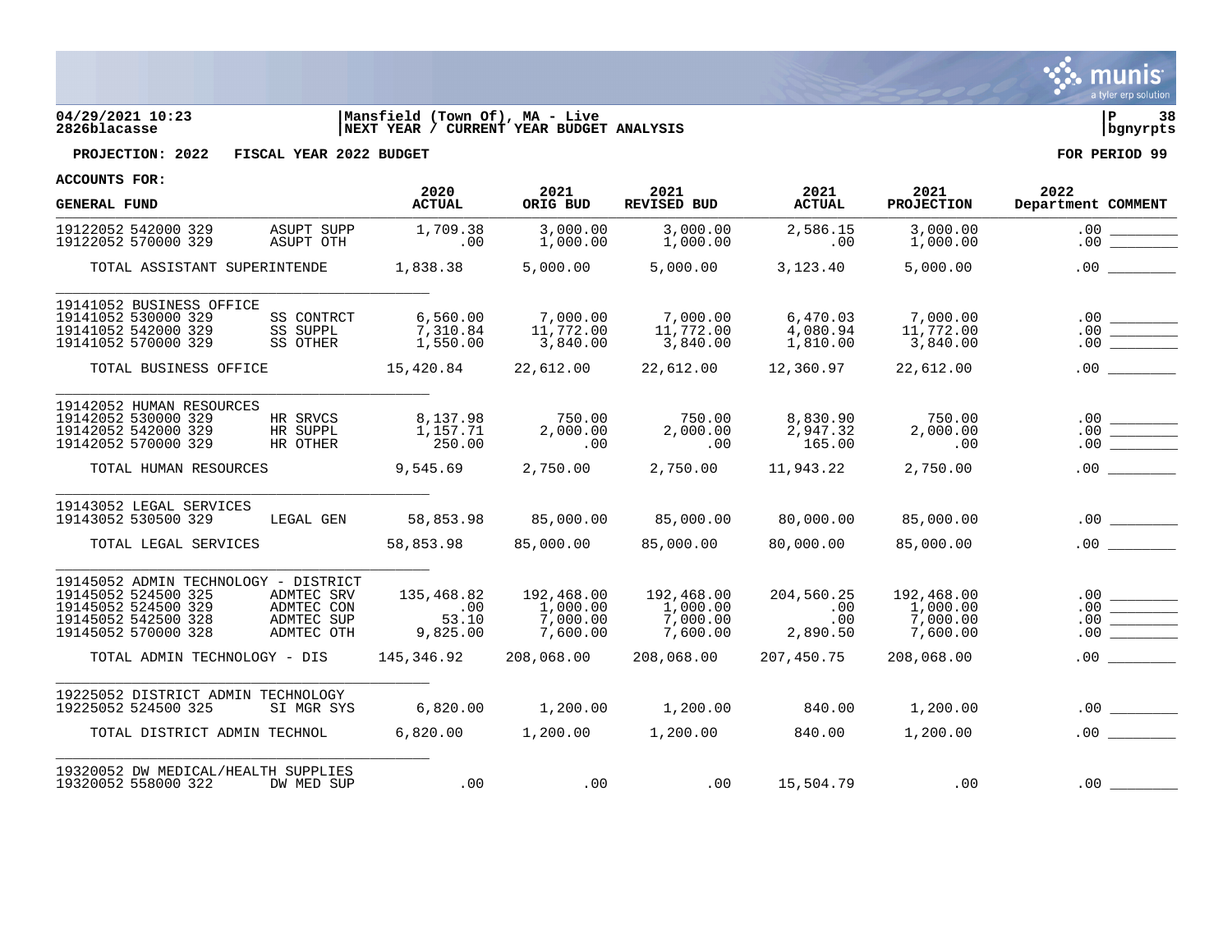04/29/2021 10:23 | Mansfield (Town Of), MA - Live | P 38
2826blacasse | NEXT YEAR / CURRENT YEAR BUDGET ANALYSIS | bgnyrpts

**PROJECTION: 2022 FISCAL YEAR 2022 BUDGET** **FOR PERIOD 99**

**ACCOUNTS FOR:**

| GENERAL FUND | | 2020 ACTUAL | 2021 ORIG BUD | 2021 REVISED BUD | 2021 ACTUAL | 2021 PROJECTION | 2022 Department | COMMENT |
|---|---|---|---|---|---|---|---|---|
| 19122052 542000 329 | ASUPT SUPP | 1,709.38 | 3,000.00 | 3,000.00 | 2,586.15 | 3,000.00 | .00 | |
| 19122052 570000 329 | ASUPT OTH | .00 | 1,000.00 | 1,000.00 | .00 | 1,000.00 | .00 | |
| TOTAL ASSISTANT SUPERINTENDE | | 1,838.38 | 5,000.00 | 5,000.00 | 3,123.40 | 5,000.00 | .00 | |
| 19141052 BUSINESS OFFICE | | | | | | | | |
| 19141052 530000 329 | SS CONTRCT | 6,560.00 | 7,000.00 | 7,000.00 | 6,470.03 | 7,000.00 | .00 | |
| 19141052 542000 329 | SS SUPPL | 7,310.84 | 11,772.00 | 11,772.00 | 4,080.94 | 11,772.00 | .00 | |
| 19141052 570000 329 | SS OTHER | 1,550.00 | 3,840.00 | 3,840.00 | 1,810.00 | 3,840.00 | .00 | |
| TOTAL BUSINESS OFFICE | | 15,420.84 | 22,612.00 | 22,612.00 | 12,360.97 | 22,612.00 | .00 | |
| 19142052 HUMAN RESOURCES | | | | | | | | |
| 19142052 530000 329 | HR SRVCS | 8,137.98 | 750.00 | 750.00 | 8,830.90 | 750.00 | .00 | |
| 19142052 542000 329 | HR SUPPL | 1,157.71 | 2,000.00 | 2,000.00 | 2,947.32 | 2,000.00 | .00 | |
| 19142052 570000 329 | HR OTHER | 250.00 | .00 | .00 | 165.00 | .00 | .00 | |
| TOTAL HUMAN RESOURCES | | 9,545.69 | 2,750.00 | 2,750.00 | 11,943.22 | 2,750.00 | .00 | |
| 19143052 LEGAL SERVICES | | | | | | | | |
| 19143052 530500 329 | LEGAL GEN | 58,853.98 | 85,000.00 | 85,000.00 | 80,000.00 | 85,000.00 | .00 | |
| TOTAL LEGAL SERVICES | | 58,853.98 | 85,000.00 | 85,000.00 | 80,000.00 | 85,000.00 | .00 | |
| 19145052 ADMIN TECHNOLOGY - DISTRICT | | | | | | | | |
| 19145052 524500 325 | ADMTEC SRV | 135,468.82 | 192,468.00 | 192,468.00 | 204,560.25 | 192,468.00 | .00 | |
| 19145052 524500 329 | ADMTEC CON | .00 | 1,000.00 | 1,000.00 | .00 | 1,000.00 | .00 | |
| 19145052 542500 328 | ADMTEC SUP | 53.10 | 7,000.00 | 7,000.00 | .00 | 7,000.00 | .00 | |
| 19145052 570000 328 | ADMTEC OTH | 9,825.00 | 7,600.00 | 7,600.00 | 2,890.50 | 7,600.00 | .00 | |
| TOTAL ADMIN TECHNOLOGY - DIS | | 145,346.92 | 208,068.00 | 208,068.00 | 207,450.75 | 208,068.00 | .00 | |
| 19225052 DISTRICT ADMIN TECHNOLOGY | | | | | | | | |
| 19225052 524500 325 | SI MGR SYS | 6,820.00 | 1,200.00 | 1,200.00 | 840.00 | 1,200.00 | .00 | |
| TOTAL DISTRICT ADMIN TECHNOL | | 6,820.00 | 1,200.00 | 1,200.00 | 840.00 | 1,200.00 | .00 | |
| 19320052 DW MEDICAL/HEALTH SUPPLIES | | | | | | | | |
| 19320052 558000 322 | DW MED SUP | .00 | .00 | .00 | 15,504.79 | .00 | .00 | |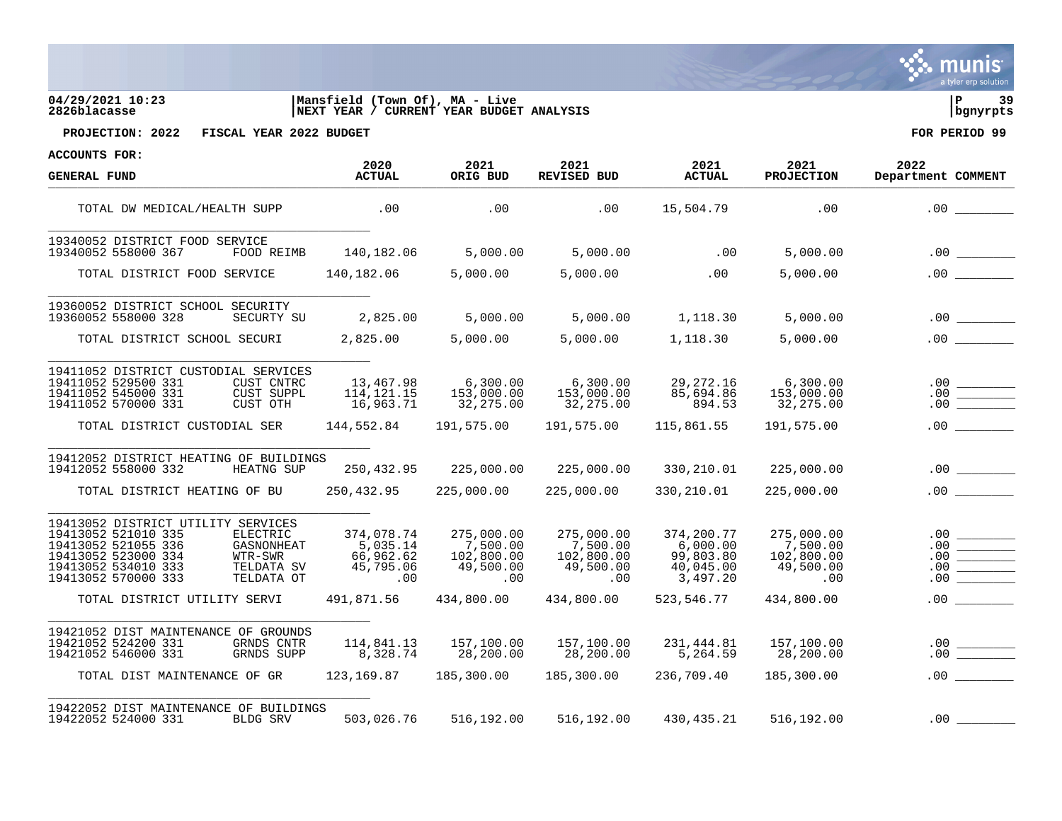**04/29/2021 10:23** | **Mansfield (Town Of), MA - Live**
**2826blacasse** | **NEXT YEAR / CURRENT YEAR BUDGET ANALYSIS** | **bgnyrpts**

**PROJECTION: 2022 FISCAL YEAR 2022 BUDGET** | **FOR PERIOD 99**

| ACCOUNTS FOR: GENERAL FUND | | 2020 ACTUAL | 2021 ORIG BUD | 2021 REVISED BUD | 2021 ACTUAL | 2021 PROJECTION | 2022 Department | COMMENT |
|---|---|---|---|---|---|---|---|---|
| TOTAL DW MEDICAL/HEALTH SUPP | | .00 | .00 | .00 | 15,504.79 | .00 | .00 | |
| 19340052 DISTRICT FOOD SERVICE | | | | | | | | |
| 19340052 558000 367 | FOOD REIMB | 140,182.06 | 5,000.00 | 5,000.00 | .00 | 5,000.00 | .00 | |
| TOTAL DISTRICT FOOD SERVICE | | 140,182.06 | 5,000.00 | 5,000.00 | .00 | 5,000.00 | .00 | |
| 19360052 DISTRICT SCHOOL SECURITY | | | | | | | | |
| 19360052 558000 328 | SECURTY SU | 2,825.00 | 5,000.00 | 5,000.00 | 1,118.30 | 5,000.00 | .00 | |
| TOTAL DISTRICT SCHOOL SECURI | | 2,825.00 | 5,000.00 | 5,000.00 | 1,118.30 | 5,000.00 | .00 | |
| 19411052 DISTRICT CUSTODIAL SERVICES | | | | | | | | |
| 19411052 529500 331 | CUST CNTRC | 13,467.98 | 6,300.00 | 6,300.00 | 29,272.16 | 6,300.00 | .00 | |
| 19411052 545000 331 | CUST SUPPL | 114,121.15 | 153,000.00 | 153,000.00 | 85,694.86 | 153,000.00 | .00 | |
| 19411052 570000 331 | CUST OTH | 16,963.71 | 32,275.00 | 32,275.00 | 894.53 | 32,275.00 | .00 | |
| TOTAL DISTRICT CUSTODIAL SER | | 144,552.84 | 191,575.00 | 191,575.00 | 115,861.55 | 191,575.00 | .00 | |
| 19412052 DISTRICT HEATING OF BUILDINGS | | | | | | | | |
| 19412052 558000 332 | HEATNG SUP | 250,432.95 | 225,000.00 | 225,000.00 | 330,210.01 | 225,000.00 | .00 | |
| TOTAL DISTRICT HEATING OF BU | | 250,432.95 | 225,000.00 | 225,000.00 | 330,210.01 | 225,000.00 | .00 | |
| 19413052 DISTRICT UTILITY SERVICES | | | | | | | | |
| 19413052 521010 335 | ELECTRIC | 374,078.74 | 275,000.00 | 275,000.00 | 374,200.77 | 275,000.00 | .00 | |
| 19413052 521055 336 | GASNONHEAT | 5,035.14 | 7,500.00 | 7,500.00 | 6,000.00 | 7,500.00 | .00 | |
| 19413052 523000 334 | WTR-SWR | 66,962.62 | 102,800.00 | 102,800.00 | 99,803.80 | 102,800.00 | .00 | |
| 19413052 534010 333 | TELDATA SV | 45,795.06 | 49,500.00 | 49,500.00 | 40,045.00 | 49,500.00 | .00 | |
| 19413052 570000 333 | TELDATA OT | .00 | .00 | .00 | 3,497.20 | .00 | .00 | |
| TOTAL DISTRICT UTILITY SERVI | | 491,871.56 | 434,800.00 | 434,800.00 | 523,546.77 | 434,800.00 | .00 | |
| 19421052 DIST MAINTENANCE OF GROUNDS | | | | | | | | |
| 19421052 524200 331 | GRNDS CNTR | 114,841.13 | 157,100.00 | 157,100.00 | 231,444.81 | 157,100.00 | .00 | |
| 19421052 546000 331 | GRNDS SUPP | 8,328.74 | 28,200.00 | 28,200.00 | 5,264.59 | 28,200.00 | .00 | |
| TOTAL DIST MAINTENANCE OF GR | | 123,169.87 | 185,300.00 | 185,300.00 | 236,709.40 | 185,300.00 | .00 | |
| 19422052 DIST MAINTENANCE OF BUILDINGS | | | | | | | | |
| 19422052 524000 331 | BLDG SRV | 503,026.76 | 516,192.00 | 516,192.00 | 430,435.21 | 516,192.00 | .00 | |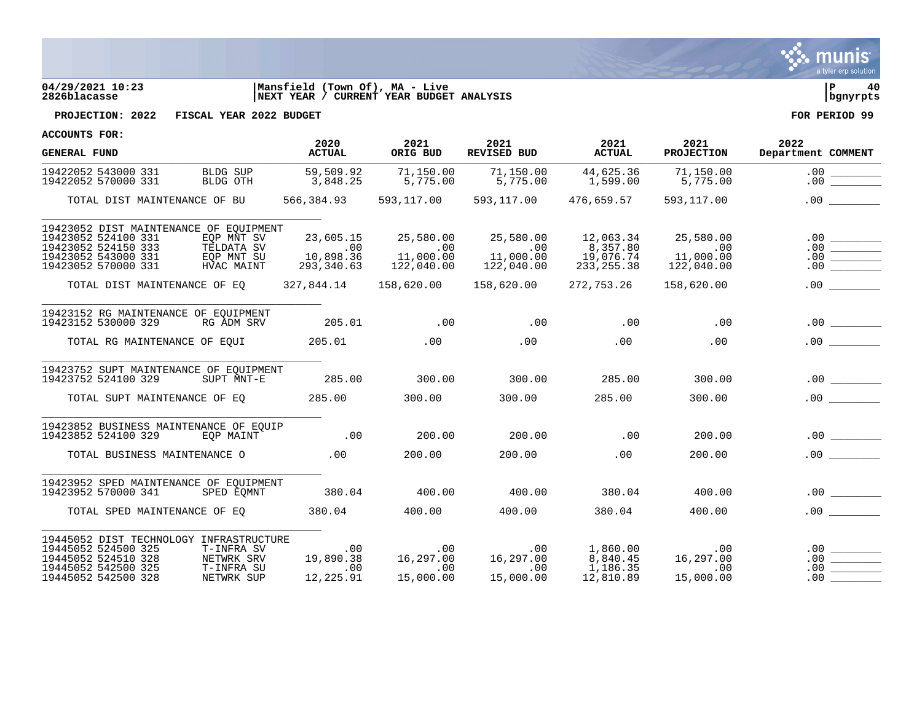04/29/2021 10:23 | Mansfield (Town Of), MA - Live | P 40
2826blacasse | NEXT YEAR / CURRENT YEAR BUDGET ANALYSIS | bgnyrpts

**PROJECTION: 2022 FISCAL YEAR 2022 BUDGET** **FOR PERIOD 99**

**ACCOUNTS FOR:**

| GENERAL FUND | | 2020 ACTUAL | 2021 ORIG BUD | 2021 REVISED BUD | 2021 ACTUAL | 2021 PROJECTION | 2022 Department | COMMENT |
|---|---|---|---|---|---|---|---|---|
| 19422052 543000 331 | BLDG SUP | 59,509.92 | 71,150.00 | 71,150.00 | 44,625.36 | 71,150.00 | .00 | |
| 19422052 570000 331 | BLDG OTH | 3,848.25 | 5,775.00 | 5,775.00 | 1,599.00 | 5,775.00 | .00 | |
| TOTAL DIST MAINTENANCE OF BU | | 566,384.93 | 593,117.00 | 593,117.00 | 476,659.57 | 593,117.00 | .00 | |
| 19423052 DIST MAINTENANCE OF EQUIPMENT | | | | | | | | |
| 19423052 524100 331 | EQP MNT SV | 23,605.15 | 25,580.00 | 25,580.00 | 12,063.34 | 25,580.00 | .00 | |
| 19423052 524150 333 | TELDATA SV | .00 | .00 | .00 | 8,357.80 | .00 | .00 | |
| 19423052 543000 331 | EQP MNT SU | 10,898.36 | 11,000.00 | 11,000.00 | 19,076.74 | 11,000.00 | .00 | |
| 19423052 570000 331 | HVAC MAINT | 293,340.63 | 122,040.00 | 122,040.00 | 233,255.38 | 122,040.00 | .00 | |
| TOTAL DIST MAINTENANCE OF EQ | | 327,844.14 | 158,620.00 | 158,620.00 | 272,753.26 | 158,620.00 | .00 | |
| 19423152 RG MAINTENANCE OF EQUIPMENT | | | | | | | | |
| 19423152 530000 329 | RG ADM SRV | 205.01 | .00 | .00 | .00 | .00 | .00 | |
| TOTAL RG MAINTENANCE OF EQUI | | 205.01 | .00 | .00 | .00 | .00 | .00 | |
| 19423752 SUPT MAINTENANCE OF EQUIPMENT | | | | | | | | |
| 19423752 524100 329 | SUPT MNT-E | 285.00 | 300.00 | 300.00 | 285.00 | 300.00 | .00 | |
| TOTAL SUPT MAINTENANCE OF EQ | | 285.00 | 300.00 | 300.00 | 285.00 | 300.00 | .00 | |
| 19423852 BUSINESS MAINTENANCE OF EQUIP | | | | | | | | |
| 19423852 524100 329 | EQP MAINT | .00 | 200.00 | 200.00 | .00 | 200.00 | .00 | |
| TOTAL BUSINESS MAINTENANCE O | | .00 | 200.00 | 200.00 | .00 | 200.00 | .00 | |
| 19423952 SPED MAINTENANCE OF EQUIPMENT | | | | | | | | |
| 19423952 570000 341 | SPED EQMNT | 380.04 | 400.00 | 400.00 | 380.04 | 400.00 | .00 | |
| TOTAL SPED MAINTENANCE OF EQ | | 380.04 | 400.00 | 400.00 | 380.04 | 400.00 | .00 | |
| 19445052 DIST TECHNOLOGY INFRASTRUCTURE | | | | | | | | |
| 19445052 524500 325 | T-INFRA SV | .00 | .00 | .00 | 1,860.00 | .00 | .00 | |
| 19445052 524510 328 | NETWRK SRV | 19,890.38 | 16,297.00 | 16,297.00 | 8,840.45 | 16,297.00 | .00 | |
| 19445052 542500 325 | T-INFRA SU | .00 | .00 | .00 | 1,186.35 | .00 | .00 | |
| 19445052 542500 328 | NETWRK SUP | 12,225.91 | 15,000.00 | 15,000.00 | 12,810.89 | 15,000.00 | .00 | |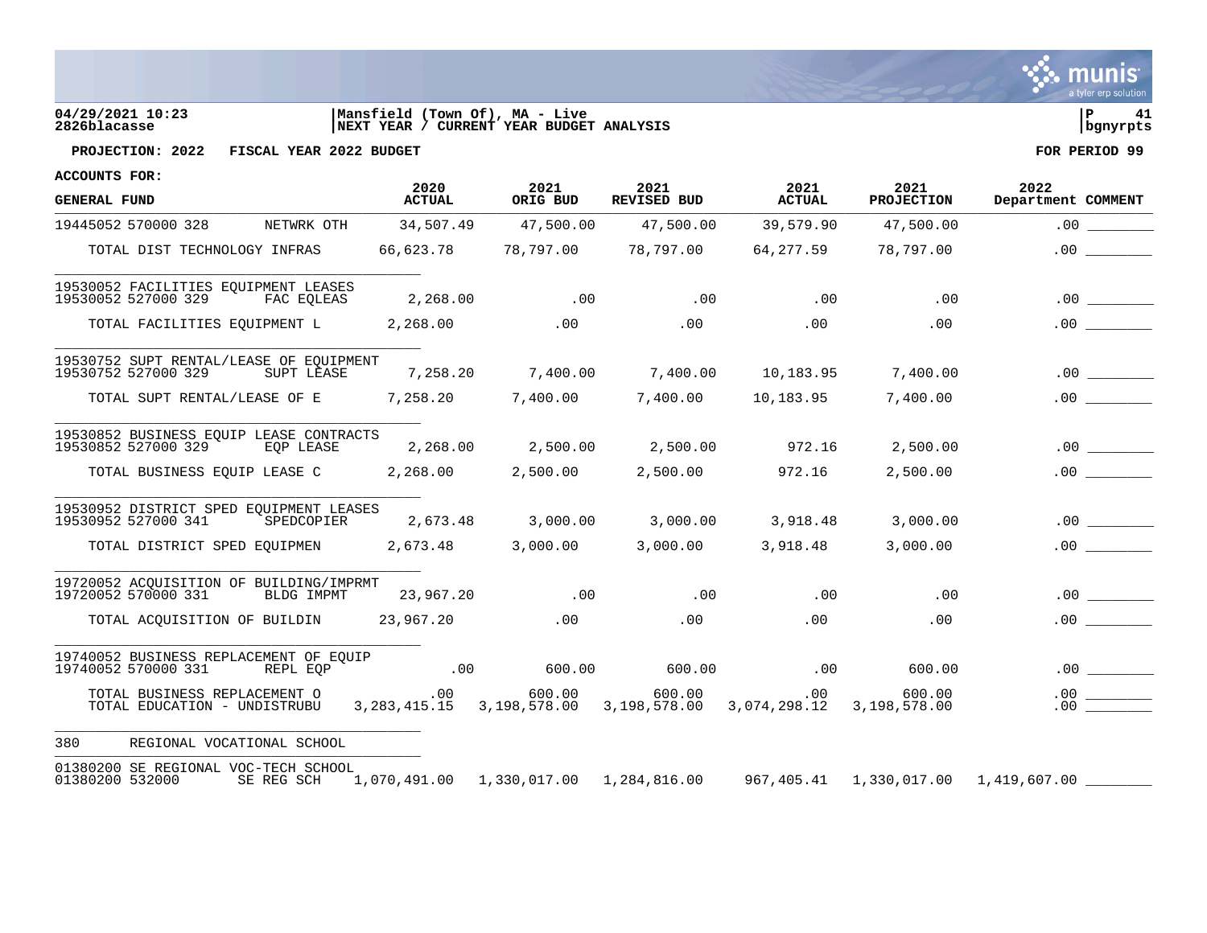04/29/2021 10:23 | Mansfield (Town Of), MA - Live | P 41
2826blacasse | NEXT YEAR / CURRENT YEAR BUDGET ANALYSIS | bgnyrpts

**PROJECTION: 2022 FISCAL YEAR 2022 BUDGET** **FOR PERIOD 99**

**ACCOUNTS FOR:**

| GENERAL FUND | | 2020 ACTUAL | 2021 ORIG BUD | 2021 REVISED BUD | 2021 ACTUAL | 2021 PROJECTION | 2022 Department | COMMENT |
|---|---|---|---|---|---|---|---|---|
| 19445052 570000 328 | NETWRK OTH | 34,507.49 | 47,500.00 | 47,500.00 | 39,579.90 | 47,500.00 | .00 | |
| TOTAL DIST TECHNOLOGY INFRAS | | 66,623.78 | 78,797.00 | 78,797.00 | 64,277.59 | 78,797.00 | .00 | |
| 19530052 FACILITIES EQUIPMENT LEASES | | | | | | | | |
| 19530052 527000 329 | FAC EQLEAS | 2,268.00 | .00 | .00 | .00 | .00 | .00 | |
| TOTAL FACILITIES EQUIPMENT L | | 2,268.00 | .00 | .00 | .00 | .00 | .00 | |
| 19530752 SUPT RENTAL/LEASE OF EQUIPMENT | | | | | | | | |
| 19530752 527000 329 | SUPT LEASE | 7,258.20 | 7,400.00 | 7,400.00 | 10,183.95 | 7,400.00 | .00 | |
| TOTAL SUPT RENTAL/LEASE OF E | | 7,258.20 | 7,400.00 | 7,400.00 | 10,183.95 | 7,400.00 | .00 | |
| 19530852 BUSINESS EQUIP LEASE CONTRACTS | | | | | | | | |
| 19530852 527000 329 | EQP LEASE | 2,268.00 | 2,500.00 | 2,500.00 | 972.16 | 2,500.00 | .00 | |
| TOTAL BUSINESS EQUIP LEASE C | | 2,268.00 | 2,500.00 | 2,500.00 | 972.16 | 2,500.00 | .00 | |
| 19530952 DISTRICT SPED EQUIPMENT LEASES | | | | | | | | |
| 19530952 527000 341 | SPEDCOPIER | 2,673.48 | 3,000.00 | 3,000.00 | 3,918.48 | 3,000.00 | .00 | |
| TOTAL DISTRICT SPED EQUIPMEN | | 2,673.48 | 3,000.00 | 3,000.00 | 3,918.48 | 3,000.00 | .00 | |
| 19720052 ACQUISITION OF BUILDING/IMPRMT | | | | | | | | |
| 19720052 570000 331 | BLDG IMPMT | 23,967.20 | .00 | .00 | .00 | .00 | .00 | |
| TOTAL ACQUISITION OF BUILDIN | | 23,967.20 | .00 | .00 | .00 | .00 | .00 | |
| 19740052 BUSINESS REPLACEMENT OF EQUIP | | | | | | | | |
| 19740052 570000 331 | REPL EQP | .00 | 600.00 | 600.00 | .00 | 600.00 | .00 | |
| TOTAL BUSINESS REPLACEMENT O | | .00 | 600.00 | 600.00 | .00 | 600.00 | .00 | |
| TOTAL EDUCATION - UNDISTRUBU | | 3,283,415.15 | 3,198,578.00 | 3,198,578.00 | 3,074,298.12 | 3,198,578.00 | .00 | |
| 380 REGIONAL VOCATIONAL SCHOOL | | | | | | | | |
| 01380200 SE REGIONAL VOC-TECH SCHOOL | | | | | | | | |
| 01380200 532000 | SE REG SCH | 1,070,491.00 | 1,330,017.00 | 1,284,816.00 | 967,405.41 | 1,330,017.00 | 1,419,607.00 | |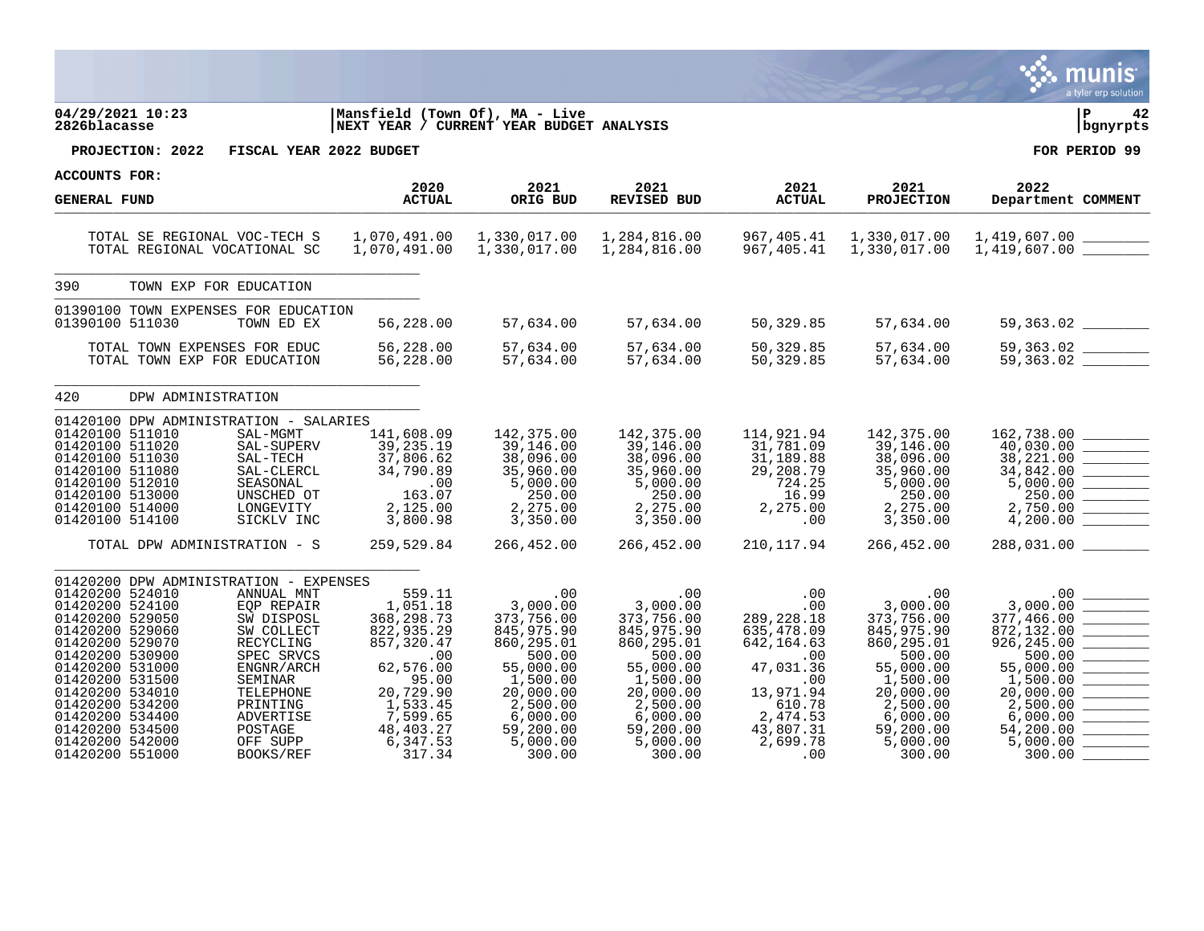04/29/2021 10:23 | Mansfield (Town Of), MA - Live | P 42
2826blacasse | NEXT YEAR / CURRENT YEAR BUDGET ANALYSIS | bgnyrpts

**PROJECTION: 2022 FISCAL YEAR 2022 BUDGET** — **FOR PERIOD 99**

**ACCOUNTS FOR: GENERAL FUND**

| ACCOUNTS FOR: GENERAL FUND | | 2020 ACTUAL | 2021 ORIG BUD | 2021 REVISED BUD | 2021 ACTUAL | 2021 PROJECTION | 2022 Department | COMMENT |
|---|---|---|---|---|---|---|---|---|
| TOTAL SE REGIONAL VOC-TECH S | | 1,070,491.00 | 1,330,017.00 | 1,284,816.00 | 967,405.41 | 1,330,017.00 | 1,419,607.00 | ________ |
| TOTAL REGIONAL VOCATIONAL SC | | 1,070,491.00 | 1,330,017.00 | 1,284,816.00 | 967,405.41 | 1,330,017.00 | 1,419,607.00 | ________ |
| **390 TOWN EXP FOR EDUCATION** | | | | | | | | |
| 01390100 TOWN EXPENSES FOR EDUCATION | | | | | | | | |
| 01390100 511030 | TOWN ED EX | 56,228.00 | 57,634.00 | 57,634.00 | 50,329.85 | 57,634.00 | 59,363.02 | ________ |
| TOTAL TOWN EXPENSES FOR EDUC | | 56,228.00 | 57,634.00 | 57,634.00 | 50,329.85 | 57,634.00 | 59,363.02 | ________ |
| TOTAL TOWN EXP FOR EDUCATION | | 56,228.00 | 57,634.00 | 57,634.00 | 50,329.85 | 57,634.00 | 59,363.02 | ________ |
| **420 DPW ADMINISTRATION** | | | | | | | | |
| 01420100 DPW ADMINISTRATION - SALARIES | | | | | | | | |
| 01420100 511010 | SAL-MGMT | 141,608.09 | 142,375.00 | 142,375.00 | 114,921.94 | 142,375.00 | 162,738.00 | ________ |
| 01420100 511020 | SAL-SUPERV | 39,235.19 | 39,146.00 | 39,146.00 | 31,781.09 | 39,146.00 | 40,030.00 | ________ |
| 01420100 511030 | SAL-TECH | 37,806.62 | 38,096.00 | 38,096.00 | 31,189.88 | 38,096.00 | 38,221.00 | ________ |
| 01420100 511080 | SAL-CLERCL | 34,790.89 | 35,960.00 | 35,960.00 | 29,208.79 | 35,960.00 | 34,842.00 | ________ |
| 01420100 512010 | SEASONAL | .00 | 5,000.00 | 5,000.00 | 724.25 | 5,000.00 | 5,000.00 | ________ |
| 01420100 513000 | UNSCHED OT | 163.07 | 250.00 | 250.00 | 16.99 | 250.00 | 250.00 | ________ |
| 01420100 514000 | LONGEVITY | 2,125.00 | 2,275.00 | 2,275.00 | 2,275.00 | 2,275.00 | 2,750.00 | ________ |
| 01420100 514100 | SICKLV INC | 3,800.98 | 3,350.00 | 3,350.00 | .00 | 3,350.00 | 4,200.00 | ________ |
| TOTAL DPW ADMINISTRATION - S | | 259,529.84 | 266,452.00 | 266,452.00 | 210,117.94 | 266,452.00 | 288,031.00 | ________ |
| 01420200 DPW ADMINISTRATION - EXPENSES | | | | | | | | |
| 01420200 524010 | ANNUAL MNT | 559.11 | .00 | .00 | .00 | .00 | .00 | ________ |
| 01420200 524100 | EQP REPAIR | 1,051.18 | 3,000.00 | 3,000.00 | .00 | 3,000.00 | 3,000.00 | ________ |
| 01420200 529050 | SW DISPOSL | 368,298.73 | 373,756.00 | 373,756.00 | 289,228.18 | 373,756.00 | 377,466.00 | ________ |
| 01420200 529060 | SW COLLECT | 822,935.29 | 845,975.90 | 845,975.90 | 635,478.09 | 845,975.90 | 872,132.00 | ________ |
| 01420200 529070 | RECYCLING | 857,320.47 | 860,295.01 | 860,295.01 | 642,164.63 | 860,295.01 | 926,245.00 | ________ |
| 01420200 530900 | SPEC SRVCS | .00 | 500.00 | 500.00 | .00 | 500.00 | 500.00 | ________ |
| 01420200 531000 | ENGNR/ARCH | 62,576.00 | 55,000.00 | 55,000.00 | 47,031.36 | 55,000.00 | 55,000.00 | ________ |
| 01420200 531500 | SEMINAR | 95.00 | 1,500.00 | 1,500.00 | .00 | 1,500.00 | 1,500.00 | ________ |
| 01420200 534010 | TELEPHONE | 20,729.90 | 20,000.00 | 20,000.00 | 13,971.94 | 20,000.00 | 20,000.00 | ________ |
| 01420200 534200 | PRINTING | 1,533.45 | 2,500.00 | 2,500.00 | 610.78 | 2,500.00 | 2,500.00 | ________ |
| 01420200 534400 | ADVERTISE | 7,599.65 | 6,000.00 | 6,000.00 | 2,474.53 | 6,000.00 | 6,000.00 | ________ |
| 01420200 534500 | POSTAGE | 48,403.27 | 59,200.00 | 59,200.00 | 43,807.31 | 59,200.00 | 54,200.00 | ________ |
| 01420200 542000 | OFF SUPP | 6,347.53 | 5,000.00 | 5,000.00 | 2,699.78 | 5,000.00 | 5,000.00 | ________ |
| 01420200 551000 | BOOKS/REF | 317.34 | 300.00 | 300.00 | .00 | 300.00 | 300.00 | ________ |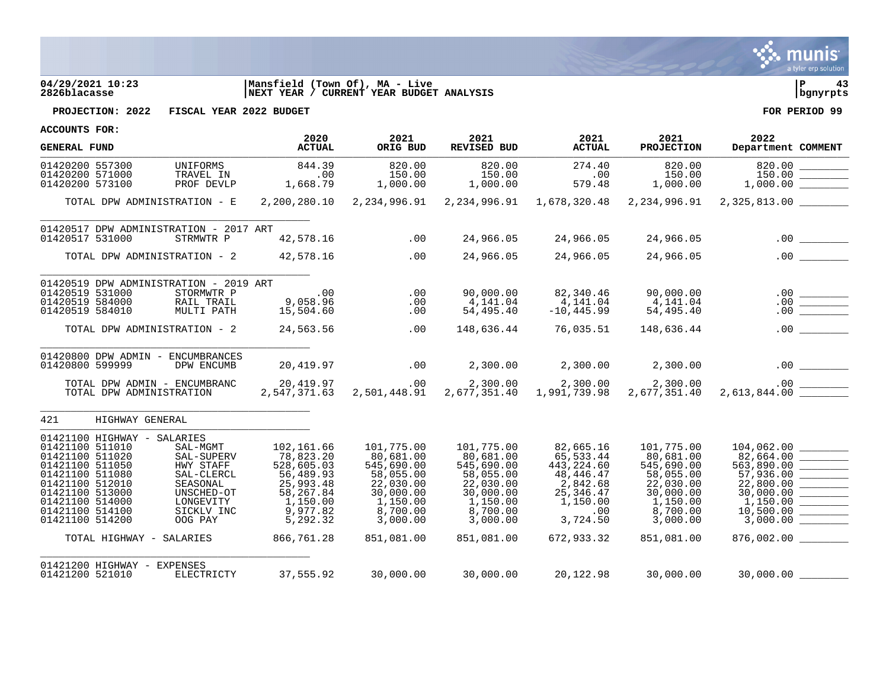04/29/2021 10:23 | Mansfield (Town Of), MA - Live | P 43
2826blacasse | NEXT YEAR / CURRENT YEAR BUDGET ANALYSIS | bgnyrpts

**PROJECTION: 2022 FISCAL YEAR 2022 BUDGET** **FOR PERIOD 99**

**ACCOUNTS FOR:**

| GENERAL FUND | | 2020 ACTUAL | 2021 ORIG BUD | 2021 REVISED BUD | 2021 ACTUAL | 2021 PROJECTION | 2022 Department | COMMENT |
|---|---|---|---|---|---|---|---|---|
| 01420200 557300 | UNIFORMS | 844.39 | 820.00 | 820.00 | 274.40 | 820.00 | 820.00 | ________ |
| 01420200 571000 | TRAVEL IN | .00 | 150.00 | 150.00 | .00 | 150.00 | 150.00 | ________ |
| 01420200 573100 | PROF DEVLP | 1,668.79 | 1,000.00 | 1,000.00 | 579.48 | 1,000.00 | 1,000.00 | ________ |
| TOTAL DPW ADMINISTRATION - E | | 2,200,280.10 | 2,234,996.91 | 2,234,996.91 | 1,678,320.48 | 2,234,996.91 | 2,325,813.00 | ________ |
| 01420517 DPW ADMINISTRATION - 2017 ART | | | | | | | | |
| 01420517 531000 | STRMWTR P | 42,578.16 | .00 | 24,966.05 | 24,966.05 | 24,966.05 | .00 | ________ |
| TOTAL DPW ADMINISTRATION - 2 | | 42,578.16 | .00 | 24,966.05 | 24,966.05 | 24,966.05 | .00 | ________ |
| 01420519 DPW ADMINISTRATION - 2019 ART | | | | | | | | |
| 01420519 531000 | STORMWTR P | .00 | .00 | 90,000.00 | 82,340.46 | 90,000.00 | .00 | ________ |
| 01420519 584000 | RAIL TRAIL | 9,058.96 | .00 | 4,141.04 | 4,141.04 | 4,141.04 | .00 | ________ |
| 01420519 584010 | MULTI PATH | 15,504.60 | .00 | 54,495.40 | -10,445.99 | 54,495.40 | .00 | ________ |
| TOTAL DPW ADMINISTRATION - 2 | | 24,563.56 | .00 | 148,636.44 | 76,035.51 | 148,636.44 | .00 | ________ |
| 01420800 DPW ADMIN - ENCUMBRANCES | | | | | | | | |
| 01420800 599999 | DPW ENCUMB | 20,419.97 | .00 | 2,300.00 | 2,300.00 | 2,300.00 | .00 | ________ |
| TOTAL DPW ADMIN - ENCUMBRANC | | 20,419.97 | .00 | 2,300.00 | 2,300.00 | 2,300.00 | .00 | ________ |
| TOTAL DPW ADMINISTRATION | | 2,547,371.63 | 2,501,448.91 | 2,677,351.40 | 1,991,739.98 | 2,677,351.40 | 2,613,844.00 | ________ |
| 421 HIGHWAY GENERAL | | | | | | | | |
| 01421100 HIGHWAY - SALARIES | | | | | | | | |
| 01421100 511010 | SAL-MGMT | 102,161.66 | 101,775.00 | 101,775.00 | 82,665.16 | 101,775.00 | 104,062.00 | ________ |
| 01421100 511020 | SAL-SUPERV | 78,823.20 | 80,681.00 | 80,681.00 | 65,533.44 | 80,681.00 | 82,664.00 | ________ |
| 01421100 511050 | HWY STAFF | 528,605.03 | 545,690.00 | 545,690.00 | 443,224.60 | 545,690.00 | 563,890.00 | ________ |
| 01421100 511080 | SAL-CLERCL | 56,489.93 | 58,055.00 | 58,055.00 | 48,446.47 | 58,055.00 | 57,936.00 | ________ |
| 01421100 512010 | SEASONAL | 25,993.48 | 22,030.00 | 22,030.00 | 2,842.68 | 22,030.00 | 22,800.00 | ________ |
| 01421100 513000 | UNSCHED-OT | 58,267.84 | 30,000.00 | 30,000.00 | 25,346.47 | 30,000.00 | 30,000.00 | ________ |
| 01421100 514000 | LONGEVITY | 1,150.00 | 1,150.00 | 1,150.00 | 1,150.00 | 1,150.00 | 1,150.00 | ________ |
| 01421100 514100 | SICKLV INC | 9,977.82 | 8,700.00 | 8,700.00 | .00 | 8,700.00 | 10,500.00 | ________ |
| 01421100 514200 | OOG PAY | 5,292.32 | 3,000.00 | 3,000.00 | 3,724.50 | 3,000.00 | 3,000.00 | ________ |
| TOTAL HIGHWAY - SALARIES | | 866,761.28 | 851,081.00 | 851,081.00 | 672,933.32 | 851,081.00 | 876,002.00 | ________ |
| 01421200 HIGHWAY - EXPENSES | | | | | | | | |
| 01421200 521010 | ELECTRICTY | 37,555.92 | 30,000.00 | 30,000.00 | 20,122.98 | 30,000.00 | 30,000.00 | ________ |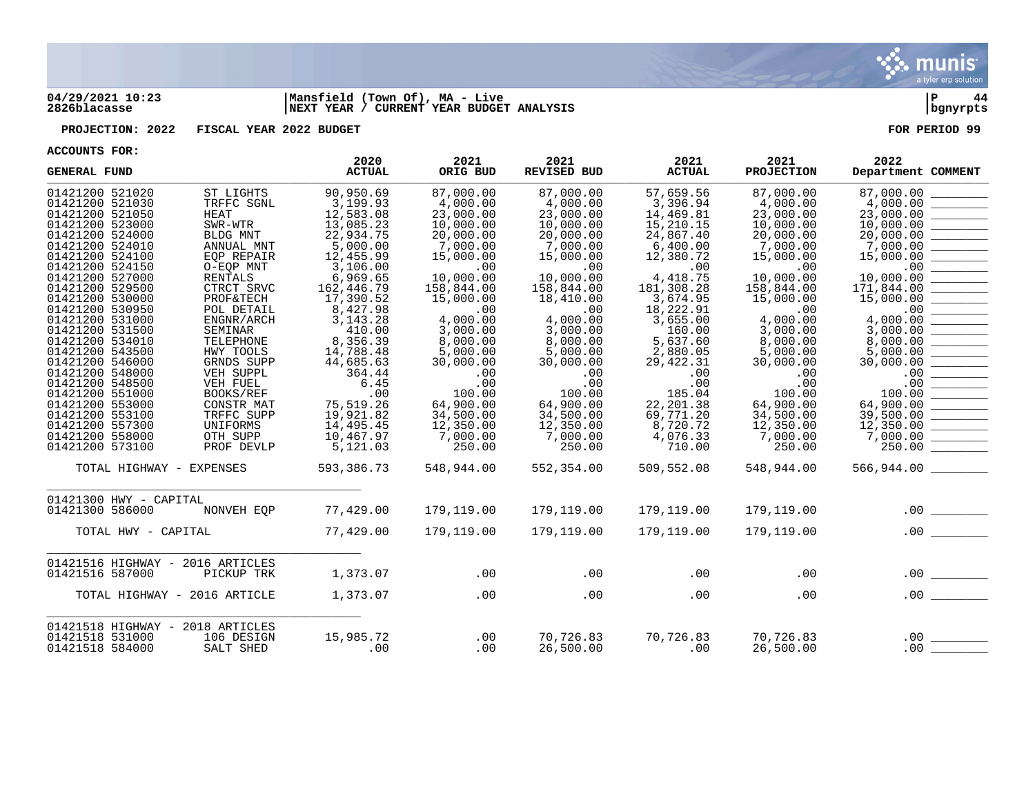**04/29/2021 10:23** | **Mansfield (Town Of), MA - Live**
**2826blacasse** | **NEXT YEAR / CURRENT YEAR BUDGET ANALYSIS** | **bgnyrpts**

**PROJECTION: 2022 FISCAL YEAR 2022 BUDGET** | **FOR PERIOD 99**

**ACCOUNTS FOR:**

| GENERAL FUND | | 2020 ACTUAL | 2021 ORIG BUD | 2021 REVISED BUD | 2021 ACTUAL | 2021 PROJECTION | 2022 Department | COMMENT |
|---|---|---|---|---|---|---|---|---|
| 01421200 521020 | ST LIGHTS | 90,950.69 | 87,000.00 | 87,000.00 | 57,659.56 | 87,000.00 | 87,000.00 | |
| 01421200 521030 | TRFFC SGNL | 3,199.93 | 4,000.00 | 4,000.00 | 3,396.94 | 4,000.00 | 4,000.00 | |
| 01421200 521050 | HEAT | 12,583.08 | 23,000.00 | 23,000.00 | 14,469.81 | 23,000.00 | 23,000.00 | |
| 01421200 523000 | SWR-WTR | 13,085.23 | 10,000.00 | 10,000.00 | 15,210.15 | 10,000.00 | 10,000.00 | |
| 01421200 524000 | BLDG MNT | 22,934.75 | 20,000.00 | 20,000.00 | 24,867.40 | 20,000.00 | 20,000.00 | |
| 01421200 524010 | ANNUAL MNT | 5,000.00 | 7,000.00 | 7,000.00 | 6,400.00 | 7,000.00 | 7,000.00 | |
| 01421200 524100 | EQP REPAIR | 12,455.99 | 15,000.00 | 15,000.00 | 12,380.72 | 15,000.00 | 15,000.00 | |
| 01421200 524150 | O-EQP MNT | 3,106.00 | .00 | .00 | .00 | .00 | .00 | |
| 01421200 527000 | RENTALS | 6,969.65 | 10,000.00 | 10,000.00 | 4,418.75 | 10,000.00 | 10,000.00 | |
| 01421200 529500 | CTRCT SRVC | 162,446.79 | 158,844.00 | 158,844.00 | 181,308.28 | 158,844.00 | 171,844.00 | |
| 01421200 530000 | PROF&TECH | 17,390.52 | 15,000.00 | 18,410.00 | 3,674.95 | 15,000.00 | 15,000.00 | |
| 01421200 530950 | POL DETAIL | 8,427.98 | .00 | .00 | 18,222.91 | .00 | .00 | |
| 01421200 531000 | ENGNR/ARCH | 3,143.28 | 4,000.00 | 4,000.00 | 3,655.00 | 4,000.00 | 4,000.00 | |
| 01421200 531500 | SEMINAR | 410.00 | 3,000.00 | 3,000.00 | 160.00 | 3,000.00 | 3,000.00 | |
| 01421200 534010 | TELEPHONE | 8,356.39 | 8,000.00 | 8,000.00 | 5,637.60 | 8,000.00 | 8,000.00 | |
| 01421200 543500 | HWY TOOLS | 14,788.48 | 5,000.00 | 5,000.00 | 2,880.05 | 5,000.00 | 5,000.00 | |
| 01421200 546000 | GRNDS SUPP | 44,685.63 | 30,000.00 | 30,000.00 | 29,422.31 | 30,000.00 | 30,000.00 | |
| 01421200 548000 | VEH SUPPL | 364.44 | .00 | .00 | .00 | .00 | .00 | |
| 01421200 548500 | VEH FUEL | 6.45 | .00 | .00 | .00 | .00 | .00 | |
| 01421200 551000 | BOOKS/REF | .00 | 100.00 | 100.00 | 185.04 | 100.00 | 100.00 | |
| 01421200 553000 | CONSTR MAT | 75,519.26 | 64,900.00 | 64,900.00 | 22,201.38 | 64,900.00 | 64,900.00 | |
| 01421200 553100 | TRFFC SUPP | 19,921.82 | 34,500.00 | 34,500.00 | 69,771.20 | 34,500.00 | 39,500.00 | |
| 01421200 557300 | UNIFORMS | 14,495.45 | 12,350.00 | 12,350.00 | 8,720.72 | 12,350.00 | 12,350.00 | |
| 01421200 558000 | OTH SUPP | 10,467.97 | 7,000.00 | 7,000.00 | 4,076.33 | 7,000.00 | 7,000.00 | |
| 01421200 573100 | PROF DEVLP | 5,121.03 | 250.00 | 250.00 | 710.00 | 250.00 | 250.00 | |
| TOTAL HIGHWAY - EXPENSES | | 593,386.73 | 548,944.00 | 552,354.00 | 509,552.08 | 548,944.00 | 566,944.00 | |
| 01421300 HWY - CAPITAL | | | | | | | | |
| 01421300 586000 | NONVEH EQP | 77,429.00 | 179,119.00 | 179,119.00 | 179,119.00 | 179,119.00 | .00 | |
| TOTAL HWY - CAPITAL | | 77,429.00 | 179,119.00 | 179,119.00 | 179,119.00 | 179,119.00 | .00 | |
| 01421516 HIGHWAY - 2016 ARTICLES | | | | | | | | |
| 01421516 587000 | PICKUP TRK | 1,373.07 | .00 | .00 | .00 | .00 | .00 | |
| TOTAL HIGHWAY - 2016 ARTICLE | | 1,373.07 | .00 | .00 | .00 | .00 | .00 | |
| 01421518 HIGHWAY - 2018 ARTICLES | | | | | | | | |
| 01421518 531000 | 106 DESIGN | 15,985.72 | .00 | 70,726.83 | 70,726.83 | 70,726.83 | .00 | |
| 01421518 584000 | SALT SHED | .00 | .00 | 26,500.00 | .00 | 26,500.00 | .00 | |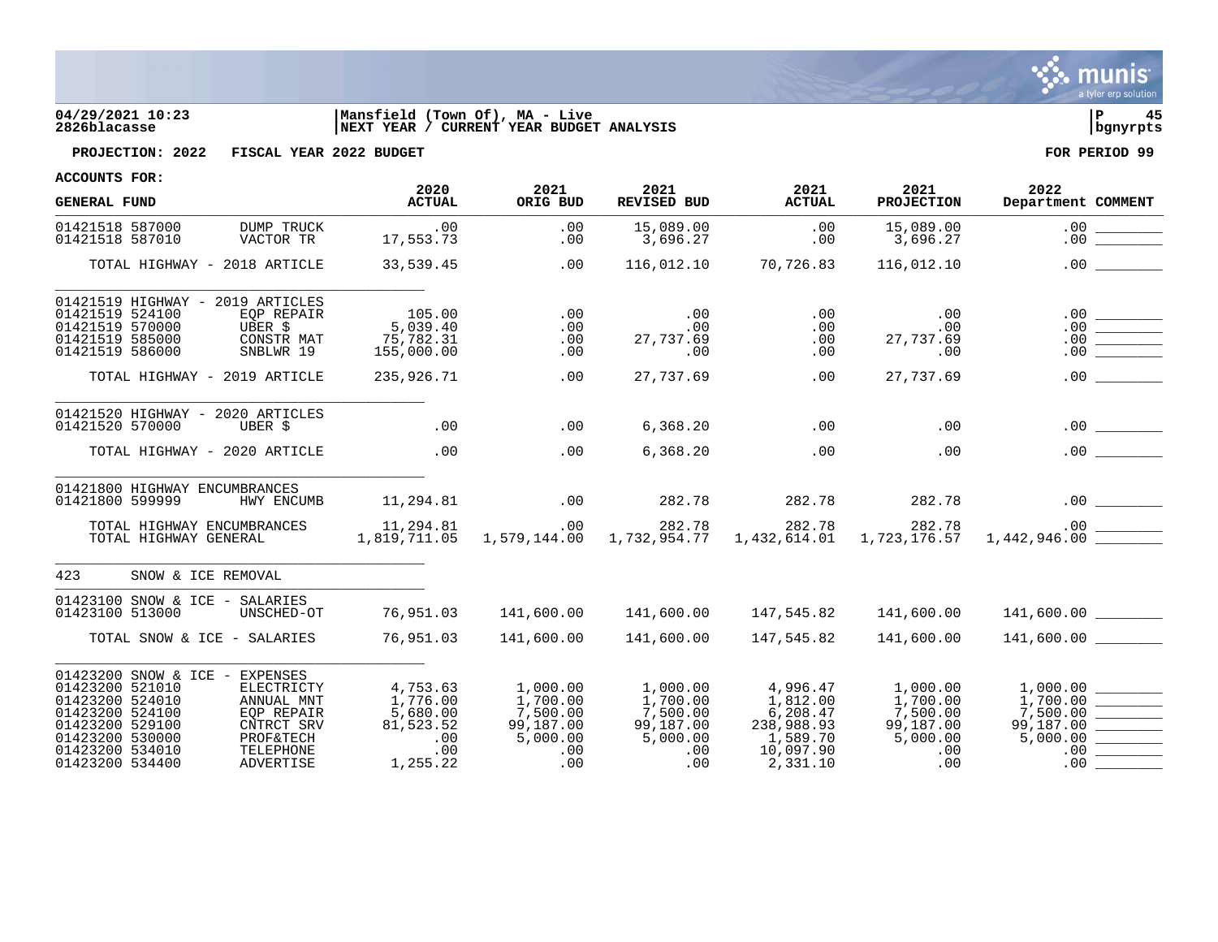04/29/2021 10:23 | Mansfield (Town Of), MA - Live | P 45
2826blacasse | NEXT YEAR / CURRENT YEAR BUDGET ANALYSIS | bgnyrpts

**PROJECTION: 2022 FISCAL YEAR 2022 BUDGET** **FOR PERIOD 99**

**ACCOUNTS FOR:**

| GENERAL FUND | | 2020 ACTUAL | 2021 ORIG BUD | 2021 REVISED BUD | 2021 ACTUAL | 2021 PROJECTION | 2022 Department | COMMENT |
|---|---|---|---|---|---|---|---|---|
| 01421518 587000 | DUMP TRUCK | .00 | .00 | 15,089.00 | .00 | 15,089.00 | .00 | |
| 01421518 587010 | VACTOR TR | 17,553.73 | .00 | 3,696.27 | .00 | 3,696.27 | .00 | |
| TOTAL HIGHWAY - 2018 ARTICLE | | 33,539.45 | .00 | 116,012.10 | 70,726.83 | 116,012.10 | .00 | |
| 01421519 HIGHWAY - 2019 ARTICLES | | | | | | | | |
| 01421519 524100 | EQP REPAIR | 105.00 | .00 | .00 | .00 | .00 | .00 | |
| 01421519 570000 | UBER $ | 5,039.40 | .00 | .00 | .00 | .00 | .00 | |
| 01421519 585000 | CONSTR MAT | 75,782.31 | .00 | 27,737.69 | .00 | 27,737.69 | .00 | |
| 01421519 586000 | SNBLWR 19 | 155,000.00 | .00 | .00 | .00 | .00 | .00 | |
| TOTAL HIGHWAY - 2019 ARTICLE | | 235,926.71 | .00 | 27,737.69 | .00 | 27,737.69 | .00 | |
| 01421520 HIGHWAY - 2020 ARTICLES | | | | | | | | |
| 01421520 570000 | UBER $ | .00 | .00 | 6,368.20 | .00 | .00 | .00 | |
| TOTAL HIGHWAY - 2020 ARTICLE | | .00 | .00 | 6,368.20 | .00 | .00 | .00 | |
| 01421800 HIGHWAY ENCUMBRANCES | | | | | | | | |
| 01421800 599999 | HWY ENCUMB | 11,294.81 | .00 | 282.78 | 282.78 | 282.78 | .00 | |
| TOTAL HIGHWAY ENCUMBRANCES | | 11,294.81 | .00 | 282.78 | 282.78 | 282.78 | .00 | |
| TOTAL HIGHWAY GENERAL | | 1,819,711.05 | 1,579,144.00 | 1,732,954.77 | 1,432,614.01 | 1,723,176.57 | 1,442,946.00 | |
| 423 SNOW & ICE REMOVAL | | | | | | | | |
| 01423100 SNOW & ICE - SALARIES | | | | | | | | |
| 01423100 513000 | UNSCHED-OT | 76,951.03 | 141,600.00 | 141,600.00 | 147,545.82 | 141,600.00 | 141,600.00 | |
| TOTAL SNOW & ICE - SALARIES | | 76,951.03 | 141,600.00 | 141,600.00 | 147,545.82 | 141,600.00 | 141,600.00 | |
| 01423200 SNOW & ICE - EXPENSES | | | | | | | | |
| 01423200 521010 | ELECTRICTY | 4,753.63 | 1,000.00 | 1,000.00 | 4,996.47 | 1,000.00 | 1,000.00 | |
| 01423200 524010 | ANNUAL MNT | 1,776.00 | 1,700.00 | 1,700.00 | 1,812.00 | 1,700.00 | 1,700.00 | |
| 01423200 524100 | EQP REPAIR | 5,680.00 | 7,500.00 | 7,500.00 | 6,208.47 | 7,500.00 | 7,500.00 | |
| 01423200 529100 | CNTRCT SRV | 81,523.52 | 99,187.00 | 99,187.00 | 238,988.93 | 99,187.00 | 99,187.00 | |
| 01423200 530000 | PROF&TECH | .00 | 5,000.00 | 5,000.00 | 1,589.70 | 5,000.00 | 5,000.00 | |
| 01423200 534010 | TELEPHONE | .00 | .00 | .00 | 10,097.90 | .00 | .00 | |
| 01423200 534400 | ADVERTISE | 1,255.22 | .00 | .00 | 2,331.10 | .00 | .00 | |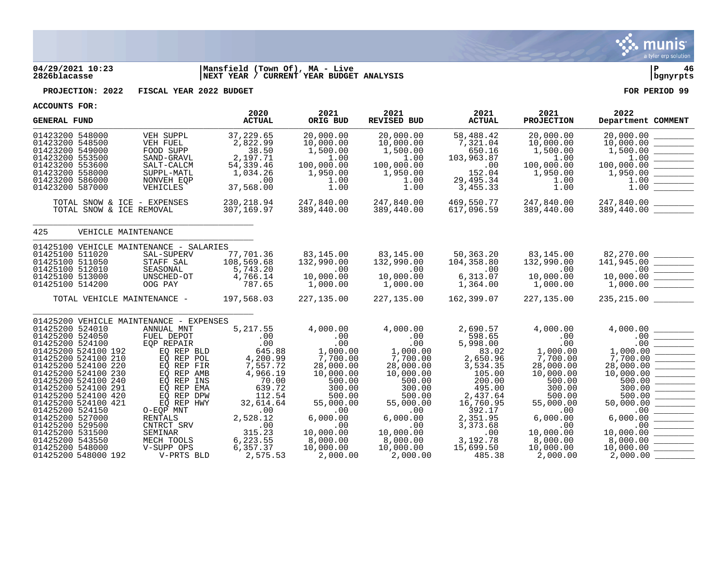**04/29/2021 10:23** | **Mansfield (Town Of), MA - Live**
**2826blacasse** | **NEXT YEAR / CURRENT YEAR BUDGET ANALYSIS**

**PROJECTION: 2022    FISCAL YEAR 2022 BUDGET**    **FOR PERIOD 99**

**ACCOUNTS FOR:**

| GENERAL FUND | | 2020 ACTUAL | 2021 ORIG BUD | 2021 REVISED BUD | 2021 ACTUAL | 2021 PROJECTION | 2022 Department | COMMENT |
|---|---|---|---|---|---|---|---|---|
| 01423200 548000 | VEH SUPPL | 37,229.65 | 20,000.00 | 20,000.00 | 58,488.42 | 20,000.00 | 20,000.00 | |
| 01423200 548500 | VEH FUEL | 2,822.99 | 10,000.00 | 10,000.00 | 7,321.04 | 10,000.00 | 10,000.00 | |
| 01423200 549000 | FOOD SUPP | 38.50 | 1,500.00 | 1,500.00 | 650.16 | 1,500.00 | 1,500.00 | |
| 01423200 553500 | SAND-GRAVL | 2,197.71 | 1.00 | 1.00 | 103,963.87 | 1.00 | 1.00 | |
| 01423200 553600 | SALT-CALCM | 54,339.46 | 100,000.00 | 100,000.00 | .00 | 100,000.00 | 100,000.00 | |
| 01423200 558000 | SUPPL-MATL | 1,034.26 | 1,950.00 | 1,950.00 | 152.04 | 1,950.00 | 1,950.00 | |
| 01423200 586000 | NONVEH EQP | .00 | 1.00 | 1.00 | 29,495.34 | 1.00 | 1.00 | |
| 01423200 587000 | VEHICLES | 37,568.00 | 1.00 | 1.00 | 3,455.33 | 1.00 | 1.00 | |
| TOTAL SNOW & ICE - EXPENSES | | 230,218.94 | 247,840.00 | 247,840.00 | 469,550.77 | 247,840.00 | 247,840.00 | |
| TOTAL SNOW & ICE REMOVAL | | 307,169.97 | 389,440.00 | 389,440.00 | 617,096.59 | 389,440.00 | 389,440.00 | |
| **425 VEHICLE MAINTENANCE** | | | | | | | | |
| 01425100 VEHICLE MAINTENANCE - SALARIES | | | | | | | | |
| 01425100 511020 | SAL-SUPERV | 77,701.36 | 83,145.00 | 83,145.00 | 50,363.20 | 83,145.00 | 82,270.00 | |
| 01425100 511050 | STAFF SAL | 108,569.68 | 132,990.00 | 132,990.00 | 104,358.80 | 132,990.00 | 141,945.00 | |
| 01425100 512010 | SEASONAL | 5,743.20 | .00 | .00 | .00 | .00 | .00 | |
| 01425100 513000 | UNSCHED-OT | 4,766.14 | 10,000.00 | 10,000.00 | 6,313.07 | 10,000.00 | 10,000.00 | |
| 01425100 514200 | OOG PAY | 787.65 | 1,000.00 | 1,000.00 | 1,364.00 | 1,000.00 | 1,000.00 | |
| TOTAL VEHICLE MAINTENANCE - | | 197,568.03 | 227,135.00 | 227,135.00 | 162,399.07 | 227,135.00 | 235,215.00 | |
| 01425200 VEHICLE MAINTENANCE - EXPENSES | | | | | | | | |
| 01425200 524010 | ANNUAL MNT | 5,217.55 | 4,000.00 | 4,000.00 | 2,690.57 | 4,000.00 | 4,000.00 | |
| 01425200 524050 | FUEL DEPOT | .00 | .00 | .00 | 598.65 | .00 | .00 | |
| 01425200 524100 | EQP REPAIR | .00 | .00 | .00 | 5,998.00 | .00 | .00 | |
| 01425200 524100 192 | EQ REP BLD | 645.88 | 1,000.00 | 1,000.00 | 83.02 | 1,000.00 | 1,000.00 | |
| 01425200 524100 210 | EQ REP POL | 4,200.99 | 7,700.00 | 7,700.00 | 2,650.96 | 7,700.00 | 7,700.00 | |
| 01425200 524100 220 | EQ REP FIR | 7,557.72 | 28,000.00 | 28,000.00 | 3,534.35 | 28,000.00 | 28,000.00 | |
| 01425200 524100 230 | EQ REP AMB | 4,966.19 | 10,000.00 | 10,000.00 | 105.00 | 10,000.00 | 10,000.00 | |
| 01425200 524100 240 | EQ REP INS | 70.00 | 500.00 | 500.00 | 200.00 | 500.00 | 500.00 | |
| 01425200 524100 291 | EQ REP EMA | 639.72 | 300.00 | 300.00 | 495.00 | 300.00 | 300.00 | |
| 01425200 524100 420 | EQ REP DPW | 112.54 | 500.00 | 500.00 | 2,437.64 | 500.00 | 500.00 | |
| 01425200 524100 421 | EQ REP HWY | 32,614.64 | 55,000.00 | 55,000.00 | 16,760.95 | 55,000.00 | 50,000.00 | |
| 01425200 524150 | O-EQP MNT | .00 | .00 | .00 | 392.17 | .00 | .00 | |
| 01425200 527000 | RENTALS | 2,528.12 | 6,000.00 | 6,000.00 | 2,351.95 | 6,000.00 | 6,000.00 | |
| 01425200 529500 | CNTRCT SRV | .00 | .00 | .00 | 3,373.68 | .00 | .00 | |
| 01425200 531500 | SEMINAR | 315.23 | 10,000.00 | 10,000.00 | .00 | 10,000.00 | 10,000.00 | |
| 01425200 543550 | MECH TOOLS | 6,223.55 | 8,000.00 | 8,000.00 | 3,192.78 | 8,000.00 | 8,000.00 | |
| 01425200 548000 | V-SUPP OPS | 6,357.37 | 10,000.00 | 10,000.00 | 15,699.50 | 10,000.00 | 10,000.00 | |
| 01425200 548000 192 | V-PRTS BLD | 2,575.53 | 2,000.00 | 2,000.00 | 485.38 | 2,000.00 | 2,000.00 | |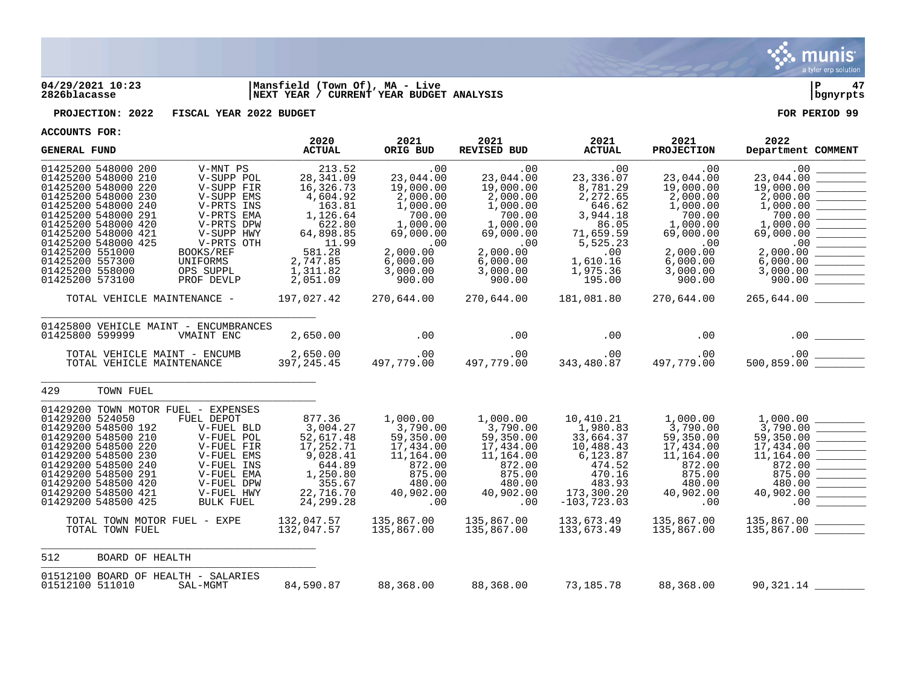**04/29/2021 10:23** | **Mansfield (Town Of), MA - Live** | **P 47**
**2826blacasse** | **NEXT YEAR / CURRENT YEAR BUDGET ANALYSIS** | **bgnyrpts**

**PROJECTION: 2022 FISCAL YEAR 2022 BUDGET** — **FOR PERIOD 99**

**ACCOUNTS FOR:**

| GENERAL FUND | | 2020 ACTUAL | 2021 ORIG BUD | 2021 REVISED BUD | 2021 ACTUAL | 2021 PROJECTION | 2022 Department | COMMENT |
|---|---|---|---|---|---|---|---|---|
| 01425200 548000 200 | V-MNT PS | 213.52 | .00 | .00 | .00 | .00 | .00 | |
| 01425200 548000 210 | V-SUPP POL | 28,341.09 | 23,044.00 | 23,044.00 | 23,336.07 | 23,044.00 | 23,044.00 | |
| 01425200 548000 220 | V-SUPP FIR | 16,326.73 | 19,000.00 | 19,000.00 | 8,781.29 | 19,000.00 | 19,000.00 | |
| 01425200 548000 230 | V-SUPP EMS | 4,604.92 | 2,000.00 | 2,000.00 | 2,272.65 | 2,000.00 | 2,000.00 | |
| 01425200 548000 240 | V-PRTS INS | 163.81 | 1,000.00 | 1,000.00 | 646.62 | 1,000.00 | 1,000.00 | |
| 01425200 548000 291 | V-PRTS EMA | 1,126.64 | 700.00 | 700.00 | 3,944.18 | 700.00 | 700.00 | |
| 01425200 548000 420 | V-PRTS DPW | 622.80 | 1,000.00 | 1,000.00 | 86.05 | 1,000.00 | 1,000.00 | |
| 01425200 548000 421 | V-SUPP HWY | 64,898.85 | 69,000.00 | 69,000.00 | 71,659.59 | 69,000.00 | 69,000.00 | |
| 01425200 548000 425 | V-PRTS OTH | 11.99 | .00 | .00 | 5,525.23 | .00 | .00 | |
| 01425200 551000 | BOOKS/REF | 581.28 | 2,000.00 | 2,000.00 | .00 | 2,000.00 | 2,000.00 | |
| 01425200 557300 | UNIFORMS | 2,747.85 | 6,000.00 | 6,000.00 | 1,610.16 | 6,000.00 | 6,000.00 | |
| 01425200 558000 | OPS SUPPL | 1,311.82 | 3,000.00 | 3,000.00 | 1,975.36 | 3,000.00 | 3,000.00 | |
| 01425200 573100 | PROF DEVLP | 2,051.09 | 900.00 | 900.00 | 195.00 | 900.00 | 900.00 | |
| TOTAL VEHICLE MAINTENANCE - | | 197,027.42 | 270,644.00 | 270,644.00 | 181,081.80 | 270,644.00 | 265,644.00 | |
| 01425800 VEHICLE MAINT - ENCUMBRANCES | | | | | | | | |
| 01425800 599999 | VMAINT ENC | 2,650.00 | .00 | .00 | .00 | .00 | .00 | |
| TOTAL VEHICLE MAINT - ENCUMB | | 2,650.00 | .00 | .00 | .00 | .00 | .00 | |
| TOTAL VEHICLE MAINTENANCE | | 397,245.45 | 497,779.00 | 497,779.00 | 343,480.87 | 497,779.00 | 500,859.00 | |
| 429 TOWN FUEL | | | | | | | | |
| 01429200 TOWN MOTOR FUEL - EXPENSES | | | | | | | | |
| 01429200 524050 | FUEL DEPOT | 877.36 | 1,000.00 | 1,000.00 | 10,410.21 | 1,000.00 | 1,000.00 | |
| 01429200 548500 192 | V-FUEL BLD | 3,004.27 | 3,790.00 | 3,790.00 | 1,980.83 | 3,790.00 | 3,790.00 | |
| 01429200 548500 210 | V-FUEL POL | 52,617.48 | 59,350.00 | 59,350.00 | 33,664.37 | 59,350.00 | 59,350.00 | |
| 01429200 548500 220 | V-FUEL FIR | 17,252.71 | 17,434.00 | 17,434.00 | 10,488.43 | 17,434.00 | 17,434.00 | |
| 01429200 548500 230 | V-FUEL EMS | 9,028.41 | 11,164.00 | 11,164.00 | 6,123.87 | 11,164.00 | 11,164.00 | |
| 01429200 548500 240 | V-FUEL INS | 644.89 | 872.00 | 872.00 | 474.52 | 872.00 | 872.00 | |
| 01429200 548500 291 | V-FUEL EMA | 1,250.80 | 875.00 | 875.00 | 470.16 | 875.00 | 875.00 | |
| 01429200 548500 420 | V-FUEL DPW | 355.67 | 480.00 | 480.00 | 483.93 | 480.00 | 480.00 | |
| 01429200 548500 421 | V-FUEL HWY | 22,716.70 | 40,902.00 | 40,902.00 | 173,300.20 | 40,902.00 | 40,902.00 | |
| 01429200 548500 425 | BULK FUEL | 24,299.28 | .00 | .00 | -103,723.03 | .00 | .00 | |
| TOTAL TOWN MOTOR FUEL - EXPE | | 132,047.57 | 135,867.00 | 135,867.00 | 133,673.49 | 135,867.00 | 135,867.00 | |
| TOTAL TOWN FUEL | | 132,047.57 | 135,867.00 | 135,867.00 | 133,673.49 | 135,867.00 | 135,867.00 | |
| 512 BOARD OF HEALTH | | | | | | | | |
| 01512100 BOARD OF HEALTH - SALARIES | | | | | | | | |
| 01512100 511010 | SAL-MGMT | 84,590.87 | 88,368.00 | 88,368.00 | 73,185.78 | 88,368.00 | 90,321.14 | |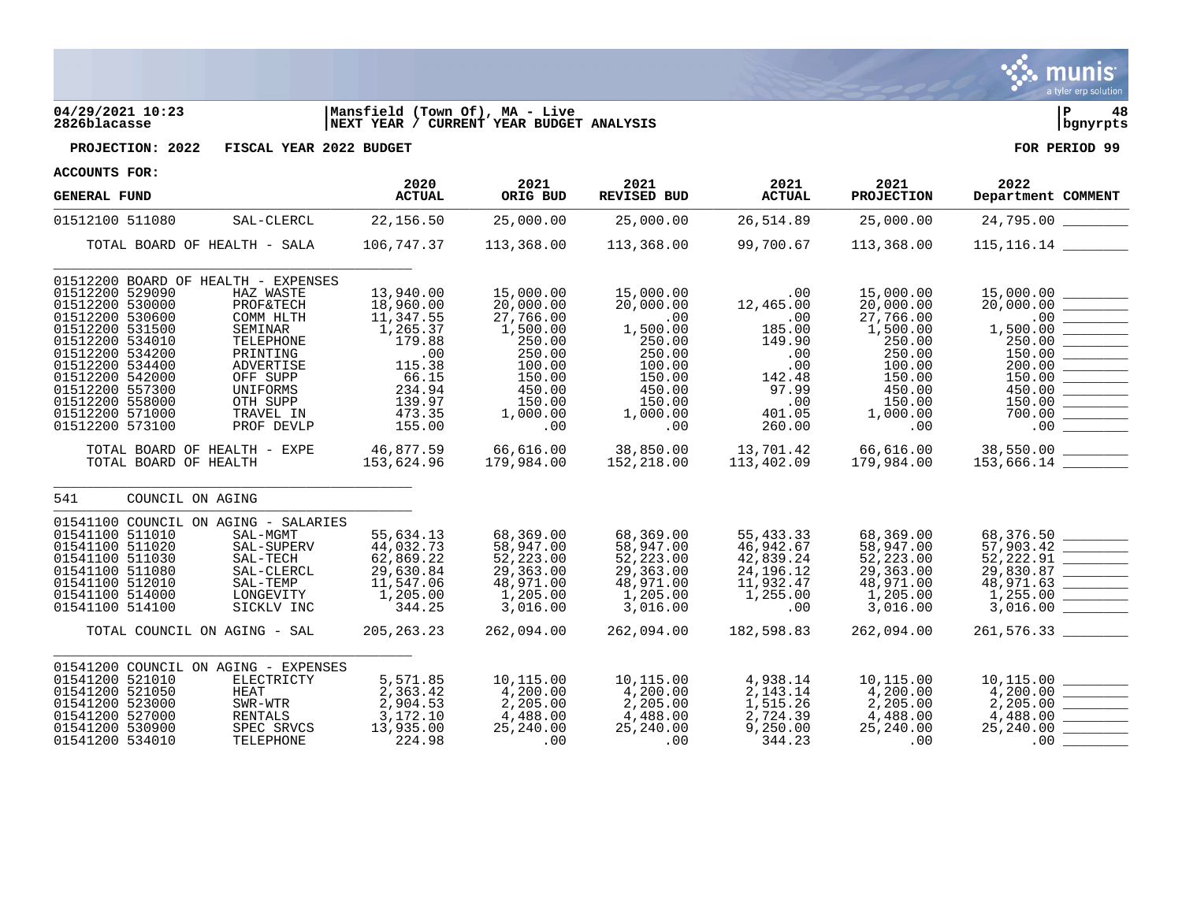**04/29/2021 10:23** | **Mansfield (Town Of), MA - Live**
**2826blacasse** | **NEXT YEAR / CURRENT YEAR BUDGET ANALYSIS**

**PROJECTION: 2022 FISCAL YEAR 2022 BUDGET** — **FOR PERIOD 99**

**ACCOUNTS FOR:**

| GENERAL FUND | | 2020 ACTUAL | 2021 ORIG BUD | 2021 REVISED BUD | 2021 ACTUAL | 2021 PROJECTION | 2022 Department | COMMENT |
|---|---|---|---|---|---|---|---|---|
| 01512100 511080 | SAL-CLERCL | 22,156.50 | 25,000.00 | 25,000.00 | 26,514.89 | 25,000.00 | 24,795.00 | |
| TOTAL BOARD OF HEALTH - SALA | | 106,747.37 | 113,368.00 | 113,368.00 | 99,700.67 | 113,368.00 | 115,116.14 | |
| 01512200 BOARD OF HEALTH - EXPENSES | | | | | | | | |
| 01512200 529090 | HAZ WASTE | 13,940.00 | 15,000.00 | 15,000.00 | .00 | 15,000.00 | 15,000.00 | |
| 01512200 530000 | PROF&TECH | 18,960.00 | 20,000.00 | 20,000.00 | 12,465.00 | 20,000.00 | 20,000.00 | |
| 01512200 530600 | COMM HLTH | 11,347.55 | 27,766.00 | .00 | .00 | 27,766.00 | .00 | |
| 01512200 531500 | SEMINAR | 1,265.37 | 1,500.00 | 1,500.00 | 185.00 | 1,500.00 | 1,500.00 | |
| 01512200 534010 | TELEPHONE | 179.88 | 250.00 | 250.00 | 149.90 | 250.00 | 250.00 | |
| 01512200 534200 | PRINTING | .00 | 250.00 | 250.00 | .00 | 250.00 | 150.00 | |
| 01512200 534400 | ADVERTISE | 115.38 | 100.00 | 100.00 | .00 | 100.00 | 200.00 | |
| 01512200 542000 | OFF SUPP | 66.15 | 150.00 | 150.00 | 142.48 | 150.00 | 150.00 | |
| 01512200 557300 | UNIFORMS | 234.94 | 450.00 | 450.00 | 97.99 | 450.00 | 450.00 | |
| 01512200 558000 | OTH SUPP | 139.97 | 150.00 | 150.00 | .00 | 150.00 | 150.00 | |
| 01512200 571000 | TRAVEL IN | 473.35 | 1,000.00 | 1,000.00 | 401.05 | 1,000.00 | 700.00 | |
| 01512200 573100 | PROF DEVLP | 155.00 | .00 | .00 | 260.00 | .00 | .00 | |
| TOTAL BOARD OF HEALTH - EXPE | | 46,877.59 | 66,616.00 | 38,850.00 | 13,701.42 | 66,616.00 | 38,550.00 | |
| TOTAL BOARD OF HEALTH | | 153,624.96 | 179,984.00 | 152,218.00 | 113,402.09 | 179,984.00 | 153,666.14 | |
| 541 COUNCIL ON AGING | | | | | | | | |
| 01541100 COUNCIL ON AGING - SALARIES | | | | | | | | |
| 01541100 511010 | SAL-MGMT | 55,634.13 | 68,369.00 | 68,369.00 | 55,433.33 | 68,369.00 | 68,376.50 | |
| 01541100 511020 | SAL-SUPERV | 44,032.73 | 58,947.00 | 58,947.00 | 46,942.67 | 58,947.00 | 57,903.42 | |
| 01541100 511030 | SAL-TECH | 62,869.22 | 52,223.00 | 52,223.00 | 42,839.24 | 52,223.00 | 52,222.91 | |
| 01541100 511080 | SAL-CLERCL | 29,630.84 | 29,363.00 | 29,363.00 | 24,196.12 | 29,363.00 | 29,830.87 | |
| 01541100 512010 | SAL-TEMP | 11,547.06 | 48,971.00 | 48,971.00 | 11,932.47 | 48,971.00 | 48,971.63 | |
| 01541100 514000 | LONGEVITY | 1,205.00 | 1,205.00 | 1,205.00 | 1,255.00 | 1,205.00 | 1,255.00 | |
| 01541100 514100 | SICKLV INC | 344.25 | 3,016.00 | 3,016.00 | .00 | 3,016.00 | 3,016.00 | |
| TOTAL COUNCIL ON AGING - SAL | | 205,263.23 | 262,094.00 | 262,094.00 | 182,598.83 | 262,094.00 | 261,576.33 | |
| 01541200 COUNCIL ON AGING - EXPENSES | | | | | | | | |
| 01541200 521010 | ELECTRICTY | 5,571.85 | 10,115.00 | 10,115.00 | 4,938.14 | 10,115.00 | 10,115.00 | |
| 01541200 521050 | HEAT | 2,363.42 | 4,200.00 | 4,200.00 | 2,143.14 | 4,200.00 | 4,200.00 | |
| 01541200 523000 | SWR-WTR | 2,904.53 | 2,205.00 | 2,205.00 | 1,515.26 | 2,205.00 | 2,205.00 | |
| 01541200 527000 | RENTALS | 3,172.10 | 4,488.00 | 4,488.00 | 2,724.39 | 4,488.00 | 4,488.00 | |
| 01541200 530900 | SPEC SRVCS | 13,935.00 | 25,240.00 | 25,240.00 | 9,250.00 | 25,240.00 | 25,240.00 | |
| 01541200 534010 | TELEPHONE | 224.98 | .00 | .00 | 344.23 | .00 | .00 | |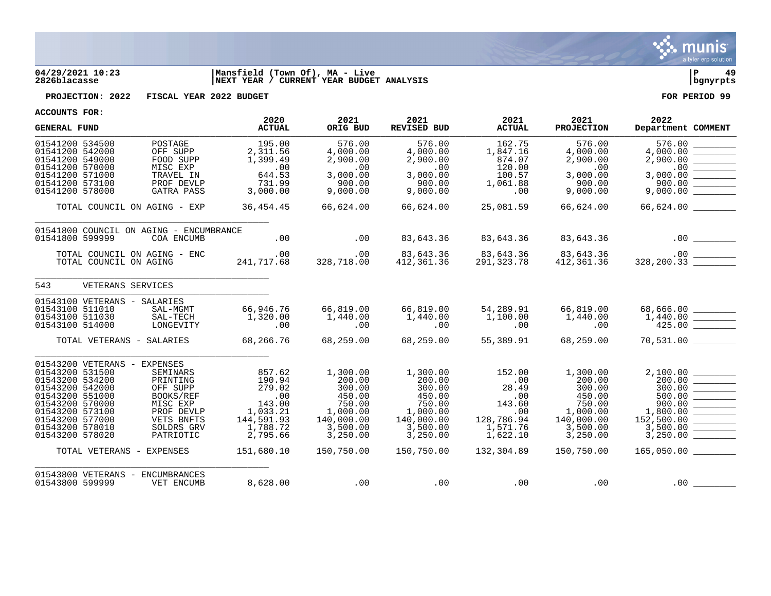**04/29/2021 10:23** | **Mansfield (Town Of), MA - Live** | **P 49**
**2826blacasse** | **NEXT YEAR / CURRENT YEAR BUDGET ANALYSIS** | **bgnyrpts**

**PROJECTION: 2022 FISCAL YEAR 2022 BUDGET** **FOR PERIOD 99**

**ACCOUNTS FOR:**

| GENERAL FUND | | 2020 ACTUAL | 2021 ORIG BUD | 2021 REVISED BUD | 2021 ACTUAL | 2021 PROJECTION | 2022 Department | COMMENT |
|---|---|---|---|---|---|---|---|---|
| 01541200 534500 | POSTAGE | 195.00 | 576.00 | 576.00 | 162.75 | 576.00 | 576.00 | |
| 01541200 542000 | OFF SUPP | 2,311.56 | 4,000.00 | 4,000.00 | 1,847.16 | 4,000.00 | 4,000.00 | |
| 01541200 549000 | FOOD SUPP | 1,399.49 | 2,900.00 | 2,900.00 | 874.07 | 2,900.00 | 2,900.00 | |
| 01541200 570000 | MISC EXP | .00 | .00 | .00 | 120.00 | .00 | .00 | |
| 01541200 571000 | TRAVEL IN | 644.53 | 3,000.00 | 3,000.00 | 100.57 | 3,000.00 | 3,000.00 | |
| 01541200 573100 | PROF DEVLP | 731.99 | 900.00 | 900.00 | 1,061.88 | 900.00 | 900.00 | |
| 01541200 578000 | GATRA PASS | 3,000.00 | 9,000.00 | 9,000.00 | .00 | 9,000.00 | 9,000.00 | |
| TOTAL COUNCIL ON AGING - EXP | | 36,454.45 | 66,624.00 | 66,624.00 | 25,081.59 | 66,624.00 | 66,624.00 | |
| 01541800 COUNCIL ON AGING - ENCUMBRANCE | | | | | | | | |
| 01541800 599999 | COA ENCUMB | .00 | .00 | 83,643.36 | 83,643.36 | 83,643.36 | .00 | |
| TOTAL COUNCIL ON AGING - ENC | | .00 | .00 | 83,643.36 | 83,643.36 | 83,643.36 | .00 | |
| TOTAL COUNCIL ON AGING | | 241,717.68 | 328,718.00 | 412,361.36 | 291,323.78 | 412,361.36 | 328,200.33 | |
| 543 VETERANS SERVICES | | | | | | | | |
| 01543100 VETERANS - SALARIES | | | | | | | | |
| 01543100 511010 | SAL-MGMT | 66,946.76 | 66,819.00 | 66,819.00 | 54,289.91 | 66,819.00 | 68,666.00 | |
| 01543100 511030 | SAL-TECH | 1,320.00 | 1,440.00 | 1,440.00 | 1,100.00 | 1,440.00 | 1,440.00 | |
| 01543100 514000 | LONGEVITY | .00 | .00 | .00 | .00 | .00 | 425.00 | |
| TOTAL VETERANS - SALARIES | | 68,266.76 | 68,259.00 | 68,259.00 | 55,389.91 | 68,259.00 | 70,531.00 | |
| 01543200 VETERANS - EXPENSES | | | | | | | | |
| 01543200 531500 | SEMINARS | 857.62 | 1,300.00 | 1,300.00 | 152.00 | 1,300.00 | 2,100.00 | |
| 01543200 534200 | PRINTING | 190.94 | 200.00 | 200.00 | .00 | 200.00 | 200.00 | |
| 01543200 542000 | OFF SUPP | 279.02 | 300.00 | 300.00 | 28.49 | 300.00 | 300.00 | |
| 01543200 551000 | BOOKS/REF | .00 | 450.00 | 450.00 | .00 | 450.00 | 500.00 | |
| 01543200 570000 | MISC EXP | 143.00 | 750.00 | 750.00 | 143.60 | 750.00 | 900.00 | |
| 01543200 573100 | PROF DEVLP | 1,033.21 | 1,000.00 | 1,000.00 | .00 | 1,000.00 | 1,800.00 | |
| 01543200 577000 | VETS BNFTS | 144,591.93 | 140,000.00 | 140,000.00 | 128,786.94 | 140,000.00 | 152,500.00 | |
| 01543200 578010 | SOLDRS GRV | 1,788.72 | 3,500.00 | 3,500.00 | 1,571.76 | 3,500.00 | 3,500.00 | |
| 01543200 578020 | PATRIOTIC | 2,795.66 | 3,250.00 | 3,250.00 | 1,622.10 | 3,250.00 | 3,250.00 | |
| TOTAL VETERANS - EXPENSES | | 151,680.10 | 150,750.00 | 150,750.00 | 132,304.89 | 150,750.00 | 165,050.00 | |
| 01543800 VETERANS - ENCUMBRANCES | | | | | | | | |
| 01543800 599999 | VET ENCUMB | 8,628.00 | .00 | .00 | .00 | .00 | .00 | |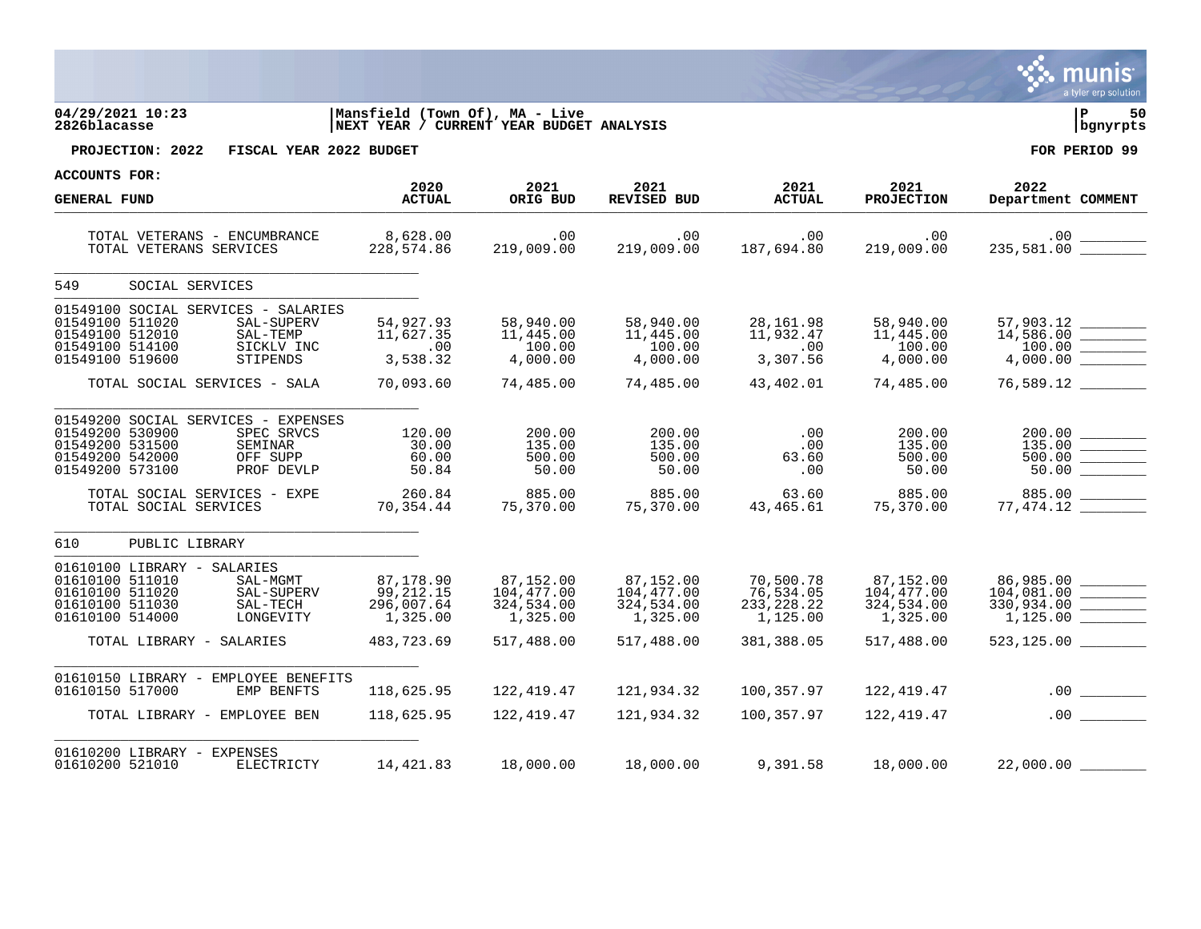**04/29/2021 10:23** | **Mansfield (Town Of), MA - Live**
**2826blacasse** | **NEXT YEAR / CURRENT YEAR BUDGET ANALYSIS** | **bgnyrpts**

**PROJECTION: 2022 FISCAL YEAR 2022 BUDGET** — **FOR PERIOD 99**

**ACCOUNTS FOR:**

| GENERAL FUND | | 2020 ACTUAL | 2021 ORIG BUD | 2021 REVISED BUD | 2021 ACTUAL | 2021 PROJECTION | 2022 Department | COMMENT |
|---|---|---|---|---|---|---|---|---|
| TOTAL VETERANS - ENCUMBRANCE | | 8,628.00 | .00 | .00 | .00 | .00 | .00 | |
| TOTAL VETERANS SERVICES | | 228,574.86 | 219,009.00 | 219,009.00 | 187,694.80 | 219,009.00 | 235,581.00 | |
| **549 SOCIAL SERVICES** | | | | | | | | |
| 01549100 SOCIAL SERVICES - SALARIES | | | | | | | | |
| 01549100 511020 | SAL-SUPERV | 54,927.93 | 58,940.00 | 58,940.00 | 28,161.98 | 58,940.00 | 57,903.12 | |
| 01549100 512010 | SAL-TEMP | 11,627.35 | 11,445.00 | 11,445.00 | 11,932.47 | 11,445.00 | 14,586.00 | |
| 01549100 514100 | SICKLV INC | .00 | 100.00 | 100.00 | .00 | 100.00 | 100.00 | |
| 01549100 519600 | STIPENDS | 3,538.32 | 4,000.00 | 4,000.00 | 3,307.56 | 4,000.00 | 4,000.00 | |
| TOTAL SOCIAL SERVICES - SALA | | 70,093.60 | 74,485.00 | 74,485.00 | 43,402.01 | 74,485.00 | 76,589.12 | |
| 01549200 SOCIAL SERVICES - EXPENSES | | | | | | | | |
| 01549200 530900 | SPEC SRVCS | 120.00 | 200.00 | 200.00 | .00 | 200.00 | 200.00 | |
| 01549200 531500 | SEMINAR | 30.00 | 135.00 | 135.00 | .00 | 135.00 | 135.00 | |
| 01549200 542000 | OFF SUPP | 60.00 | 500.00 | 500.00 | 63.60 | 500.00 | 500.00 | |
| 01549200 573100 | PROF DEVLP | 50.84 | 50.00 | 50.00 | .00 | 50.00 | 50.00 | |
| TOTAL SOCIAL SERVICES - EXPE | | 260.84 | 885.00 | 885.00 | 63.60 | 885.00 | 885.00 | |
| TOTAL SOCIAL SERVICES | | 70,354.44 | 75,370.00 | 75,370.00 | 43,465.61 | 75,370.00 | 77,474.12 | |
| **610 PUBLIC LIBRARY** | | | | | | | | |
| 01610100 LIBRARY - SALARIES | | | | | | | | |
| 01610100 511010 | SAL-MGMT | 87,178.90 | 87,152.00 | 87,152.00 | 70,500.78 | 87,152.00 | 86,985.00 | |
| 01610100 511020 | SAL-SUPERV | 99,212.15 | 104,477.00 | 104,477.00 | 76,534.05 | 104,477.00 | 104,081.00 | |
| 01610100 511030 | SAL-TECH | 296,007.64 | 324,534.00 | 324,534.00 | 233,228.22 | 324,534.00 | 330,934.00 | |
| 01610100 514000 | LONGEVITY | 1,325.00 | 1,325.00 | 1,325.00 | 1,125.00 | 1,325.00 | 1,125.00 | |
| TOTAL LIBRARY - SALARIES | | 483,723.69 | 517,488.00 | 517,488.00 | 381,388.05 | 517,488.00 | 523,125.00 | |
| 01610150 LIBRARY - EMPLOYEE BENEFITS | | | | | | | | |
| 01610150 517000 | EMP BENFTS | 118,625.95 | 122,419.47 | 121,934.32 | 100,357.97 | 122,419.47 | .00 | |
| TOTAL LIBRARY - EMPLOYEE BEN | | 118,625.95 | 122,419.47 | 121,934.32 | 100,357.97 | 122,419.47 | .00 | |
| 01610200 LIBRARY - EXPENSES | | | | | | | | |
| 01610200 521010 | ELECTRICTY | 14,421.83 | 18,000.00 | 18,000.00 | 9,391.58 | 18,000.00 | 22,000.00 | |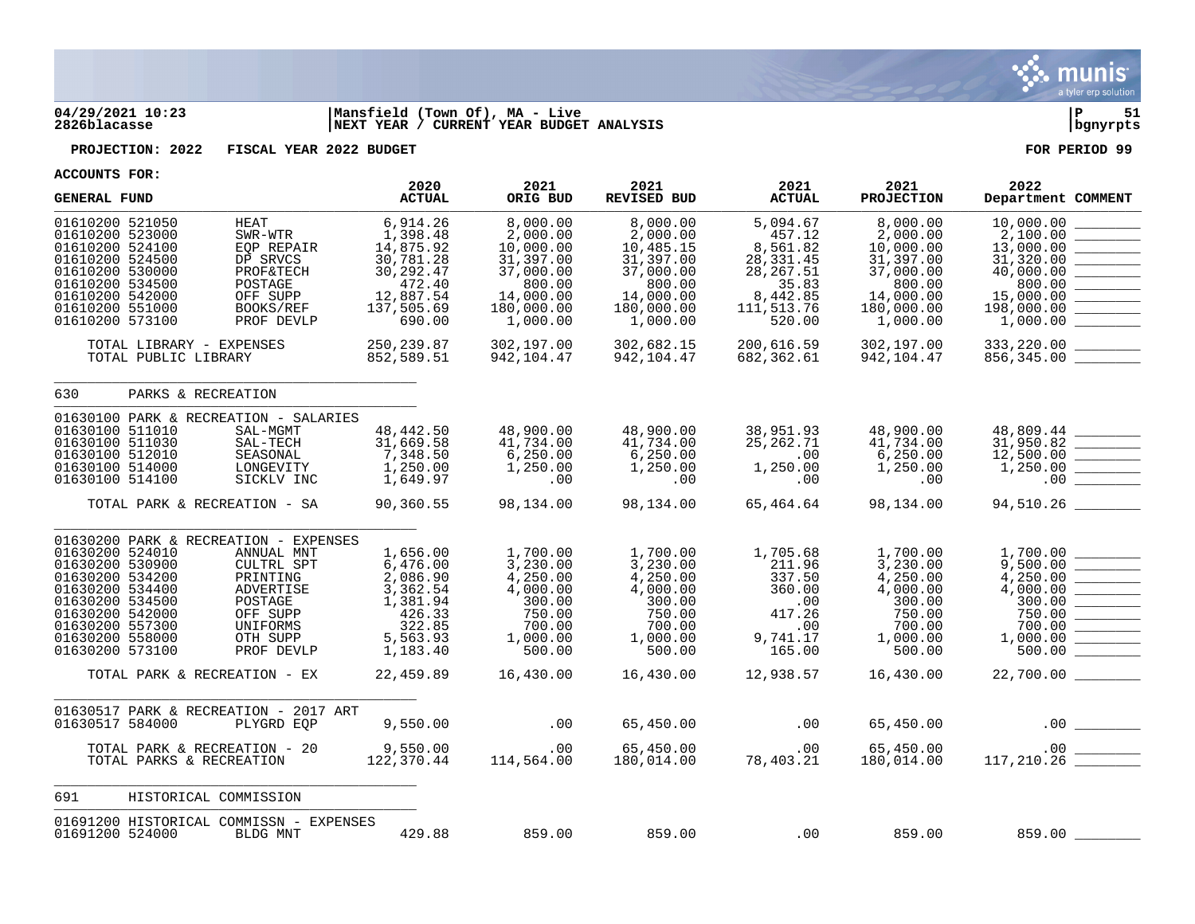04/29/2021 10:23 | Mansfield (Town Of), MA - Live | P 51
2826blacasse | NEXT YEAR / CURRENT YEAR BUDGET ANALYSIS | bgnyrpts

**PROJECTION: 2022 FISCAL YEAR 2022 BUDGET** **FOR PERIOD 99**

**ACCOUNTS FOR:**

| GENERAL FUND | | 2020 ACTUAL | 2021 ORIG BUD | 2021 REVISED BUD | 2021 ACTUAL | 2021 PROJECTION | 2022 Department | COMMENT |
|---|---|---|---|---|---|---|---|---|
| 01610200 521050 | HEAT | 6,914.26 | 8,000.00 | 8,000.00 | 5,094.67 | 8,000.00 | 10,000.00 | |
| 01610200 523000 | SWR-WTR | 1,398.48 | 2,000.00 | 2,000.00 | 457.12 | 2,000.00 | 2,100.00 | |
| 01610200 524100 | EQP REPAIR | 14,875.92 | 10,000.00 | 10,485.15 | 8,561.82 | 10,000.00 | 13,000.00 | |
| 01610200 524500 | DP SRVCS | 30,781.28 | 31,397.00 | 31,397.00 | 28,331.45 | 31,397.00 | 31,320.00 | |
| 01610200 530000 | PROF&TECH | 30,292.47 | 37,000.00 | 37,000.00 | 28,267.51 | 37,000.00 | 40,000.00 | |
| 01610200 534500 | POSTAGE | 472.40 | 800.00 | 800.00 | 35.83 | 800.00 | 800.00 | |
| 01610200 542000 | OFF SUPP | 12,887.54 | 14,000.00 | 14,000.00 | 8,442.85 | 14,000.00 | 15,000.00 | |
| 01610200 551000 | BOOKS/REF | 137,505.69 | 180,000.00 | 180,000.00 | 111,513.76 | 180,000.00 | 198,000.00 | |
| 01610200 573100 | PROF DEVLP | 690.00 | 1,000.00 | 1,000.00 | 520.00 | 1,000.00 | 1,000.00 | |
| TOTAL LIBRARY - EXPENSES | | 250,239.87 | 302,197.00 | 302,682.15 | 200,616.59 | 302,197.00 | 333,220.00 | |
| TOTAL PUBLIC LIBRARY | | 852,589.51 | 942,104.47 | 942,104.47 | 682,362.61 | 942,104.47 | 856,345.00 | |
| **630** | **PARKS & RECREATION** | | | | | | | |
| 01630100 PARK & RECREATION - SALARIES | | | | | | | | |
| 01630100 511010 | SAL-MGMT | 48,442.50 | 48,900.00 | 48,900.00 | 38,951.93 | 48,900.00 | 48,809.44 | |
| 01630100 511030 | SAL-TECH | 31,669.58 | 41,734.00 | 41,734.00 | 25,262.71 | 41,734.00 | 31,950.82 | |
| 01630100 512010 | SEASONAL | 7,348.50 | 6,250.00 | 6,250.00 | .00 | 6,250.00 | 12,500.00 | |
| 01630100 514000 | LONGEVITY | 1,250.00 | 1,250.00 | 1,250.00 | 1,250.00 | 1,250.00 | 1,250.00 | |
| 01630100 514100 | SICKLV INC | 1,649.97 | .00 | .00 | .00 | .00 | .00 | |
| TOTAL PARK & RECREATION - SA | | 90,360.55 | 98,134.00 | 98,134.00 | 65,464.64 | 98,134.00 | 94,510.26 | |
| 01630200 PARK & RECREATION - EXPENSES | | | | | | | | |
| 01630200 524010 | ANNUAL MNT | 1,656.00 | 1,700.00 | 1,700.00 | 1,705.68 | 1,700.00 | 1,700.00 | |
| 01630200 530900 | CULTRL SPT | 6,476.00 | 3,230.00 | 3,230.00 | 211.96 | 3,230.00 | 9,500.00 | |
| 01630200 534200 | PRINTING | 2,086.90 | 4,250.00 | 4,250.00 | 337.50 | 4,250.00 | 4,250.00 | |
| 01630200 534400 | ADVERTISE | 3,362.54 | 4,000.00 | 4,000.00 | 360.00 | 4,000.00 | 4,000.00 | |
| 01630200 534500 | POSTAGE | 1,381.94 | 300.00 | 300.00 | .00 | 300.00 | 300.00 | |
| 01630200 542000 | OFF SUPP | 426.33 | 750.00 | 750.00 | 417.26 | 750.00 | 750.00 | |
| 01630200 557300 | UNIFORMS | 322.85 | 700.00 | 700.00 | .00 | 700.00 | 700.00 | |
| 01630200 558000 | OTH SUPP | 5,563.93 | 1,000.00 | 1,000.00 | 9,741.17 | 1,000.00 | 1,000.00 | |
| 01630200 573100 | PROF DEVLP | 1,183.40 | 500.00 | 500.00 | 165.00 | 500.00 | 500.00 | |
| TOTAL PARK & RECREATION - EX | | 22,459.89 | 16,430.00 | 16,430.00 | 12,938.57 | 16,430.00 | 22,700.00 | |
| 01630517 PARK & RECREATION - 2017 ART | | | | | | | | |
| 01630517 584000 | PLYGRD EQP | 9,550.00 | .00 | 65,450.00 | .00 | 65,450.00 | .00 | |
| TOTAL PARK & RECREATION - 20 | | 9,550.00 | .00 | 65,450.00 | .00 | 65,450.00 | .00 | |
| TOTAL PARKS & RECREATION | | 122,370.44 | 114,564.00 | 180,014.00 | 78,403.21 | 180,014.00 | 117,210.26 | |
| **691** | **HISTORICAL COMMISSION** | | | | | | | |
| 01691200 HISTORICAL COMMISSN - EXPENSES | | | | | | | | |
| 01691200 524000 | BLDG MNT | 429.88 | 859.00 | 859.00 | .00 | 859.00 | 859.00 | |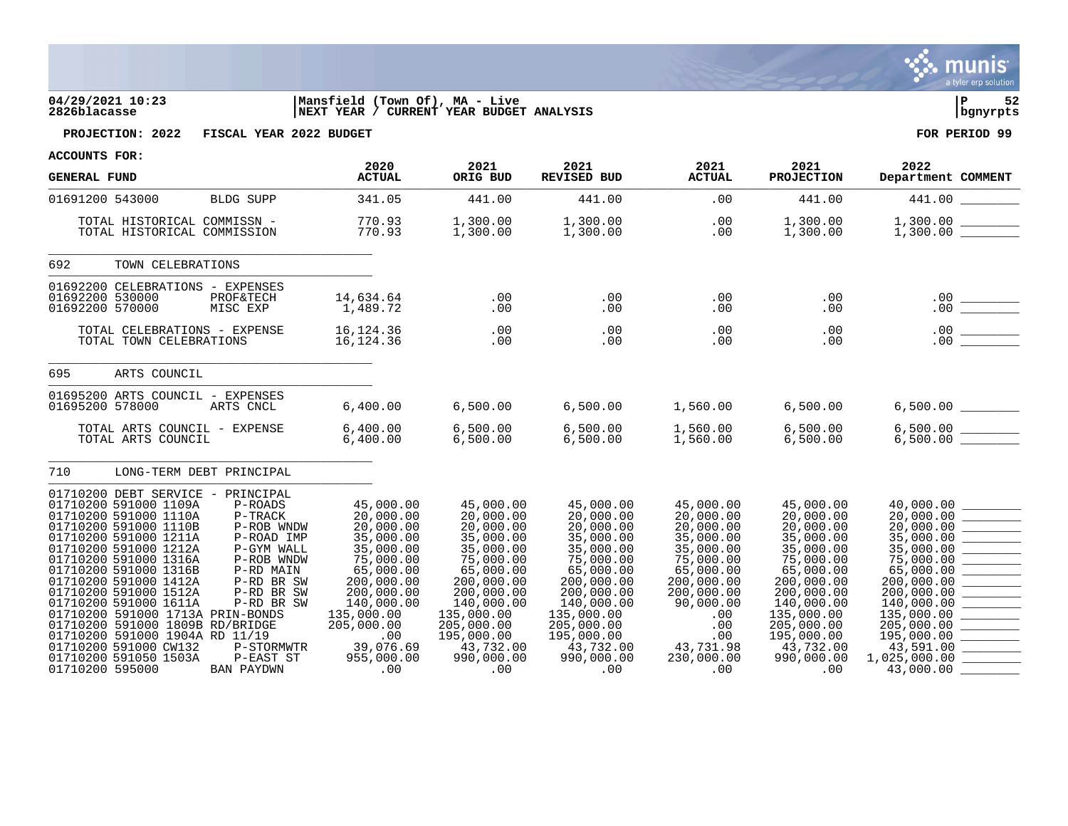**04/29/2021 10:23** | **Mansfield (Town Of), MA - Live** | **P 52**
**2826blacasse** | **NEXT YEAR / CURRENT YEAR BUDGET ANALYSIS** | **bgnyrpts**

**PROJECTION: 2022 FISCAL YEAR 2022 BUDGET** — **FOR PERIOD 99**

**ACCOUNTS FOR:**

| GENERAL FUND | | 2020 ACTUAL | 2021 ORIG BUD | 2021 REVISED BUD | 2021 ACTUAL | 2021 PROJECTION | 2022 Department | COMMENT |
|---|---|---|---|---|---|---|---|---|
| 01691200 543000 | BLDG SUPP | 341.05 | 441.00 | 441.00 | .00 | 441.00 | 441.00 | |
| TOTAL HISTORICAL COMMISSN - | | 770.93 | 1,300.00 | 1,300.00 | .00 | 1,300.00 | 1,300.00 | |
| TOTAL HISTORICAL COMMISSION | | 770.93 | 1,300.00 | 1,300.00 | .00 | 1,300.00 | 1,300.00 | |
| **692 TOWN CELEBRATIONS** | | | | | | | | |
| 01692200 CELEBRATIONS - EXPENSES | | | | | | | | |
| 01692200 530000 | PROF&TECH | 14,634.64 | .00 | .00 | .00 | .00 | .00 | |
| 01692200 570000 | MISC EXP | 1,489.72 | .00 | .00 | .00 | .00 | .00 | |
| TOTAL CELEBRATIONS - EXPENSE | | 16,124.36 | .00 | .00 | .00 | .00 | .00 | |
| TOTAL TOWN CELEBRATIONS | | 16,124.36 | .00 | .00 | .00 | .00 | .00 | |
| **695 ARTS COUNCIL** | | | | | | | | |
| 01695200 ARTS COUNCIL - EXPENSES | | | | | | | | |
| 01695200 578000 | ARTS CNCL | 6,400.00 | 6,500.00 | 6,500.00 | 1,560.00 | 6,500.00 | 6,500.00 | |
| TOTAL ARTS COUNCIL - EXPENSE | | 6,400.00 | 6,500.00 | 6,500.00 | 1,560.00 | 6,500.00 | 6,500.00 | |
| TOTAL ARTS COUNCIL | | 6,400.00 | 6,500.00 | 6,500.00 | 1,560.00 | 6,500.00 | 6,500.00 | |
| **710 LONG-TERM DEBT PRINCIPAL** | | | | | | | | |
| 01710200 DEBT SERVICE - PRINCIPAL | | | | | | | | |
| 01710200 591000 1109A | P-ROADS | 45,000.00 | 45,000.00 | 45,000.00 | 45,000.00 | 45,000.00 | 40,000.00 | |
| 01710200 591000 1110A | P-TRACK | 20,000.00 | 20,000.00 | 20,000.00 | 20,000.00 | 20,000.00 | 20,000.00 | |
| 01710200 591000 1110B | P-ROB WNDW | 20,000.00 | 20,000.00 | 20,000.00 | 20,000.00 | 20,000.00 | 20,000.00 | |
| 01710200 591000 1211A | P-ROAD IMP | 35,000.00 | 35,000.00 | 35,000.00 | 35,000.00 | 35,000.00 | 35,000.00 | |
| 01710200 591000 1212A | P-GYM WALL | 35,000.00 | 35,000.00 | 35,000.00 | 35,000.00 | 35,000.00 | 35,000.00 | |
| 01710200 591000 1316A | P-ROB WNDW | 75,000.00 | 75,000.00 | 75,000.00 | 75,000.00 | 75,000.00 | 75,000.00 | |
| 01710200 591000 1316B | P-RD MAIN | 65,000.00 | 65,000.00 | 65,000.00 | 65,000.00 | 65,000.00 | 65,000.00 | |
| 01710200 591000 1412A | P-RD BR SW | 200,000.00 | 200,000.00 | 200,000.00 | 200,000.00 | 200,000.00 | 200,000.00 | |
| 01710200 591000 1512A | P-RD BR SW | 200,000.00 | 200,000.00 | 200,000.00 | 200,000.00 | 200,000.00 | 200,000.00 | |
| 01710200 591000 1611A | P-RD BR SW | 140,000.00 | 140,000.00 | 140,000.00 | 90,000.00 | 140,000.00 | 140,000.00 | |
| 01710200 591000 1713A | PRIN-BONDS | 135,000.00 | 135,000.00 | 135,000.00 | .00 | 135,000.00 | 135,000.00 | |
| 01710200 591000 1809B | RD/BRIDGE | 205,000.00 | 205,000.00 | 205,000.00 | .00 | 205,000.00 | 205,000.00 | |
| 01710200 591000 1904A | RD 11/19 | .00 | 195,000.00 | 195,000.00 | .00 | 195,000.00 | 195,000.00 | |
| 01710200 591000 CW132 | P-STORMWTR | 39,076.69 | 43,732.00 | 43,732.00 | 43,731.98 | 43,732.00 | 43,591.00 | |
| 01710200 591050 1503A | P-EAST ST | 955,000.00 | 990,000.00 | 990,000.00 | 230,000.00 | 990,000.00 | 1,025,000.00 | |
| 01710200 595000 | BAN PAYDWN | .00 | .00 | .00 | .00 | .00 | 43,000.00 | |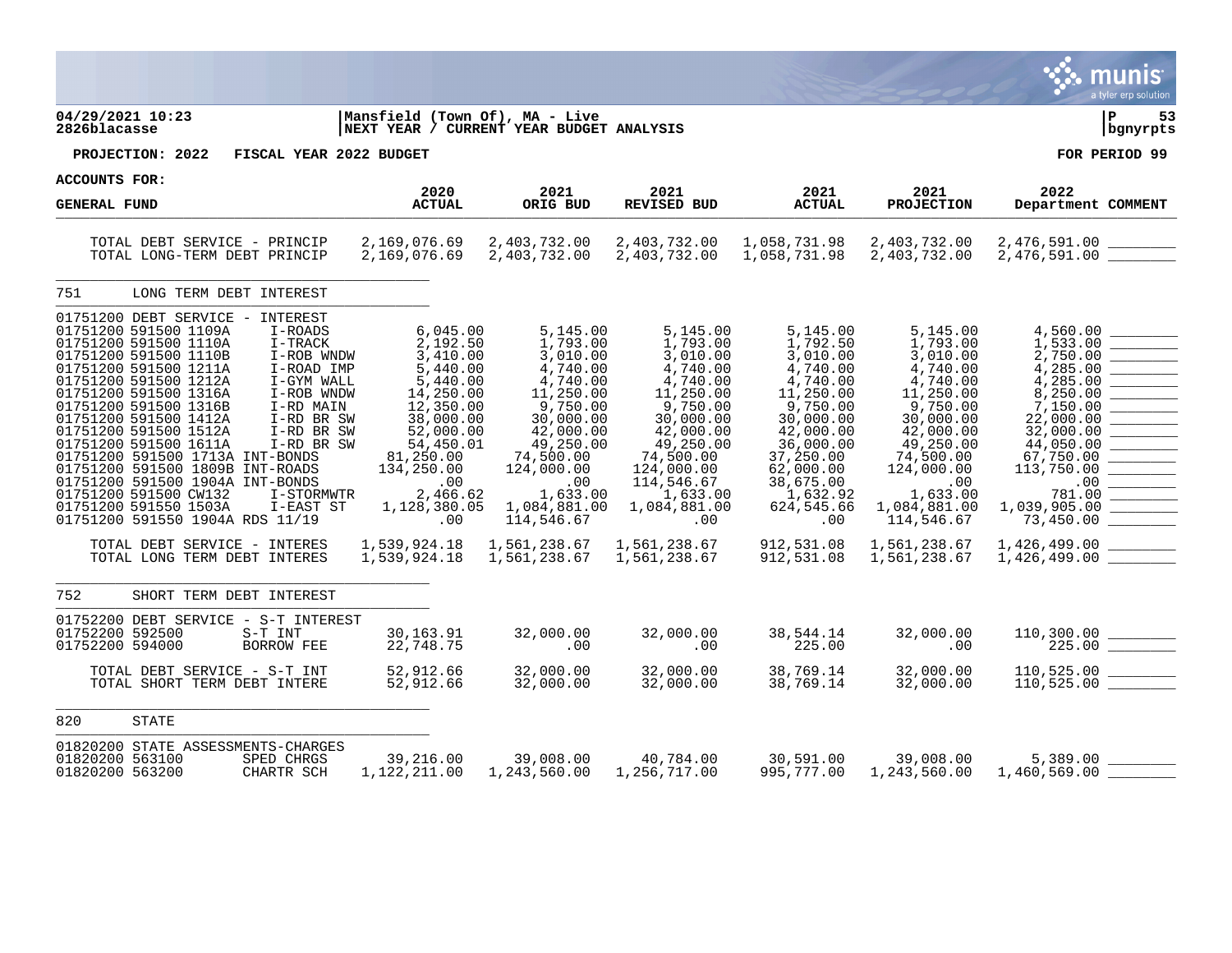**04/29/2021 10:23** | **Mansfield (Town Of), MA - Live**
**2826blacasse** | **NEXT YEAR / CURRENT YEAR BUDGET ANALYSIS**

**PROJECTION: 2022 FISCAL YEAR 2022 BUDGET** — **FOR PERIOD 99**

**ACCOUNTS FOR:**

| GENERAL FUND | 2020 ACTUAL | 2021 ORIG BUD | 2021 REVISED BUD | 2021 ACTUAL | 2021 PROJECTION | 2022 Department | COMMENT |
|---|---|---|---|---|---|---|---|
| TOTAL DEBT SERVICE - PRINCIP | 2,169,076.69 | 2,403,732.00 | 2,403,732.00 | 1,058,731.98 | 2,403,732.00 | 2,476,591.00 | |
| TOTAL LONG-TERM DEBT PRINCIP | 2,169,076.69 | 2,403,732.00 | 2,403,732.00 | 1,058,731.98 | 2,403,732.00 | 2,476,591.00 | |
| **751 LONG TERM DEBT INTEREST** | | | | | | | |
| 01751200 DEBT SERVICE - INTEREST | | | | | | | |
| 01751200 591500 1109A I-ROADS | 6,045.00 | 5,145.00 | 5,145.00 | 5,145.00 | 5,145.00 | 4,560.00 | |
| 01751200 591500 1110A I-TRACK | 2,192.50 | 1,793.00 | 1,793.00 | 1,792.50 | 1,793.00 | 1,533.00 | |
| 01751200 591500 1110B I-ROB WNDW | 3,410.00 | 3,010.00 | 3,010.00 | 3,010.00 | 3,010.00 | 2,750.00 | |
| 01751200 591500 1211A I-ROAD IMP | 5,440.00 | 4,740.00 | 4,740.00 | 4,740.00 | 4,740.00 | 4,285.00 | |
| 01751200 591500 1212A I-GYM WALL | 5,440.00 | 4,740.00 | 4,740.00 | 4,740.00 | 4,740.00 | 4,285.00 | |
| 01751200 591500 1316A I-ROB WNDW | 14,250.00 | 11,250.00 | 11,250.00 | 11,250.00 | 11,250.00 | 8,250.00 | |
| 01751200 591500 1316B I-RD MAIN | 12,350.00 | 9,750.00 | 9,750.00 | 9,750.00 | 9,750.00 | 7,150.00 | |
| 01751200 591500 1412A I-RD BR SW | 38,000.00 | 30,000.00 | 30,000.00 | 30,000.00 | 30,000.00 | 22,000.00 | |
| 01751200 591500 1512A I-RD BR SW | 52,000.00 | 42,000.00 | 42,000.00 | 42,000.00 | 42,000.00 | 32,000.00 | |
| 01751200 591500 1611A I-RD BR SW | 54,450.01 | 49,250.00 | 49,250.00 | 36,000.00 | 49,250.00 | 44,050.00 | |
| 01751200 591500 1713A INT-BONDS | 81,250.00 | 74,500.00 | 74,500.00 | 37,250.00 | 74,500.00 | 67,750.00 | |
| 01751200 591500 1809B INT-ROADS | 134,250.00 | 124,000.00 | 124,000.00 | 62,000.00 | 124,000.00 | 113,750.00 | |
| 01751200 591500 1904A INT-BONDS | .00 | .00 | 114,546.67 | 38,675.00 | .00 | .00 | |
| 01751200 591500 CW132 I-STORMWTR | 2,466.62 | 1,633.00 | 1,633.00 | 1,632.92 | 1,633.00 | 781.00 | |
| 01751200 591550 1503A I-EAST ST | 1,128,380.05 | 1,084,881.00 | 1,084,881.00 | 624,545.66 | 1,084,881.00 | 1,039,905.00 | |
| 01751200 591550 1904A RDS 11/19 | .00 | 114,546.67 | .00 | .00 | 114,546.67 | 73,450.00 | |
| TOTAL DEBT SERVICE - INTERES | 1,539,924.18 | 1,561,238.67 | 1,561,238.67 | 912,531.08 | 1,561,238.67 | 1,426,499.00 | |
| TOTAL LONG TERM DEBT INTERES | 1,539,924.18 | 1,561,238.67 | 1,561,238.67 | 912,531.08 | 1,561,238.67 | 1,426,499.00 | |
| **752 SHORT TERM DEBT INTEREST** | | | | | | | |
| 01752200 DEBT SERVICE - S-T INTEREST | | | | | | | |
| 01752200 592500 S-T INT | 30,163.91 | 32,000.00 | 32,000.00 | 38,544.14 | 32,000.00 | 110,300.00 | |
| 01752200 594000 BORROW FEE | 22,748.75 | .00 | .00 | 225.00 | .00 | 225.00 | |
| TOTAL DEBT SERVICE - S-T INT | 52,912.66 | 32,000.00 | 32,000.00 | 38,769.14 | 32,000.00 | 110,525.00 | |
| TOTAL SHORT TERM DEBT INTERE | 52,912.66 | 32,000.00 | 32,000.00 | 38,769.14 | 32,000.00 | 110,525.00 | |
| **820 STATE** | | | | | | | |
| 01820200 STATE ASSESSMENTS-CHARGES | | | | | | | |
| 01820200 563100 SPED CHRGS | 39,216.00 | 39,008.00 | 40,784.00 | 30,591.00 | 39,008.00 | 5,389.00 | |
| 01820200 563200 CHARTR SCH | 1,122,211.00 | 1,243,560.00 | 1,256,717.00 | 995,777.00 | 1,243,560.00 | 1,460,569.00 | |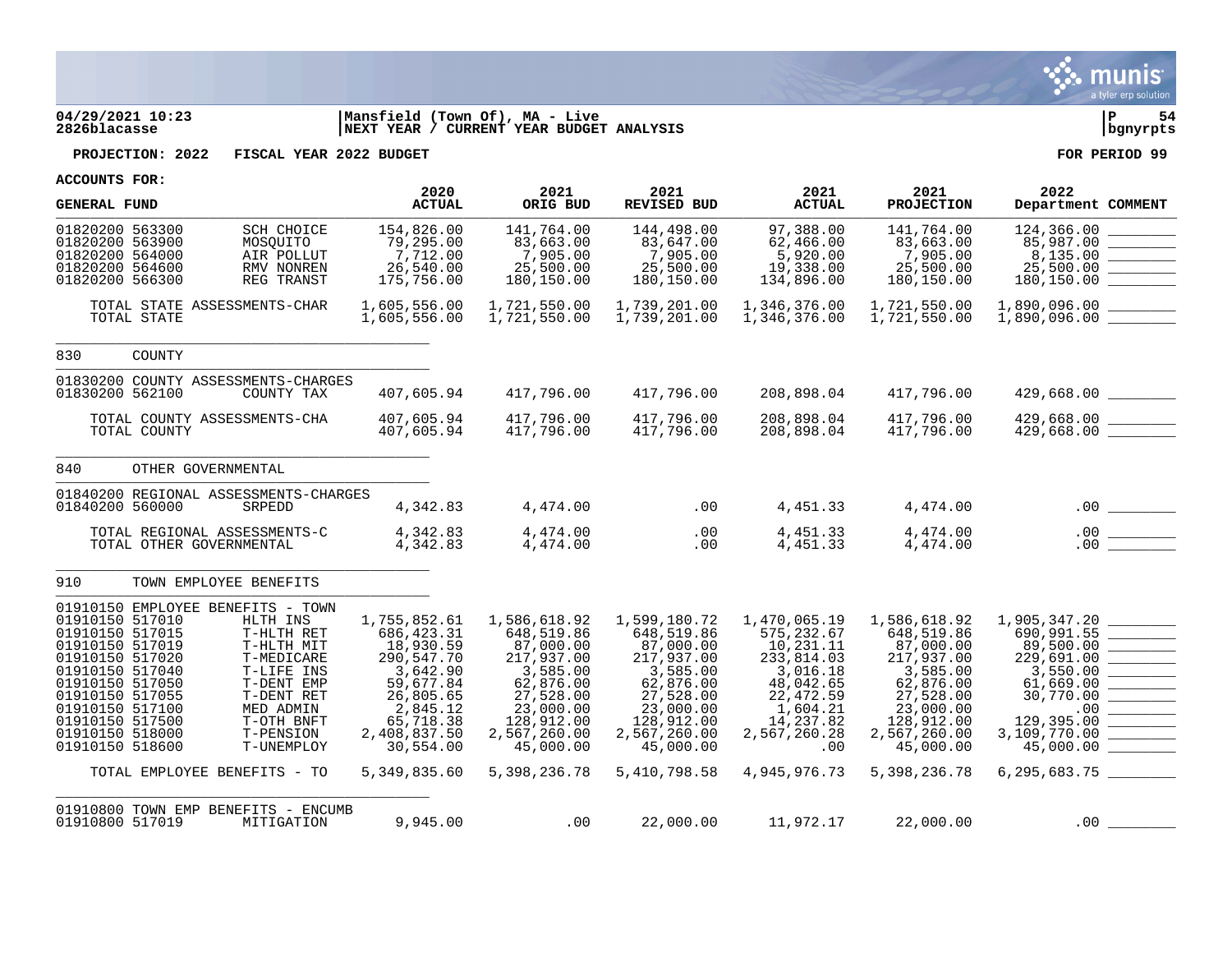**04/29/2021 10:23** | **Mansfield (Town Of), MA - Live** | **P 54**
**2826blacasse** | **NEXT YEAR / CURRENT YEAR BUDGET ANALYSIS** | **bgnyrpts**

**PROJECTION: 2022 FISCAL YEAR 2022 BUDGET** — **FOR PERIOD 99**

**ACCOUNTS FOR:**

| GENERAL FUND | | 2020 ACTUAL | 2021 ORIG BUD | 2021 REVISED BUD | 2021 ACTUAL | 2021 PROJECTION | 2022 Department | COMMENT |
|---|---|---|---|---|---|---|---|---|
| 01820200 563300 | SCH CHOICE | 154,826.00 | 141,764.00 | 144,498.00 | 97,388.00 | 141,764.00 | 124,366.00 | |
| 01820200 563900 | MOSQUITO | 79,295.00 | 83,663.00 | 83,647.00 | 62,466.00 | 83,663.00 | 85,987.00 | |
| 01820200 564000 | AIR POLLUT | 7,712.00 | 7,905.00 | 7,905.00 | 5,920.00 | 7,905.00 | 8,135.00 | |
| 01820200 564600 | RMV NONREN | 26,540.00 | 25,500.00 | 25,500.00 | 19,338.00 | 25,500.00 | 25,500.00 | |
| 01820200 566300 | REG TRANST | 175,756.00 | 180,150.00 | 180,150.00 | 134,896.00 | 180,150.00 | 180,150.00 | |
| TOTAL STATE ASSESSMENTS-CHAR | | 1,605,556.00 | 1,721,550.00 | 1,739,201.00 | 1,346,376.00 | 1,721,550.00 | 1,890,096.00 | |
| TOTAL STATE | | 1,605,556.00 | 1,721,550.00 | 1,739,201.00 | 1,346,376.00 | 1,721,550.00 | 1,890,096.00 | |
| **830 COUNTY** | | | | | | | | |
| 01830200 COUNTY ASSESSMENTS-CHARGES | | | | | | | | |
| 01830200 562100 | COUNTY TAX | 407,605.94 | 417,796.00 | 417,796.00 | 208,898.04 | 417,796.00 | 429,668.00 | |
| TOTAL COUNTY ASSESSMENTS-CHA | | 407,605.94 | 417,796.00 | 417,796.00 | 208,898.04 | 417,796.00 | 429,668.00 | |
| TOTAL COUNTY | | 407,605.94 | 417,796.00 | 417,796.00 | 208,898.04 | 417,796.00 | 429,668.00 | |
| **840 OTHER GOVERNMENTAL** | | | | | | | | |
| 01840200 REGIONAL ASSESSMENTS-CHARGES | | | | | | | | |
| 01840200 560000 | SRPEDD | 4,342.83 | 4,474.00 | .00 | 4,451.33 | 4,474.00 | .00 | |
| TOTAL REGIONAL ASSESSMENTS-C | | 4,342.83 | 4,474.00 | .00 | 4,451.33 | 4,474.00 | .00 | |
| TOTAL OTHER GOVERNMENTAL | | 4,342.83 | 4,474.00 | .00 | 4,451.33 | 4,474.00 | .00 | |
| **910 TOWN EMPLOYEE BENEFITS** | | | | | | | | |
| 01910150 EMPLOYEE BENEFITS - TOWN | | | | | | | | |
| 01910150 517010 | HLTH INS | 1,755,852.61 | 1,586,618.92 | 1,599,180.72 | 1,470,065.19 | 1,586,618.92 | 1,905,347.20 | |
| 01910150 517015 | T-HLTH RET | 686,423.31 | 648,519.86 | 648,519.86 | 575,232.67 | 648,519.86 | 690,991.55 | |
| 01910150 517019 | T-HLTH MIT | 18,930.59 | 87,000.00 | 87,000.00 | 10,231.11 | 87,000.00 | 89,500.00 | |
| 01910150 517020 | T-MEDICARE | 290,547.70 | 217,937.00 | 217,937.00 | 233,814.03 | 217,937.00 | 229,691.00 | |
| 01910150 517040 | T-LIFE INS | 3,642.90 | 3,585.00 | 3,585.00 | 3,016.18 | 3,585.00 | 3,550.00 | |
| 01910150 517050 | T-DENT EMP | 59,677.84 | 62,876.00 | 62,876.00 | 48,042.65 | 62,876.00 | 61,669.00 | |
| 01910150 517055 | T-DENT RET | 26,805.65 | 27,528.00 | 27,528.00 | 22,472.59 | 27,528.00 | 30,770.00 | |
| 01910150 517100 | MED ADMIN | 2,845.12 | 23,000.00 | 23,000.00 | 1,604.21 | 23,000.00 | .00 | |
| 01910150 517500 | T-OTH BNFT | 65,718.38 | 128,912.00 | 128,912.00 | 14,237.82 | 128,912.00 | 129,395.00 | |
| 01910150 518000 | T-PENSION | 2,408,837.50 | 2,567,260.00 | 2,567,260.00 | 2,567,260.28 | 2,567,260.00 | 3,109,770.00 | |
| 01910150 518600 | T-UNEMPLOY | 30,554.00 | 45,000.00 | 45,000.00 | .00 | 45,000.00 | 45,000.00 | |
| TOTAL EMPLOYEE BENEFITS - TO | | 5,349,835.60 | 5,398,236.78 | 5,410,798.58 | 4,945,976.73 | 5,398,236.78 | 6,295,683.75 | |
| 01910800 TOWN EMP BENEFITS - ENCUMB | | | | | | | | |
| 01910800 517019 | MITIGATION | 9,945.00 | .00 | 22,000.00 | 11,972.17 | 22,000.00 | .00 | |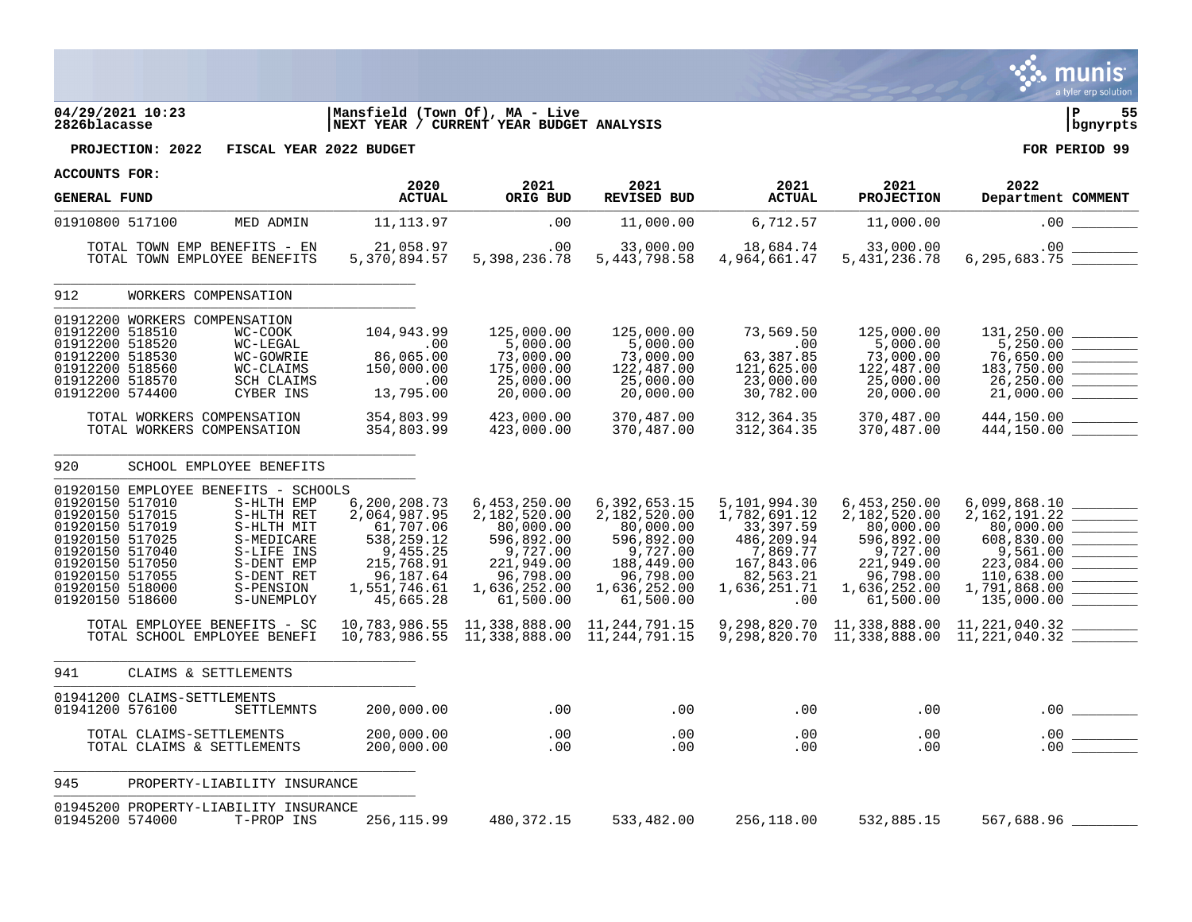**04/29/2021 10:23**
**2826blacasse**

**Mansfield (Town Of), MA - Live**
**NEXT YEAR / CURRENT YEAR BUDGET ANALYSIS**

**PROJECTION: 2022 FISCAL YEAR 2022 BUDGET** **FOR PERIOD 99**

**ACCOUNTS FOR:**

| GENERAL FUND | | 2020 ACTUAL | 2021 ORIG BUD | 2021 REVISED BUD | 2021 ACTUAL | 2021 PROJECTION | 2022 Department | COMMENT |
|---|---|---|---|---|---|---|---|---|
| 01910800 517100 | MED ADMIN | 11,113.97 | .00 | 11,000.00 | 6,712.57 | 11,000.00 | .00 | |
| TOTAL TOWN EMP BENEFITS - EN | | 21,058.97 | .00 | 33,000.00 | 18,684.74 | 33,000.00 | .00 | |
| TOTAL TOWN EMPLOYEE BENEFITS | | 5,370,894.57 | 5,398,236.78 | 5,443,798.58 | 4,964,661.47 | 5,431,236.78 | 6,295,683.75 | |
| **912 WORKERS COMPENSATION** | | | | | | | | |
| 01912200 WORKERS COMPENSATION | | | | | | | | |
| 01912200 518510 | WC-COOK | 104,943.99 | 125,000.00 | 125,000.00 | 73,569.50 | 125,000.00 | 131,250.00 | |
| 01912200 518520 | WC-LEGAL | .00 | 5,000.00 | 5,000.00 | .00 | 5,000.00 | 5,250.00 | |
| 01912200 518530 | WC-GOWRIE | 86,065.00 | 73,000.00 | 73,000.00 | 63,387.85 | 73,000.00 | 76,650.00 | |
| 01912200 518560 | WC-CLAIMS | 150,000.00 | 175,000.00 | 122,487.00 | 121,625.00 | 122,487.00 | 183,750.00 | |
| 01912200 518570 | SCH CLAIMS | .00 | 25,000.00 | 25,000.00 | 23,000.00 | 25,000.00 | 26,250.00 | |
| 01912200 574400 | CYBER INS | 13,795.00 | 20,000.00 | 20,000.00 | 30,782.00 | 20,000.00 | 21,000.00 | |
| TOTAL WORKERS COMPENSATION | | 354,803.99 | 423,000.00 | 370,487.00 | 312,364.35 | 370,487.00 | 444,150.00 | |
| TOTAL WORKERS COMPENSATION | | 354,803.99 | 423,000.00 | 370,487.00 | 312,364.35 | 370,487.00 | 444,150.00 | |
| **920 SCHOOL EMPLOYEE BENEFITS** | | | | | | | | |
| 01920150 EMPLOYEE BENEFITS - SCHOOLS | | | | | | | | |
| 01920150 517010 | S-HLTH EMP | 6,200,208.73 | 6,453,250.00 | 6,392,653.15 | 5,101,994.30 | 6,453,250.00 | 6,099,868.10 | |
| 01920150 517015 | S-HLTH RET | 2,064,987.95 | 2,182,520.00 | 2,182,520.00 | 1,782,691.12 | 2,182,520.00 | 2,162,191.22 | |
| 01920150 517019 | S-HLTH MIT | 61,707.06 | 80,000.00 | 80,000.00 | 33,397.59 | 80,000.00 | 80,000.00 | |
| 01920150 517025 | S-MEDICARE | 538,259.12 | 596,892.00 | 596,892.00 | 486,209.94 | 596,892.00 | 608,830.00 | |
| 01920150 517040 | S-LIFE INS | 9,455.25 | 9,727.00 | 9,727.00 | 7,869.77 | 9,727.00 | 9,561.00 | |
| 01920150 517050 | S-DENT EMP | 215,768.91 | 221,949.00 | 188,449.00 | 167,843.06 | 221,949.00 | 223,084.00 | |
| 01920150 517055 | S-DENT RET | 96,187.64 | 96,798.00 | 96,798.00 | 82,563.21 | 96,798.00 | 110,638.00 | |
| 01920150 518000 | S-PENSION | 1,551,746.61 | 1,636,252.00 | 1,636,252.00 | 1,636,251.71 | 1,636,252.00 | 1,791,868.00 | |
| 01920150 518600 | S-UNEMPLOY | 45,665.28 | 61,500.00 | 61,500.00 | .00 | 61,500.00 | 135,000.00 | |
| TOTAL EMPLOYEE BENEFITS - SC | | 10,783,986.55 | 11,338,888.00 | 11,244,791.15 | 9,298,820.70 | 11,338,888.00 | 11,221,040.32 | |
| TOTAL SCHOOL EMPLOYEE BENEFI | | 10,783,986.55 | 11,338,888.00 | 11,244,791.15 | 9,298,820.70 | 11,338,888.00 | 11,221,040.32 | |
| **941 CLAIMS & SETTLEMENTS** | | | | | | | | |
| 01941200 CLAIMS-SETTLEMENTS | | | | | | | | |
| 01941200 576100 | SETTLEMNTS | 200,000.00 | .00 | .00 | .00 | .00 | .00 | |
| TOTAL CLAIMS-SETTLEMENTS | | 200,000.00 | .00 | .00 | .00 | .00 | .00 | |
| TOTAL CLAIMS & SETTLEMENTS | | 200,000.00 | .00 | .00 | .00 | .00 | .00 | |
| **945 PROPERTY-LIABILITY INSURANCE** | | | | | | | | |
| 01945200 PROPERTY-LIABILITY INSURANCE | | | | | | | | |
| 01945200 574000 | T-PROP INS | 256,115.99 | 480,372.15 | 533,482.00 | 256,118.00 | 532,885.15 | 567,688.96 | |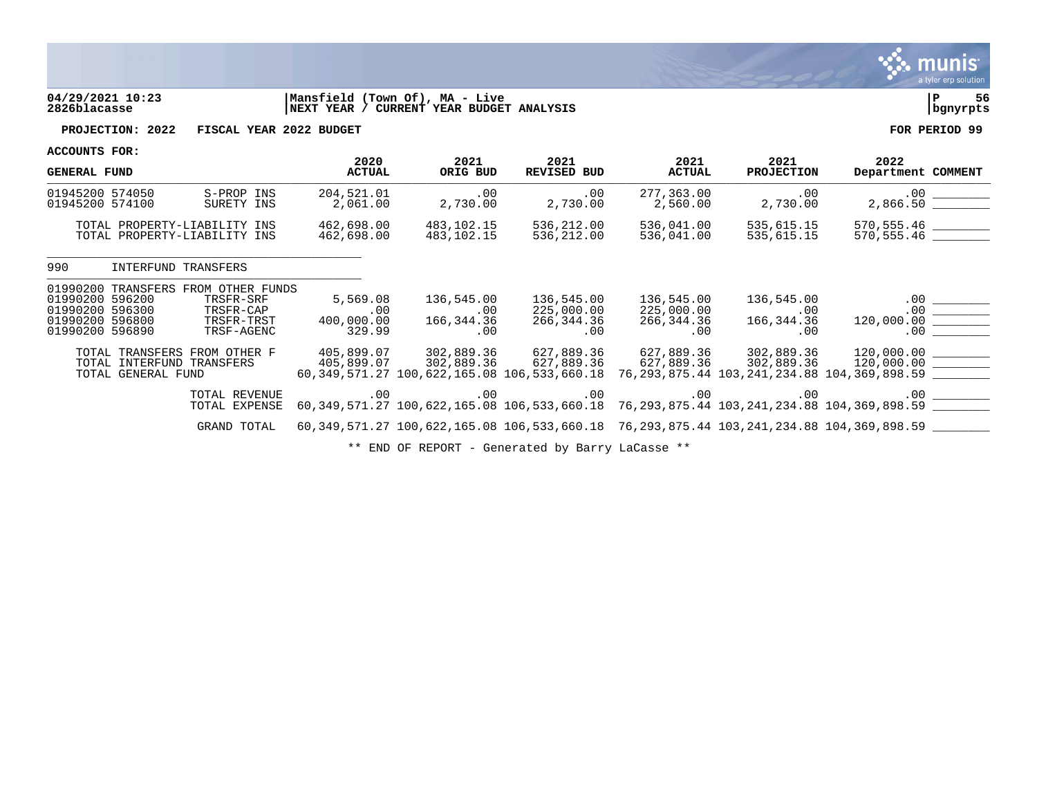04/29/2021 10:23
2826blacasse

Mansfield (Town Of), MA - Live
NEXT YEAR / CURRENT YEAR BUDGET ANALYSIS

bgnyrpts

**PROJECTION: 2022 FISCAL YEAR 2022 BUDGET** **FOR PERIOD 99**

**ACCOUNTS FOR:**

| GENERAL FUND | | 2020 ACTUAL | 2021 ORIG BUD | 2021 REVISED BUD | 2021 ACTUAL | 2021 PROJECTION | 2022 Department | COMMENT |
|---|---|---|---|---|---|---|---|---|
| 01945200 574050 | S-PROP INS | 204,521.01 | .00 | .00 | 277,363.00 | .00 | .00 | |
| 01945200 574100 | SURETY INS | 2,061.00 | 2,730.00 | 2,730.00 | 2,560.00 | 2,730.00 | 2,866.50 | |
| TOTAL PROPERTY-LIABILITY INS | | 462,698.00 | 483,102.15 | 536,212.00 | 536,041.00 | 535,615.15 | 570,555.46 | |
| TOTAL PROPERTY-LIABILITY INS | | 462,698.00 | 483,102.15 | 536,212.00 | 536,041.00 | 535,615.15 | 570,555.46 | |
| 990 INTERFUND TRANSFERS | | | | | | | | |
| 01990200 TRANSFERS FROM OTHER FUNDS | | | | | | | | |
| 01990200 596200 | TRSFR-SRF | 5,569.08 | 136,545.00 | 136,545.00 | 136,545.00 | 136,545.00 | .00 | |
| 01990200 596300 | TRSFR-CAP | .00 | .00 | 225,000.00 | 225,000.00 | .00 | .00 | |
| 01990200 596800 | TRSFR-TRST | 400,000.00 | 166,344.36 | 266,344.36 | 266,344.36 | 166,344.36 | 120,000.00 | |
| 01990200 596890 | TRSF-AGENC | 329.99 | .00 | .00 | .00 | .00 | .00 | |
| TOTAL TRANSFERS FROM OTHER F | | 405,899.07 | 302,889.36 | 627,889.36 | 627,889.36 | 302,889.36 | 120,000.00 | |
| TOTAL INTERFUND TRANSFERS | | 405,899.07 | 302,889.36 | 627,889.36 | 627,889.36 | 302,889.36 | 120,000.00 | |
| TOTAL GENERAL FUND | | 60,349,571.27 | 100,622,165.08 | 106,533,660.18 | 76,293,875.44 | 103,241,234.88 | 104,369,898.59 | |
| | TOTAL REVENUE | .00 | .00 | .00 | .00 | .00 | .00 | |
| | TOTAL EXPENSE | 60,349,571.27 | 100,622,165.08 | 106,533,660.18 | 76,293,875.44 | 103,241,234.88 | 104,369,898.59 | |
| | GRAND TOTAL | 60,349,571.27 | 100,622,165.08 | 106,533,660.18 | 76,293,875.44 | 103,241,234.88 | 104,369,898.59 | |

** END OF REPORT - Generated by Barry LaCasse **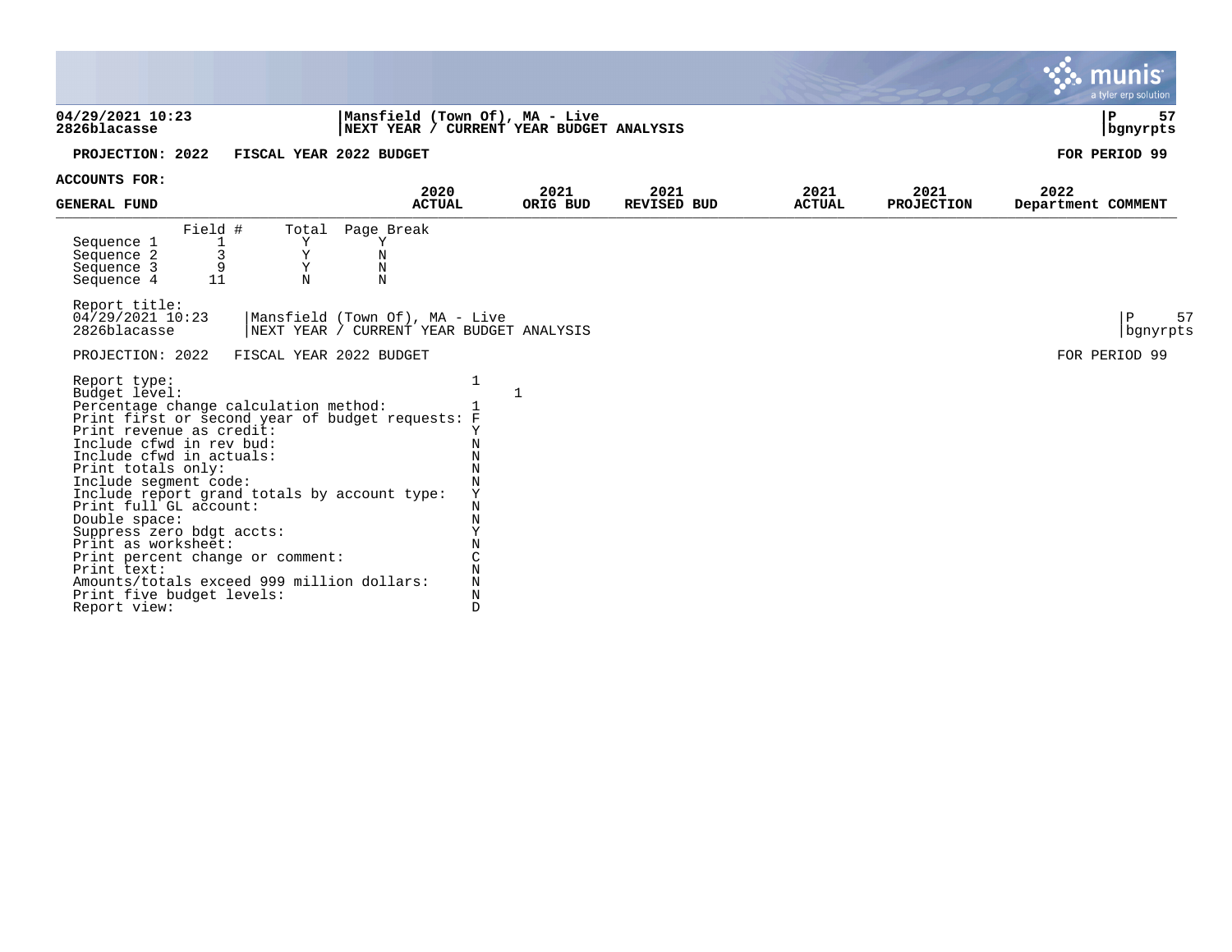**PROJECTION: 2022 FISCAL YEAR 2022 BUDGET** **FOR PERIOD 99**

**ACCOUNTS FOR:**

| GENERAL FUND | 2020 ACTUAL | 2021 ORIG BUD | 2021 REVISED BUD | 2021 ACTUAL | 2021 PROJECTION | 2022 Department | COMMENT |
|---|---|---|---|---|---|---|---|

| | Field # | Total | Page Break |
|---|---|---|---|
| Sequence 1 | 1 | Y | Y |
| Sequence 2 | 3 | Y | N |
| Sequence 3 | 9 | Y | N |
| Sequence 4 | 11 | N | N |

Report title:
04/29/2021 10:23 |Mansfield (Town Of), MA - Live |P 57
2826blacasse |NEXT YEAR / CURRENT YEAR BUDGET ANALYSIS |bgnyrpts

PROJECTION: 2022 FISCAL YEAR 2022 BUDGET FOR PERIOD 99

| | |
|---|---|
| Report type: | 1 |
| Budget level: | 1 |
| Percentage change calculation method: | 1 |
| Print first or second year of budget requests: | F |
| Print revenue as credit: | Y |
| Include cfwd in rev bud: | N |
| Include cfwd in actuals: | N |
| Print totals only: | N |
| Include segment code: | N |
| Include report grand totals by account type: | Y |
| Print full GL account: | N |
| Double space: | N |
| Suppress zero bdgt accts: | Y |
| Print as worksheet: | N |
| Print percent change or comment: | C |
| Print text: | N |
| Amounts/totals exceed 999 million dollars: | N |
| Print five budget levels: | N |
| Report view: | D |